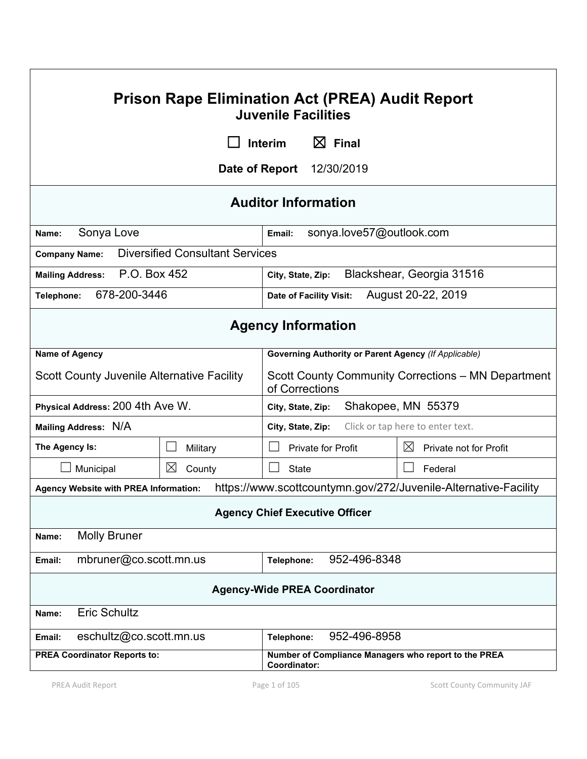# Prison Rape Elimination Act (PREA) Audit Report

## Juvenile Facilities

☐ Interim ☒ Final

**Date of Report** 12/30/2019

## Auditor Information

| | |
|---|---|
| **Name:** Sonya Love | **Email:** sonya.love57@outlook.com |
| **Company Name:** Diversified Consultant Services | |
| **Mailing Address:** P.O. Box 452 | **City, State, Zip:** Blackshear, Georgia 31516 |
| **Telephone:** 678-200-3446 | **Date of Facility Visit:** August 20-22, 2019 |

## Agency Information

| | |
|---|---|
| **Name of Agency** | **Governing Authority or Parent Agency** *(If Applicable)* |
| Scott County Juvenile Alternative Facility | Scott County Community Corrections – MN Department of Corrections |
| **Physical Address:** 200 4th Ave W. | **City, State, Zip:** Shakopee, MN 55379 |
| **Mailing Address:** N/A | **City, State, Zip:** Click or tap here to enter text. |

| **The Agency Is:** | ☐ Military | ☐ Private for Profit | ☒ Private not for Profit |
|---|---|---|---|
| ☐ Municipal | ☒ County | ☐ State | ☐ Federal |

**Agency Website with PREA Information:** https://www.scottcountymn.gov/272/Juvenile-Alternative-Facility

### Agency Chief Executive Officer

| | |
|---|---|
| **Name:** Molly Bruner | |
| **Email:** mbruner@co.scott.mn.us | **Telephone:** 952-496-8348 |

### Agency-Wide PREA Coordinator

| | |
|---|---|
| **Name:** Eric Schultz | |
| **Email:** eschultz@co.scott.mn.us | **Telephone:** 952-496-8958 |
| **PREA Coordinator Reports to:** | **Number of Compliance Managers who report to the PREA Coordinator:** |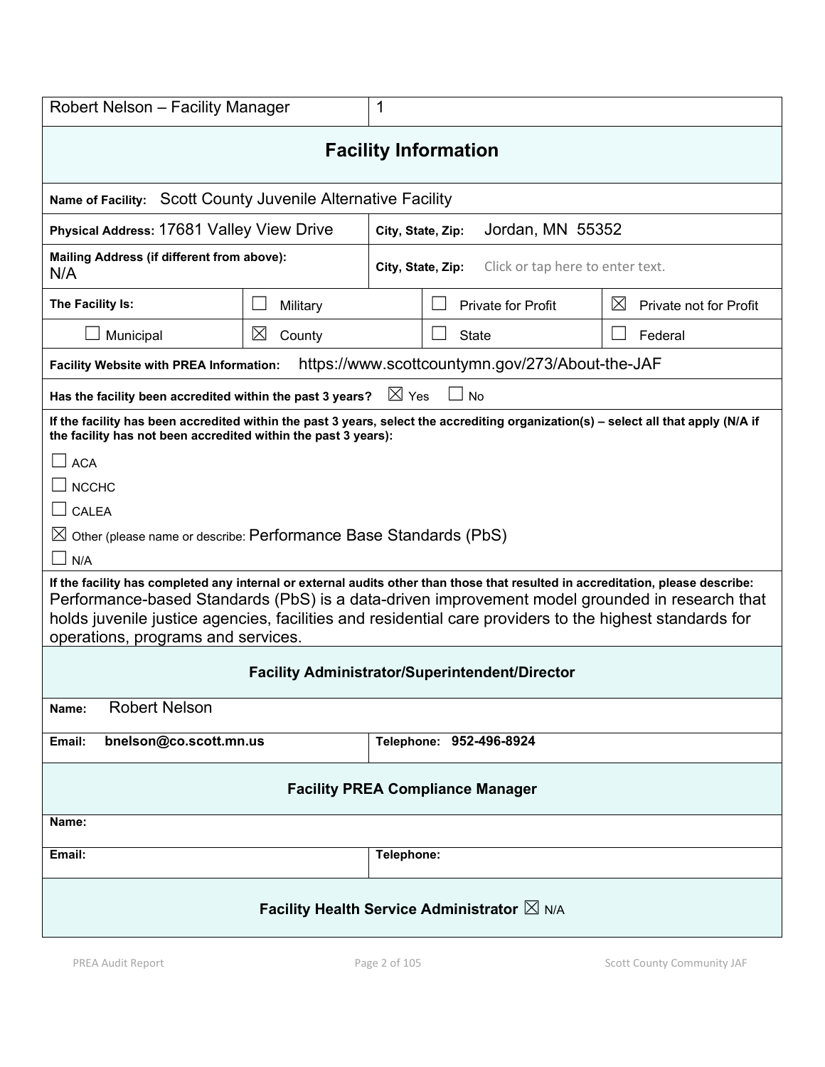| Robert Nelson – Facility Manager | 1 |
|---|---|

## Facility Information

**Name of Facility:** Scott County Juvenile Alternative Facility

| | |
|---|---|
| **Physical Address:** 17681 Valley View Drive | **City, State, Zip:** Jordan, MN 55352 |
| **Mailing Address (if different from above):** N/A | **City, State, Zip:** Click or tap here to enter text. |

| **The Facility Is:** | ☐ Military | ☐ Private for Profit | ☒ Private not for Profit |
|---|---|---|---|
| ☐ Municipal | ☒ County | ☐ State | ☐ Federal |

**Facility Website with PREA Information:** https://www.scottcountymn.gov/273/About-the-JAF

**Has the facility been accredited within the past 3 years?** ☒ Yes ☐ No

**If the facility has been accredited within the past 3 years, select the accrediting organization(s) – select all that apply (N/A if the facility has not been accredited within the past 3 years):**

☐ ACA

☐ NCCHC

☐ CALEA

☒ Other (please name or describe: Performance Base Standards (PbS)

☐ N/A

**If the facility has completed any internal or external audits other than those that resulted in accreditation, please describe:**
Performance-based Standards (PbS) is a data-driven improvement model grounded in research that holds juvenile justice agencies, facilities and residential care providers to the highest standards for operations, programs and services.

### Facility Administrator/Superintendent/Director

**Name:** Robert Nelson

| | |
|---|---|
| **Email: bnelson@co.scott.mn.us** | **Telephone: 952-496-8924** |

### Facility PREA Compliance Manager

**Name:**

| | |
|---|---|
| **Email:** | **Telephone:** |

### Facility Health Service Administrator ☒ N/A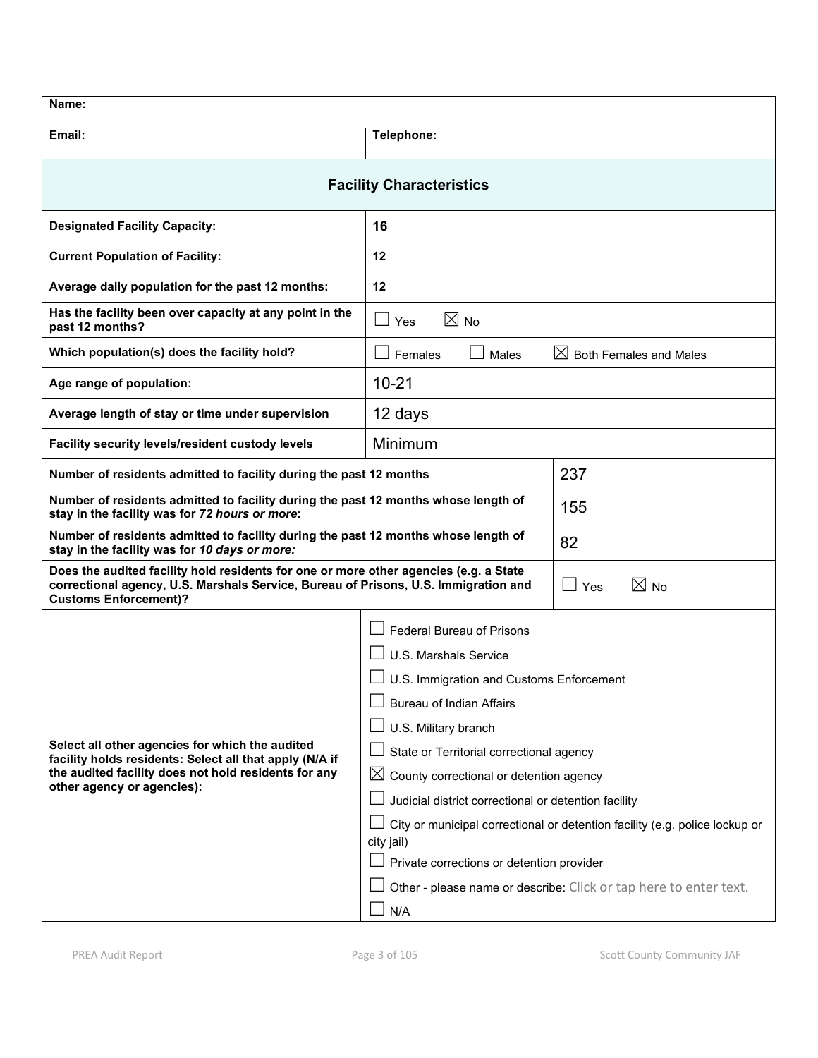| **Name:** | |
|---|---|
| **Email:** | **Telephone:** |

## Facility Characteristics

| | |
|---|---|
| **Designated Facility Capacity:** | **16** |
| **Current Population of Facility:** | **12** |
| **Average daily population for the past 12 months:** | **12** |
| **Has the facility been over capacity at any point in the past 12 months?** | ☐ Yes ☒ No |
| **Which population(s) does the facility hold?** | ☐ Females ☐ Males ☒ Both Females and Males |
| **Age range of population:** | 10-21 |
| **Average length of stay or time under supervision** | 12 days |
| **Facility security levels/resident custody levels** | Minimum |

| | |
|---|---|
| **Number of residents admitted to facility during the past 12 months** | 237 |
| **Number of residents admitted to facility during the past 12 months whose length of stay in the facility was for *72 hours or more*:** | 155 |
| **Number of residents admitted to facility during the past 12 months whose length of stay in the facility was for *10 days or more:*** | 82 |
| **Does the audited facility hold residents for one or more other agencies (e.g. a State correctional agency, U.S. Marshals Service, Bureau of Prisons, U.S. Immigration and Customs Enforcement)?** | ☐ Yes ☒ No |

| | |
|---|---|
| **Select all other agencies for which the audited facility holds residents: Select all that apply (N/A if the audited facility does not hold residents for any other agency or agencies):** | ☐ Federal Bureau of Prisons<br>☐ U.S. Marshals Service<br>☐ U.S. Immigration and Customs Enforcement<br>☐ Bureau of Indian Affairs<br>☐ U.S. Military branch<br>☐ State or Territorial correctional agency<br>☒ County correctional or detention agency<br>☐ Judicial district correctional or detention facility<br>☐ City or municipal correctional or detention facility (e.g. police lockup or city jail)<br>☐ Private corrections or detention provider<br>☐ Other - please name or describe: Click or tap here to enter text.<br>☐ N/A |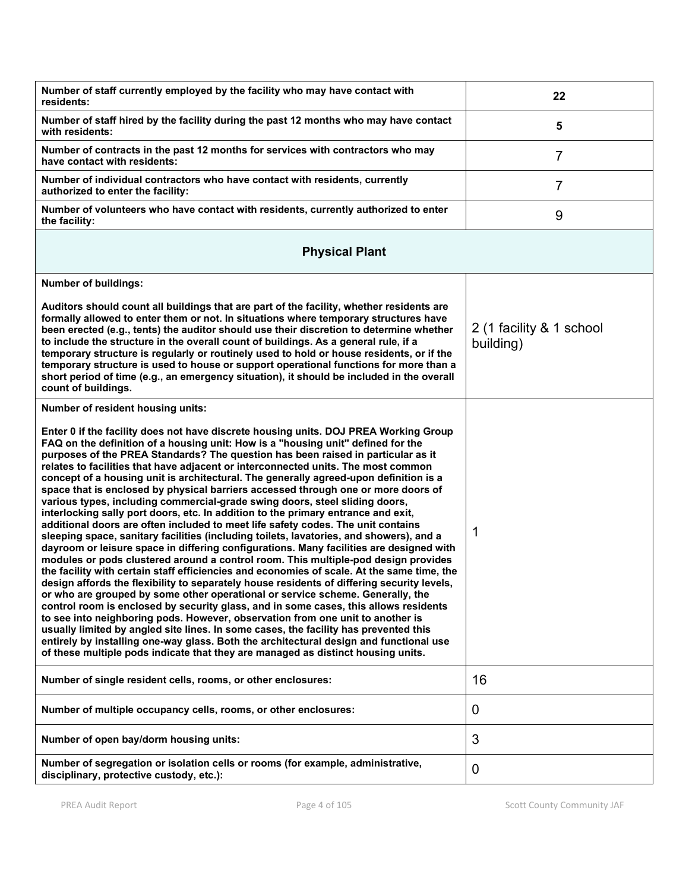| | |
|---|---|
| **Number of staff currently employed by the facility who may have contact with residents:** | **22** |
| **Number of staff hired by the facility during the past 12 months who may have contact with residents:** | **5** |
| **Number of contracts in the past 12 months for services with contractors who may have contact with residents:** | 7 |
| **Number of individual contractors who have contact with residents, currently authorized to enter the facility:** | 7 |
| **Number of volunteers who have contact with residents, currently authorized to enter the facility:** | 9 |

## Physical Plant

| | |
|---|---|
| **Number of buildings:**<br><br>**Auditors should count all buildings that are part of the facility, whether residents are formally allowed to enter them or not. In situations where temporary structures have been erected (e.g., tents) the auditor should use their discretion to determine whether to include the structure in the overall count of buildings. As a general rule, if a temporary structure is regularly or routinely used to hold or house residents, or if the temporary structure is used to house or support operational functions for more than a short period of time (e.g., an emergency situation), it should be included in the overall count of buildings.** | 2 (1 facility & 1 school building) |
| **Number of resident housing units:**<br><br>**Enter 0 if the facility does not have discrete housing units. DOJ PREA Working Group FAQ on the definition of a housing unit: How is a "housing unit" defined for the purposes of the PREA Standards? The question has been raised in particular as it relates to facilities that have adjacent or interconnected units. The most common concept of a housing unit is architectural. The generally agreed-upon definition is a space that is enclosed by physical barriers accessed through one or more doors of various types, including commercial-grade swing doors, steel sliding doors, interlocking sally port doors, etc. In addition to the primary entrance and exit, additional doors are often included to meet life safety codes. The unit contains sleeping space, sanitary facilities (including toilets, lavatories, and showers), and a dayroom or leisure space in differing configurations. Many facilities are designed with modules or pods clustered around a control room. This multiple-pod design provides the facility with certain staff efficiencies and economies of scale. At the same time, the design affords the flexibility to separately house residents of differing security levels, or who are grouped by some other operational or service scheme. Generally, the control room is enclosed by security glass, and in some cases, this allows residents to see into neighboring pods. However, observation from one unit to another is usually limited by angled site lines. In some cases, the facility has prevented this entirely by installing one-way glass. Both the architectural design and functional use of these multiple pods indicate that they are managed as distinct housing units.** | 1 |
| **Number of single resident cells, rooms, or other enclosures:** | 16 |
| **Number of multiple occupancy cells, rooms, or other enclosures:** | 0 |
| **Number of open bay/dorm housing units:** | 3 |
| **Number of segregation or isolation cells or rooms (for example, administrative, disciplinary, protective custody, etc.):** | 0 |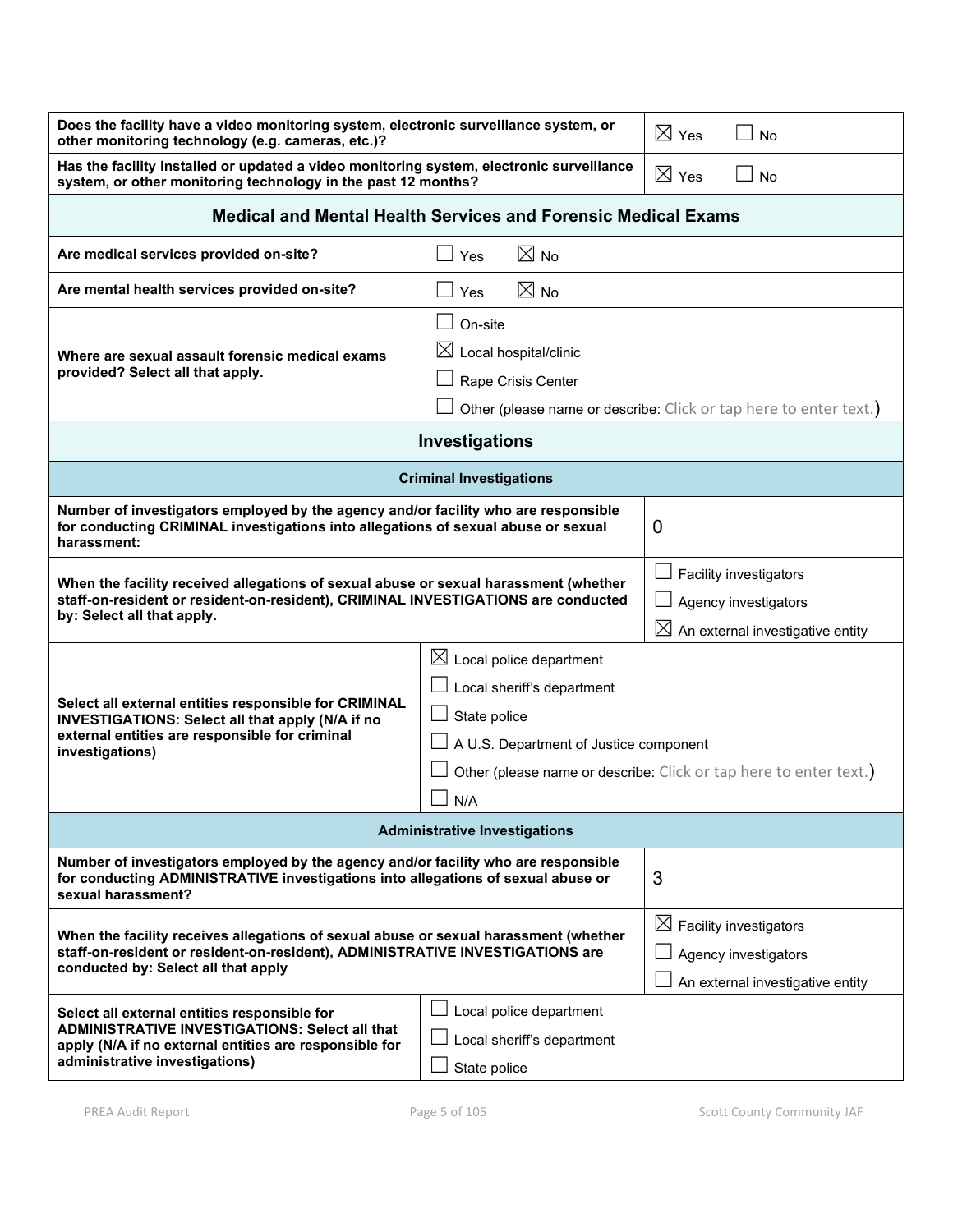| Question | Response |
|---|---|
| **Does the facility have a video monitoring system, electronic surveillance system, or other monitoring technology (e.g. cameras, etc.)?** | ☒ Yes ☐ No |
| **Has the facility installed or updated a video monitoring system, electronic surveillance system, or other monitoring technology in the past 12 months?** | ☒ Yes ☐ No |

## Medical and Mental Health Services and Forensic Medical Exams

| Question | Response |
|---|---|
| **Are medical services provided on-site?** | ☐ Yes ☒ No |
| **Are mental health services provided on-site?** | ☐ Yes ☒ No |
| **Where are sexual assault forensic medical exams provided? Select all that apply.** | ☐ On-site<br>☒ Local hospital/clinic<br>☐ Rape Crisis Center<br>☐ Other (please name or describe: Click or tap here to enter text.) |

## Investigations

### Criminal Investigations

| Question | Response |
|---|---|
| **Number of investigators employed by the agency and/or facility who are responsible for conducting CRIMINAL investigations into allegations of sexual abuse or sexual harassment:** | 0 |
| **When the facility received allegations of sexual abuse or sexual harassment (whether staff-on-resident or resident-on-resident), CRIMINAL INVESTIGATIONS are conducted by: Select all that apply.** | ☐ Facility investigators<br>☐ Agency investigators<br>☒ An external investigative entity |
| **Select all external entities responsible for CRIMINAL INVESTIGATIONS: Select all that apply (N/A if no external entities are responsible for criminal investigations)** | ☒ Local police department<br>☐ Local sheriff's department<br>☐ State police<br>☐ A U.S. Department of Justice component<br>☐ Other (please name or describe: Click or tap here to enter text.)<br>☐ N/A |

### Administrative Investigations

| Question | Response |
|---|---|
| **Number of investigators employed by the agency and/or facility who are responsible for conducting ADMINISTRATIVE investigations into allegations of sexual abuse or sexual harassment?** | 3 |
| **When the facility receives allegations of sexual abuse or sexual harassment (whether staff-on-resident or resident-on-resident), ADMINISTRATIVE INVESTIGATIONS are conducted by: Select all that apply** | ☒ Facility investigators<br>☐ Agency investigators<br>☐ An external investigative entity |
| **Select all external entities responsible for ADMINISTRATIVE INVESTIGATIONS: Select all that apply (N/A if no external entities are responsible for administrative investigations)** | ☐ Local police department<br>☐ Local sheriff's department<br>☐ State police |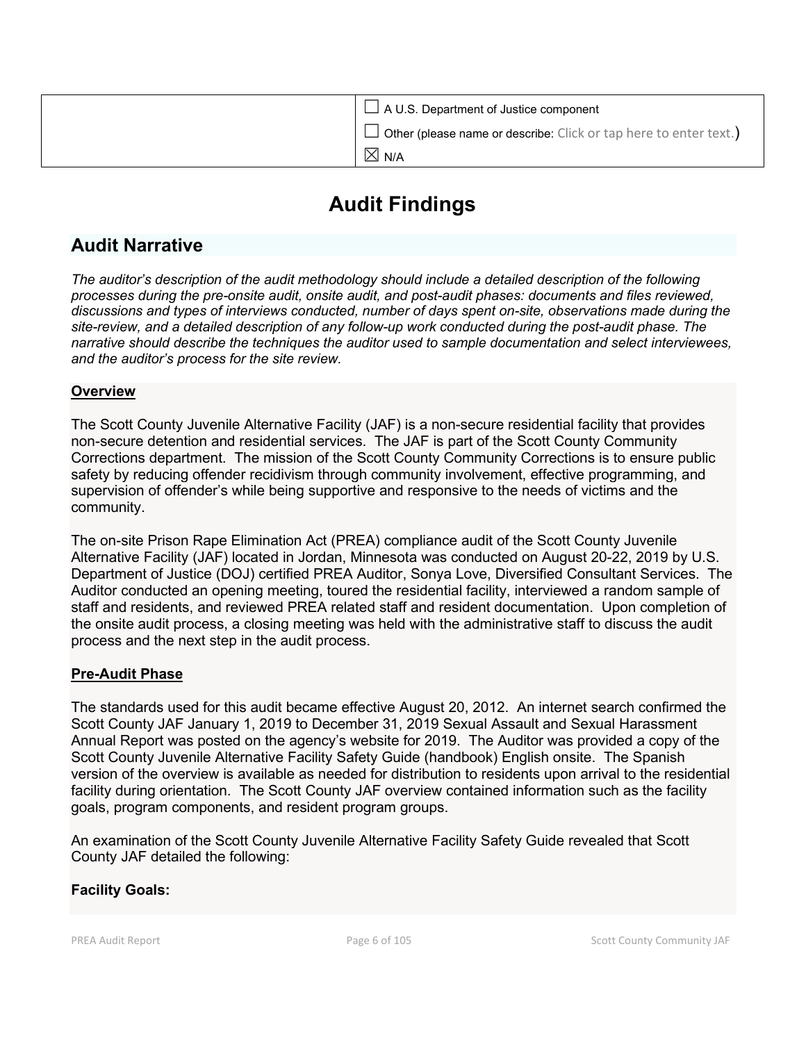| | ☐ A U.S. Department of Justice component |
|---|---|
| | ☐ Other (please name or describe: Click or tap here to enter text.) |
| | ☒ N/A |

# Audit Findings

## Audit Narrative

*The auditor's description of the audit methodology should include a detailed description of the following processes during the pre-onsite audit, onsite audit, and post-audit phases: documents and files reviewed, discussions and types of interviews conducted, number of days spent on-site, observations made during the site-review, and a detailed description of any follow-up work conducted during the post-audit phase. The narrative should describe the techniques the auditor used to sample documentation and select interviewees, and the auditor's process for the site review.*

**Overview**

The Scott County Juvenile Alternative Facility (JAF) is a non-secure residential facility that provides non-secure detention and residential services. The JAF is part of the Scott County Community Corrections department. The mission of the Scott County Community Corrections is to ensure public safety by reducing offender recidivism through community involvement, effective programming, and supervision of offender's while being supportive and responsive to the needs of victims and the community.

The on-site Prison Rape Elimination Act (PREA) compliance audit of the Scott County Juvenile Alternative Facility (JAF) located in Jordan, Minnesota was conducted on August 20-22, 2019 by U.S. Department of Justice (DOJ) certified PREA Auditor, Sonya Love, Diversified Consultant Services. The Auditor conducted an opening meeting, toured the residential facility, interviewed a random sample of staff and residents, and reviewed PREA related staff and resident documentation. Upon completion of the onsite audit process, a closing meeting was held with the administrative staff to discuss the audit process and the next step in the audit process.

**Pre-Audit Phase**

The standards used for this audit became effective August 20, 2012. An internet search confirmed the Scott County JAF January 1, 2019 to December 31, 2019 Sexual Assault and Sexual Harassment Annual Report was posted on the agency's website for 2019. The Auditor was provided a copy of the Scott County Juvenile Alternative Facility Safety Guide (handbook) English onsite. The Spanish version of the overview is available as needed for distribution to residents upon arrival to the residential facility during orientation. The Scott County JAF overview contained information such as the facility goals, program components, and resident program groups.

An examination of the Scott County Juvenile Alternative Facility Safety Guide revealed that Scott County JAF detailed the following:

**Facility Goals:**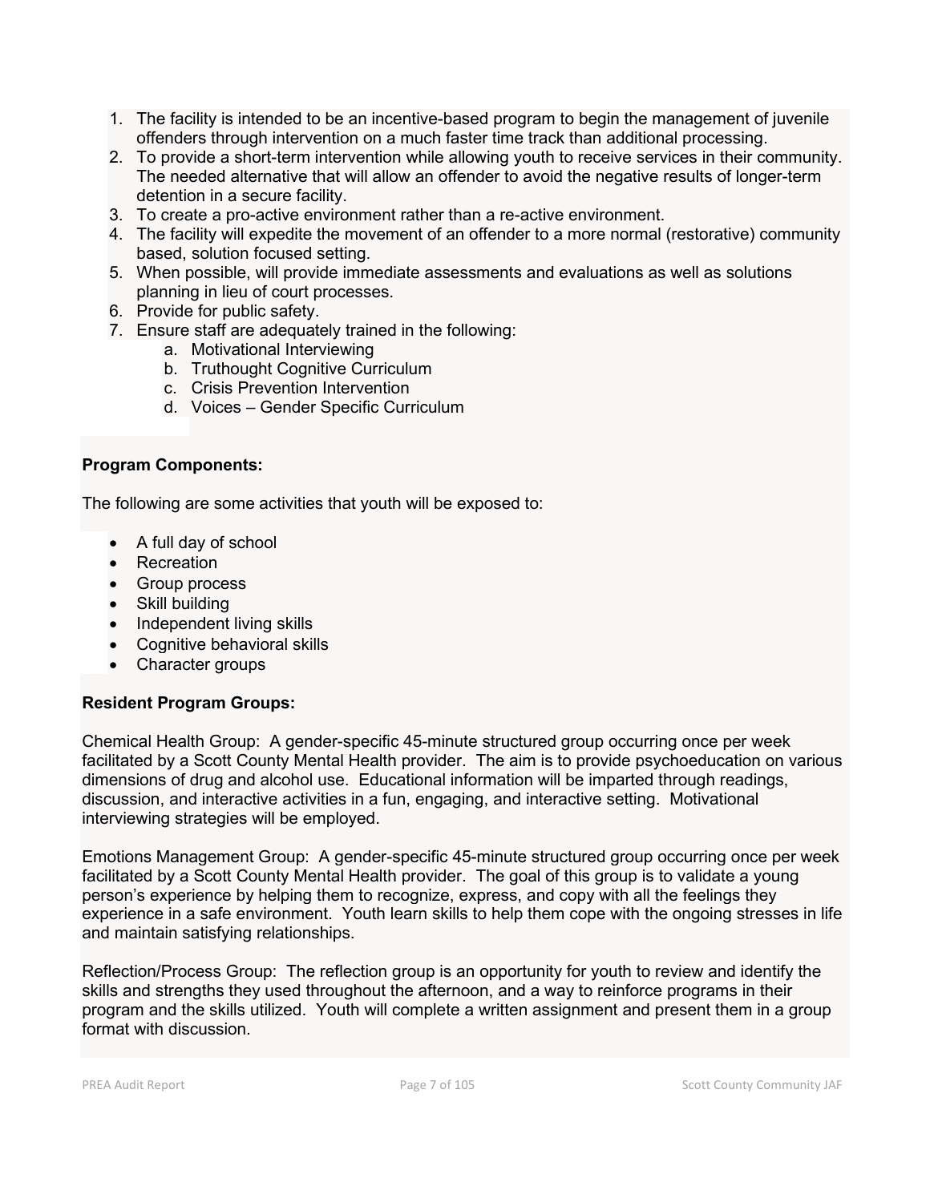1. The facility is intended to be an incentive-based program to begin the management of juvenile offenders through intervention on a much faster time track than additional processing.
2. To provide a short-term intervention while allowing youth to receive services in their community. The needed alternative that will allow an offender to avoid the negative results of longer-term detention in a secure facility.
3. To create a pro-active environment rather than a re-active environment.
4. The facility will expedite the movement of an offender to a more normal (restorative) community based, solution focused setting.
5. When possible, will provide immediate assessments and evaluations as well as solutions planning in lieu of court processes.
6. Provide for public safety.
7. Ensure staff are adequately trained in the following:
    a. Motivational Interviewing
    b. Truthought Cognitive Curriculum
    c. Crisis Prevention Intervention
    d. Voices – Gender Specific Curriculum

**Program Components:**

The following are some activities that youth will be exposed to:

- A full day of school
- Recreation
- Group process
- Skill building
- Independent living skills
- Cognitive behavioral skills
- Character groups

**Resident Program Groups:**

Chemical Health Group: A gender-specific 45-minute structured group occurring once per week facilitated by a Scott County Mental Health provider. The aim is to provide psychoeducation on various dimensions of drug and alcohol use. Educational information will be imparted through readings, discussion, and interactive activities in a fun, engaging, and interactive setting. Motivational interviewing strategies will be employed.

Emotions Management Group: A gender-specific 45-minute structured group occurring once per week facilitated by a Scott County Mental Health provider. The goal of this group is to validate a young person's experience by helping them to recognize, express, and copy with all the feelings they experience in a safe environment. Youth learn skills to help them cope with the ongoing stresses in life and maintain satisfying relationships.

Reflection/Process Group: The reflection group is an opportunity for youth to review and identify the skills and strengths they used throughout the afternoon, and a way to reinforce programs in their program and the skills utilized. Youth will complete a written assignment and present them in a group format with discussion.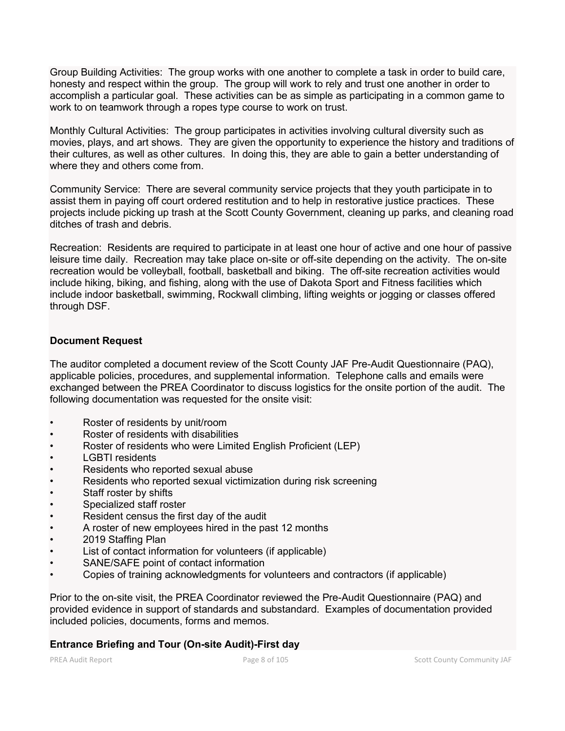Group Building Activities:  The group works with one another to complete a task in order to build care, honesty and respect within the group.  The group will work to rely and trust one another in order to accomplish a particular goal.  These activities can be as simple as participating in a common game to work to on teamwork through a ropes type course to work on trust.

Monthly Cultural Activities:  The group participates in activities involving cultural diversity such as movies, plays, and art shows.  They are given the opportunity to experience the history and traditions of their cultures, as well as other cultures.  In doing this, they are able to gain a better understanding of where they and others come from.

Community Service:  There are several community service projects that they youth participate in to assist them in paying off court ordered restitution and to help in restorative justice practices.  These projects include picking up trash at the Scott County Government, cleaning up parks, and cleaning road ditches of trash and debris.

Recreation:  Residents are required to participate in at least one hour of active and one hour of passive leisure time daily.  Recreation may take place on-site or off-site depending on the activity.  The on-site recreation would be volleyball, football, basketball and biking.  The off-site recreation activities would include hiking, biking, and fishing, along with the use of Dakota Sport and Fitness facilities which include indoor basketball, swimming, Rockwall climbing, lifting weights or jogging or classes offered through DSF.

**Document Request**

The auditor completed a document review of the Scott County JAF Pre-Audit Questionnaire (PAQ), applicable policies, procedures, and supplemental information.  Telephone calls and emails were exchanged between the PREA Coordinator to discuss logistics for the onsite portion of the audit.  The following documentation was requested for the onsite visit:

- Roster of residents by unit/room
- Roster of residents with disabilities
- Roster of residents who were Limited English Proficient (LEP)
- LGBTI residents
- Residents who reported sexual abuse
- Residents who reported sexual victimization during risk screening
- Staff roster by shifts
- Specialized staff roster
- Resident census the first day of the audit
- A roster of new employees hired in the past 12 months
- 2019 Staffing Plan
- List of contact information for volunteers (if applicable)
- SANE/SAFE point of contact information
- Copies of training acknowledgments for volunteers and contractors (if applicable)

Prior to the on-site visit, the PREA Coordinator reviewed the Pre-Audit Questionnaire (PAQ) and provided evidence in support of standards and substandard.  Examples of documentation provided included policies, documents, forms and memos.

**Entrance Briefing and Tour (On-site Audit)-First day**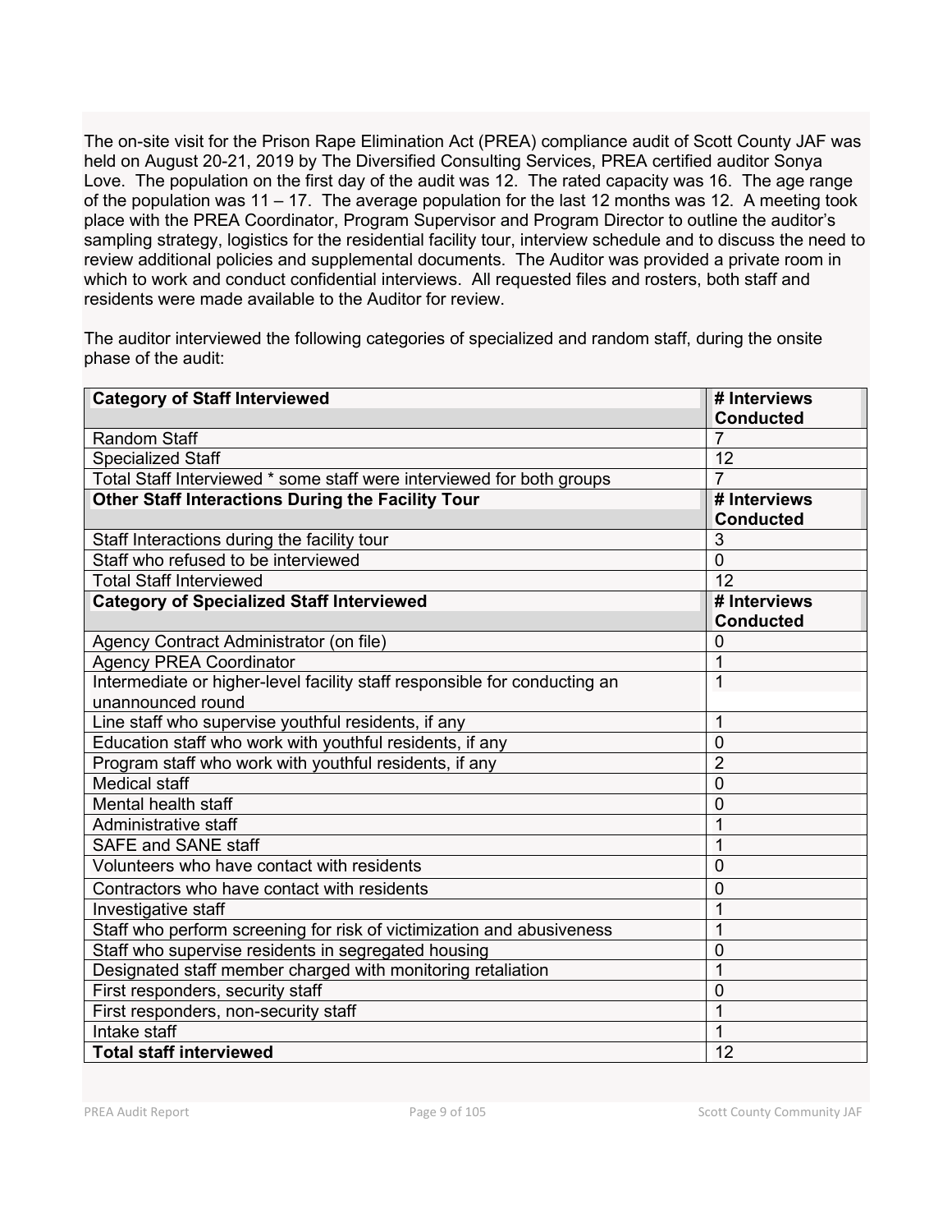The on-site visit for the Prison Rape Elimination Act (PREA) compliance audit of Scott County JAF was held on August 20-21, 2019 by The Diversified Consulting Services, PREA certified auditor Sonya Love. The population on the first day of the audit was 12. The rated capacity was 16. The age range of the population was 11 – 17. The average population for the last 12 months was 12. A meeting took place with the PREA Coordinator, Program Supervisor and Program Director to outline the auditor's sampling strategy, logistics for the residential facility tour, interview schedule and to discuss the need to review additional policies and supplemental documents. The Auditor was provided a private room in which to work and conduct confidential interviews. All requested files and rosters, both staff and residents were made available to the Auditor for review.

The auditor interviewed the following categories of specialized and random staff, during the onsite phase of the audit:

| **Category of Staff Interviewed** | **# Interviews Conducted** |
|---|---|
| Random Staff | 7 |
| Specialized Staff | 12 |
| Total Staff Interviewed * some staff were interviewed for both groups | 7 |
| **Other Staff Interactions During the Facility Tour** | **# Interviews Conducted** |
| Staff Interactions during the facility tour | 3 |
| Staff who refused to be interviewed | 0 |
| Total Staff Interviewed | 12 |
| **Category of Specialized Staff Interviewed** | **# Interviews Conducted** |
| Agency Contract Administrator (on file) | 0 |
| Agency PREA Coordinator | 1 |
| Intermediate or higher-level facility staff responsible for conducting an unannounced round | 1 |
| Line staff who supervise youthful residents, if any | 1 |
| Education staff who work with youthful residents, if any | 0 |
| Program staff who work with youthful residents, if any | 2 |
| Medical staff | 0 |
| Mental health staff | 0 |
| Administrative staff | 1 |
| SAFE and SANE staff | 1 |
| Volunteers who have contact with residents | 0 |
| Contractors who have contact with residents | 0 |
| Investigative staff | 1 |
| Staff who perform screening for risk of victimization and abusiveness | 1 |
| Staff who supervise residents in segregated housing | 0 |
| Designated staff member charged with monitoring retaliation | 1 |
| First responders, security staff | 0 |
| First responders, non-security staff | 1 |
| Intake staff | 1 |
| **Total staff interviewed** | 12 |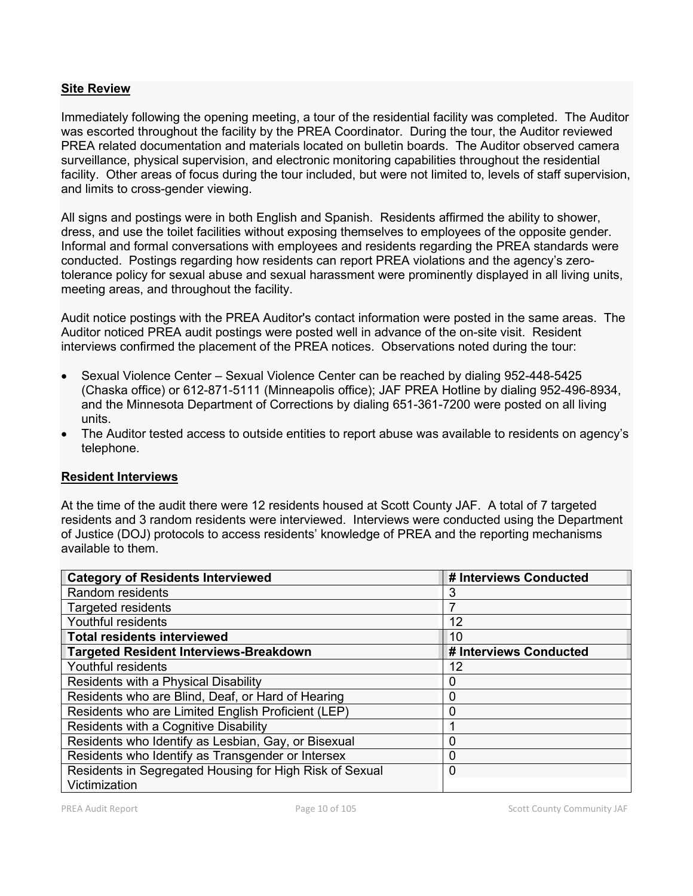**Site Review**

Immediately following the opening meeting, a tour of the residential facility was completed. The Auditor was escorted throughout the facility by the PREA Coordinator. During the tour, the Auditor reviewed PREA related documentation and materials located on bulletin boards. The Auditor observed camera surveillance, physical supervision, and electronic monitoring capabilities throughout the residential facility. Other areas of focus during the tour included, but were not limited to, levels of staff supervision, and limits to cross-gender viewing.

All signs and postings were in both English and Spanish. Residents affirmed the ability to shower, dress, and use the toilet facilities without exposing themselves to employees of the opposite gender. Informal and formal conversations with employees and residents regarding the PREA standards were conducted. Postings regarding how residents can report PREA violations and the agency's zero-tolerance policy for sexual abuse and sexual harassment were prominently displayed in all living units, meeting areas, and throughout the facility.

Audit notice postings with the PREA Auditor's contact information were posted in the same areas. The Auditor noticed PREA audit postings were posted well in advance of the on-site visit. Resident interviews confirmed the placement of the PREA notices. Observations noted during the tour:

- Sexual Violence Center – Sexual Violence Center can be reached by dialing 952-448-5425 (Chaska office) or 612-871-5111 (Minneapolis office); JAF PREA Hotline by dialing 952-496-8934, and the Minnesota Department of Corrections by dialing 651-361-7200 were posted on all living units.
- The Auditor tested access to outside entities to report abuse was available to residents on agency's telephone.

**Resident Interviews**

At the time of the audit there were 12 residents housed at Scott County JAF. A total of 7 targeted residents and 3 random residents were interviewed. Interviews were conducted using the Department of Justice (DOJ) protocols to access residents' knowledge of PREA and the reporting mechanisms available to them.

| **Category of Residents Interviewed** | **# Interviews Conducted** |
|---|---|
| Random residents | 3 |
| Targeted residents | 7 |
| Youthful residents | 12 |
| **Total residents interviewed** | 10 |
| **Targeted Resident Interviews-Breakdown** | **# Interviews Conducted** |
| Youthful residents | 12 |
| Residents with a Physical Disability | 0 |
| Residents who are Blind, Deaf, or Hard of Hearing | 0 |
| Residents who are Limited English Proficient (LEP) | 0 |
| Residents with a Cognitive Disability | 1 |
| Residents who Identify as Lesbian, Gay, or Bisexual | 0 |
| Residents who Identify as Transgender or Intersex | 0 |
| Residents in Segregated Housing for High Risk of Sexual Victimization | 0 |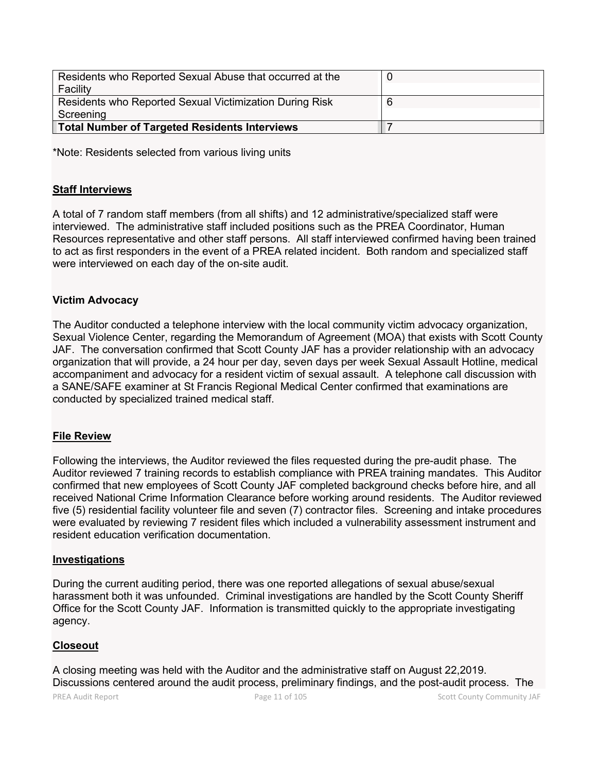| | |
|---|---|
| Residents who Reported Sexual Abuse that occurred at the Facility | 0 |
| Residents who Reported Sexual Victimization During Risk Screening | 6 |
| **Total Number of Targeted Residents Interviews** | 7 |

*Note: Residents selected from various living units

**Staff Interviews**

A total of 7 random staff members (from all shifts) and 12 administrative/specialized staff were interviewed. The administrative staff included positions such as the PREA Coordinator, Human Resources representative and other staff persons. All staff interviewed confirmed having been trained to act as first responders in the event of a PREA related incident. Both random and specialized staff were interviewed on each day of the on-site audit.

**Victim Advocacy**

The Auditor conducted a telephone interview with the local community victim advocacy organization, Sexual Violence Center, regarding the Memorandum of Agreement (MOA) that exists with Scott County JAF. The conversation confirmed that Scott County JAF has a provider relationship with an advocacy organization that will provide, a 24 hour per day, seven days per week Sexual Assault Hotline, medical accompaniment and advocacy for a resident victim of sexual assault. A telephone call discussion with a SANE/SAFE examiner at St Francis Regional Medical Center confirmed that examinations are conducted by specialized trained medical staff.

**File Review**

Following the interviews, the Auditor reviewed the files requested during the pre-audit phase. The Auditor reviewed 7 training records to establish compliance with PREA training mandates. This Auditor confirmed that new employees of Scott County JAF completed background checks before hire, and all received National Crime Information Clearance before working around residents. The Auditor reviewed five (5) residential facility volunteer file and seven (7) contractor files. Screening and intake procedures were evaluated by reviewing 7 resident files which included a vulnerability assessment instrument and resident education verification documentation.

**Investigations**

During the current auditing period, there was one reported allegations of sexual abuse/sexual harassment both it was unfounded. Criminal investigations are handled by the Scott County Sheriff Office for the Scott County JAF. Information is transmitted quickly to the appropriate investigating agency.

**Closeout**

A closing meeting was held with the Auditor and the administrative staff on August 22,2019. Discussions centered around the audit process, preliminary findings, and the post-audit process. The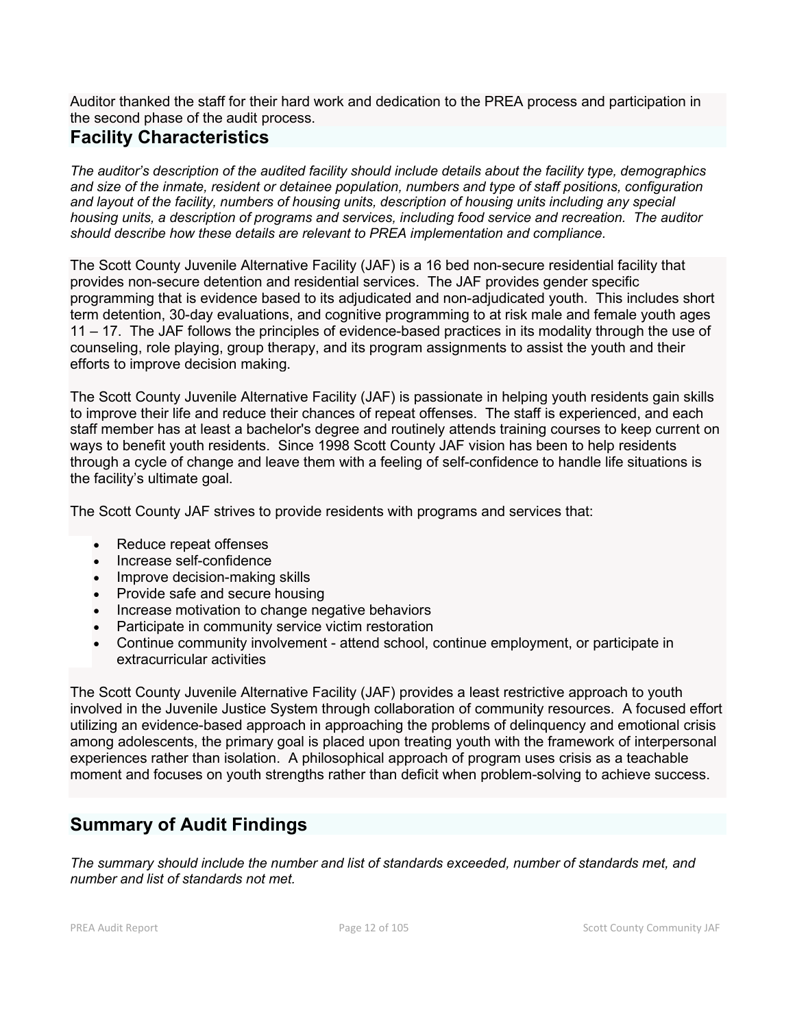Auditor thanked the staff for their hard work and dedication to the PREA process and participation in the second phase of the audit process.

## Facility Characteristics

*The auditor's description of the audited facility should include details about the facility type, demographics and size of the inmate, resident or detainee population, numbers and type of staff positions, configuration and layout of the facility, numbers of housing units, description of housing units including any special housing units, a description of programs and services, including food service and recreation. The auditor should describe how these details are relevant to PREA implementation and compliance.*

The Scott County Juvenile Alternative Facility (JAF) is a 16 bed non-secure residential facility that provides non-secure detention and residential services. The JAF provides gender specific programming that is evidence based to its adjudicated and non-adjudicated youth. This includes short term detention, 30-day evaluations, and cognitive programming to at risk male and female youth ages 11 – 17. The JAF follows the principles of evidence-based practices in its modality through the use of counseling, role playing, group therapy, and its program assignments to assist the youth and their efforts to improve decision making.

The Scott County Juvenile Alternative Facility (JAF) is passionate in helping youth residents gain skills to improve their life and reduce their chances of repeat offenses. The staff is experienced, and each staff member has at least a bachelor's degree and routinely attends training courses to keep current on ways to benefit youth residents. Since 1998 Scott County JAF vision has been to help residents through a cycle of change and leave them with a feeling of self-confidence to handle life situations is the facility's ultimate goal.

The Scott County JAF strives to provide residents with programs and services that:

- Reduce repeat offenses
- Increase self-confidence
- Improve decision-making skills
- Provide safe and secure housing
- Increase motivation to change negative behaviors
- Participate in community service victim restoration
- Continue community involvement - attend school, continue employment, or participate in extracurricular activities

The Scott County Juvenile Alternative Facility (JAF) provides a least restrictive approach to youth involved in the Juvenile Justice System through collaboration of community resources. A focused effort utilizing an evidence-based approach in approaching the problems of delinquency and emotional crisis among adolescents, the primary goal is placed upon treating youth with the framework of interpersonal experiences rather than isolation. A philosophical approach of program uses crisis as a teachable moment and focuses on youth strengths rather than deficit when problem-solving to achieve success.

## Summary of Audit Findings

*The summary should include the number and list of standards exceeded, number of standards met, and number and list of standards not met.*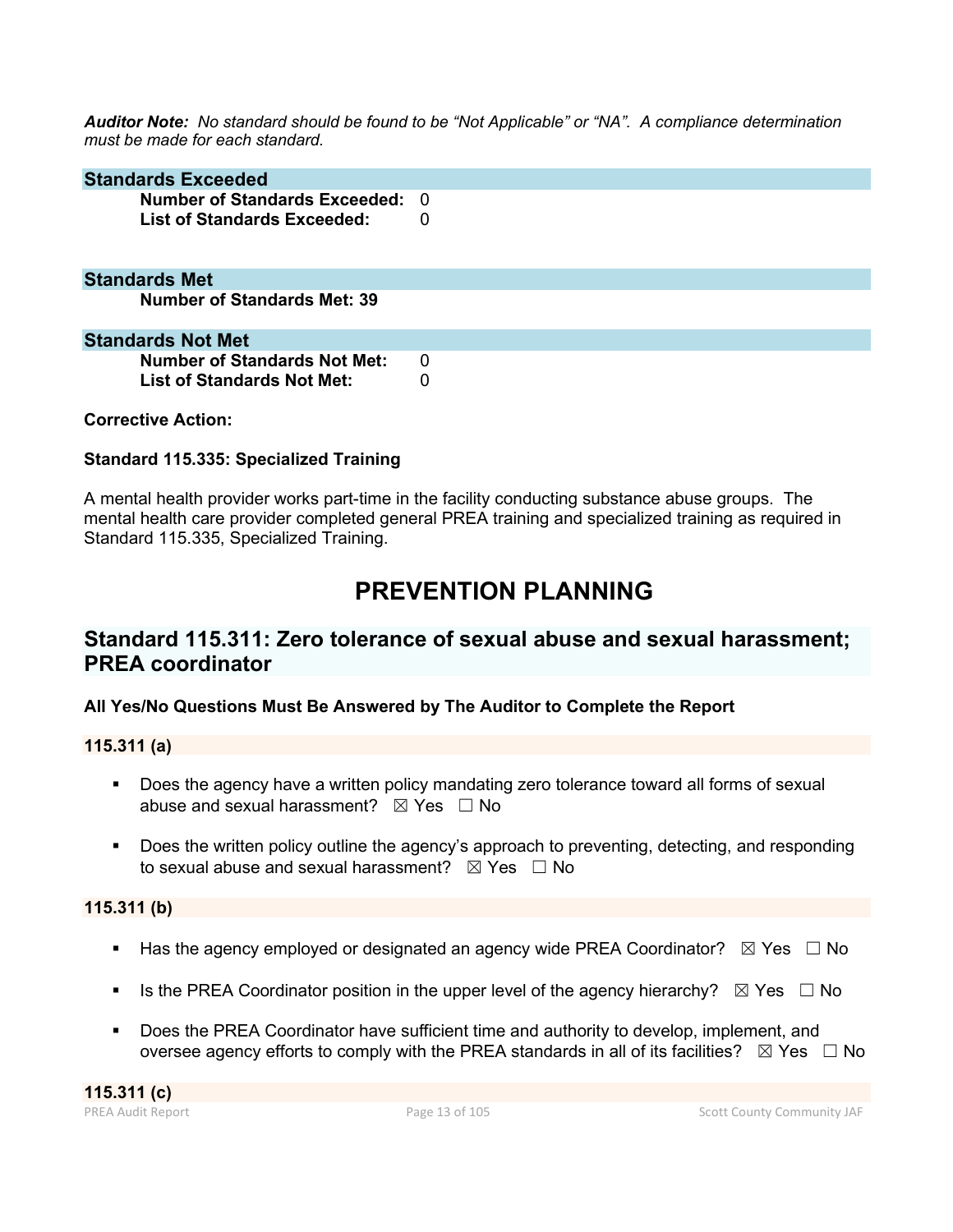***Auditor Note:*** *No standard should be found to be "Not Applicable" or "NA". A compliance determination must be made for each standard.*

### Standards Exceeded

**Number of Standards Exceeded:** 0
**List of Standards Exceeded:** 0

### Standards Met

**Number of Standards Met: 39**

### Standards Not Met

**Number of Standards Not Met:** 0
**List of Standards Not Met:** 0

**Corrective Action:**

**Standard 115.335: Specialized Training**

A mental health provider works part-time in the facility conducting substance abuse groups. The mental health care provider completed general PREA training and specialized training as required in Standard 115.335, Specialized Training.

# PREVENTION PLANNING

## Standard 115.311: Zero tolerance of sexual abuse and sexual harassment; PREA coordinator

**All Yes/No Questions Must Be Answered by The Auditor to Complete the Report**

**115.311 (a)**

- Does the agency have a written policy mandating zero tolerance toward all forms of sexual abuse and sexual harassment? ☒ Yes ☐ No
- Does the written policy outline the agency's approach to preventing, detecting, and responding to sexual abuse and sexual harassment? ☒ Yes ☐ No

**115.311 (b)**

- Has the agency employed or designated an agency wide PREA Coordinator? ☒ Yes ☐ No
- Is the PREA Coordinator position in the upper level of the agency hierarchy? ☒ Yes ☐ No
- Does the PREA Coordinator have sufficient time and authority to develop, implement, and oversee agency efforts to comply with the PREA standards in all of its facilities? ☒ Yes ☐ No

**115.311 (c)**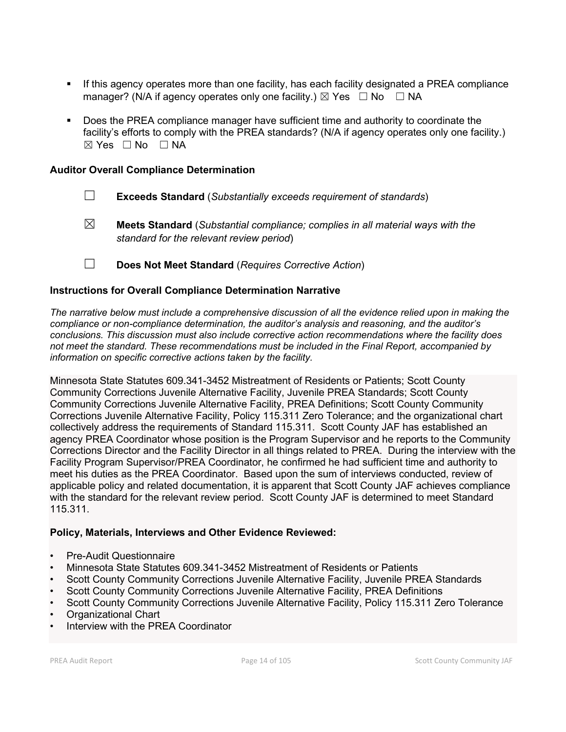- If this agency operates more than one facility, has each facility designated a PREA compliance manager? (N/A if agency operates only one facility.) ☒ Yes ☐ No ☐ NA

- Does the PREA compliance manager have sufficient time and authority to coordinate the facility's efforts to comply with the PREA standards? (N/A if agency operates only one facility.) ☒ Yes ☐ No ☐ NA

### Auditor Overall Compliance Determination

☐ **Exceeds Standard** (*Substantially exceeds requirement of standards*)

☒ **Meets Standard** (*Substantial compliance; complies in all material ways with the standard for the relevant review period*)

☐ **Does Not Meet Standard** (*Requires Corrective Action*)

### Instructions for Overall Compliance Determination Narrative

*The narrative below must include a comprehensive discussion of all the evidence relied upon in making the compliance or non-compliance determination, the auditor's analysis and reasoning, and the auditor's conclusions. This discussion must also include corrective action recommendations where the facility does not meet the standard. These recommendations must be included in the Final Report, accompanied by information on specific corrective actions taken by the facility.*

Minnesota State Statutes 609.341-3452 Mistreatment of Residents or Patients; Scott County Community Corrections Juvenile Alternative Facility, Juvenile PREA Standards; Scott County Community Corrections Juvenile Alternative Facility, PREA Definitions; Scott County Community Corrections Juvenile Alternative Facility, Policy 115.311 Zero Tolerance; and the organizational chart collectively address the requirements of Standard 115.311. Scott County JAF has established an agency PREA Coordinator whose position is the Program Supervisor and he reports to the Community Corrections Director and the Facility Director in all things related to PREA. During the interview with the Facility Program Supervisor/PREA Coordinator, he confirmed he had sufficient time and authority to meet his duties as the PREA Coordinator. Based upon the sum of interviews conducted, review of applicable policy and related documentation, it is apparent that Scott County JAF achieves compliance with the standard for the relevant review period. Scott County JAF is determined to meet Standard 115.311.

### Policy, Materials, Interviews and Other Evidence Reviewed:

- Pre-Audit Questionnaire
- Minnesota State Statutes 609.341-3452 Mistreatment of Residents or Patients
- Scott County Community Corrections Juvenile Alternative Facility, Juvenile PREA Standards
- Scott County Community Corrections Juvenile Alternative Facility, PREA Definitions
- Scott County Community Corrections Juvenile Alternative Facility, Policy 115.311 Zero Tolerance
- Organizational Chart
- Interview with the PREA Coordinator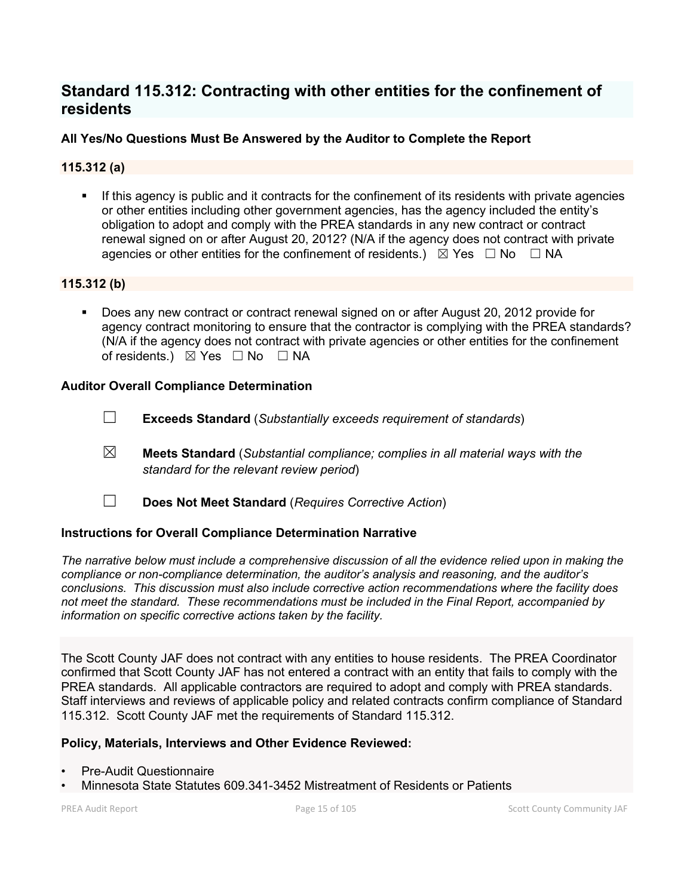## Standard 115.312: Contracting with other entities for the confinement of residents

### All Yes/No Questions Must Be Answered by the Auditor to Complete the Report

### 115.312 (a)

- If this agency is public and it contracts for the confinement of its residents with private agencies or other entities including other government agencies, has the agency included the entity's obligation to adopt and comply with the PREA standards in any new contract or contract renewal signed on or after August 20, 2012? (N/A if the agency does not contract with private agencies or other entities for the confinement of residents.) ☒ Yes ☐ No ☐ NA

### 115.312 (b)

- Does any new contract or contract renewal signed on or after August 20, 2012 provide for agency contract monitoring to ensure that the contractor is complying with the PREA standards? (N/A if the agency does not contract with private agencies or other entities for the confinement of residents.) ☒ Yes ☐ No ☐ NA

### Auditor Overall Compliance Determination

☐ **Exceeds Standard** (*Substantially exceeds requirement of standards*)

☒ **Meets Standard** (*Substantial compliance; complies in all material ways with the standard for the relevant review period*)

☐ **Does Not Meet Standard** (*Requires Corrective Action*)

### Instructions for Overall Compliance Determination Narrative

*The narrative below must include a comprehensive discussion of all the evidence relied upon in making the compliance or non-compliance determination, the auditor's analysis and reasoning, and the auditor's conclusions. This discussion must also include corrective action recommendations where the facility does not meet the standard. These recommendations must be included in the Final Report, accompanied by information on specific corrective actions taken by the facility.*

The Scott County JAF does not contract with any entities to house residents. The PREA Coordinator confirmed that Scott County JAF has not entered a contract with an entity that fails to comply with the PREA standards. All applicable contractors are required to adopt and comply with PREA standards. Staff interviews and reviews of applicable policy and related contracts confirm compliance of Standard 115.312. Scott County JAF met the requirements of Standard 115.312.

**Policy, Materials, Interviews and Other Evidence Reviewed:**

- Pre-Audit Questionnaire
- Minnesota State Statutes 609.341-3452 Mistreatment of Residents or Patients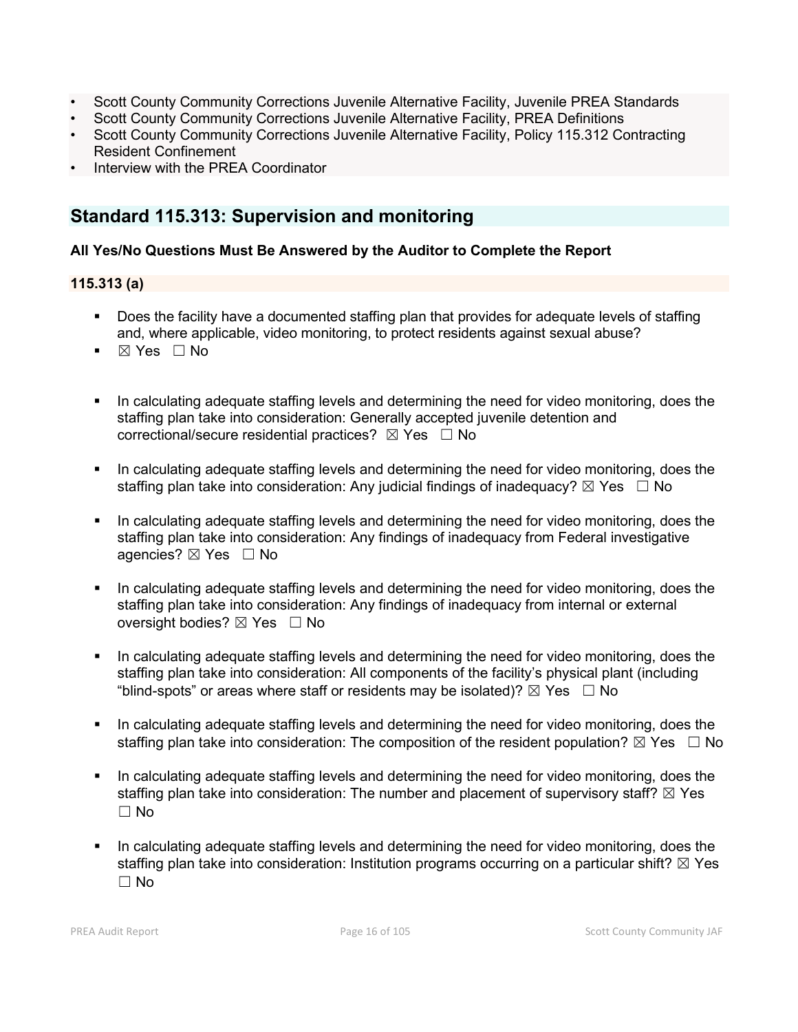- Scott County Community Corrections Juvenile Alternative Facility, Juvenile PREA Standards
- Scott County Community Corrections Juvenile Alternative Facility, PREA Definitions
- Scott County Community Corrections Juvenile Alternative Facility, Policy 115.312 Contracting Resident Confinement
- Interview with the PREA Coordinator

## Standard 115.313: Supervision and monitoring

**All Yes/No Questions Must Be Answered by the Auditor to Complete the Report**

**115.313 (a)**

- Does the facility have a documented staffing plan that provides for adequate levels of staffing and, where applicable, video monitoring, to protect residents against sexual abuse?
- ☒ Yes ☐ No

- In calculating adequate staffing levels and determining the need for video monitoring, does the staffing plan take into consideration: Generally accepted juvenile detention and correctional/secure residential practices? ☒ Yes ☐ No

- In calculating adequate staffing levels and determining the need for video monitoring, does the staffing plan take into consideration: Any judicial findings of inadequacy? ☒ Yes ☐ No

- In calculating adequate staffing levels and determining the need for video monitoring, does the staffing plan take into consideration: Any findings of inadequacy from Federal investigative agencies? ☒ Yes ☐ No

- In calculating adequate staffing levels and determining the need for video monitoring, does the staffing plan take into consideration: Any findings of inadequacy from internal or external oversight bodies? ☒ Yes ☐ No

- In calculating adequate staffing levels and determining the need for video monitoring, does the staffing plan take into consideration: All components of the facility's physical plant (including "blind-spots" or areas where staff or residents may be isolated)? ☒ Yes ☐ No

- In calculating adequate staffing levels and determining the need for video monitoring, does the staffing plan take into consideration: The composition of the resident population? ☒ Yes ☐ No

- In calculating adequate staffing levels and determining the need for video monitoring, does the staffing plan take into consideration: The number and placement of supervisory staff? ☒ Yes ☐ No

- In calculating adequate staffing levels and determining the need for video monitoring, does the staffing plan take into consideration: Institution programs occurring on a particular shift? ☒ Yes ☐ No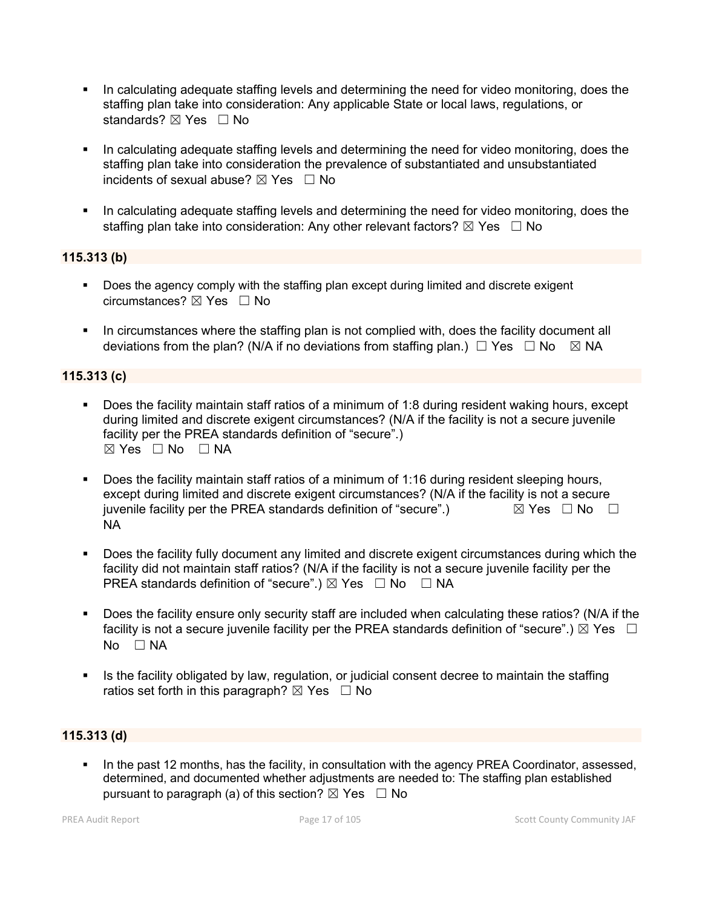- In calculating adequate staffing levels and determining the need for video monitoring, does the staffing plan take into consideration: Any applicable State or local laws, regulations, or standards? ☒ Yes ☐ No

- In calculating adequate staffing levels and determining the need for video monitoring, does the staffing plan take into consideration the prevalence of substantiated and unsubstantiated incidents of sexual abuse? ☒ Yes ☐ No

- In calculating adequate staffing levels and determining the need for video monitoring, does the staffing plan take into consideration: Any other relevant factors? ☒ Yes ☐ No

### 115.313 (b)

- Does the agency comply with the staffing plan except during limited and discrete exigent circumstances? ☒ Yes ☐ No

- In circumstances where the staffing plan is not complied with, does the facility document all deviations from the plan? (N/A if no deviations from staffing plan.) ☐ Yes ☐ No ☒ NA

### 115.313 (c)

- Does the facility maintain staff ratios of a minimum of 1:8 during resident waking hours, except during limited and discrete exigent circumstances? (N/A if the facility is not a secure juvenile facility per the PREA standards definition of "secure".) ☒ Yes ☐ No ☐ NA

- Does the facility maintain staff ratios of a minimum of 1:16 during resident sleeping hours, except during limited and discrete exigent circumstances? (N/A if the facility is not a secure juvenile facility per the PREA standards definition of "secure".) ☒ Yes ☐ No ☐ NA

- Does the facility fully document any limited and discrete exigent circumstances during which the facility did not maintain staff ratios? (N/A if the facility is not a secure juvenile facility per the PREA standards definition of "secure".) ☒ Yes ☐ No ☐ NA

- Does the facility ensure only security staff are included when calculating these ratios? (N/A if the facility is not a secure juvenile facility per the PREA standards definition of "secure".) ☒ Yes ☐ No ☐ NA

- Is the facility obligated by law, regulation, or judicial consent decree to maintain the staffing ratios set forth in this paragraph? ☒ Yes ☐ No

### 115.313 (d)

- In the past 12 months, has the facility, in consultation with the agency PREA Coordinator, assessed, determined, and documented whether adjustments are needed to: The staffing plan established pursuant to paragraph (a) of this section? ☒ Yes ☐ No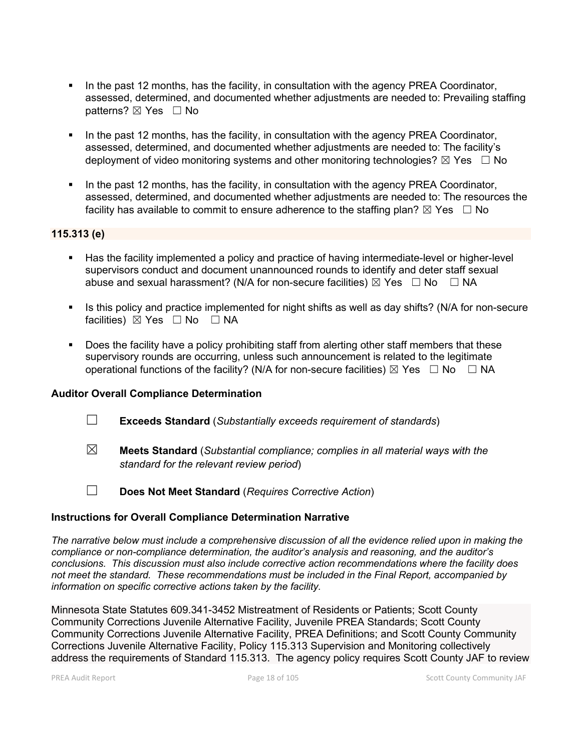- In the past 12 months, has the facility, in consultation with the agency PREA Coordinator, assessed, determined, and documented whether adjustments are needed to: Prevailing staffing patterns? ☒ Yes ☐ No

- In the past 12 months, has the facility, in consultation with the agency PREA Coordinator, assessed, determined, and documented whether adjustments are needed to: The facility's deployment of video monitoring systems and other monitoring technologies? ☒ Yes ☐ No

- In the past 12 months, has the facility, in consultation with the agency PREA Coordinator, assessed, determined, and documented whether adjustments are needed to: The resources the facility has available to commit to ensure adherence to the staffing plan? ☒ Yes ☐ No

**115.313 (e)**

- Has the facility implemented a policy and practice of having intermediate-level or higher-level supervisors conduct and document unannounced rounds to identify and deter staff sexual abuse and sexual harassment? (N/A for non-secure facilities) ☒ Yes ☐ No ☐ NA

- Is this policy and practice implemented for night shifts as well as day shifts? (N/A for non-secure facilities) ☒ Yes ☐ No ☐ NA

- Does the facility have a policy prohibiting staff from alerting other staff members that these supervisory rounds are occurring, unless such announcement is related to the legitimate operational functions of the facility? (N/A for non-secure facilities) ☒ Yes ☐ No ☐ NA

**Auditor Overall Compliance Determination**

☐ **Exceeds Standard** (*Substantially exceeds requirement of standards*)

☒ **Meets Standard** (*Substantial compliance; complies in all material ways with the standard for the relevant review period*)

☐ **Does Not Meet Standard** (*Requires Corrective Action*)

**Instructions for Overall Compliance Determination Narrative**

*The narrative below must include a comprehensive discussion of all the evidence relied upon in making the compliance or non-compliance determination, the auditor's analysis and reasoning, and the auditor's conclusions. This discussion must also include corrective action recommendations where the facility does not meet the standard. These recommendations must be included in the Final Report, accompanied by information on specific corrective actions taken by the facility.*

Minnesota State Statutes 609.341-3452 Mistreatment of Residents or Patients; Scott County Community Corrections Juvenile Alternative Facility, Juvenile PREA Standards; Scott County Community Corrections Juvenile Alternative Facility, PREA Definitions; and Scott County Community Corrections Juvenile Alternative Facility, Policy 115.313 Supervision and Monitoring collectively address the requirements of Standard 115.313. The agency policy requires Scott County JAF to review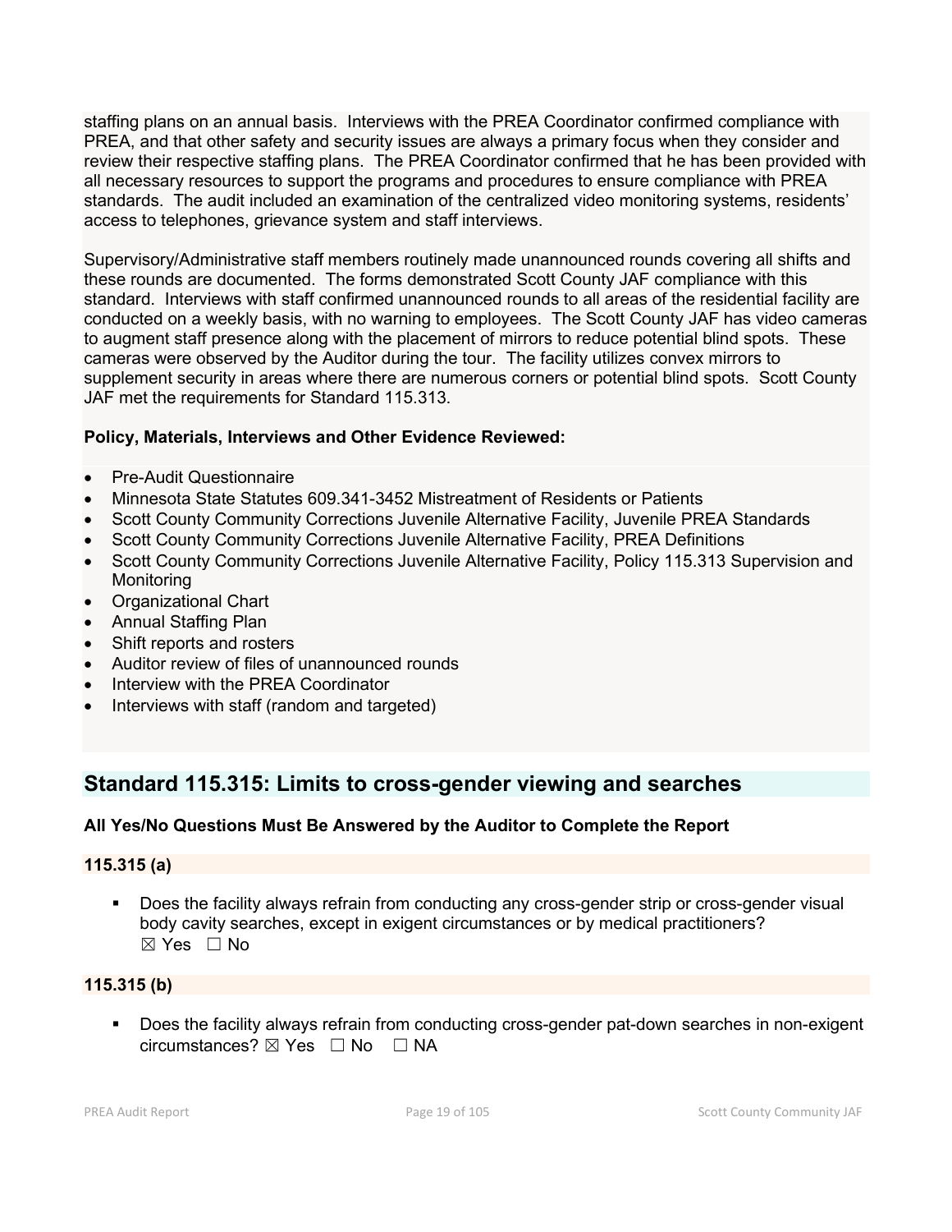staffing plans on an annual basis. Interviews with the PREA Coordinator confirmed compliance with PREA, and that other safety and security issues are always a primary focus when they consider and review their respective staffing plans. The PREA Coordinator confirmed that he has been provided with all necessary resources to support the programs and procedures to ensure compliance with PREA standards. The audit included an examination of the centralized video monitoring systems, residents' access to telephones, grievance system and staff interviews.

Supervisory/Administrative staff members routinely made unannounced rounds covering all shifts and these rounds are documented. The forms demonstrated Scott County JAF compliance with this standard. Interviews with staff confirmed unannounced rounds to all areas of the residential facility are conducted on a weekly basis, with no warning to employees. The Scott County JAF has video cameras to augment staff presence along with the placement of mirrors to reduce potential blind spots. These cameras were observed by the Auditor during the tour. The facility utilizes convex mirrors to supplement security in areas where there are numerous corners or potential blind spots. Scott County JAF met the requirements for Standard 115.313.

**Policy, Materials, Interviews and Other Evidence Reviewed:**

- Pre-Audit Questionnaire
- Minnesota State Statutes 609.341-3452 Mistreatment of Residents or Patients
- Scott County Community Corrections Juvenile Alternative Facility, Juvenile PREA Standards
- Scott County Community Corrections Juvenile Alternative Facility, PREA Definitions
- Scott County Community Corrections Juvenile Alternative Facility, Policy 115.313 Supervision and Monitoring
- Organizational Chart
- Annual Staffing Plan
- Shift reports and rosters
- Auditor review of files of unannounced rounds
- Interview with the PREA Coordinator
- Interviews with staff (random and targeted)

## Standard 115.315: Limits to cross-gender viewing and searches

**All Yes/No Questions Must Be Answered by the Auditor to Complete the Report**

**115.315 (a)**

- Does the facility always refrain from conducting any cross-gender strip or cross-gender visual body cavity searches, except in exigent circumstances or by medical practitioners?
  ☒ Yes ☐ No

**115.315 (b)**

- Does the facility always refrain from conducting cross-gender pat-down searches in non-exigent circumstances? ☒ Yes ☐ No ☐ NA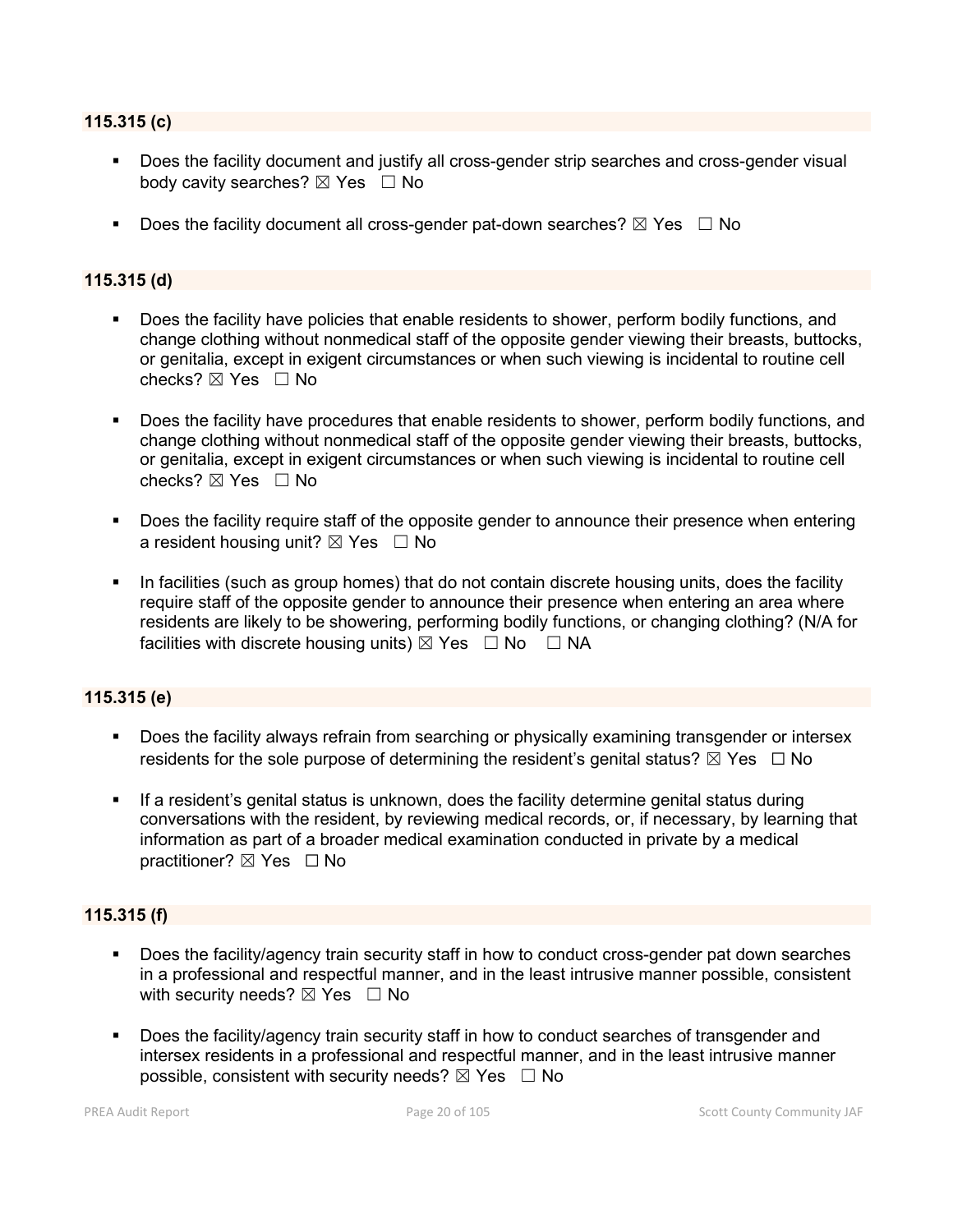### 115.315 (c)

- Does the facility document and justify all cross-gender strip searches and cross-gender visual body cavity searches? ☒ Yes ☐ No
- Does the facility document all cross-gender pat-down searches? ☒ Yes ☐ No

### 115.315 (d)

- Does the facility have policies that enable residents to shower, perform bodily functions, and change clothing without nonmedical staff of the opposite gender viewing their breasts, buttocks, or genitalia, except in exigent circumstances or when such viewing is incidental to routine cell checks? ☒ Yes ☐ No
- Does the facility have procedures that enable residents to shower, perform bodily functions, and change clothing without nonmedical staff of the opposite gender viewing their breasts, buttocks, or genitalia, except in exigent circumstances or when such viewing is incidental to routine cell checks? ☒ Yes ☐ No
- Does the facility require staff of the opposite gender to announce their presence when entering a resident housing unit? ☒ Yes ☐ No
- In facilities (such as group homes) that do not contain discrete housing units, does the facility require staff of the opposite gender to announce their presence when entering an area where residents are likely to be showering, performing bodily functions, or changing clothing? (N/A for facilities with discrete housing units) ☒ Yes ☐ No ☐ NA

### 115.315 (e)

- Does the facility always refrain from searching or physically examining transgender or intersex residents for the sole purpose of determining the resident's genital status? ☒ Yes ☐ No
- If a resident's genital status is unknown, does the facility determine genital status during conversations with the resident, by reviewing medical records, or, if necessary, by learning that information as part of a broader medical examination conducted in private by a medical practitioner? ☒ Yes ☐ No

### 115.315 (f)

- Does the facility/agency train security staff in how to conduct cross-gender pat down searches in a professional and respectful manner, and in the least intrusive manner possible, consistent with security needs? ☒ Yes ☐ No
- Does the facility/agency train security staff in how to conduct searches of transgender and intersex residents in a professional and respectful manner, and in the least intrusive manner possible, consistent with security needs? ☒ Yes ☐ No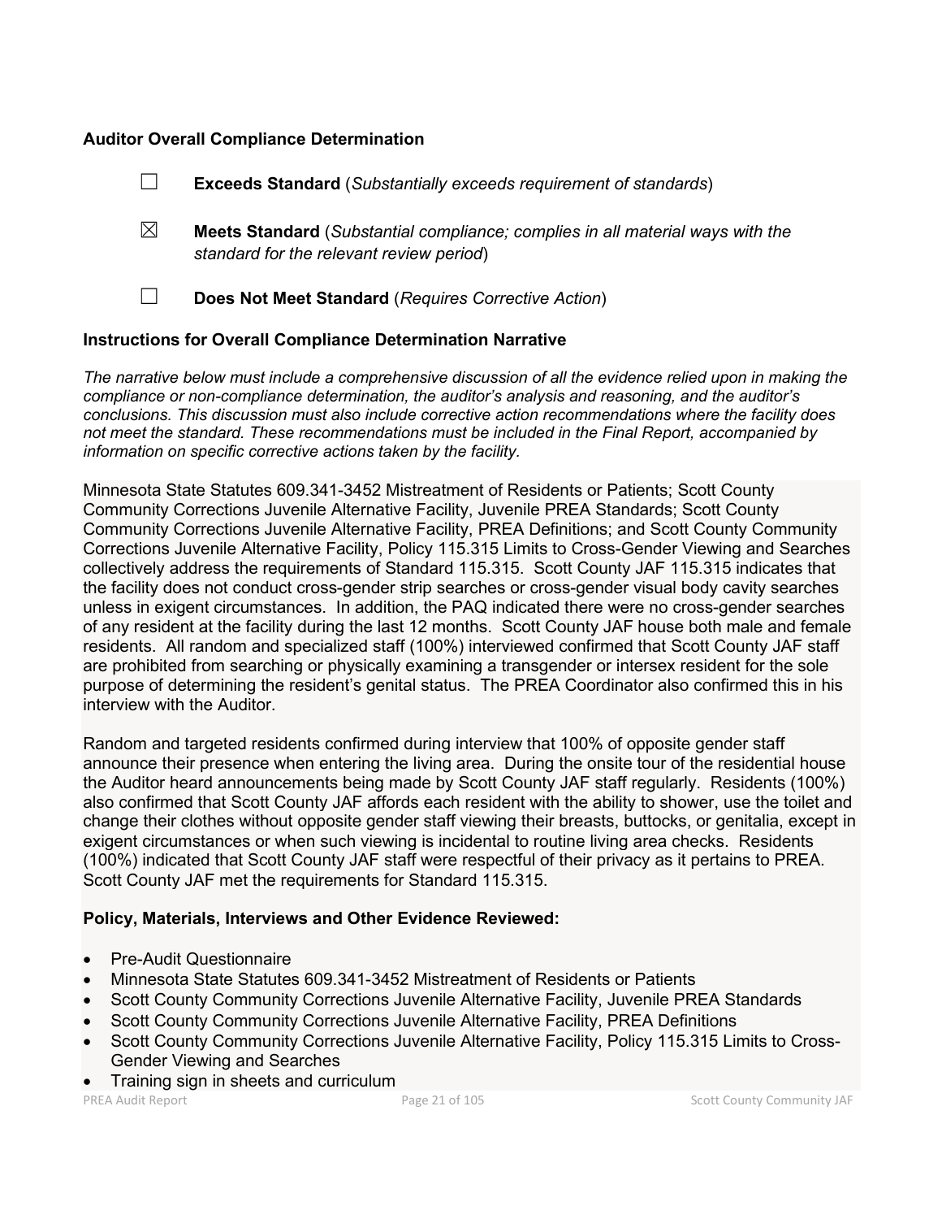**Auditor Overall Compliance Determination**

☐ **Exceeds Standard** (*Substantially exceeds requirement of standards*)

☒ **Meets Standard** (*Substantial compliance; complies in all material ways with the standard for the relevant review period*)

☐ **Does Not Meet Standard** (*Requires Corrective Action*)

**Instructions for Overall Compliance Determination Narrative**

*The narrative below must include a comprehensive discussion of all the evidence relied upon in making the compliance or non-compliance determination, the auditor's analysis and reasoning, and the auditor's conclusions. This discussion must also include corrective action recommendations where the facility does not meet the standard. These recommendations must be included in the Final Report, accompanied by information on specific corrective actions taken by the facility.*

Minnesota State Statutes 609.341-3452 Mistreatment of Residents or Patients; Scott County Community Corrections Juvenile Alternative Facility, Juvenile PREA Standards; Scott County Community Corrections Juvenile Alternative Facility, PREA Definitions; and Scott County Community Corrections Juvenile Alternative Facility, Policy 115.315 Limits to Cross-Gender Viewing and Searches collectively address the requirements of Standard 115.315. Scott County JAF 115.315 indicates that the facility does not conduct cross-gender strip searches or cross-gender visual body cavity searches unless in exigent circumstances. In addition, the PAQ indicated there were no cross-gender searches of any resident at the facility during the last 12 months. Scott County JAF house both male and female residents. All random and specialized staff (100%) interviewed confirmed that Scott County JAF staff are prohibited from searching or physically examining a transgender or intersex resident for the sole purpose of determining the resident's genital status. The PREA Coordinator also confirmed this in his interview with the Auditor.

Random and targeted residents confirmed during interview that 100% of opposite gender staff announce their presence when entering the living area. During the onsite tour of the residential house the Auditor heard announcements being made by Scott County JAF staff regularly. Residents (100%) also confirmed that Scott County JAF affords each resident with the ability to shower, use the toilet and change their clothes without opposite gender staff viewing their breasts, buttocks, or genitalia, except in exigent circumstances or when such viewing is incidental to routine living area checks. Residents (100%) indicated that Scott County JAF staff were respectful of their privacy as it pertains to PREA. Scott County JAF met the requirements for Standard 115.315.

**Policy, Materials, Interviews and Other Evidence Reviewed:**

- Pre-Audit Questionnaire
- Minnesota State Statutes 609.341-3452 Mistreatment of Residents or Patients
- Scott County Community Corrections Juvenile Alternative Facility, Juvenile PREA Standards
- Scott County Community Corrections Juvenile Alternative Facility, PREA Definitions
- Scott County Community Corrections Juvenile Alternative Facility, Policy 115.315 Limits to Cross-Gender Viewing and Searches
- Training sign in sheets and curriculum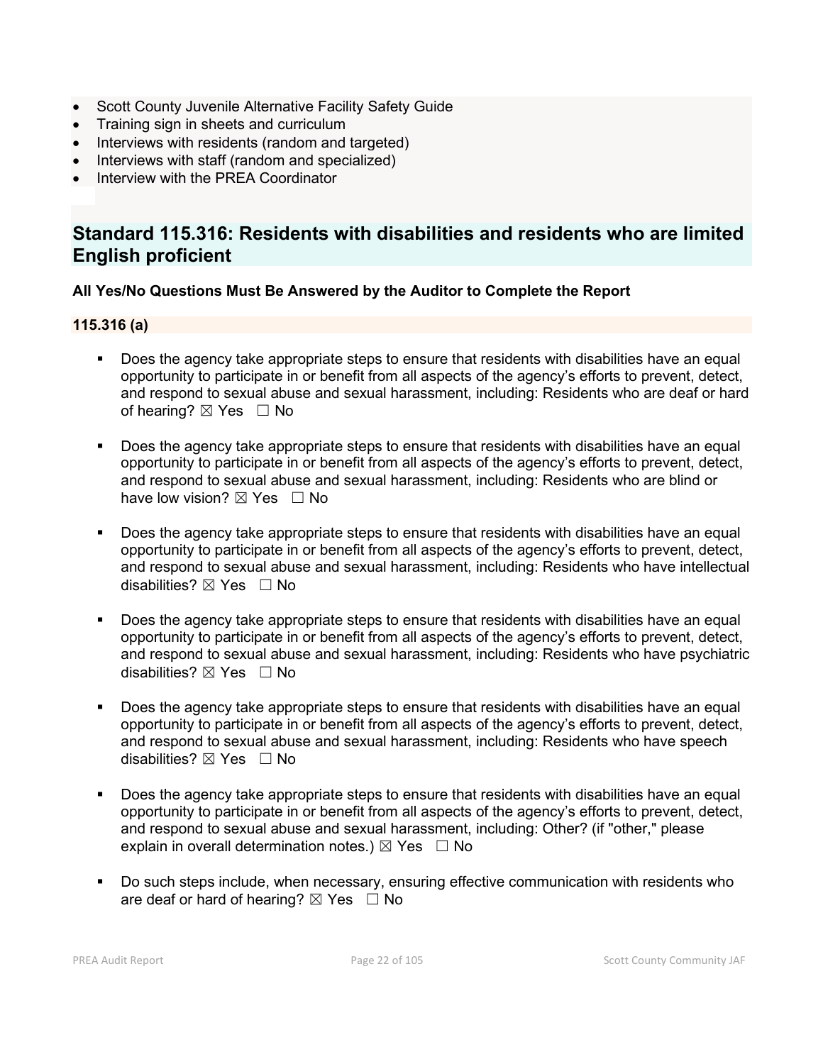- Scott County Juvenile Alternative Facility Safety Guide
- Training sign in sheets and curriculum
- Interviews with residents (random and targeted)
- Interviews with staff (random and specialized)
- Interview with the PREA Coordinator

## Standard 115.316: Residents with disabilities and residents who are limited English proficient

**All Yes/No Questions Must Be Answered by the Auditor to Complete the Report**

### 115.316 (a)

- Does the agency take appropriate steps to ensure that residents with disabilities have an equal opportunity to participate in or benefit from all aspects of the agency's efforts to prevent, detect, and respond to sexual abuse and sexual harassment, including: Residents who are deaf or hard of hearing? ☒ Yes ☐ No

- Does the agency take appropriate steps to ensure that residents with disabilities have an equal opportunity to participate in or benefit from all aspects of the agency's efforts to prevent, detect, and respond to sexual abuse and sexual harassment, including: Residents who are blind or have low vision? ☒ Yes ☐ No

- Does the agency take appropriate steps to ensure that residents with disabilities have an equal opportunity to participate in or benefit from all aspects of the agency's efforts to prevent, detect, and respond to sexual abuse and sexual harassment, including: Residents who have intellectual disabilities? ☒ Yes ☐ No

- Does the agency take appropriate steps to ensure that residents with disabilities have an equal opportunity to participate in or benefit from all aspects of the agency's efforts to prevent, detect, and respond to sexual abuse and sexual harassment, including: Residents who have psychiatric disabilities? ☒ Yes ☐ No

- Does the agency take appropriate steps to ensure that residents with disabilities have an equal opportunity to participate in or benefit from all aspects of the agency's efforts to prevent, detect, and respond to sexual abuse and sexual harassment, including: Residents who have speech disabilities? ☒ Yes ☐ No

- Does the agency take appropriate steps to ensure that residents with disabilities have an equal opportunity to participate in or benefit from all aspects of the agency's efforts to prevent, detect, and respond to sexual abuse and sexual harassment, including: Other? (if "other," please explain in overall determination notes.) ☒ Yes ☐ No

- Do such steps include, when necessary, ensuring effective communication with residents who are deaf or hard of hearing? ☒ Yes ☐ No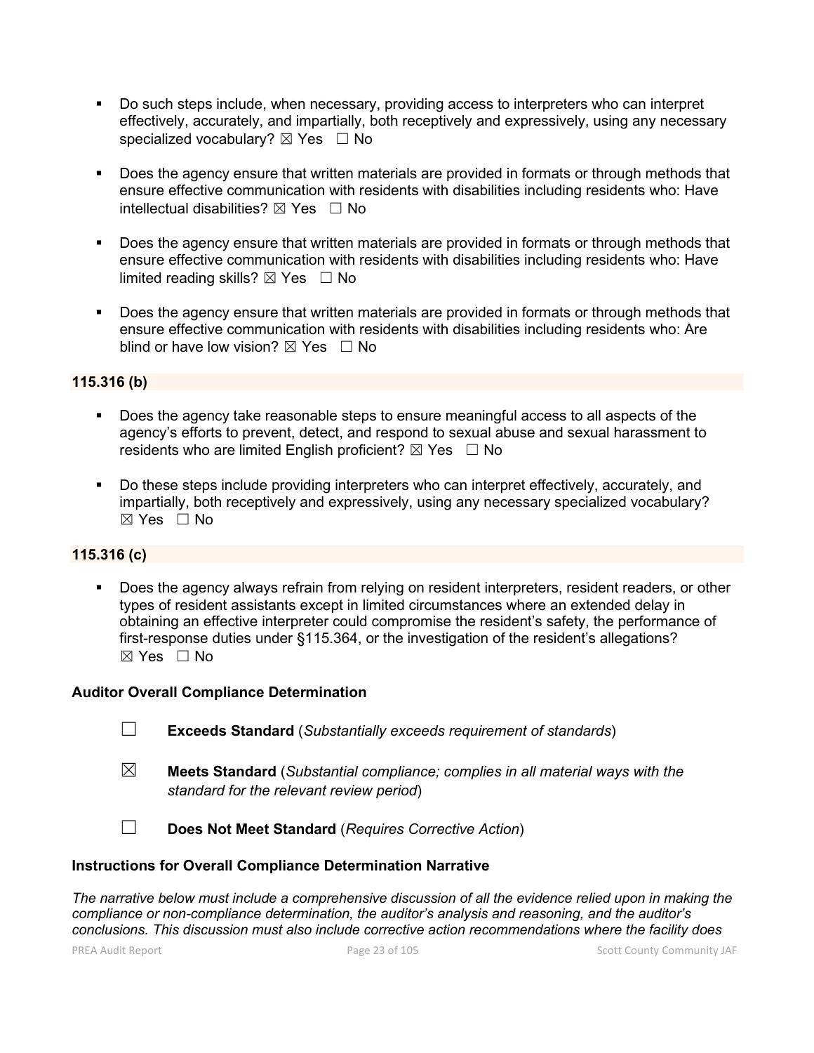- Do such steps include, when necessary, providing access to interpreters who can interpret effectively, accurately, and impartially, both receptively and expressively, using any necessary specialized vocabulary? ☒ Yes ☐ No

- Does the agency ensure that written materials are provided in formats or through methods that ensure effective communication with residents with disabilities including residents who: Have intellectual disabilities? ☒ Yes ☐ No

- Does the agency ensure that written materials are provided in formats or through methods that ensure effective communication with residents with disabilities including residents who: Have limited reading skills? ☒ Yes ☐ No

- Does the agency ensure that written materials are provided in formats or through methods that ensure effective communication with residents with disabilities including residents who: Are blind or have low vision? ☒ Yes ☐ No

**115.316 (b)**

- Does the agency take reasonable steps to ensure meaningful access to all aspects of the agency's efforts to prevent, detect, and respond to sexual abuse and sexual harassment to residents who are limited English proficient? ☒ Yes ☐ No

- Do these steps include providing interpreters who can interpret effectively, accurately, and impartially, both receptively and expressively, using any necessary specialized vocabulary? ☒ Yes ☐ No

**115.316 (c)**

- Does the agency always refrain from relying on resident interpreters, resident readers, or other types of resident assistants except in limited circumstances where an extended delay in obtaining an effective interpreter could compromise the resident's safety, the performance of first-response duties under §115.364, or the investigation of the resident's allegations? ☒ Yes ☐ No

**Auditor Overall Compliance Determination**

☐ **Exceeds Standard** (*Substantially exceeds requirement of standards*)

☒ **Meets Standard** (*Substantial compliance; complies in all material ways with the standard for the relevant review period*)

☐ **Does Not Meet Standard** (*Requires Corrective Action*)

**Instructions for Overall Compliance Determination Narrative**

*The narrative below must include a comprehensive discussion of all the evidence relied upon in making the compliance or non-compliance determination, the auditor's analysis and reasoning, and the auditor's conclusions. This discussion must also include corrective action recommendations where the facility does*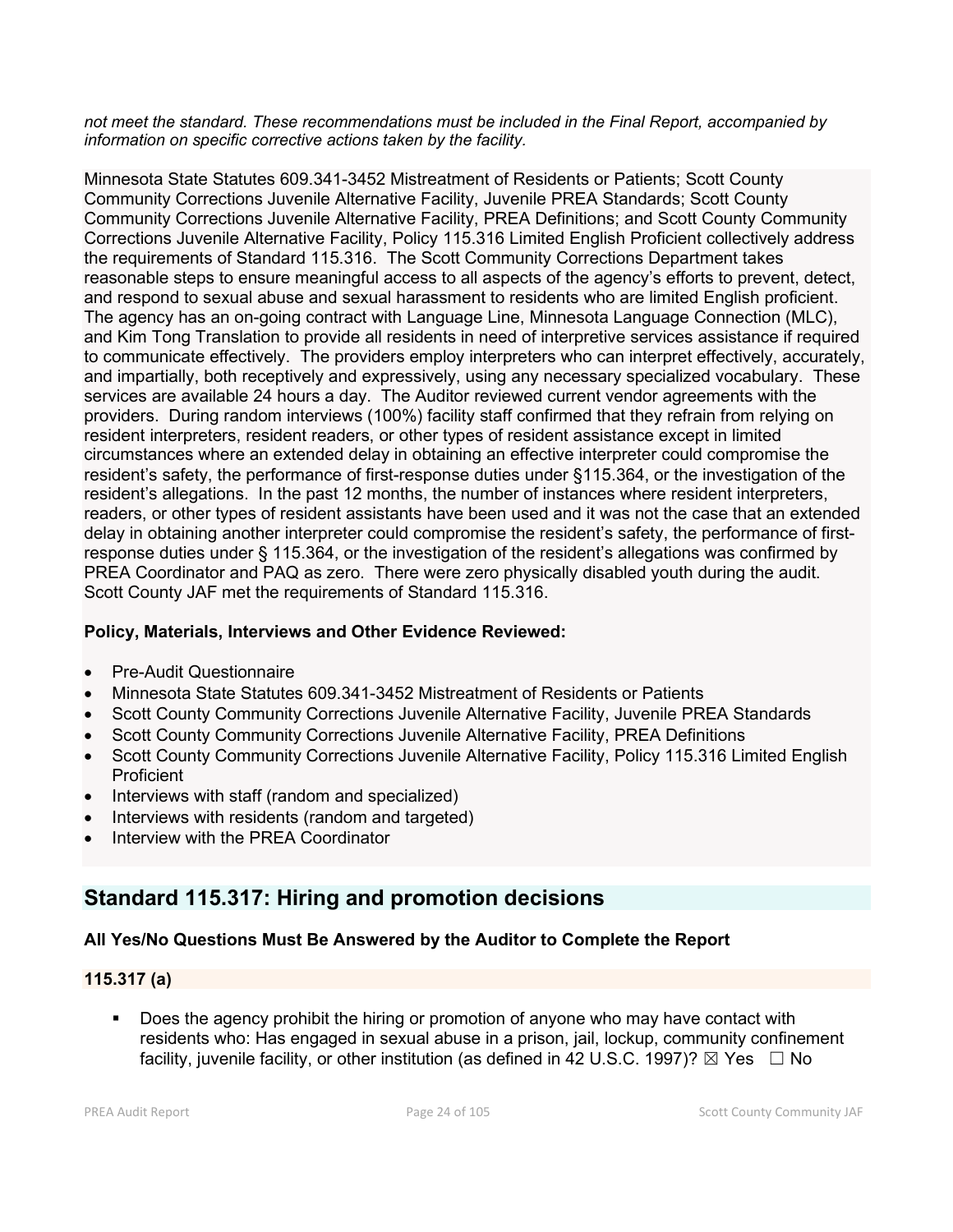*not meet the standard. These recommendations must be included in the Final Report, accompanied by information on specific corrective actions taken by the facility.*

Minnesota State Statutes 609.341-3452 Mistreatment of Residents or Patients; Scott County Community Corrections Juvenile Alternative Facility, Juvenile PREA Standards; Scott County Community Corrections Juvenile Alternative Facility, PREA Definitions; and Scott County Community Corrections Juvenile Alternative Facility, Policy 115.316 Limited English Proficient collectively address the requirements of Standard 115.316. The Scott Community Corrections Department takes reasonable steps to ensure meaningful access to all aspects of the agency's efforts to prevent, detect, and respond to sexual abuse and sexual harassment to residents who are limited English proficient. The agency has an on-going contract with Language Line, Minnesota Language Connection (MLC), and Kim Tong Translation to provide all residents in need of interpretive services assistance if required to communicate effectively. The providers employ interpreters who can interpret effectively, accurately, and impartially, both receptively and expressively, using any necessary specialized vocabulary. These services are available 24 hours a day. The Auditor reviewed current vendor agreements with the providers. During random interviews (100%) facility staff confirmed that they refrain from relying on resident interpreters, resident readers, or other types of resident assistance except in limited circumstances where an extended delay in obtaining an effective interpreter could compromise the resident's safety, the performance of first-response duties under §115.364, or the investigation of the resident's allegations. In the past 12 months, the number of instances where resident interpreters, readers, or other types of resident assistants have been used and it was not the case that an extended delay in obtaining another interpreter could compromise the resident's safety, the performance of first-response duties under § 115.364, or the investigation of the resident's allegations was confirmed by PREA Coordinator and PAQ as zero. There were zero physically disabled youth during the audit. Scott County JAF met the requirements of Standard 115.316.

**Policy, Materials, Interviews and Other Evidence Reviewed:**

- Pre-Audit Questionnaire
- Minnesota State Statutes 609.341-3452 Mistreatment of Residents or Patients
- Scott County Community Corrections Juvenile Alternative Facility, Juvenile PREA Standards
- Scott County Community Corrections Juvenile Alternative Facility, PREA Definitions
- Scott County Community Corrections Juvenile Alternative Facility, Policy 115.316 Limited English Proficient
- Interviews with staff (random and specialized)
- Interviews with residents (random and targeted)
- Interview with the PREA Coordinator

## Standard 115.317: Hiring and promotion decisions

**All Yes/No Questions Must Be Answered by the Auditor to Complete the Report**

### 115.317 (a)

- Does the agency prohibit the hiring or promotion of anyone who may have contact with residents who: Has engaged in sexual abuse in a prison, jail, lockup, community confinement facility, juvenile facility, or other institution (as defined in 42 U.S.C. 1997)? ☒ Yes ☐ No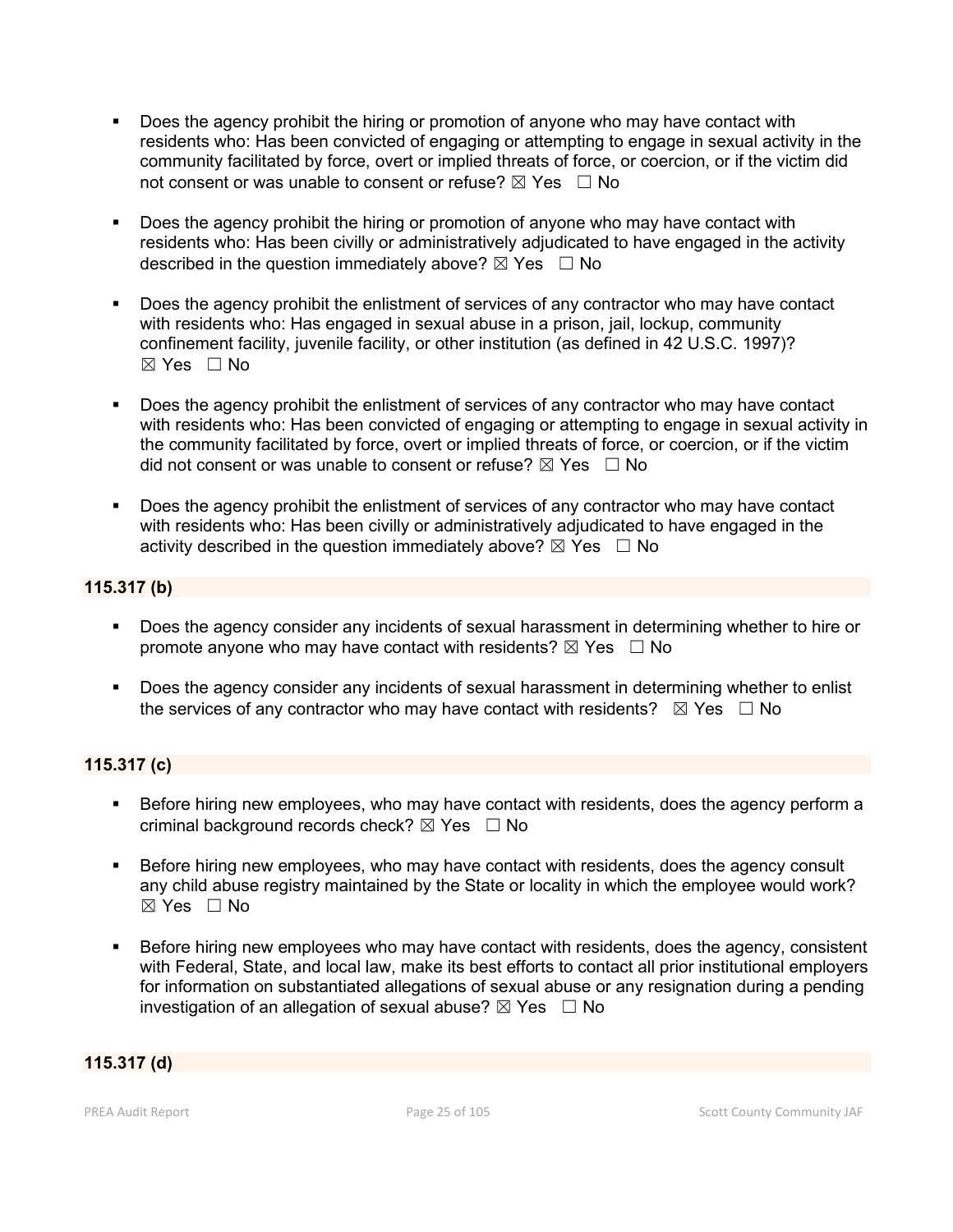- Does the agency prohibit the hiring or promotion of anyone who may have contact with residents who: Has been convicted of engaging or attempting to engage in sexual activity in the community facilitated by force, overt or implied threats of force, or coercion, or if the victim did not consent or was unable to consent or refuse? ☒ Yes ☐ No

- Does the agency prohibit the hiring or promotion of anyone who may have contact with residents who: Has been civilly or administratively adjudicated to have engaged in the activity described in the question immediately above? ☒ Yes ☐ No

- Does the agency prohibit the enlistment of services of any contractor who may have contact with residents who: Has engaged in sexual abuse in a prison, jail, lockup, community confinement facility, juvenile facility, or other institution (as defined in 42 U.S.C. 1997)? ☒ Yes ☐ No

- Does the agency prohibit the enlistment of services of any contractor who may have contact with residents who: Has been convicted of engaging or attempting to engage in sexual activity in the community facilitated by force, overt or implied threats of force, or coercion, or if the victim did not consent or was unable to consent or refuse? ☒ Yes ☐ No

- Does the agency prohibit the enlistment of services of any contractor who may have contact with residents who: Has been civilly or administratively adjudicated to have engaged in the activity described in the question immediately above? ☒ Yes ☐ No

**115.317 (b)**

- Does the agency consider any incidents of sexual harassment in determining whether to hire or promote anyone who may have contact with residents? ☒ Yes ☐ No

- Does the agency consider any incidents of sexual harassment in determining whether to enlist the services of any contractor who may have contact with residents? ☒ Yes ☐ No

**115.317 (c)**

- Before hiring new employees, who may have contact with residents, does the agency perform a criminal background records check? ☒ Yes ☐ No

- Before hiring new employees, who may have contact with residents, does the agency consult any child abuse registry maintained by the State or locality in which the employee would work? ☒ Yes ☐ No

- Before hiring new employees who may have contact with residents, does the agency, consistent with Federal, State, and local law, make its best efforts to contact all prior institutional employers for information on substantiated allegations of sexual abuse or any resignation during a pending investigation of an allegation of sexual abuse? ☒ Yes ☐ No

**115.317 (d)**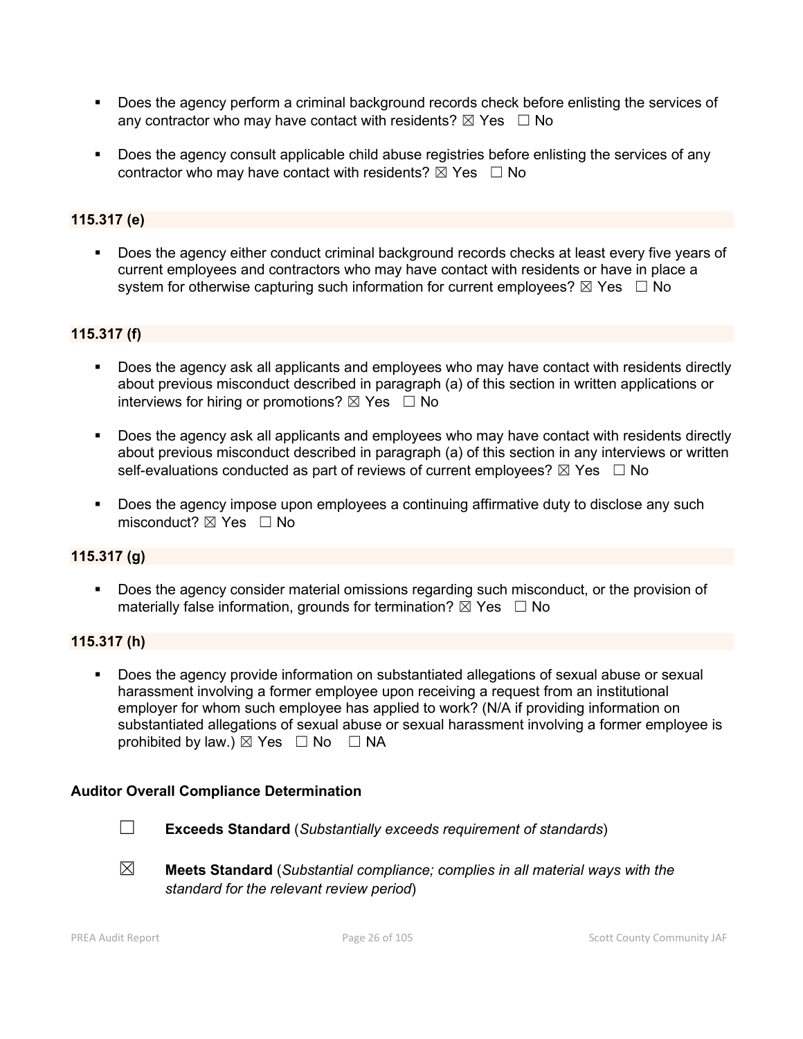- Does the agency perform a criminal background records check before enlisting the services of any contractor who may have contact with residents? ☒ Yes ☐ No

- Does the agency consult applicable child abuse registries before enlisting the services of any contractor who may have contact with residents? ☒ Yes ☐ No

**115.317 (e)**

- Does the agency either conduct criminal background records checks at least every five years of current employees and contractors who may have contact with residents or have in place a system for otherwise capturing such information for current employees? ☒ Yes ☐ No

**115.317 (f)**

- Does the agency ask all applicants and employees who may have contact with residents directly about previous misconduct described in paragraph (a) of this section in written applications or interviews for hiring or promotions? ☒ Yes ☐ No

- Does the agency ask all applicants and employees who may have contact with residents directly about previous misconduct described in paragraph (a) of this section in any interviews or written self-evaluations conducted as part of reviews of current employees? ☒ Yes ☐ No

- Does the agency impose upon employees a continuing affirmative duty to disclose any such misconduct? ☒ Yes ☐ No

**115.317 (g)**

- Does the agency consider material omissions regarding such misconduct, or the provision of materially false information, grounds for termination? ☒ Yes ☐ No

**115.317 (h)**

- Does the agency provide information on substantiated allegations of sexual abuse or sexual harassment involving a former employee upon receiving a request from an institutional employer for whom such employee has applied to work? (N/A if providing information on substantiated allegations of sexual abuse or sexual harassment involving a former employee is prohibited by law.) ☒ Yes ☐ No ☐ NA

**Auditor Overall Compliance Determination**

☐ **Exceeds Standard** (*Substantially exceeds requirement of standards*)

☒ **Meets Standard** (*Substantial compliance; complies in all material ways with the standard for the relevant review period*)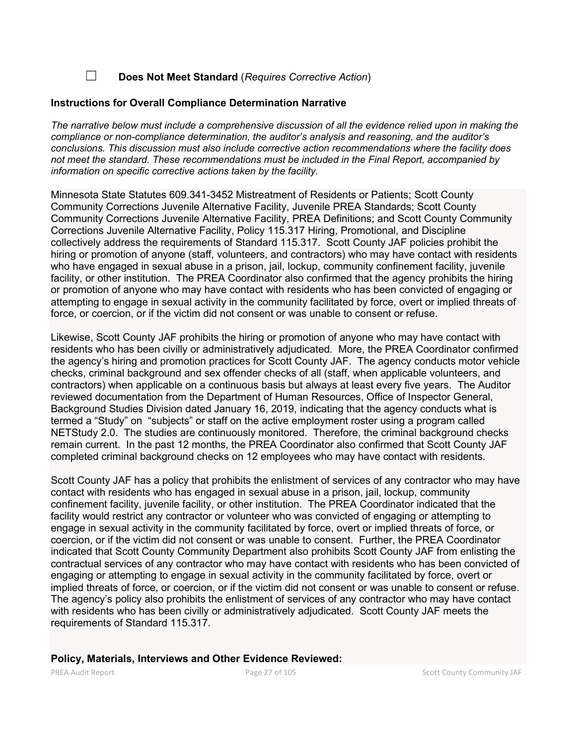☐ **Does Not Meet Standard** (*Requires Corrective Action*)

**Instructions for Overall Compliance Determination Narrative**

*The narrative below must include a comprehensive discussion of all the evidence relied upon in making the compliance or non-compliance determination, the auditor's analysis and reasoning, and the auditor's conclusions. This discussion must also include corrective action recommendations where the facility does not meet the standard. These recommendations must be included in the Final Report, accompanied by information on specific corrective actions taken by the facility.*

Minnesota State Statutes 609.341-3452 Mistreatment of Residents or Patients; Scott County Community Corrections Juvenile Alternative Facility, Juvenile PREA Standards; Scott County Community Corrections Juvenile Alternative Facility, PREA Definitions; and Scott County Community Corrections Juvenile Alternative Facility, Policy 115.317 Hiring, Promotional, and Discipline collectively address the requirements of Standard 115.317. Scott County JAF policies prohibit the hiring or promotion of anyone (staff, volunteers, and contractors) who may have contact with residents who have engaged in sexual abuse in a prison, jail, lockup, community confinement facility, juvenile facility, or other institution. The PREA Coordinator also confirmed that the agency prohibits the hiring or promotion of anyone who may have contact with residents who has been convicted of engaging or attempting to engage in sexual activity in the community facilitated by force, overt or implied threats of force, or coercion, or if the victim did not consent or was unable to consent or refuse.

Likewise, Scott County JAF prohibits the hiring or promotion of anyone who may have contact with residents who has been civilly or administratively adjudicated. More, the PREA Coordinator confirmed the agency's hiring and promotion practices for Scott County JAF. The agency conducts motor vehicle checks, criminal background and sex offender checks of all (staff, when applicable volunteers, and contractors) when applicable on a continuous basis but always at least every five years. The Auditor reviewed documentation from the Department of Human Resources, Office of Inspector General, Background Studies Division dated January 16, 2019, indicating that the agency conducts what is termed a "Study" on "subjects" or staff on the active employment roster using a program called NETStudy 2.0. The studies are continuously monitored. Therefore, the criminal background checks remain current. In the past 12 months, the PREA Coordinator also confirmed that Scott County JAF completed criminal background checks on 12 employees who may have contact with residents.

Scott County JAF has a policy that prohibits the enlistment of services of any contractor who may have contact with residents who has engaged in sexual abuse in a prison, jail, lockup, community confinement facility, juvenile facility, or other institution. The PREA Coordinator indicated that the facility would restrict any contractor or volunteer who was convicted of engaging or attempting to engage in sexual activity in the community facilitated by force, overt or implied threats of force, or coercion, or if the victim did not consent or was unable to consent. Further, the PREA Coordinator indicated that Scott County Community Department also prohibits Scott County JAF from enlisting the contractual services of any contractor who may have contact with residents who has been convicted of engaging or attempting to engage in sexual activity in the community facilitated by force, overt or implied threats of force, or coercion, or if the victim did not consent or was unable to consent or refuse. The agency's policy also prohibits the enlistment of services of any contractor who may have contact with residents who has been civilly or administratively adjudicated. Scott County JAF meets the requirements of Standard 115.317.

**Policy, Materials, Interviews and Other Evidence Reviewed:**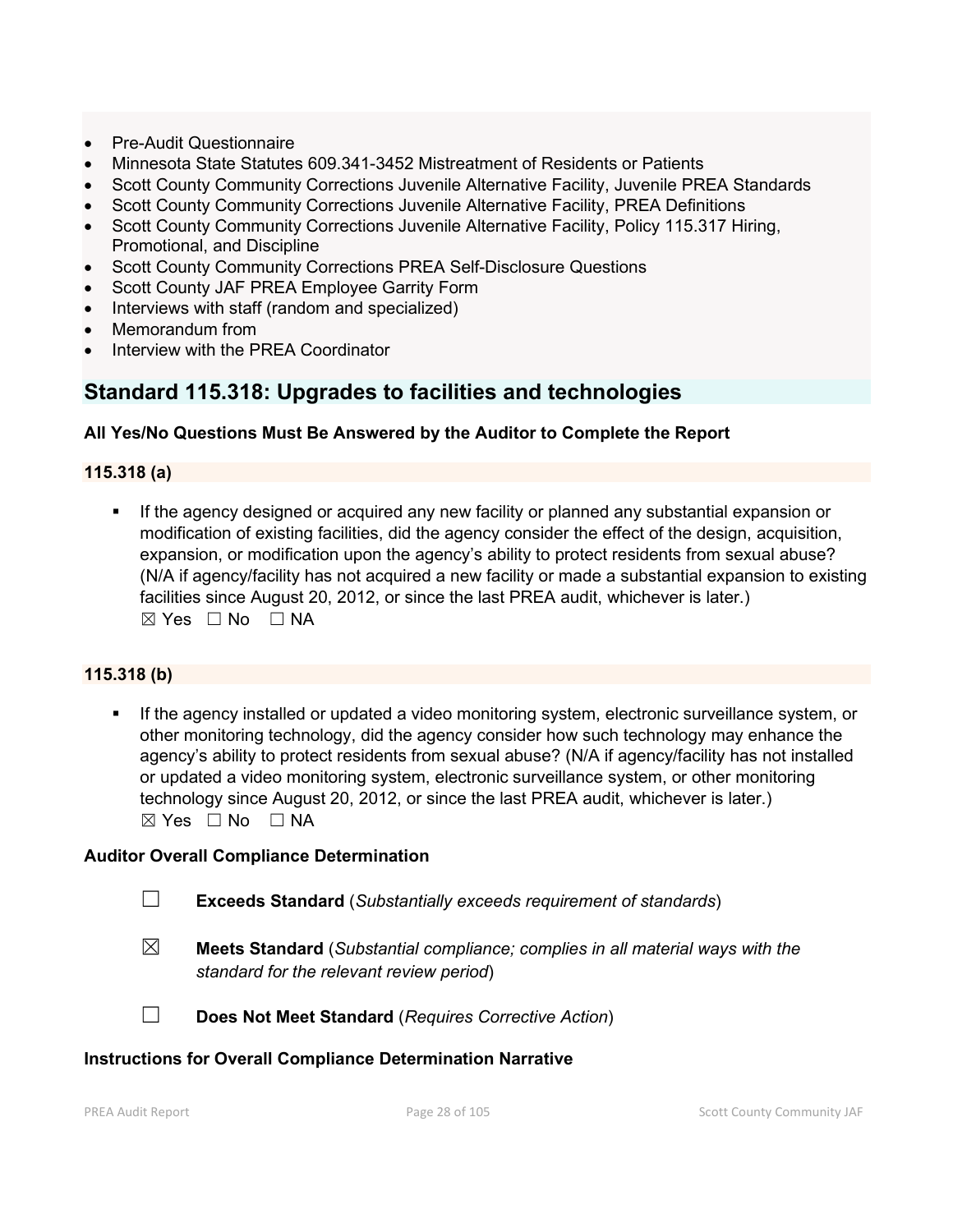- Pre-Audit Questionnaire
- Minnesota State Statutes 609.341-3452 Mistreatment of Residents or Patients
- Scott County Community Corrections Juvenile Alternative Facility, Juvenile PREA Standards
- Scott County Community Corrections Juvenile Alternative Facility, PREA Definitions
- Scott County Community Corrections Juvenile Alternative Facility, Policy 115.317 Hiring, Promotional, and Discipline
- Scott County Community Corrections PREA Self-Disclosure Questions
- Scott County JAF PREA Employee Garrity Form
- Interviews with staff (random and specialized)
- Memorandum from
- Interview with the PREA Coordinator

## Standard 115.318: Upgrades to facilities and technologies

**All Yes/No Questions Must Be Answered by the Auditor to Complete the Report**

### 115.318 (a)

- If the agency designed or acquired any new facility or planned any substantial expansion or modification of existing facilities, did the agency consider the effect of the design, acquisition, expansion, or modification upon the agency's ability to protect residents from sexual abuse? (N/A if agency/facility has not acquired a new facility or made a substantial expansion to existing facilities since August 20, 2012, or since the last PREA audit, whichever is later.)
  ☒ Yes ☐ No ☐ NA

### 115.318 (b)

- If the agency installed or updated a video monitoring system, electronic surveillance system, or other monitoring technology, did the agency consider how such technology may enhance the agency's ability to protect residents from sexual abuse? (N/A if agency/facility has not installed or updated a video monitoring system, electronic surveillance system, or other monitoring technology since August 20, 2012, or since the last PREA audit, whichever is later.)
  ☒ Yes ☐ No ☐ NA

**Auditor Overall Compliance Determination**

☐ **Exceeds Standard** (*Substantially exceeds requirement of standards*)

☒ **Meets Standard** (*Substantial compliance; complies in all material ways with the standard for the relevant review period*)

☐ **Does Not Meet Standard** (*Requires Corrective Action*)

**Instructions for Overall Compliance Determination Narrative**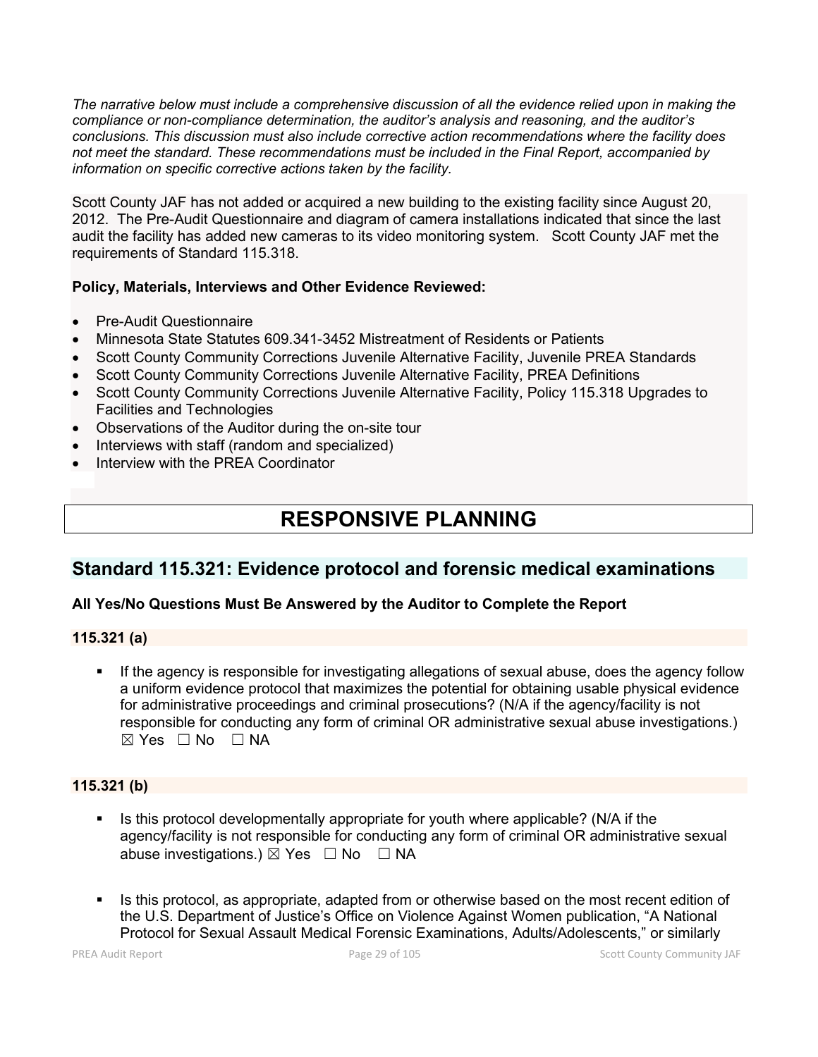*The narrative below must include a comprehensive discussion of all the evidence relied upon in making the compliance or non-compliance determination, the auditor's analysis and reasoning, and the auditor's conclusions. This discussion must also include corrective action recommendations where the facility does not meet the standard. These recommendations must be included in the Final Report, accompanied by information on specific corrective actions taken by the facility.*

Scott County JAF has not added or acquired a new building to the existing facility since August 20, 2012. The Pre-Audit Questionnaire and diagram of camera installations indicated that since the last audit the facility has added new cameras to its video monitoring system. Scott County JAF met the requirements of Standard 115.318.

**Policy, Materials, Interviews and Other Evidence Reviewed:**

- Pre-Audit Questionnaire
- Minnesota State Statutes 609.341-3452 Mistreatment of Residents or Patients
- Scott County Community Corrections Juvenile Alternative Facility, Juvenile PREA Standards
- Scott County Community Corrections Juvenile Alternative Facility, PREA Definitions
- Scott County Community Corrections Juvenile Alternative Facility, Policy 115.318 Upgrades to Facilities and Technologies
- Observations of the Auditor during the on-site tour
- Interviews with staff (random and specialized)
- Interview with the PREA Coordinator

# RESPONSIVE PLANNING

## Standard 115.321: Evidence protocol and forensic medical examinations

**All Yes/No Questions Must Be Answered by the Auditor to Complete the Report**

### 115.321 (a)

- If the agency is responsible for investigating allegations of sexual abuse, does the agency follow a uniform evidence protocol that maximizes the potential for obtaining usable physical evidence for administrative proceedings and criminal prosecutions? (N/A if the agency/facility is not responsible for conducting any form of criminal OR administrative sexual abuse investigations.) ☒ Yes ☐ No ☐ NA

### 115.321 (b)

- Is this protocol developmentally appropriate for youth where applicable? (N/A if the agency/facility is not responsible for conducting any form of criminal OR administrative sexual abuse investigations.) ☒ Yes ☐ No ☐ NA

- Is this protocol, as appropriate, adapted from or otherwise based on the most recent edition of the U.S. Department of Justice's Office on Violence Against Women publication, "A National Protocol for Sexual Assault Medical Forensic Examinations, Adults/Adolescents," or similarly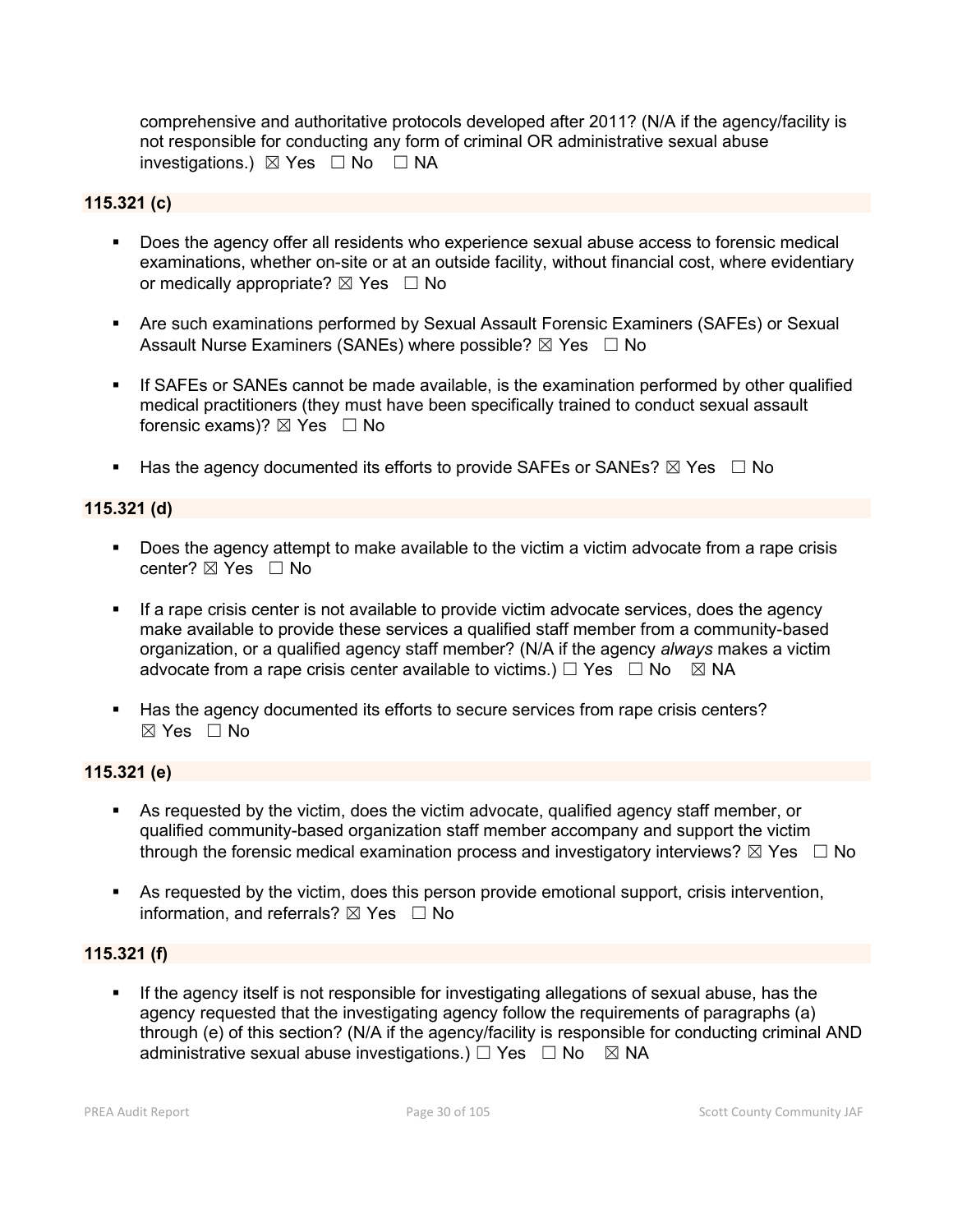comprehensive and authoritative protocols developed after 2011? (N/A if the agency/facility is not responsible for conducting any form of criminal OR administrative sexual abuse investigations.) ☒ Yes ☐ No ☐ NA

**115.321 (c)**

- Does the agency offer all residents who experience sexual abuse access to forensic medical examinations, whether on-site or at an outside facility, without financial cost, where evidentiary or medically appropriate? ☒ Yes ☐ No
- Are such examinations performed by Sexual Assault Forensic Examiners (SAFEs) or Sexual Assault Nurse Examiners (SANEs) where possible? ☒ Yes ☐ No
- If SAFEs or SANEs cannot be made available, is the examination performed by other qualified medical practitioners (they must have been specifically trained to conduct sexual assault forensic exams)? ☒ Yes ☐ No
- Has the agency documented its efforts to provide SAFEs or SANEs? ☒ Yes ☐ No

**115.321 (d)**

- Does the agency attempt to make available to the victim a victim advocate from a rape crisis center? ☒ Yes ☐ No
- If a rape crisis center is not available to provide victim advocate services, does the agency make available to provide these services a qualified staff member from a community-based organization, or a qualified agency staff member? (N/A if the agency *always* makes a victim advocate from a rape crisis center available to victims.) ☐ Yes ☐ No ☒ NA
- Has the agency documented its efforts to secure services from rape crisis centers? ☒ Yes ☐ No

**115.321 (e)**

- As requested by the victim, does the victim advocate, qualified agency staff member, or qualified community-based organization staff member accompany and support the victim through the forensic medical examination process and investigatory interviews? ☒ Yes ☐ No
- As requested by the victim, does this person provide emotional support, crisis intervention, information, and referrals? ☒ Yes ☐ No

**115.321 (f)**

- If the agency itself is not responsible for investigating allegations of sexual abuse, has the agency requested that the investigating agency follow the requirements of paragraphs (a) through (e) of this section? (N/A if the agency/facility is responsible for conducting criminal AND administrative sexual abuse investigations.) ☐ Yes ☐ No ☒ NA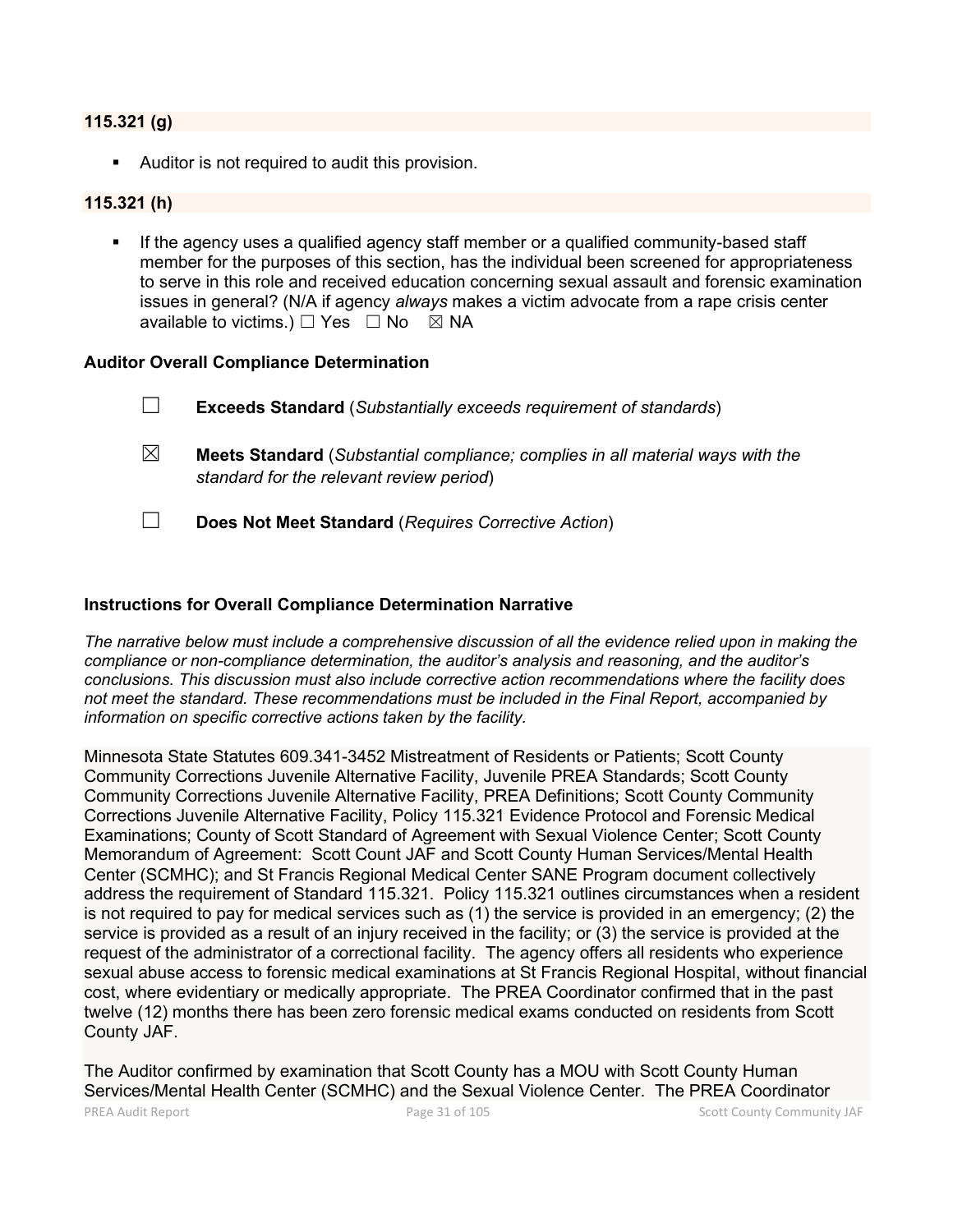**115.321 (g)**

- Auditor is not required to audit this provision.

**115.321 (h)**

- If the agency uses a qualified agency staff member or a qualified community-based staff member for the purposes of this section, has the individual been screened for appropriateness to serve in this role and received education concerning sexual assault and forensic examination issues in general? (N/A if agency *always* makes a victim advocate from a rape crisis center available to victims.) ☐ Yes ☐ No ☒ NA

**Auditor Overall Compliance Determination**

☐ **Exceeds Standard** (*Substantially exceeds requirement of standards*)

☒ **Meets Standard** (*Substantial compliance; complies in all material ways with the standard for the relevant review period*)

☐ **Does Not Meet Standard** (*Requires Corrective Action*)

**Instructions for Overall Compliance Determination Narrative**

*The narrative below must include a comprehensive discussion of all the evidence relied upon in making the compliance or non-compliance determination, the auditor's analysis and reasoning, and the auditor's conclusions. This discussion must also include corrective action recommendations where the facility does not meet the standard. These recommendations must be included in the Final Report, accompanied by information on specific corrective actions taken by the facility.*

Minnesota State Statutes 609.341-3452 Mistreatment of Residents or Patients; Scott County Community Corrections Juvenile Alternative Facility, Juvenile PREA Standards; Scott County Community Corrections Juvenile Alternative Facility, PREA Definitions; Scott County Community Corrections Juvenile Alternative Facility, Policy 115.321 Evidence Protocol and Forensic Medical Examinations; County of Scott Standard of Agreement with Sexual Violence Center; Scott County Memorandum of Agreement: Scott Count JAF and Scott County Human Services/Mental Health Center (SCMHC); and St Francis Regional Medical Center SANE Program document collectively address the requirement of Standard 115.321. Policy 115.321 outlines circumstances when a resident is not required to pay for medical services such as (1) the service is provided in an emergency; (2) the service is provided as a result of an injury received in the facility; or (3) the service is provided at the request of the administrator of a correctional facility. The agency offers all residents who experience sexual abuse access to forensic medical examinations at St Francis Regional Hospital, without financial cost, where evidentiary or medically appropriate. The PREA Coordinator confirmed that in the past twelve (12) months there has been zero forensic medical exams conducted on residents from Scott County JAF.

The Auditor confirmed by examination that Scott County has a MOU with Scott County Human Services/Mental Health Center (SCMHC) and the Sexual Violence Center. The PREA Coordinator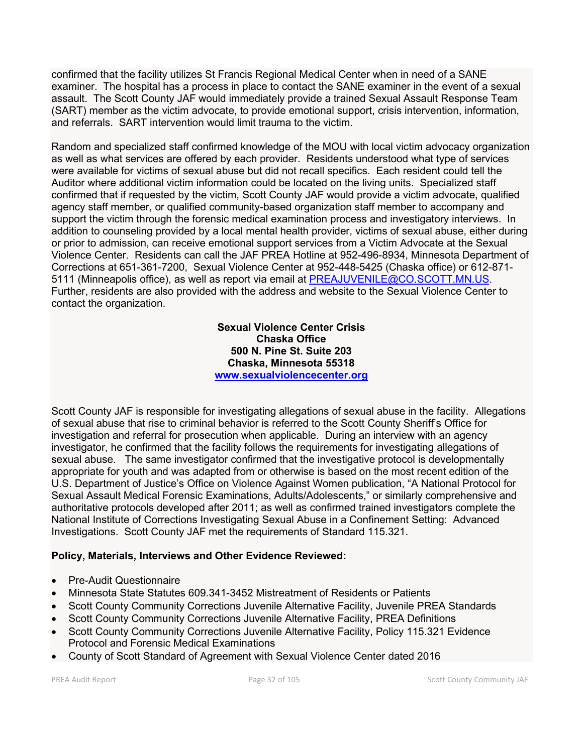confirmed that the facility utilizes St Francis Regional Medical Center when in need of a SANE examiner. The hospital has a process in place to contact the SANE examiner in the event of a sexual assault. The Scott County JAF would immediately provide a trained Sexual Assault Response Team (SART) member as the victim advocate, to provide emotional support, crisis intervention, information, and referrals. SART intervention would limit trauma to the victim.

Random and specialized staff confirmed knowledge of the MOU with local victim advocacy organization as well as what services are offered by each provider. Residents understood what type of services were available for victims of sexual abuse but did not recall specifics. Each resident could tell the Auditor where additional victim information could be located on the living units. Specialized staff confirmed that if requested by the victim, Scott County JAF would provide a victim advocate, qualified agency staff member, or qualified community-based organization staff member to accompany and support the victim through the forensic medical examination process and investigatory interviews. In addition to counseling provided by a local mental health provider, victims of sexual abuse, either during or prior to admission, can receive emotional support services from a Victim Advocate at the Sexual Violence Center. Residents can call the JAF PREA Hotline at 952-496-8934, Minnesota Department of Corrections at 651-361-7200, Sexual Violence Center at 952-448-5425 (Chaska office) or 612-871-5111 (Minneapolis office), as well as report via email at PREAJUVENILE@CO.SCOTT.MN.US. Further, residents are also provided with the address and website to the Sexual Violence Center to contact the organization.

**Sexual Violence Center Crisis**
**Chaska Office**
**500 N. Pine St. Suite 203**
**Chaska, Minnesota 55318**
**www.sexualviolencecenter.org**

Scott County JAF is responsible for investigating allegations of sexual abuse in the facility. Allegations of sexual abuse that rise to criminal behavior is referred to the Scott County Sheriff's Office for investigation and referral for prosecution when applicable. During an interview with an agency investigator, he confirmed that the facility follows the requirements for investigating allegations of sexual abuse. The same investigator confirmed that the investigative protocol is developmentally appropriate for youth and was adapted from or otherwise is based on the most recent edition of the U.S. Department of Justice's Office on Violence Against Women publication, "A National Protocol for Sexual Assault Medical Forensic Examinations, Adults/Adolescents," or similarly comprehensive and authoritative protocols developed after 2011; as well as confirmed trained investigators complete the National Institute of Corrections Investigating Sexual Abuse in a Confinement Setting: Advanced Investigations. Scott County JAF met the requirements of Standard 115.321.

**Policy, Materials, Interviews and Other Evidence Reviewed:**

- Pre-Audit Questionnaire
- Minnesota State Statutes 609.341-3452 Mistreatment of Residents or Patients
- Scott County Community Corrections Juvenile Alternative Facility, Juvenile PREA Standards
- Scott County Community Corrections Juvenile Alternative Facility, PREA Definitions
- Scott County Community Corrections Juvenile Alternative Facility, Policy 115.321 Evidence Protocol and Forensic Medical Examinations
- County of Scott Standard of Agreement with Sexual Violence Center dated 2016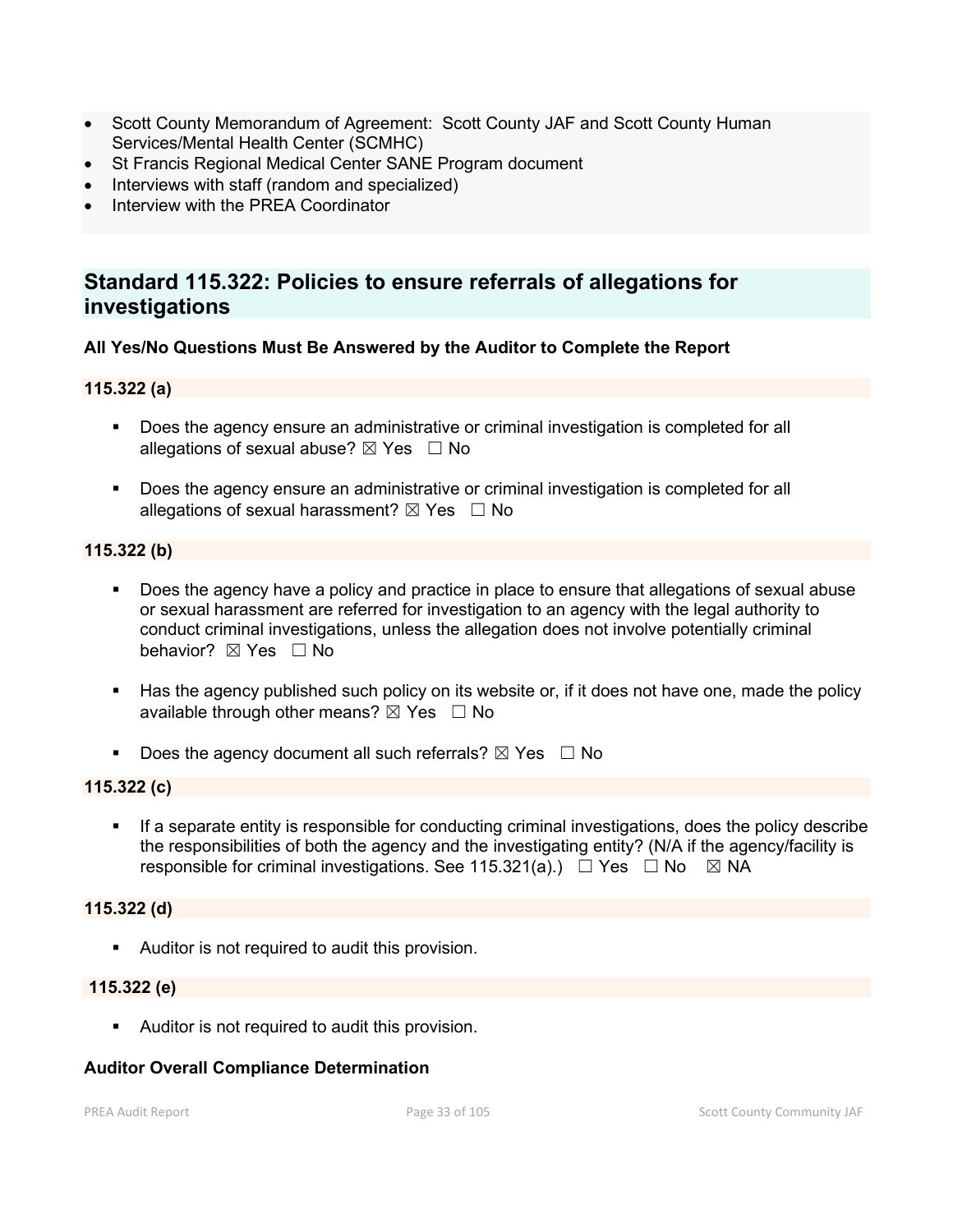- Scott County Memorandum of Agreement: Scott County JAF and Scott County Human Services/Mental Health Center (SCMHC)
- St Francis Regional Medical Center SANE Program document
- Interviews with staff (random and specialized)
- Interview with the PREA Coordinator

## Standard 115.322: Policies to ensure referrals of allegations for investigations

**All Yes/No Questions Must Be Answered by the Auditor to Complete the Report**

**115.322 (a)**

- Does the agency ensure an administrative or criminal investigation is completed for all allegations of sexual abuse? ☒ Yes ☐ No
- Does the agency ensure an administrative or criminal investigation is completed for all allegations of sexual harassment? ☒ Yes ☐ No

**115.322 (b)**

- Does the agency have a policy and practice in place to ensure that allegations of sexual abuse or sexual harassment are referred for investigation to an agency with the legal authority to conduct criminal investigations, unless the allegation does not involve potentially criminal behavior? ☒ Yes ☐ No
- Has the agency published such policy on its website or, if it does not have one, made the policy available through other means? ☒ Yes ☐ No
- Does the agency document all such referrals? ☒ Yes ☐ No

**115.322 (c)**

- If a separate entity is responsible for conducting criminal investigations, does the policy describe the responsibilities of both the agency and the investigating entity? (N/A if the agency/facility is responsible for criminal investigations. See 115.321(a).) ☐ Yes ☐ No ☒ NA

**115.322 (d)**

- Auditor is not required to audit this provision.

**115.322 (e)**

- Auditor is not required to audit this provision.

**Auditor Overall Compliance Determination**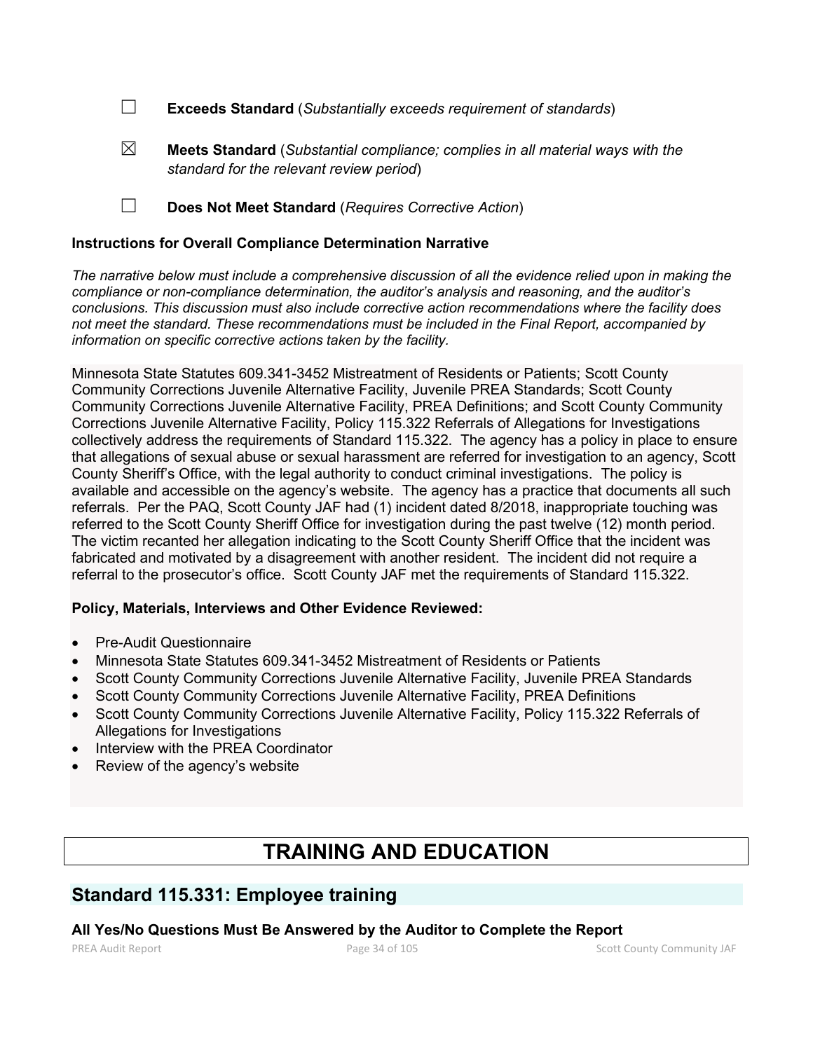☐ **Exceeds Standard** (*Substantially exceeds requirement of standards*)

☒ **Meets Standard** (*Substantial compliance; complies in all material ways with the standard for the relevant review period*)

☐ **Does Not Meet Standard** (*Requires Corrective Action*)

**Instructions for Overall Compliance Determination Narrative**

*The narrative below must include a comprehensive discussion of all the evidence relied upon in making the compliance or non-compliance determination, the auditor's analysis and reasoning, and the auditor's conclusions. This discussion must also include corrective action recommendations where the facility does not meet the standard. These recommendations must be included in the Final Report, accompanied by information on specific corrective actions taken by the facility.*

Minnesota State Statutes 609.341-3452 Mistreatment of Residents or Patients; Scott County Community Corrections Juvenile Alternative Facility, Juvenile PREA Standards; Scott County Community Corrections Juvenile Alternative Facility, PREA Definitions; and Scott County Community Corrections Juvenile Alternative Facility, Policy 115.322 Referrals of Allegations for Investigations collectively address the requirements of Standard 115.322. The agency has a policy in place to ensure that allegations of sexual abuse or sexual harassment are referred for investigation to an agency, Scott County Sheriff's Office, with the legal authority to conduct criminal investigations. The policy is available and accessible on the agency's website. The agency has a practice that documents all such referrals. Per the PAQ, Scott County JAF had (1) incident dated 8/2018, inappropriate touching was referred to the Scott County Sheriff Office for investigation during the past twelve (12) month period. The victim recanted her allegation indicating to the Scott County Sheriff Office that the incident was fabricated and motivated by a disagreement with another resident. The incident did not require a referral to the prosecutor's office. Scott County JAF met the requirements of Standard 115.322.

**Policy, Materials, Interviews and Other Evidence Reviewed:**

- Pre-Audit Questionnaire
- Minnesota State Statutes 609.341-3452 Mistreatment of Residents or Patients
- Scott County Community Corrections Juvenile Alternative Facility, Juvenile PREA Standards
- Scott County Community Corrections Juvenile Alternative Facility, PREA Definitions
- Scott County Community Corrections Juvenile Alternative Facility, Policy 115.322 Referrals of Allegations for Investigations
- Interview with the PREA Coordinator
- Review of the agency's website

# TRAINING AND EDUCATION

## Standard 115.331: Employee training

**All Yes/No Questions Must Be Answered by the Auditor to Complete the Report**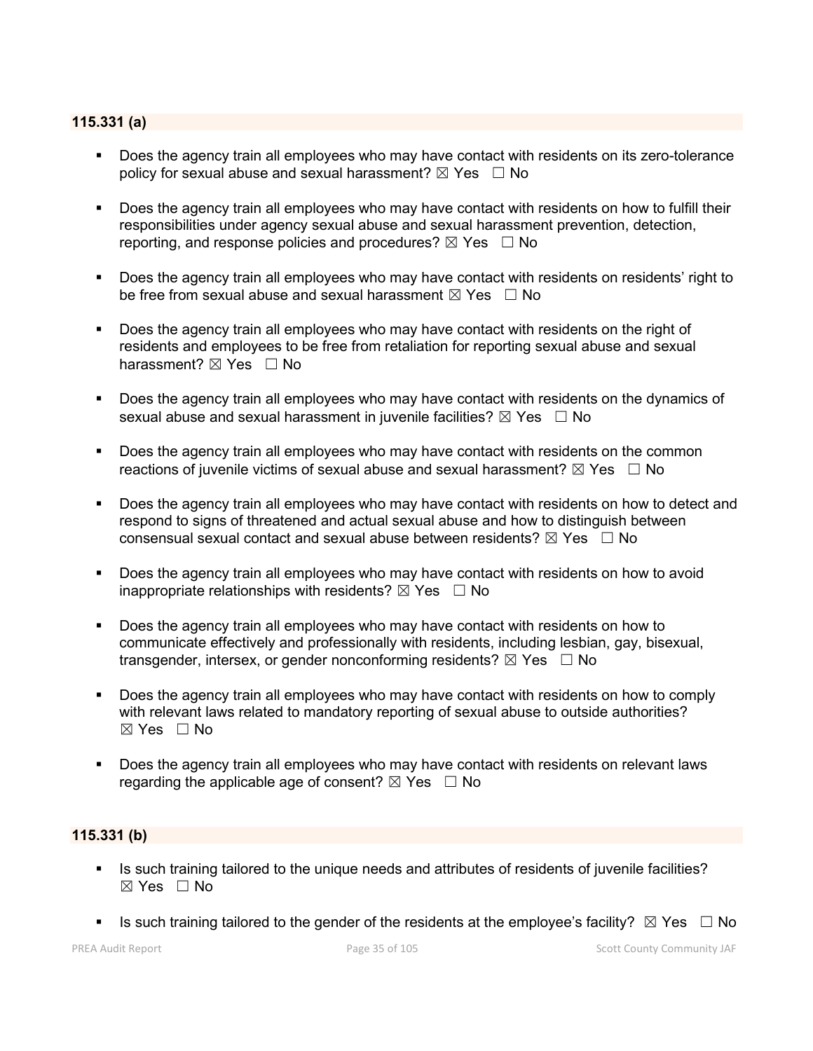**115.331 (a)**

- Does the agency train all employees who may have contact with residents on its zero-tolerance policy for sexual abuse and sexual harassment? ☒ Yes ☐ No

- Does the agency train all employees who may have contact with residents on how to fulfill their responsibilities under agency sexual abuse and sexual harassment prevention, detection, reporting, and response policies and procedures? ☒ Yes ☐ No

- Does the agency train all employees who may have contact with residents on residents' right to be free from sexual abuse and sexual harassment ☒ Yes ☐ No

- Does the agency train all employees who may have contact with residents on the right of residents and employees to be free from retaliation for reporting sexual abuse and sexual harassment? ☒ Yes ☐ No

- Does the agency train all employees who may have contact with residents on the dynamics of sexual abuse and sexual harassment in juvenile facilities? ☒ Yes ☐ No

- Does the agency train all employees who may have contact with residents on the common reactions of juvenile victims of sexual abuse and sexual harassment? ☒ Yes ☐ No

- Does the agency train all employees who may have contact with residents on how to detect and respond to signs of threatened and actual sexual abuse and how to distinguish between consensual sexual contact and sexual abuse between residents? ☒ Yes ☐ No

- Does the agency train all employees who may have contact with residents on how to avoid inappropriate relationships with residents? ☒ Yes ☐ No

- Does the agency train all employees who may have contact with residents on how to communicate effectively and professionally with residents, including lesbian, gay, bisexual, transgender, intersex, or gender nonconforming residents? ☒ Yes ☐ No

- Does the agency train all employees who may have contact with residents on how to comply with relevant laws related to mandatory reporting of sexual abuse to outside authorities? ☒ Yes ☐ No

- Does the agency train all employees who may have contact with residents on relevant laws regarding the applicable age of consent? ☒ Yes ☐ No

**115.331 (b)**

- Is such training tailored to the unique needs and attributes of residents of juvenile facilities? ☒ Yes ☐ No

- Is such training tailored to the gender of the residents at the employee's facility? ☒ Yes ☐ No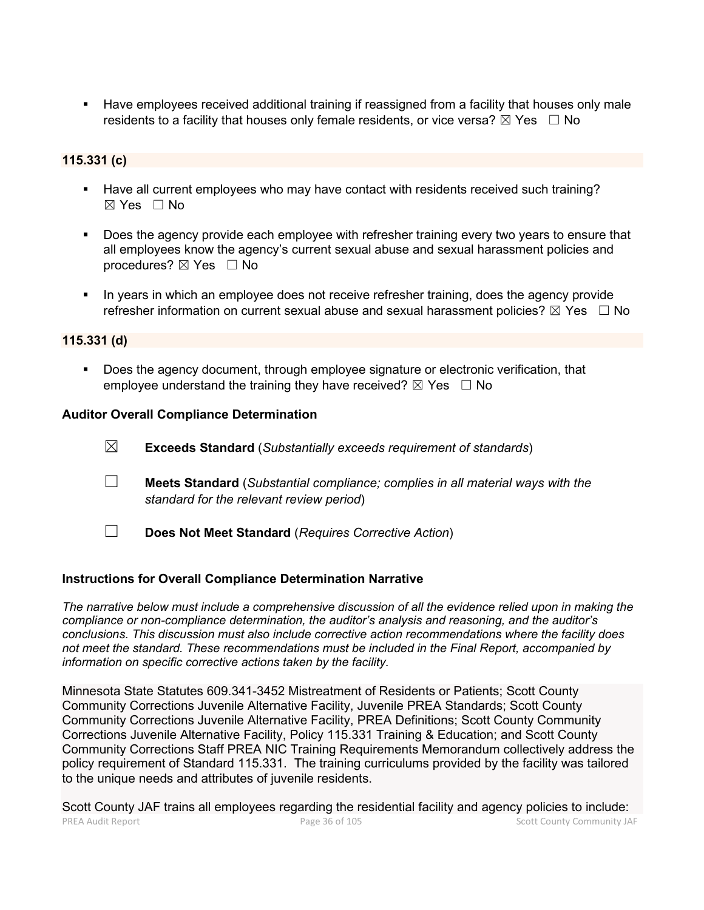- Have employees received additional training if reassigned from a facility that houses only male residents to a facility that houses only female residents, or vice versa? ☒ Yes ☐ No

**115.331 (c)**

- Have all current employees who may have contact with residents received such training? ☒ Yes ☐ No
- Does the agency provide each employee with refresher training every two years to ensure that all employees know the agency's current sexual abuse and sexual harassment policies and procedures? ☒ Yes ☐ No
- In years in which an employee does not receive refresher training, does the agency provide refresher information on current sexual abuse and sexual harassment policies? ☒ Yes ☐ No

**115.331 (d)**

- Does the agency document, through employee signature or electronic verification, that employee understand the training they have received? ☒ Yes ☐ No

**Auditor Overall Compliance Determination**

☒ **Exceeds Standard** (*Substantially exceeds requirement of standards*)

☐ **Meets Standard** (*Substantial compliance; complies in all material ways with the standard for the relevant review period*)

☐ **Does Not Meet Standard** (*Requires Corrective Action*)

**Instructions for Overall Compliance Determination Narrative**

*The narrative below must include a comprehensive discussion of all the evidence relied upon in making the compliance or non-compliance determination, the auditor's analysis and reasoning, and the auditor's conclusions. This discussion must also include corrective action recommendations where the facility does not meet the standard. These recommendations must be included in the Final Report, accompanied by information on specific corrective actions taken by the facility.*

Minnesota State Statutes 609.341-3452 Mistreatment of Residents or Patients; Scott County Community Corrections Juvenile Alternative Facility, Juvenile PREA Standards; Scott County Community Corrections Juvenile Alternative Facility, PREA Definitions; Scott County Community Corrections Juvenile Alternative Facility, Policy 115.331 Training & Education; and Scott County Community Corrections Staff PREA NIC Training Requirements Memorandum collectively address the policy requirement of Standard 115.331. The training curriculums provided by the facility was tailored to the unique needs and attributes of juvenile residents.

Scott County JAF trains all employees regarding the residential facility and agency policies to include: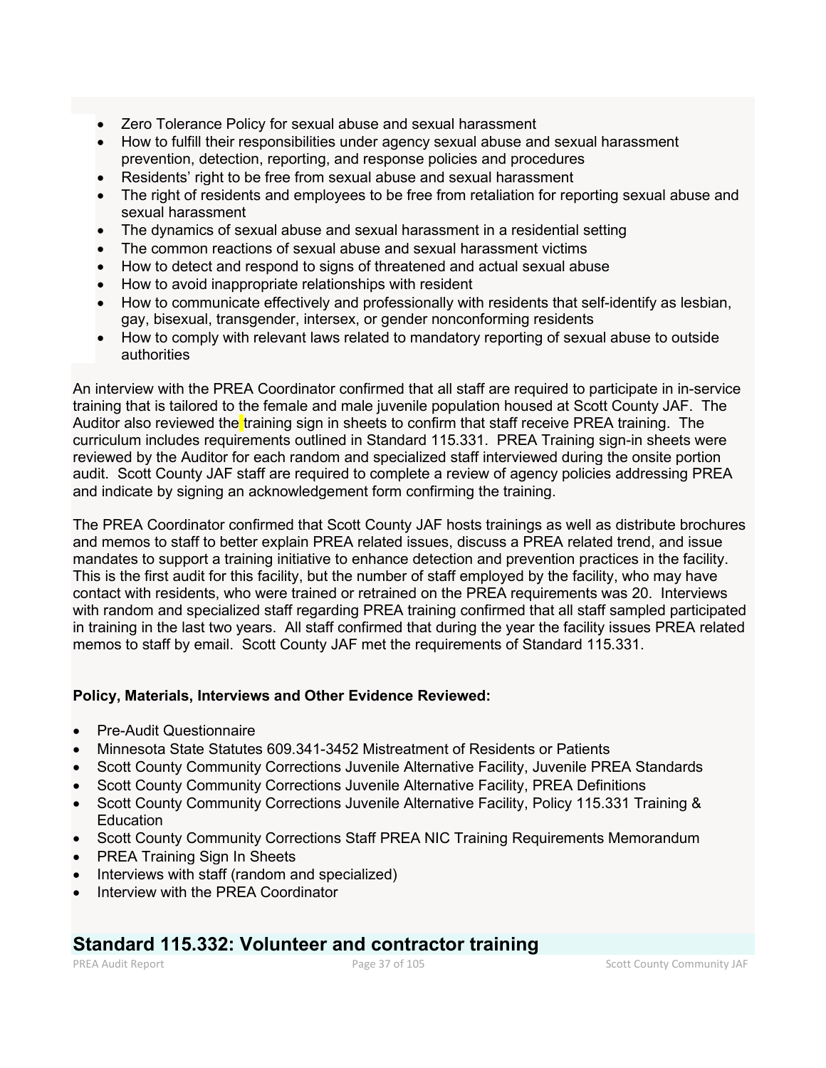- Zero Tolerance Policy for sexual abuse and sexual harassment
- How to fulfill their responsibilities under agency sexual abuse and sexual harassment prevention, detection, reporting, and response policies and procedures
- Residents' right to be free from sexual abuse and sexual harassment
- The right of residents and employees to be free from retaliation for reporting sexual abuse and sexual harassment
- The dynamics of sexual abuse and sexual harassment in a residential setting
- The common reactions of sexual abuse and sexual harassment victims
- How to detect and respond to signs of threatened and actual sexual abuse
- How to avoid inappropriate relationships with resident
- How to communicate effectively and professionally with residents that self-identify as lesbian, gay, bisexual, transgender, intersex, or gender nonconforming residents
- How to comply with relevant laws related to mandatory reporting of sexual abuse to outside authorities

An interview with the PREA Coordinator confirmed that all staff are required to participate in in-service training that is tailored to the female and male juvenile population housed at Scott County JAF. The Auditor also reviewed the training sign in sheets to confirm that staff receive PREA training. The curriculum includes requirements outlined in Standard 115.331. PREA Training sign-in sheets were reviewed by the Auditor for each random and specialized staff interviewed during the onsite portion audit. Scott County JAF staff are required to complete a review of agency policies addressing PREA and indicate by signing an acknowledgement form confirming the training.

The PREA Coordinator confirmed that Scott County JAF hosts trainings as well as distribute brochures and memos to staff to better explain PREA related issues, discuss a PREA related trend, and issue mandates to support a training initiative to enhance detection and prevention practices in the facility. This is the first audit for this facility, but the number of staff employed by the facility, who may have contact with residents, who were trained or retrained on the PREA requirements was 20. Interviews with random and specialized staff regarding PREA training confirmed that all staff sampled participated in training in the last two years. All staff confirmed that during the year the facility issues PREA related memos to staff by email. Scott County JAF met the requirements of Standard 115.331.

**Policy, Materials, Interviews and Other Evidence Reviewed:**

- Pre-Audit Questionnaire
- Minnesota State Statutes 609.341-3452 Mistreatment of Residents or Patients
- Scott County Community Corrections Juvenile Alternative Facility, Juvenile PREA Standards
- Scott County Community Corrections Juvenile Alternative Facility, PREA Definitions
- Scott County Community Corrections Juvenile Alternative Facility, Policy 115.331 Training & Education
- Scott County Community Corrections Staff PREA NIC Training Requirements Memorandum
- PREA Training Sign In Sheets
- Interviews with staff (random and specialized)
- Interview with the PREA Coordinator

## Standard 115.332: Volunteer and contractor training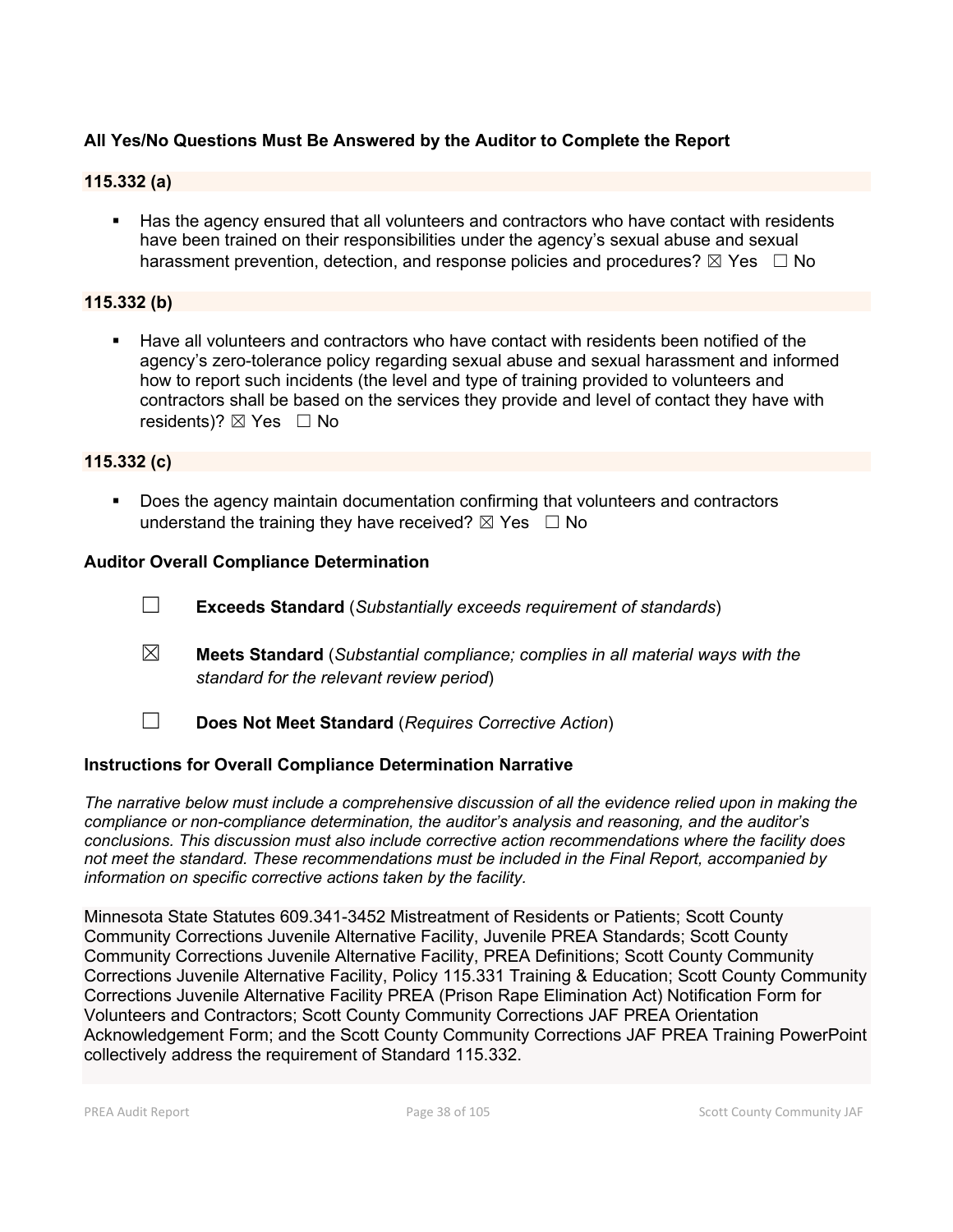**All Yes/No Questions Must Be Answered by the Auditor to Complete the Report**

**115.332 (a)**

- Has the agency ensured that all volunteers and contractors who have contact with residents have been trained on their responsibilities under the agency's sexual abuse and sexual harassment prevention, detection, and response policies and procedures? ☒ Yes ☐ No

**115.332 (b)**

- Have all volunteers and contractors who have contact with residents been notified of the agency's zero-tolerance policy regarding sexual abuse and sexual harassment and informed how to report such incidents (the level and type of training provided to volunteers and contractors shall be based on the services they provide and level of contact they have with residents)? ☒ Yes ☐ No

**115.332 (c)**

- Does the agency maintain documentation confirming that volunteers and contractors understand the training they have received? ☒ Yes ☐ No

**Auditor Overall Compliance Determination**

☐ **Exceeds Standard** (*Substantially exceeds requirement of standards*)

☒ **Meets Standard** (*Substantial compliance; complies in all material ways with the standard for the relevant review period*)

☐ **Does Not Meet Standard** (*Requires Corrective Action*)

**Instructions for Overall Compliance Determination Narrative**

*The narrative below must include a comprehensive discussion of all the evidence relied upon in making the compliance or non-compliance determination, the auditor's analysis and reasoning, and the auditor's conclusions. This discussion must also include corrective action recommendations where the facility does not meet the standard. These recommendations must be included in the Final Report, accompanied by information on specific corrective actions taken by the facility.*

Minnesota State Statutes 609.341-3452 Mistreatment of Residents or Patients; Scott County Community Corrections Juvenile Alternative Facility, Juvenile PREA Standards; Scott County Community Corrections Juvenile Alternative Facility, PREA Definitions; Scott County Community Corrections Juvenile Alternative Facility, Policy 115.331 Training & Education; Scott County Community Corrections Juvenile Alternative Facility PREA (Prison Rape Elimination Act) Notification Form for Volunteers and Contractors; Scott County Community Corrections JAF PREA Orientation Acknowledgement Form; and the Scott County Community Corrections JAF PREA Training PowerPoint collectively address the requirement of Standard 115.332.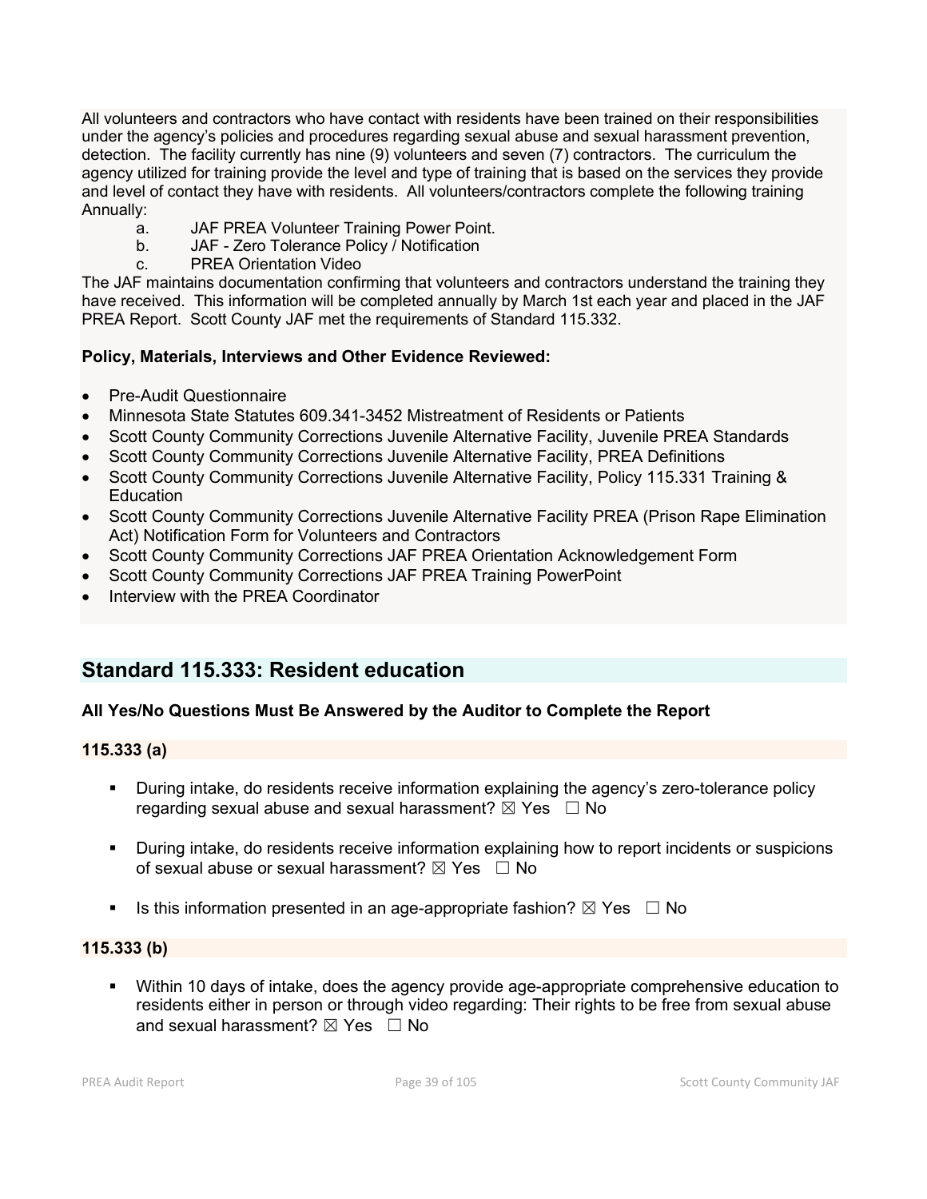All volunteers and contractors who have contact with residents have been trained on their responsibilities under the agency's policies and procedures regarding sexual abuse and sexual harassment prevention, detection. The facility currently has nine (9) volunteers and seven (7) contractors. The curriculum the agency utilized for training provide the level and type of training that is based on the services they provide and level of contact they have with residents. All volunteers/contractors complete the following training Annually:

a. JAF PREA Volunteer Training Power Point.
b. JAF - Zero Tolerance Policy / Notification
c. PREA Orientation Video

The JAF maintains documentation confirming that volunteers and contractors understand the training they have received. This information will be completed annually by March 1st each year and placed in the JAF PREA Report. Scott County JAF met the requirements of Standard 115.332.

**Policy, Materials, Interviews and Other Evidence Reviewed:**

- Pre-Audit Questionnaire
- Minnesota State Statutes 609.341-3452 Mistreatment of Residents or Patients
- Scott County Community Corrections Juvenile Alternative Facility, Juvenile PREA Standards
- Scott County Community Corrections Juvenile Alternative Facility, PREA Definitions
- Scott County Community Corrections Juvenile Alternative Facility, Policy 115.331 Training & Education
- Scott County Community Corrections Juvenile Alternative Facility PREA (Prison Rape Elimination Act) Notification Form for Volunteers and Contractors
- Scott County Community Corrections JAF PREA Orientation Acknowledgement Form
- Scott County Community Corrections JAF PREA Training PowerPoint
- Interview with the PREA Coordinator

## Standard 115.333: Resident education

**All Yes/No Questions Must Be Answered by the Auditor to Complete the Report**

**115.333 (a)**

- During intake, do residents receive information explaining the agency's zero-tolerance policy regarding sexual abuse and sexual harassment? ☒ Yes ☐ No
- During intake, do residents receive information explaining how to report incidents or suspicions of sexual abuse or sexual harassment? ☒ Yes ☐ No
- Is this information presented in an age-appropriate fashion? ☒ Yes ☐ No

**115.333 (b)**

- Within 10 days of intake, does the agency provide age-appropriate comprehensive education to residents either in person or through video regarding: Their rights to be free from sexual abuse and sexual harassment? ☒ Yes ☐ No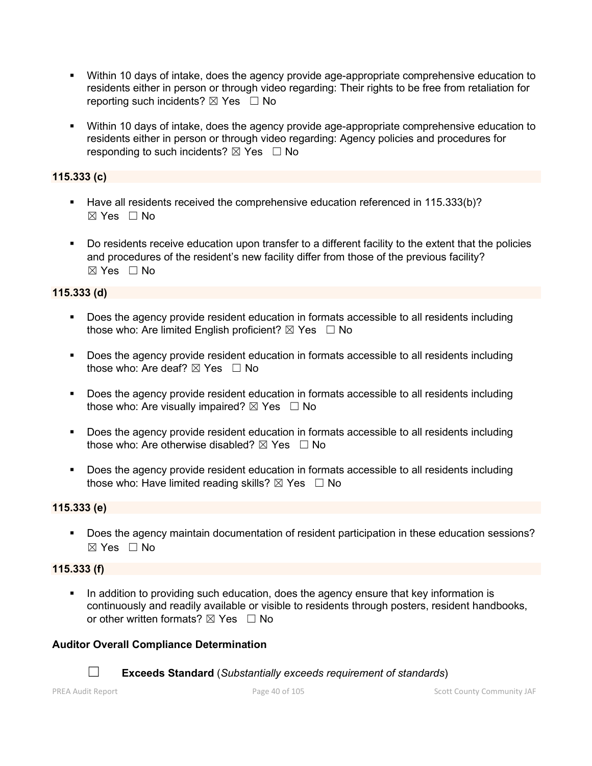- Within 10 days of intake, does the agency provide age-appropriate comprehensive education to residents either in person or through video regarding: Their rights to be free from retaliation for reporting such incidents? ☒ Yes ☐ No

- Within 10 days of intake, does the agency provide age-appropriate comprehensive education to residents either in person or through video regarding: Agency policies and procedures for responding to such incidents? ☒ Yes ☐ No

**115.333 (c)**

- Have all residents received the comprehensive education referenced in 115.333(b)? ☒ Yes ☐ No

- Do residents receive education upon transfer to a different facility to the extent that the policies and procedures of the resident's new facility differ from those of the previous facility? ☒ Yes ☐ No

**115.333 (d)**

- Does the agency provide resident education in formats accessible to all residents including those who: Are limited English proficient? ☒ Yes ☐ No

- Does the agency provide resident education in formats accessible to all residents including those who: Are deaf? ☒ Yes ☐ No

- Does the agency provide resident education in formats accessible to all residents including those who: Are visually impaired? ☒ Yes ☐ No

- Does the agency provide resident education in formats accessible to all residents including those who: Are otherwise disabled? ☒ Yes ☐ No

- Does the agency provide resident education in formats accessible to all residents including those who: Have limited reading skills? ☒ Yes ☐ No

**115.333 (e)**

- Does the agency maintain documentation of resident participation in these education sessions? ☒ Yes ☐ No

**115.333 (f)**

- In addition to providing such education, does the agency ensure that key information is continuously and readily available or visible to residents through posters, resident handbooks, or other written formats? ☒ Yes ☐ No

**Auditor Overall Compliance Determination**

☐ **Exceeds Standard** (*Substantially exceeds requirement of standards*)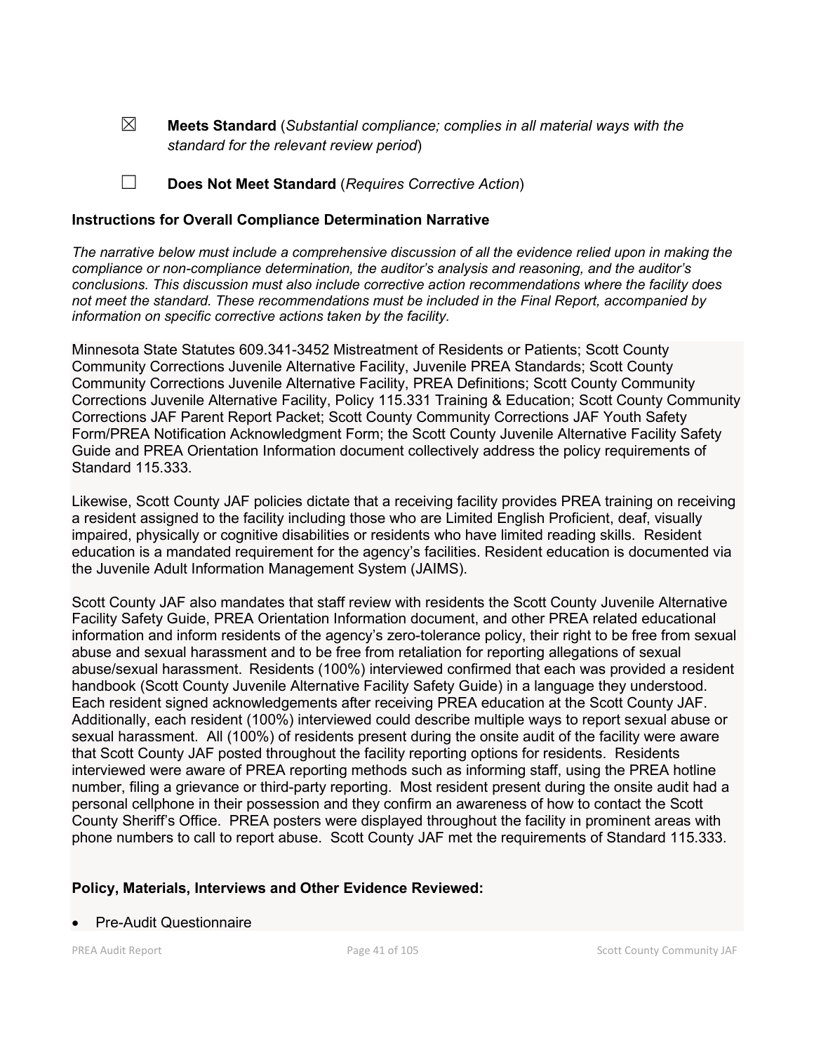☒ **Meets Standard** (*Substantial compliance; complies in all material ways with the standard for the relevant review period*)

☐ **Does Not Meet Standard** (*Requires Corrective Action*)

**Instructions for Overall Compliance Determination Narrative**

*The narrative below must include a comprehensive discussion of all the evidence relied upon in making the compliance or non-compliance determination, the auditor's analysis and reasoning, and the auditor's conclusions. This discussion must also include corrective action recommendations where the facility does not meet the standard. These recommendations must be included in the Final Report, accompanied by information on specific corrective actions taken by the facility.*

Minnesota State Statutes 609.341-3452 Mistreatment of Residents or Patients; Scott County Community Corrections Juvenile Alternative Facility, Juvenile PREA Standards; Scott County Community Corrections Juvenile Alternative Facility, PREA Definitions; Scott County Community Corrections Juvenile Alternative Facility, Policy 115.331 Training & Education; Scott County Community Corrections JAF Parent Report Packet; Scott County Community Corrections JAF Youth Safety Form/PREA Notification Acknowledgment Form; the Scott County Juvenile Alternative Facility Safety Guide and PREA Orientation Information document collectively address the policy requirements of Standard 115.333.

Likewise, Scott County JAF policies dictate that a receiving facility provides PREA training on receiving a resident assigned to the facility including those who are Limited English Proficient, deaf, visually impaired, physically or cognitive disabilities or residents who have limited reading skills. Resident education is a mandated requirement for the agency's facilities. Resident education is documented via the Juvenile Adult Information Management System (JAIMS).

Scott County JAF also mandates that staff review with residents the Scott County Juvenile Alternative Facility Safety Guide, PREA Orientation Information document, and other PREA related educational information and inform residents of the agency's zero-tolerance policy, their right to be free from sexual abuse and sexual harassment and to be free from retaliation for reporting allegations of sexual abuse/sexual harassment. Residents (100%) interviewed confirmed that each was provided a resident handbook (Scott County Juvenile Alternative Facility Safety Guide) in a language they understood. Each resident signed acknowledgements after receiving PREA education at the Scott County JAF. Additionally, each resident (100%) interviewed could describe multiple ways to report sexual abuse or sexual harassment. All (100%) of residents present during the onsite audit of the facility were aware that Scott County JAF posted throughout the facility reporting options for residents. Residents interviewed were aware of PREA reporting methods such as informing staff, using the PREA hotline number, filing a grievance or third-party reporting. Most resident present during the onsite audit had a personal cellphone in their possession and they confirm an awareness of how to contact the Scott County Sheriff's Office. PREA posters were displayed throughout the facility in prominent areas with phone numbers to call to report abuse. Scott County JAF met the requirements of Standard 115.333.

**Policy, Materials, Interviews and Other Evidence Reviewed:**

- Pre-Audit Questionnaire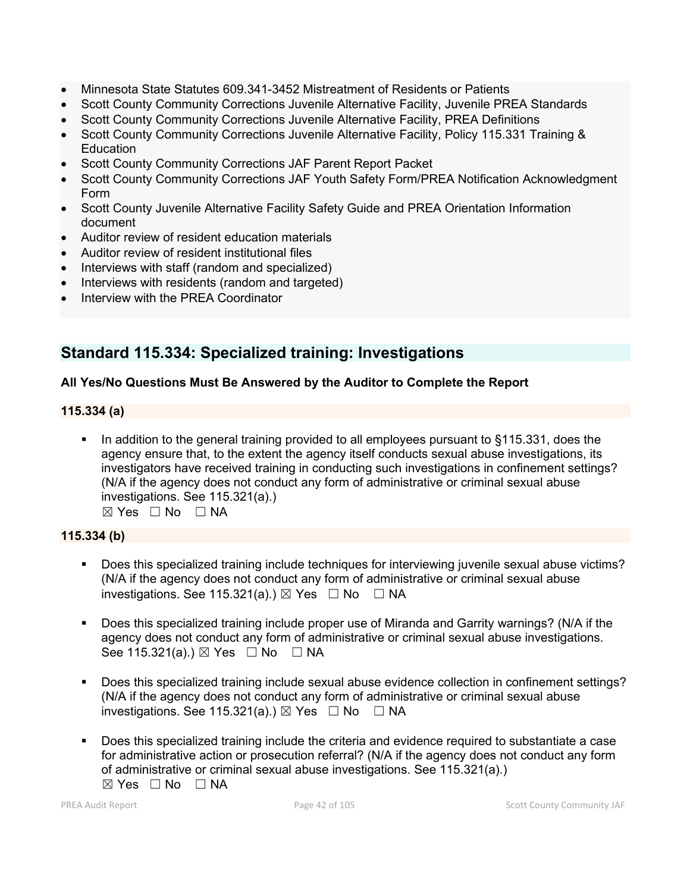- Minnesota State Statutes 609.341-3452 Mistreatment of Residents or Patients
- Scott County Community Corrections Juvenile Alternative Facility, Juvenile PREA Standards
- Scott County Community Corrections Juvenile Alternative Facility, PREA Definitions
- Scott County Community Corrections Juvenile Alternative Facility, Policy 115.331 Training & Education
- Scott County Community Corrections JAF Parent Report Packet
- Scott County Community Corrections JAF Youth Safety Form/PREA Notification Acknowledgment Form
- Scott County Juvenile Alternative Facility Safety Guide and PREA Orientation Information document
- Auditor review of resident education materials
- Auditor review of resident institutional files
- Interviews with staff (random and specialized)
- Interviews with residents (random and targeted)
- Interview with the PREA Coordinator

## Standard 115.334: Specialized training: Investigations

**All Yes/No Questions Must Be Answered by the Auditor to Complete the Report**

**115.334 (a)**

- In addition to the general training provided to all employees pursuant to §115.331, does the agency ensure that, to the extent the agency itself conducts sexual abuse investigations, its investigators have received training in conducting such investigations in confinement settings? (N/A if the agency does not conduct any form of administrative or criminal sexual abuse investigations. See 115.321(a).)
  ☒ Yes ☐ No ☐ NA

**115.334 (b)**

- Does this specialized training include techniques for interviewing juvenile sexual abuse victims? (N/A if the agency does not conduct any form of administrative or criminal sexual abuse investigations. See 115.321(a).) ☒ Yes ☐ No ☐ NA

- Does this specialized training include proper use of Miranda and Garrity warnings? (N/A if the agency does not conduct any form of administrative or criminal sexual abuse investigations. See 115.321(a).) ☒ Yes ☐ No ☐ NA

- Does this specialized training include sexual abuse evidence collection in confinement settings? (N/A if the agency does not conduct any form of administrative or criminal sexual abuse investigations. See 115.321(a).) ☒ Yes ☐ No ☐ NA

- Does this specialized training include the criteria and evidence required to substantiate a case for administrative action or prosecution referral? (N/A if the agency does not conduct any form of administrative or criminal sexual abuse investigations. See 115.321(a).)
  ☒ Yes ☐ No ☐ NA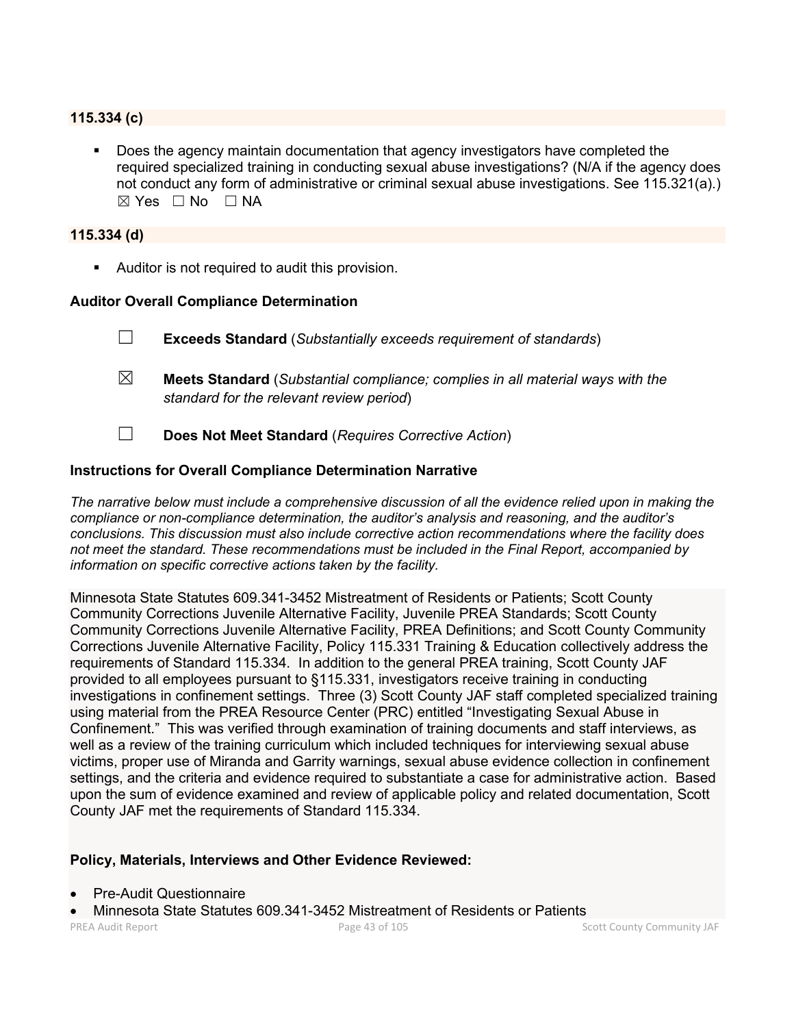**115.334 (c)**

- Does the agency maintain documentation that agency investigators have completed the required specialized training in conducting sexual abuse investigations? (N/A if the agency does not conduct any form of administrative or criminal sexual abuse investigations. See 115.321(a).) ☒ Yes ☐ No ☐ NA

**115.334 (d)**

- Auditor is not required to audit this provision.

**Auditor Overall Compliance Determination**

☐ **Exceeds Standard** (*Substantially exceeds requirement of standards*)

☒ **Meets Standard** (*Substantial compliance; complies in all material ways with the standard for the relevant review period*)

☐ **Does Not Meet Standard** (*Requires Corrective Action*)

**Instructions for Overall Compliance Determination Narrative**

*The narrative below must include a comprehensive discussion of all the evidence relied upon in making the compliance or non-compliance determination, the auditor's analysis and reasoning, and the auditor's conclusions. This discussion must also include corrective action recommendations where the facility does not meet the standard. These recommendations must be included in the Final Report, accompanied by information on specific corrective actions taken by the facility.*

Minnesota State Statutes 609.341-3452 Mistreatment of Residents or Patients; Scott County Community Corrections Juvenile Alternative Facility, Juvenile PREA Standards; Scott County Community Corrections Juvenile Alternative Facility, PREA Definitions; and Scott County Community Corrections Juvenile Alternative Facility, Policy 115.331 Training & Education collectively address the requirements of Standard 115.334. In addition to the general PREA training, Scott County JAF provided to all employees pursuant to §115.331, investigators receive training in conducting investigations in confinement settings. Three (3) Scott County JAF staff completed specialized training using material from the PREA Resource Center (PRC) entitled "Investigating Sexual Abuse in Confinement." This was verified through examination of training documents and staff interviews, as well as a review of the training curriculum which included techniques for interviewing sexual abuse victims, proper use of Miranda and Garrity warnings, sexual abuse evidence collection in confinement settings, and the criteria and evidence required to substantiate a case for administrative action. Based upon the sum of evidence examined and review of applicable policy and related documentation, Scott County JAF met the requirements of Standard 115.334.

**Policy, Materials, Interviews and Other Evidence Reviewed:**

- Pre-Audit Questionnaire
- Minnesota State Statutes 609.341-3452 Mistreatment of Residents or Patients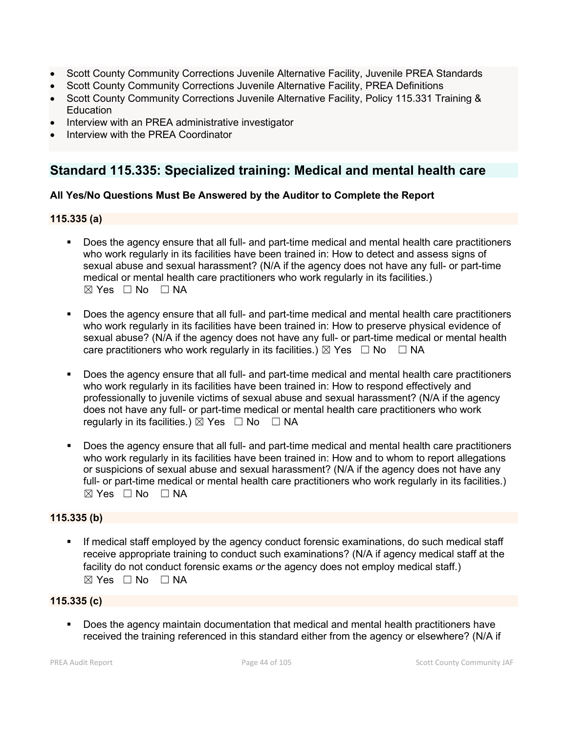- Scott County Community Corrections Juvenile Alternative Facility, Juvenile PREA Standards
- Scott County Community Corrections Juvenile Alternative Facility, PREA Definitions
- Scott County Community Corrections Juvenile Alternative Facility, Policy 115.331 Training & Education
- Interview with an PREA administrative investigator
- Interview with the PREA Coordinator

## Standard 115.335: Specialized training: Medical and mental health care

**All Yes/No Questions Must Be Answered by the Auditor to Complete the Report**

**115.335 (a)**

- Does the agency ensure that all full- and part-time medical and mental health care practitioners who work regularly in its facilities have been trained in: How to detect and assess signs of sexual abuse and sexual harassment? (N/A if the agency does not have any full- or part-time medical or mental health care practitioners who work regularly in its facilities.) ☒ Yes ☐ No ☐ NA

- Does the agency ensure that all full- and part-time medical and mental health care practitioners who work regularly in its facilities have been trained in: How to preserve physical evidence of sexual abuse? (N/A if the agency does not have any full- or part-time medical or mental health care practitioners who work regularly in its facilities.) ☒ Yes ☐ No ☐ NA

- Does the agency ensure that all full- and part-time medical and mental health care practitioners who work regularly in its facilities have been trained in: How to respond effectively and professionally to juvenile victims of sexual abuse and sexual harassment? (N/A if the agency does not have any full- or part-time medical or mental health care practitioners who work regularly in its facilities.) ☒ Yes ☐ No ☐ NA

- Does the agency ensure that all full- and part-time medical and mental health care practitioners who work regularly in its facilities have been trained in: How and to whom to report allegations or suspicions of sexual abuse and sexual harassment? (N/A if the agency does not have any full- or part-time medical or mental health care practitioners who work regularly in its facilities.) ☒ Yes ☐ No ☐ NA

**115.335 (b)**

- If medical staff employed by the agency conduct forensic examinations, do such medical staff receive appropriate training to conduct such examinations? (N/A if agency medical staff at the facility do not conduct forensic exams *or* the agency does not employ medical staff.) ☒ Yes ☐ No ☐ NA

**115.335 (c)**

- Does the agency maintain documentation that medical and mental health practitioners have received the training referenced in this standard either from the agency or elsewhere? (N/A if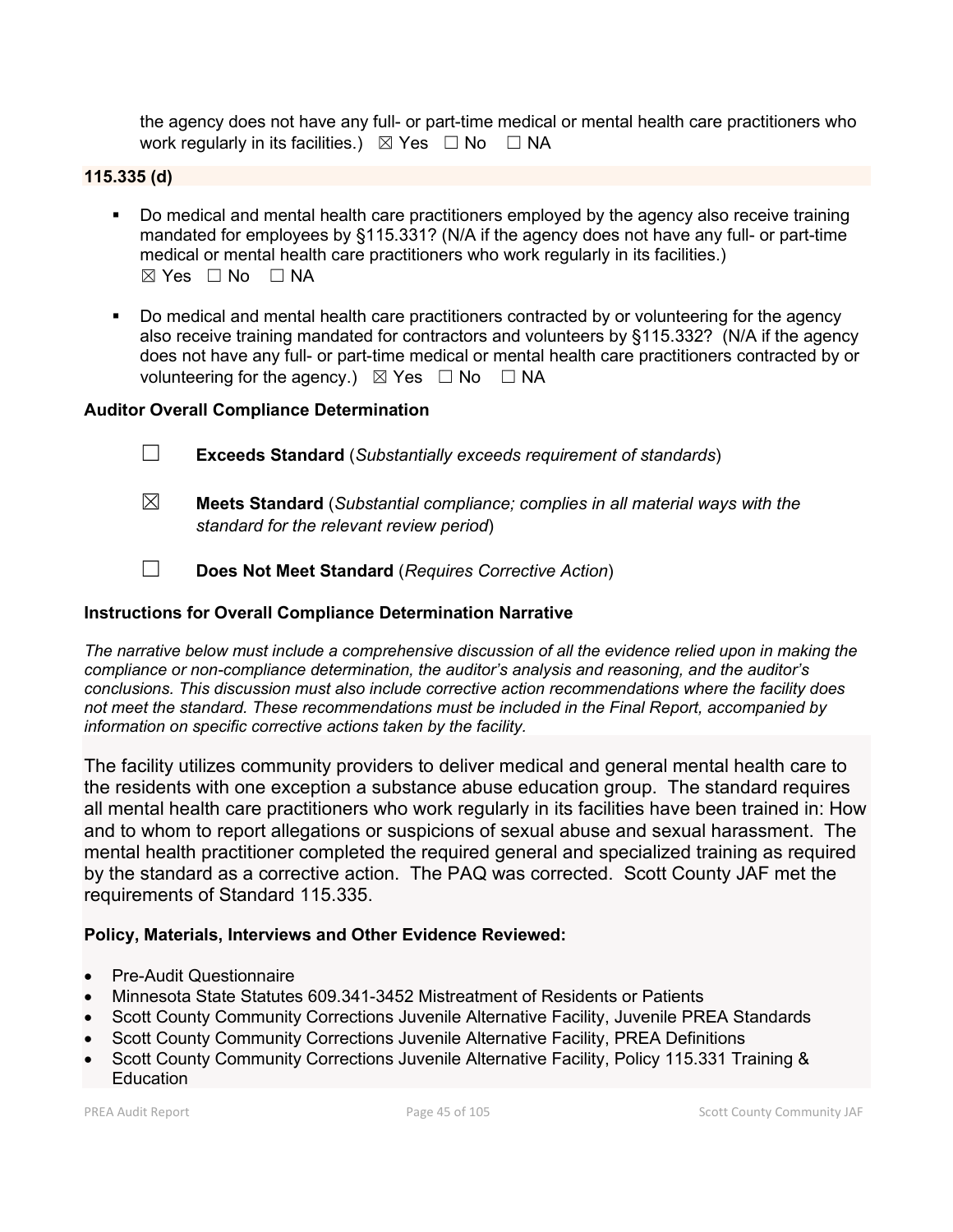the agency does not have any full- or part-time medical or mental health care practitioners who work regularly in its facilities.) ☒ Yes ☐ No ☐ NA

**115.335 (d)**

- Do medical and mental health care practitioners employed by the agency also receive training mandated for employees by §115.331? (N/A if the agency does not have any full- or part-time medical or mental health care practitioners who work regularly in its facilities.) ☒ Yes ☐ No ☐ NA

- Do medical and mental health care practitioners contracted by or volunteering for the agency also receive training mandated for contractors and volunteers by §115.332? (N/A if the agency does not have any full- or part-time medical or mental health care practitioners contracted by or volunteering for the agency.) ☒ Yes ☐ No ☐ NA

**Auditor Overall Compliance Determination**

☐ **Exceeds Standard** (*Substantially exceeds requirement of standards*)

☒ **Meets Standard** (*Substantial compliance; complies in all material ways with the standard for the relevant review period*)

☐ **Does Not Meet Standard** (*Requires Corrective Action*)

**Instructions for Overall Compliance Determination Narrative**

*The narrative below must include a comprehensive discussion of all the evidence relied upon in making the compliance or non-compliance determination, the auditor's analysis and reasoning, and the auditor's conclusions. This discussion must also include corrective action recommendations where the facility does not meet the standard. These recommendations must be included in the Final Report, accompanied by information on specific corrective actions taken by the facility.*

The facility utilizes community providers to deliver medical and general mental health care to the residents with one exception a substance abuse education group. The standard requires all mental health care practitioners who work regularly in its facilities have been trained in: How and to whom to report allegations or suspicions of sexual abuse and sexual harassment. The mental health practitioner completed the required general and specialized training as required by the standard as a corrective action. The PAQ was corrected. Scott County JAF met the requirements of Standard 115.335.

**Policy, Materials, Interviews and Other Evidence Reviewed:**

- Pre-Audit Questionnaire
- Minnesota State Statutes 609.341-3452 Mistreatment of Residents or Patients
- Scott County Community Corrections Juvenile Alternative Facility, Juvenile PREA Standards
- Scott County Community Corrections Juvenile Alternative Facility, PREA Definitions
- Scott County Community Corrections Juvenile Alternative Facility, Policy 115.331 Training & Education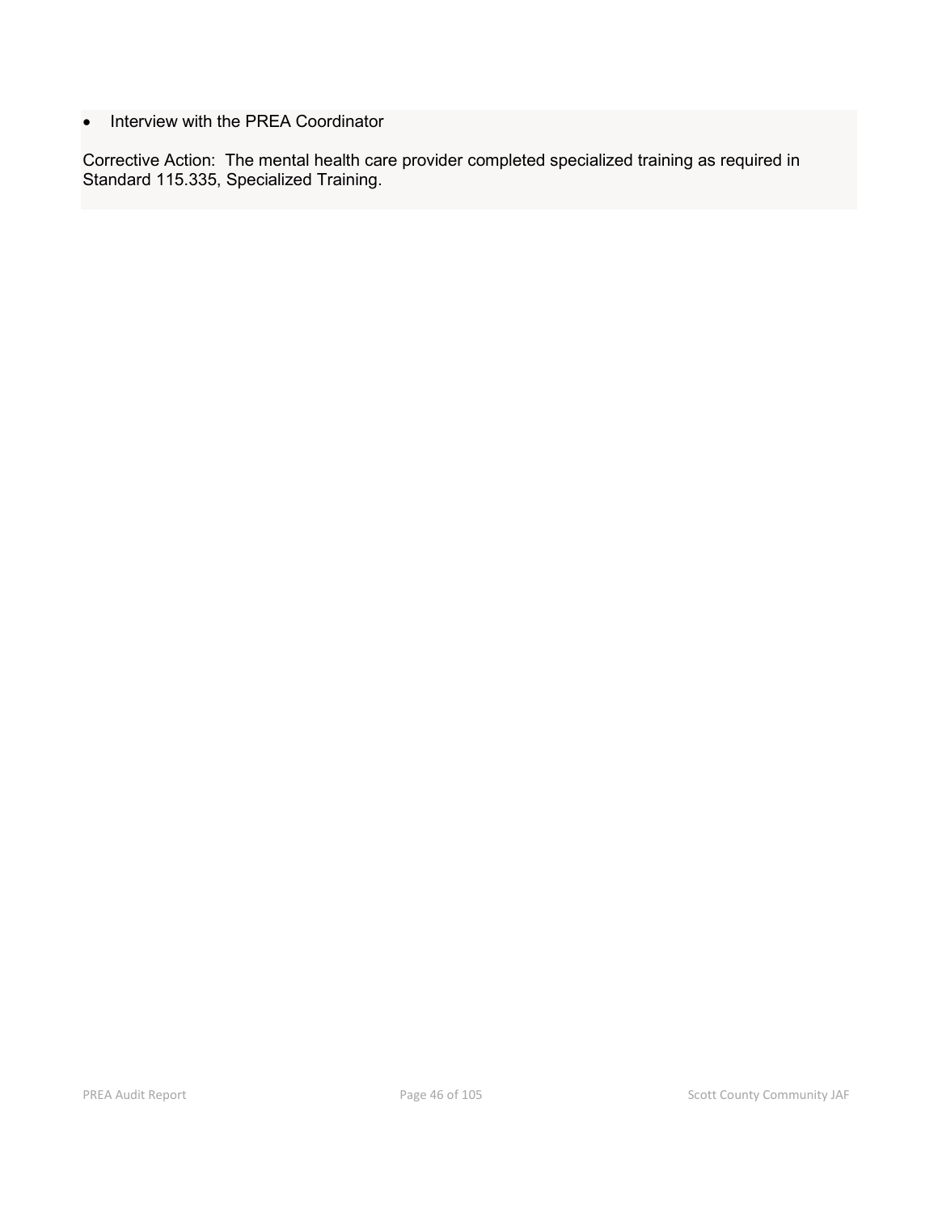- Interview with the PREA Coordinator

Corrective Action: The mental health care provider completed specialized training as required in Standard 115.335, Specialized Training.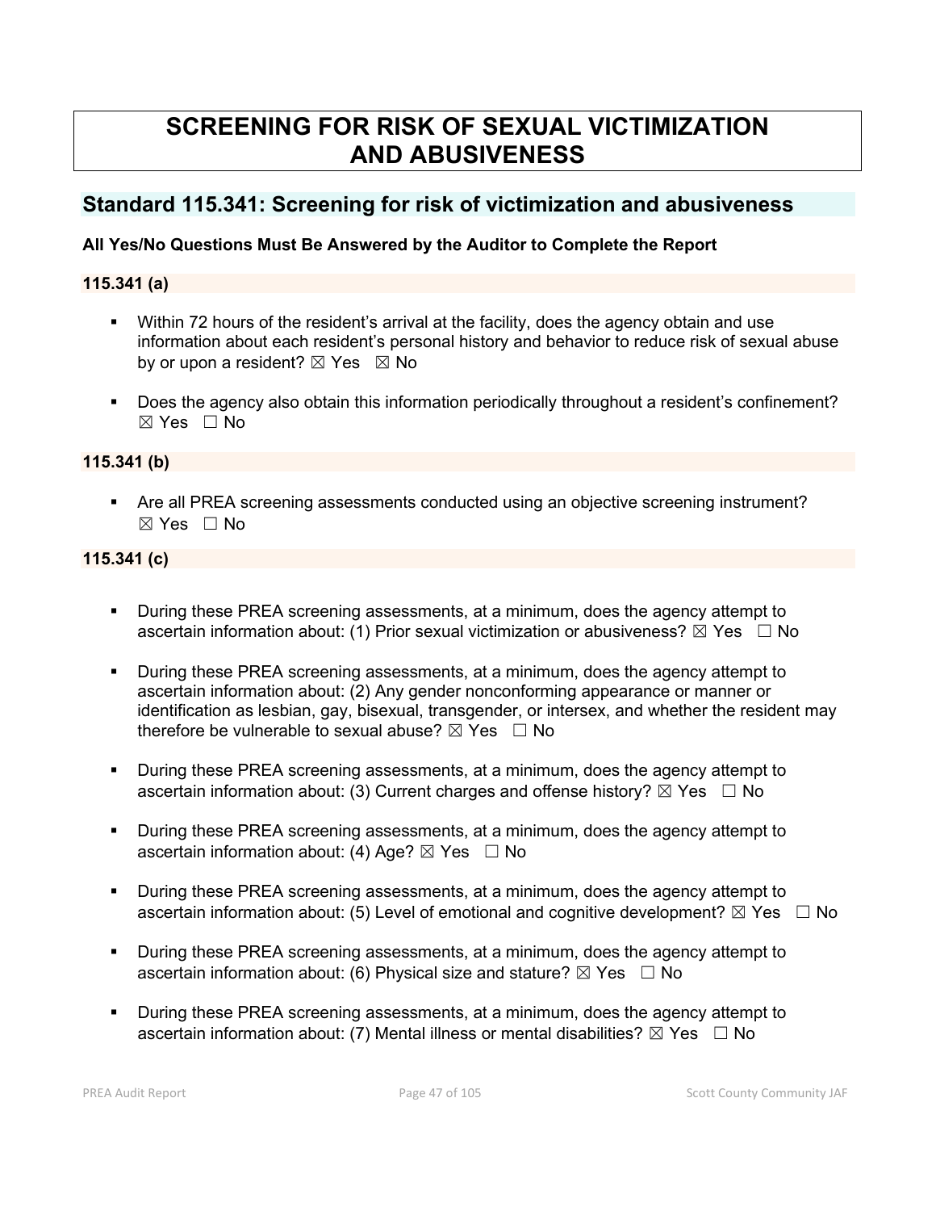# SCREENING FOR RISK OF SEXUAL VICTIMIZATION AND ABUSIVENESS

## Standard 115.341: Screening for risk of victimization and abusiveness

**All Yes/No Questions Must Be Answered by the Auditor to Complete the Report**

### 115.341 (a)

- Within 72 hours of the resident's arrival at the facility, does the agency obtain and use information about each resident's personal history and behavior to reduce risk of sexual abuse by or upon a resident? ☒ Yes ☒ No

- Does the agency also obtain this information periodically throughout a resident's confinement? ☒ Yes ☐ No

### 115.341 (b)

- Are all PREA screening assessments conducted using an objective screening instrument? ☒ Yes ☐ No

### 115.341 (c)

- During these PREA screening assessments, at a minimum, does the agency attempt to ascertain information about: (1) Prior sexual victimization or abusiveness? ☒ Yes ☐ No

- During these PREA screening assessments, at a minimum, does the agency attempt to ascertain information about: (2) Any gender nonconforming appearance or manner or identification as lesbian, gay, bisexual, transgender, or intersex, and whether the resident may therefore be vulnerable to sexual abuse? ☒ Yes ☐ No

- During these PREA screening assessments, at a minimum, does the agency attempt to ascertain information about: (3) Current charges and offense history? ☒ Yes ☐ No

- During these PREA screening assessments, at a minimum, does the agency attempt to ascertain information about: (4) Age? ☒ Yes ☐ No

- During these PREA screening assessments, at a minimum, does the agency attempt to ascertain information about: (5) Level of emotional and cognitive development? ☒ Yes ☐ No

- During these PREA screening assessments, at a minimum, does the agency attempt to ascertain information about: (6) Physical size and stature? ☒ Yes ☐ No

- During these PREA screening assessments, at a minimum, does the agency attempt to ascertain information about: (7) Mental illness or mental disabilities? ☒ Yes ☐ No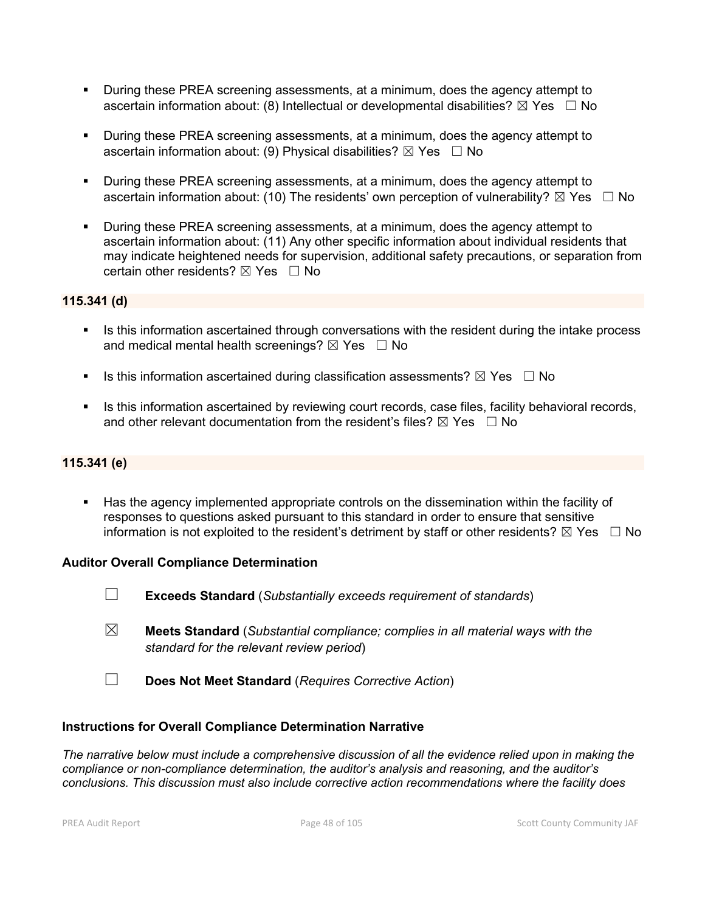- During these PREA screening assessments, at a minimum, does the agency attempt to ascertain information about: (8) Intellectual or developmental disabilities? ☒ Yes ☐ No

- During these PREA screening assessments, at a minimum, does the agency attempt to ascertain information about: (9) Physical disabilities? ☒ Yes ☐ No

- During these PREA screening assessments, at a minimum, does the agency attempt to ascertain information about: (10) The residents' own perception of vulnerability? ☒ Yes ☐ No

- During these PREA screening assessments, at a minimum, does the agency attempt to ascertain information about: (11) Any other specific information about individual residents that may indicate heightened needs for supervision, additional safety precautions, or separation from certain other residents? ☒ Yes ☐ No

**115.341 (d)**

- Is this information ascertained through conversations with the resident during the intake process and medical mental health screenings? ☒ Yes ☐ No

- Is this information ascertained during classification assessments? ☒ Yes ☐ No

- Is this information ascertained by reviewing court records, case files, facility behavioral records, and other relevant documentation from the resident's files? ☒ Yes ☐ No

**115.341 (e)**

- Has the agency implemented appropriate controls on the dissemination within the facility of responses to questions asked pursuant to this standard in order to ensure that sensitive information is not exploited to the resident's detriment by staff or other residents? ☒ Yes ☐ No

**Auditor Overall Compliance Determination**

☐ **Exceeds Standard** (*Substantially exceeds requirement of standards*)

☒ **Meets Standard** (*Substantial compliance; complies in all material ways with the standard for the relevant review period*)

☐ **Does Not Meet Standard** (*Requires Corrective Action*)

**Instructions for Overall Compliance Determination Narrative**

*The narrative below must include a comprehensive discussion of all the evidence relied upon in making the compliance or non-compliance determination, the auditor's analysis and reasoning, and the auditor's conclusions. This discussion must also include corrective action recommendations where the facility does*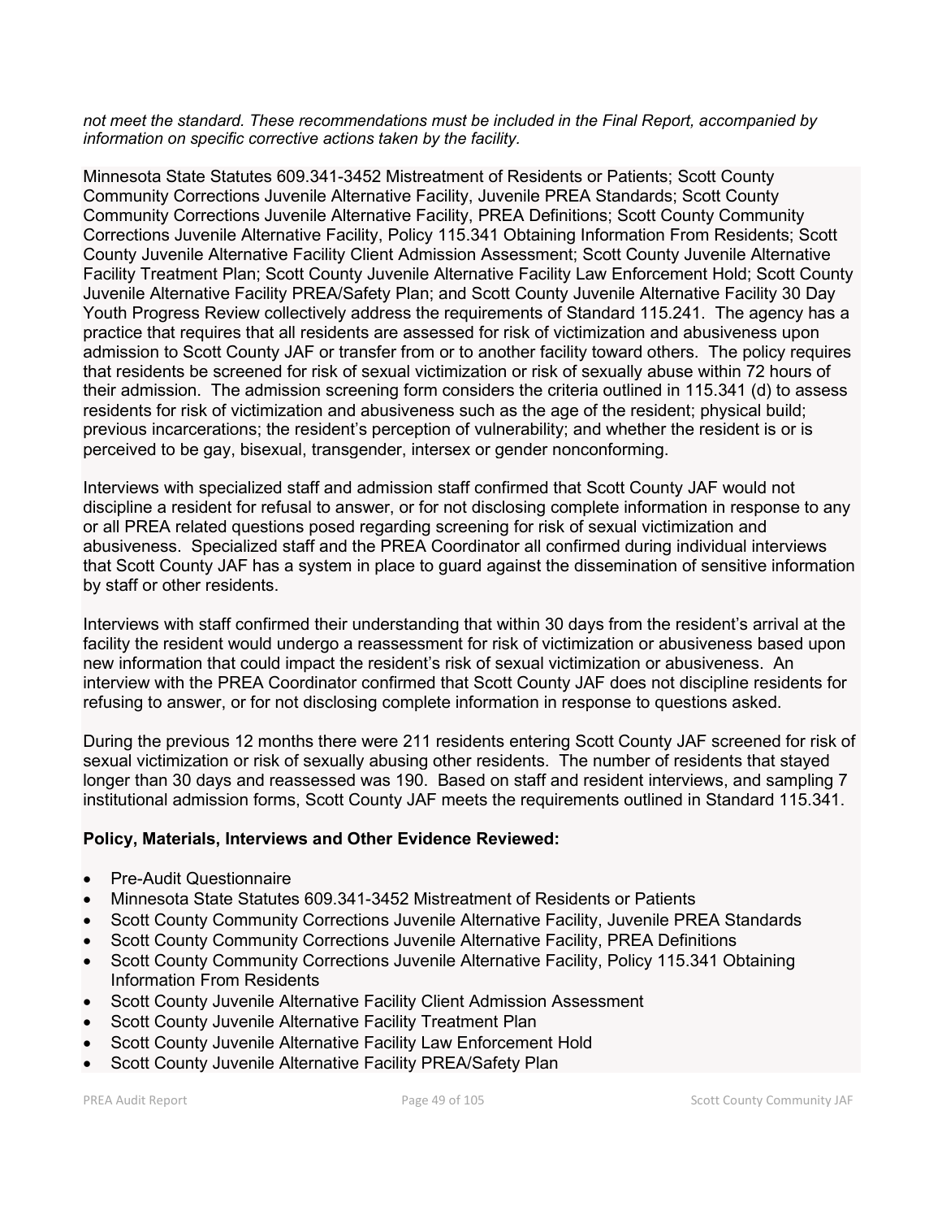*not meet the standard. These recommendations must be included in the Final Report, accompanied by information on specific corrective actions taken by the facility.*

Minnesota State Statutes 609.341-3452 Mistreatment of Residents or Patients; Scott County Community Corrections Juvenile Alternative Facility, Juvenile PREA Standards; Scott County Community Corrections Juvenile Alternative Facility, PREA Definitions; Scott County Community Corrections Juvenile Alternative Facility, Policy 115.341 Obtaining Information From Residents; Scott County Juvenile Alternative Facility Client Admission Assessment; Scott County Juvenile Alternative Facility Treatment Plan; Scott County Juvenile Alternative Facility Law Enforcement Hold; Scott County Juvenile Alternative Facility PREA/Safety Plan; and Scott County Juvenile Alternative Facility 30 Day Youth Progress Review collectively address the requirements of Standard 115.241. The agency has a practice that requires that all residents are assessed for risk of victimization and abusiveness upon admission to Scott County JAF or transfer from or to another facility toward others. The policy requires that residents be screened for risk of sexual victimization or risk of sexually abuse within 72 hours of their admission. The admission screening form considers the criteria outlined in 115.341 (d) to assess residents for risk of victimization and abusiveness such as the age of the resident; physical build; previous incarcerations; the resident's perception of vulnerability; and whether the resident is or is perceived to be gay, bisexual, transgender, intersex or gender nonconforming.

Interviews with specialized staff and admission staff confirmed that Scott County JAF would not discipline a resident for refusal to answer, or for not disclosing complete information in response to any or all PREA related questions posed regarding screening for risk of sexual victimization and abusiveness. Specialized staff and the PREA Coordinator all confirmed during individual interviews that Scott County JAF has a system in place to guard against the dissemination of sensitive information by staff or other residents.

Interviews with staff confirmed their understanding that within 30 days from the resident's arrival at the facility the resident would undergo a reassessment for risk of victimization or abusiveness based upon new information that could impact the resident's risk of sexual victimization or abusiveness. An interview with the PREA Coordinator confirmed that Scott County JAF does not discipline residents for refusing to answer, or for not disclosing complete information in response to questions asked.

During the previous 12 months there were 211 residents entering Scott County JAF screened for risk of sexual victimization or risk of sexually abusing other residents. The number of residents that stayed longer than 30 days and reassessed was 190. Based on staff and resident interviews, and sampling 7 institutional admission forms, Scott County JAF meets the requirements outlined in Standard 115.341.

**Policy, Materials, Interviews and Other Evidence Reviewed:**

- Pre-Audit Questionnaire
- Minnesota State Statutes 609.341-3452 Mistreatment of Residents or Patients
- Scott County Community Corrections Juvenile Alternative Facility, Juvenile PREA Standards
- Scott County Community Corrections Juvenile Alternative Facility, PREA Definitions
- Scott County Community Corrections Juvenile Alternative Facility, Policy 115.341 Obtaining Information From Residents
- Scott County Juvenile Alternative Facility Client Admission Assessment
- Scott County Juvenile Alternative Facility Treatment Plan
- Scott County Juvenile Alternative Facility Law Enforcement Hold
- Scott County Juvenile Alternative Facility PREA/Safety Plan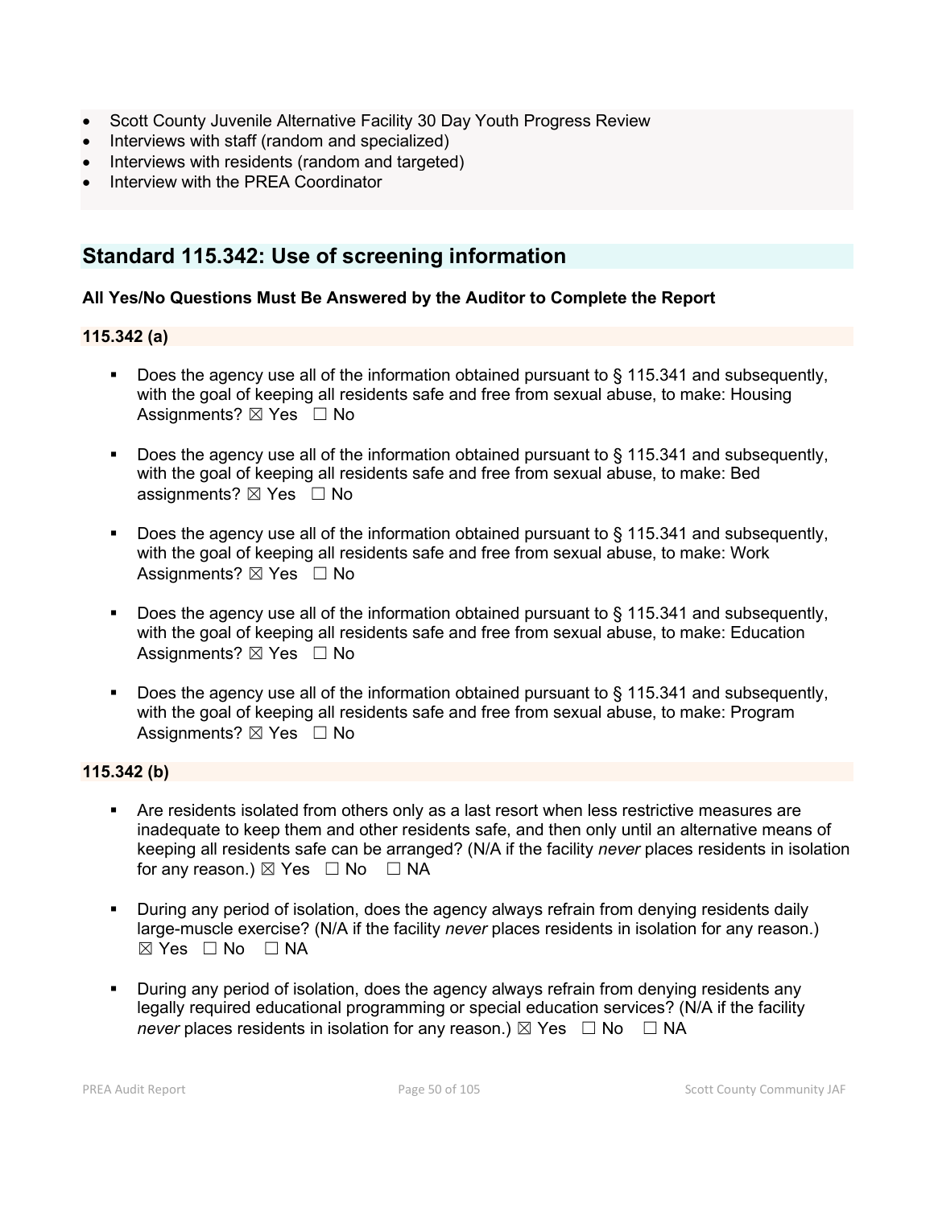- Scott County Juvenile Alternative Facility 30 Day Youth Progress Review
- Interviews with staff (random and specialized)
- Interviews with residents (random and targeted)
- Interview with the PREA Coordinator

## Standard 115.342: Use of screening information

**All Yes/No Questions Must Be Answered by the Auditor to Complete the Report**

**115.342 (a)**

- Does the agency use all of the information obtained pursuant to § 115.341 and subsequently, with the goal of keeping all residents safe and free from sexual abuse, to make: Housing Assignments? ☒ Yes ☐ No
- Does the agency use all of the information obtained pursuant to § 115.341 and subsequently, with the goal of keeping all residents safe and free from sexual abuse, to make: Bed assignments? ☒ Yes ☐ No
- Does the agency use all of the information obtained pursuant to § 115.341 and subsequently, with the goal of keeping all residents safe and free from sexual abuse, to make: Work Assignments? ☒ Yes ☐ No
- Does the agency use all of the information obtained pursuant to § 115.341 and subsequently, with the goal of keeping all residents safe and free from sexual abuse, to make: Education Assignments? ☒ Yes ☐ No
- Does the agency use all of the information obtained pursuant to § 115.341 and subsequently, with the goal of keeping all residents safe and free from sexual abuse, to make: Program Assignments? ☒ Yes ☐ No

**115.342 (b)**

- Are residents isolated from others only as a last resort when less restrictive measures are inadequate to keep them and other residents safe, and then only until an alternative means of keeping all residents safe can be arranged? (N/A if the facility *never* places residents in isolation for any reason.) ☒ Yes ☐ No ☐ NA
- During any period of isolation, does the agency always refrain from denying residents daily large-muscle exercise? (N/A if the facility *never* places residents in isolation for any reason.) ☒ Yes ☐ No ☐ NA
- During any period of isolation, does the agency always refrain from denying residents any legally required educational programming or special education services? (N/A if the facility *never* places residents in isolation for any reason.) ☒ Yes ☐ No ☐ NA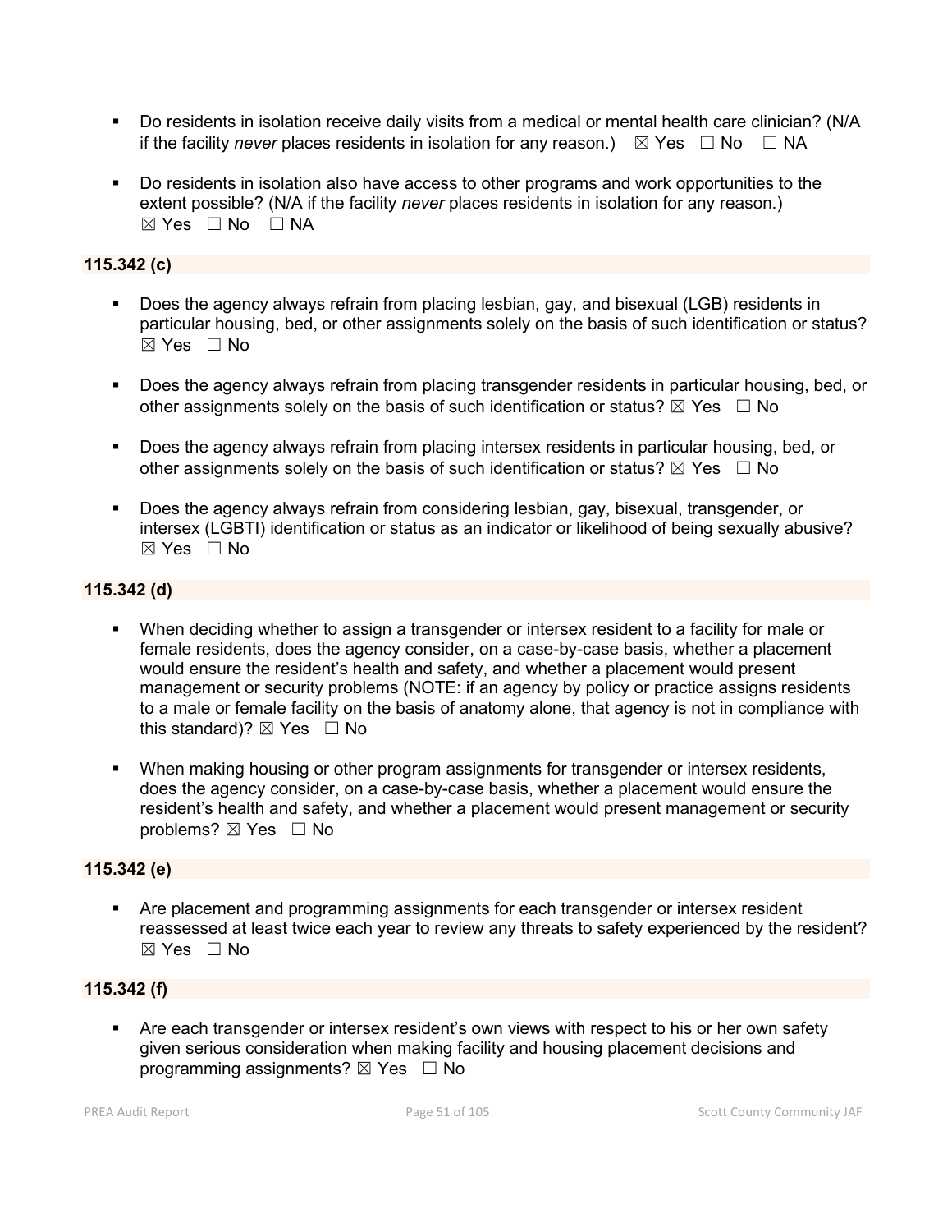- Do residents in isolation receive daily visits from a medical or mental health care clinician? (N/A if the facility *never* places residents in isolation for any reason.) ☒ Yes ☐ No ☐ NA

- Do residents in isolation also have access to other programs and work opportunities to the extent possible? (N/A if the facility *never* places residents in isolation for any reason.) ☒ Yes ☐ No ☐ NA

**115.342 (c)**

- Does the agency always refrain from placing lesbian, gay, and bisexual (LGB) residents in particular housing, bed, or other assignments solely on the basis of such identification or status? ☒ Yes ☐ No

- Does the agency always refrain from placing transgender residents in particular housing, bed, or other assignments solely on the basis of such identification or status? ☒ Yes ☐ No

- Does the agency always refrain from placing intersex residents in particular housing, bed, or other assignments solely on the basis of such identification or status? ☒ Yes ☐ No

- Does the agency always refrain from considering lesbian, gay, bisexual, transgender, or intersex (LGBTI) identification or status as an indicator or likelihood of being sexually abusive? ☒ Yes ☐ No

**115.342 (d)**

- When deciding whether to assign a transgender or intersex resident to a facility for male or female residents, does the agency consider, on a case-by-case basis, whether a placement would ensure the resident's health and safety, and whether a placement would present management or security problems (NOTE: if an agency by policy or practice assigns residents to a male or female facility on the basis of anatomy alone, that agency is not in compliance with this standard)? ☒ Yes ☐ No

- When making housing or other program assignments for transgender or intersex residents, does the agency consider, on a case-by-case basis, whether a placement would ensure the resident's health and safety, and whether a placement would present management or security problems? ☒ Yes ☐ No

**115.342 (e)**

- Are placement and programming assignments for each transgender or intersex resident reassessed at least twice each year to review any threats to safety experienced by the resident? ☒ Yes ☐ No

**115.342 (f)**

- Are each transgender or intersex resident's own views with respect to his or her own safety given serious consideration when making facility and housing placement decisions and programming assignments? ☒ Yes ☐ No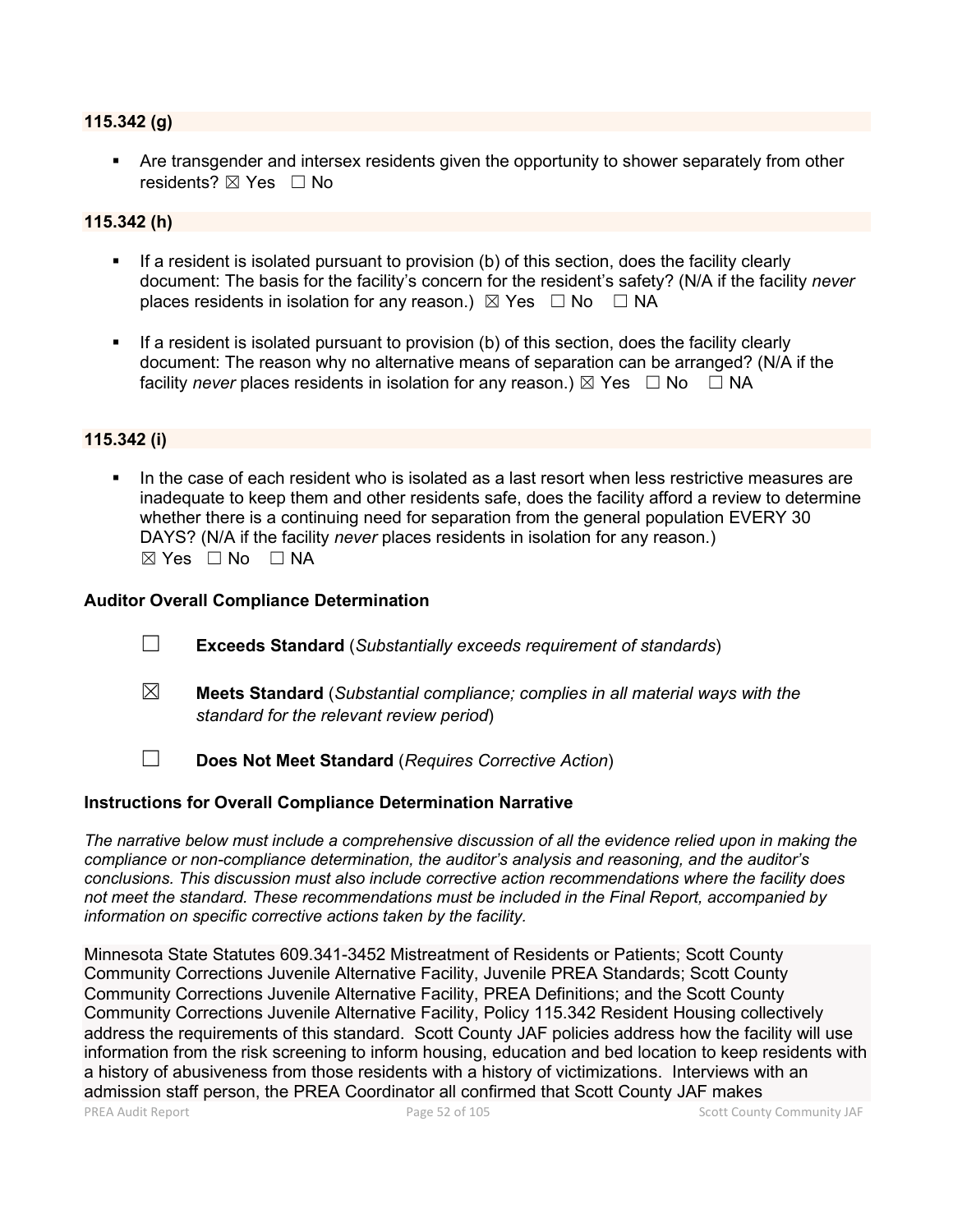**115.342 (g)**

- Are transgender and intersex residents given the opportunity to shower separately from other residents? ☒ Yes ☐ No

**115.342 (h)**

- If a resident is isolated pursuant to provision (b) of this section, does the facility clearly document: The basis for the facility's concern for the resident's safety? (N/A if the facility *never* places residents in isolation for any reason.) ☒ Yes ☐ No ☐ NA

- If a resident is isolated pursuant to provision (b) of this section, does the facility clearly document: The reason why no alternative means of separation can be arranged? (N/A if the facility *never* places residents in isolation for any reason.) ☒ Yes ☐ No ☐ NA

**115.342 (i)**

- In the case of each resident who is isolated as a last resort when less restrictive measures are inadequate to keep them and other residents safe, does the facility afford a review to determine whether there is a continuing need for separation from the general population EVERY 30 DAYS? (N/A if the facility *never* places residents in isolation for any reason.) ☒ Yes ☐ No ☐ NA

**Auditor Overall Compliance Determination**

☐ **Exceeds Standard** (*Substantially exceeds requirement of standards*)

☒ **Meets Standard** (*Substantial compliance; complies in all material ways with the standard for the relevant review period*)

☐ **Does Not Meet Standard** (*Requires Corrective Action*)

**Instructions for Overall Compliance Determination Narrative**

*The narrative below must include a comprehensive discussion of all the evidence relied upon in making the compliance or non-compliance determination, the auditor's analysis and reasoning, and the auditor's conclusions. This discussion must also include corrective action recommendations where the facility does not meet the standard. These recommendations must be included in the Final Report, accompanied by information on specific corrective actions taken by the facility.*

Minnesota State Statutes 609.341-3452 Mistreatment of Residents or Patients; Scott County Community Corrections Juvenile Alternative Facility, Juvenile PREA Standards; Scott County Community Corrections Juvenile Alternative Facility, PREA Definitions; and the Scott County Community Corrections Juvenile Alternative Facility, Policy 115.342 Resident Housing collectively address the requirements of this standard. Scott County JAF policies address how the facility will use information from the risk screening to inform housing, education and bed location to keep residents with a history of abusiveness from those residents with a history of victimizations. Interviews with an admission staff person, the PREA Coordinator all confirmed that Scott County JAF makes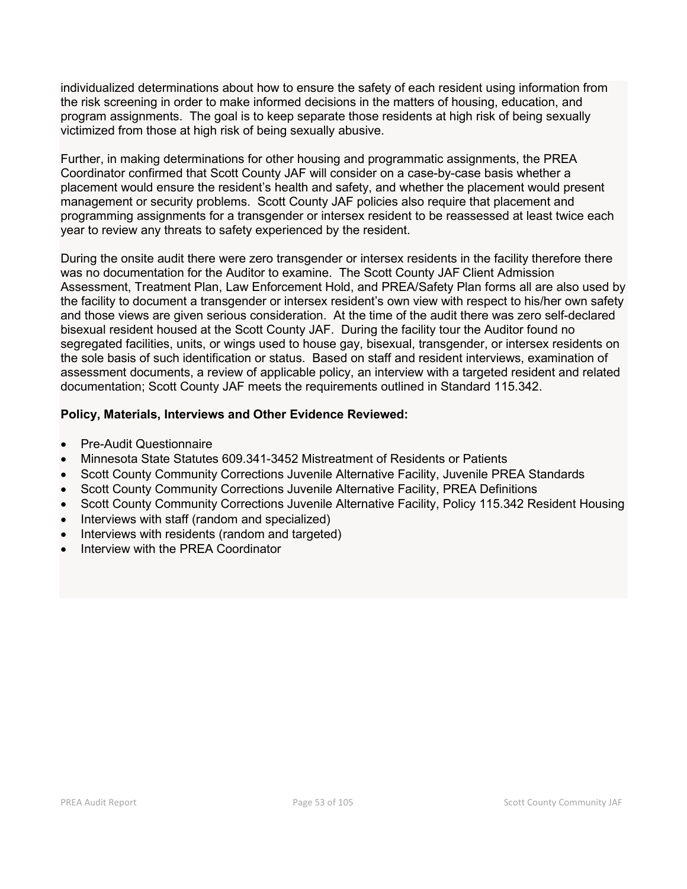individualized determinations about how to ensure the safety of each resident using information from the risk screening in order to make informed decisions in the matters of housing, education, and program assignments. The goal is to keep separate those residents at high risk of being sexually victimized from those at high risk of being sexually abusive.

Further, in making determinations for other housing and programmatic assignments, the PREA Coordinator confirmed that Scott County JAF will consider on a case-by-case basis whether a placement would ensure the resident's health and safety, and whether the placement would present management or security problems. Scott County JAF policies also require that placement and programming assignments for a transgender or intersex resident to be reassessed at least twice each year to review any threats to safety experienced by the resident.

During the onsite audit there were zero transgender or intersex residents in the facility therefore there was no documentation for the Auditor to examine. The Scott County JAF Client Admission Assessment, Treatment Plan, Law Enforcement Hold, and PREA/Safety Plan forms all are also used by the facility to document a transgender or intersex resident's own view with respect to his/her own safety and those views are given serious consideration. At the time of the audit there was zero self-declared bisexual resident housed at the Scott County JAF. During the facility tour the Auditor found no segregated facilities, units, or wings used to house gay, bisexual, transgender, or intersex residents on the sole basis of such identification or status. Based on staff and resident interviews, examination of assessment documents, a review of applicable policy, an interview with a targeted resident and related documentation; Scott County JAF meets the requirements outlined in Standard 115.342.

**Policy, Materials, Interviews and Other Evidence Reviewed:**

- Pre-Audit Questionnaire
- Minnesota State Statutes 609.341-3452 Mistreatment of Residents or Patients
- Scott County Community Corrections Juvenile Alternative Facility, Juvenile PREA Standards
- Scott County Community Corrections Juvenile Alternative Facility, PREA Definitions
- Scott County Community Corrections Juvenile Alternative Facility, Policy 115.342 Resident Housing
- Interviews with staff (random and specialized)
- Interviews with residents (random and targeted)
- Interview with the PREA Coordinator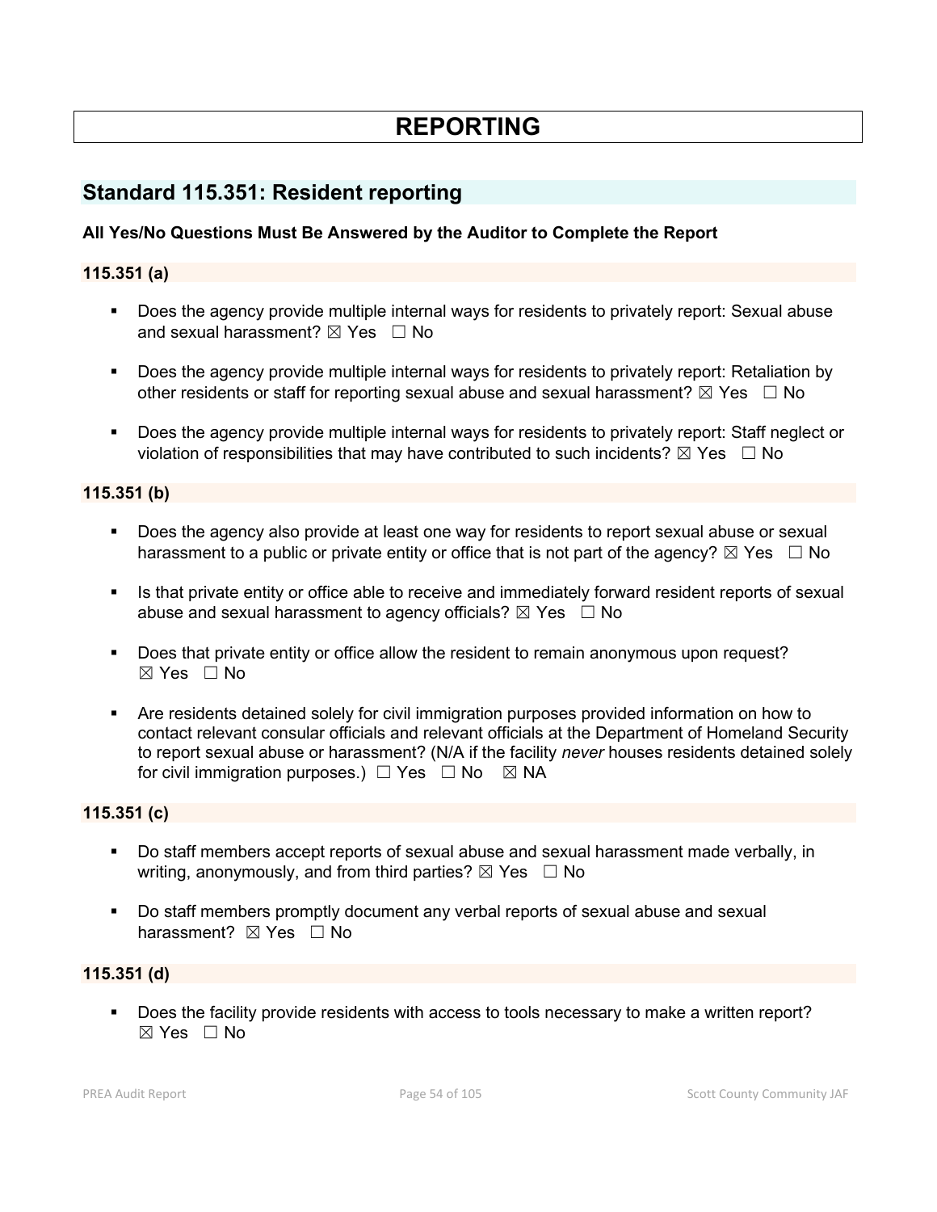# REPORTING

## Standard 115.351: Resident reporting

**All Yes/No Questions Must Be Answered by the Auditor to Complete the Report**

### 115.351 (a)

- Does the agency provide multiple internal ways for residents to privately report: Sexual abuse and sexual harassment? ☒ Yes ☐ No
- Does the agency provide multiple internal ways for residents to privately report: Retaliation by other residents or staff for reporting sexual abuse and sexual harassment? ☒ Yes ☐ No
- Does the agency provide multiple internal ways for residents to privately report: Staff neglect or violation of responsibilities that may have contributed to such incidents? ☒ Yes ☐ No

### 115.351 (b)

- Does the agency also provide at least one way for residents to report sexual abuse or sexual harassment to a public or private entity or office that is not part of the agency? ☒ Yes ☐ No
- Is that private entity or office able to receive and immediately forward resident reports of sexual abuse and sexual harassment to agency officials? ☒ Yes ☐ No
- Does that private entity or office allow the resident to remain anonymous upon request? ☒ Yes ☐ No
- Are residents detained solely for civil immigration purposes provided information on how to contact relevant consular officials and relevant officials at the Department of Homeland Security to report sexual abuse or harassment? (N/A if the facility *never* houses residents detained solely for civil immigration purposes.) ☐ Yes ☐ No ☒ NA

### 115.351 (c)

- Do staff members accept reports of sexual abuse and sexual harassment made verbally, in writing, anonymously, and from third parties? ☒ Yes ☐ No
- Do staff members promptly document any verbal reports of sexual abuse and sexual harassment? ☒ Yes ☐ No

### 115.351 (d)

- Does the facility provide residents with access to tools necessary to make a written report? ☒ Yes ☐ No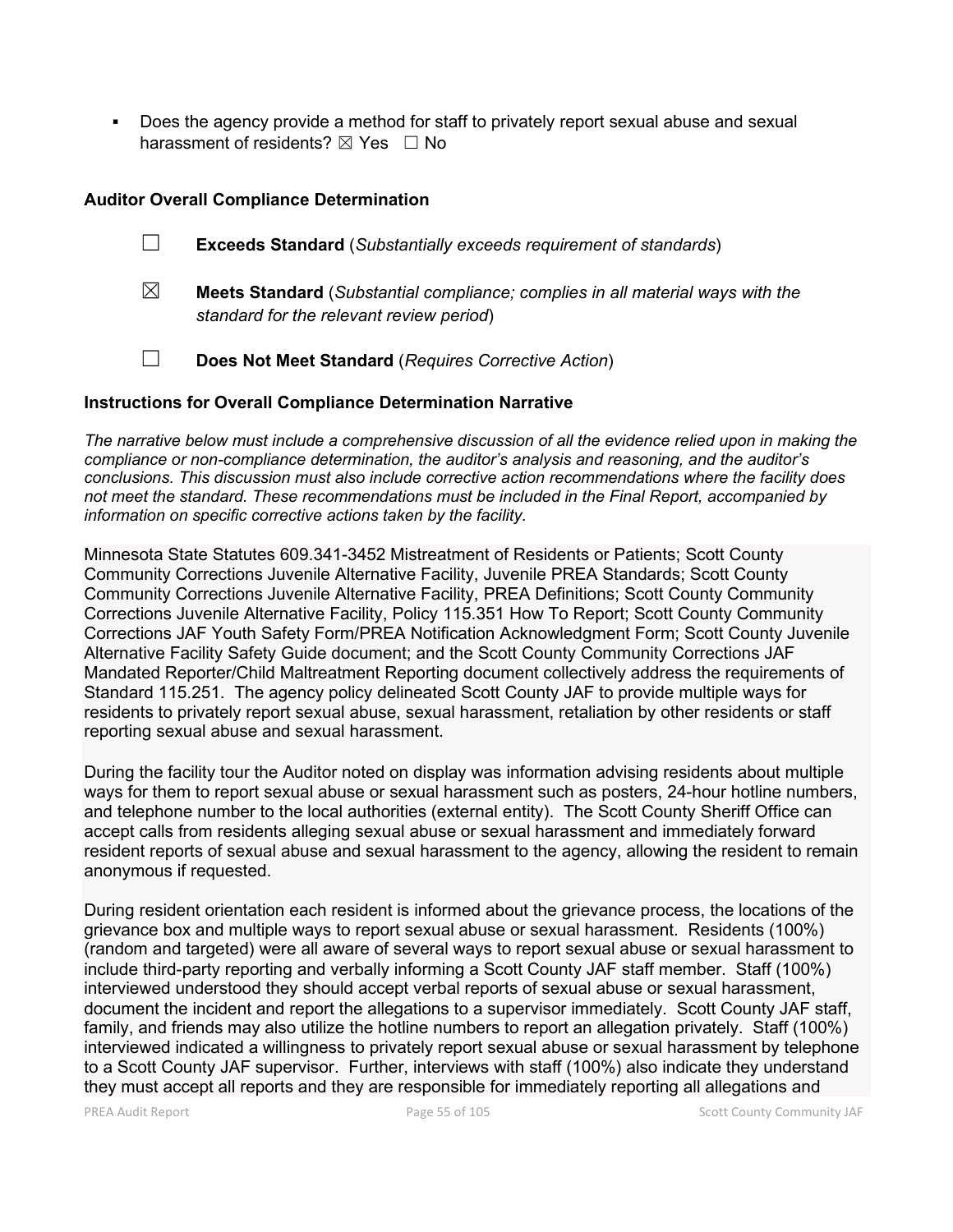- Does the agency provide a method for staff to privately report sexual abuse and sexual harassment of residents? ☒ Yes ☐ No

**Auditor Overall Compliance Determination**

☐ **Exceeds Standard** (*Substantially exceeds requirement of standards*)

☒ **Meets Standard** (*Substantial compliance; complies in all material ways with the standard for the relevant review period*)

☐ **Does Not Meet Standard** (*Requires Corrective Action*)

**Instructions for Overall Compliance Determination Narrative**

*The narrative below must include a comprehensive discussion of all the evidence relied upon in making the compliance or non-compliance determination, the auditor's analysis and reasoning, and the auditor's conclusions. This discussion must also include corrective action recommendations where the facility does not meet the standard. These recommendations must be included in the Final Report, accompanied by information on specific corrective actions taken by the facility.*

Minnesota State Statutes 609.341-3452 Mistreatment of Residents or Patients; Scott County Community Corrections Juvenile Alternative Facility, Juvenile PREA Standards; Scott County Community Corrections Juvenile Alternative Facility, PREA Definitions; Scott County Community Corrections Juvenile Alternative Facility, Policy 115.351 How To Report; Scott County Community Corrections JAF Youth Safety Form/PREA Notification Acknowledgment Form; Scott County Juvenile Alternative Facility Safety Guide document; and the Scott County Community Corrections JAF Mandated Reporter/Child Maltreatment Reporting document collectively address the requirements of Standard 115.251. The agency policy delineated Scott County JAF to provide multiple ways for residents to privately report sexual abuse, sexual harassment, retaliation by other residents or staff reporting sexual abuse and sexual harassment.

During the facility tour the Auditor noted on display was information advising residents about multiple ways for them to report sexual abuse or sexual harassment such as posters, 24-hour hotline numbers, and telephone number to the local authorities (external entity). The Scott County Sheriff Office can accept calls from residents alleging sexual abuse or sexual harassment and immediately forward resident reports of sexual abuse and sexual harassment to the agency, allowing the resident to remain anonymous if requested.

During resident orientation each resident is informed about the grievance process, the locations of the grievance box and multiple ways to report sexual abuse or sexual harassment. Residents (100%) (random and targeted) were all aware of several ways to report sexual abuse or sexual harassment to include third-party reporting and verbally informing a Scott County JAF staff member. Staff (100%) interviewed understood they should accept verbal reports of sexual abuse or sexual harassment, document the incident and report the allegations to a supervisor immediately. Scott County JAF staff, family, and friends may also utilize the hotline numbers to report an allegation privately. Staff (100%) interviewed indicated a willingness to privately report sexual abuse or sexual harassment by telephone to a Scott County JAF supervisor. Further, interviews with staff (100%) also indicate they understand they must accept all reports and they are responsible for immediately reporting all allegations and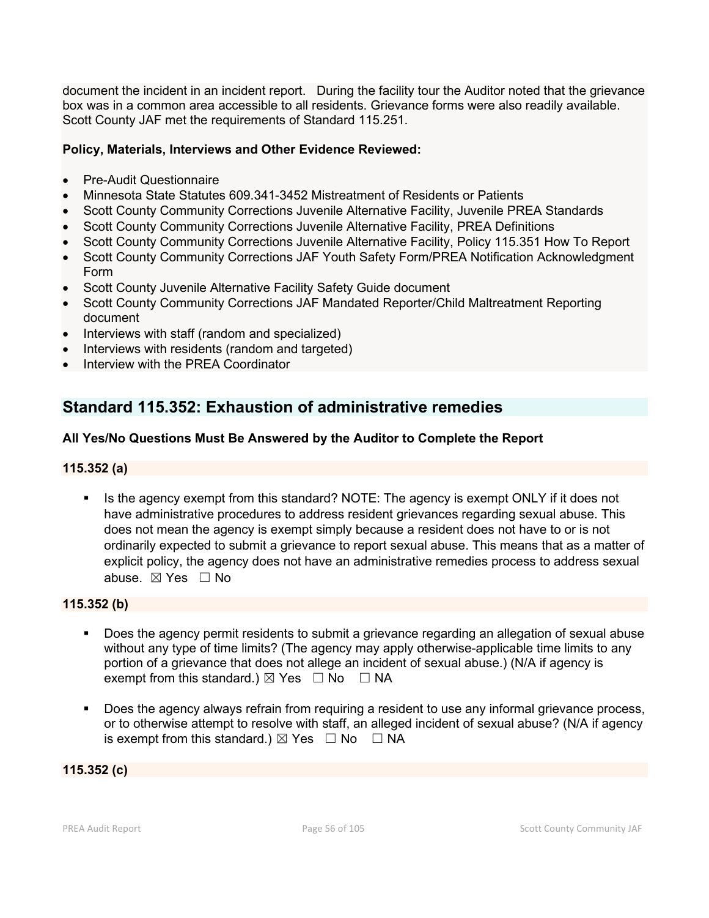document the incident in an incident report. During the facility tour the Auditor noted that the grievance box was in a common area accessible to all residents. Grievance forms were also readily available. Scott County JAF met the requirements of Standard 115.251.

**Policy, Materials, Interviews and Other Evidence Reviewed:**

- Pre-Audit Questionnaire
- Minnesota State Statutes 609.341-3452 Mistreatment of Residents or Patients
- Scott County Community Corrections Juvenile Alternative Facility, Juvenile PREA Standards
- Scott County Community Corrections Juvenile Alternative Facility, PREA Definitions
- Scott County Community Corrections Juvenile Alternative Facility, Policy 115.351 How To Report
- Scott County Community Corrections JAF Youth Safety Form/PREA Notification Acknowledgment Form
- Scott County Juvenile Alternative Facility Safety Guide document
- Scott County Community Corrections JAF Mandated Reporter/Child Maltreatment Reporting document
- Interviews with staff (random and specialized)
- Interviews with residents (random and targeted)
- Interview with the PREA Coordinator

## Standard 115.352: Exhaustion of administrative remedies

**All Yes/No Questions Must Be Answered by the Auditor to Complete the Report**

**115.352 (a)**

- Is the agency exempt from this standard? NOTE: The agency is exempt ONLY if it does not have administrative procedures to address resident grievances regarding sexual abuse. This does not mean the agency is exempt simply because a resident does not have to or is not ordinarily expected to submit a grievance to report sexual abuse. This means that as a matter of explicit policy, the agency does not have an administrative remedies process to address sexual abuse. ☒ Yes ☐ No

**115.352 (b)**

- Does the agency permit residents to submit a grievance regarding an allegation of sexual abuse without any type of time limits? (The agency may apply otherwise-applicable time limits to any portion of a grievance that does not allege an incident of sexual abuse.) (N/A if agency is exempt from this standard.) ☒ Yes ☐ No ☐ NA

- Does the agency always refrain from requiring a resident to use any informal grievance process, or to otherwise attempt to resolve with staff, an alleged incident of sexual abuse? (N/A if agency is exempt from this standard.) ☒ Yes ☐ No ☐ NA

**115.352 (c)**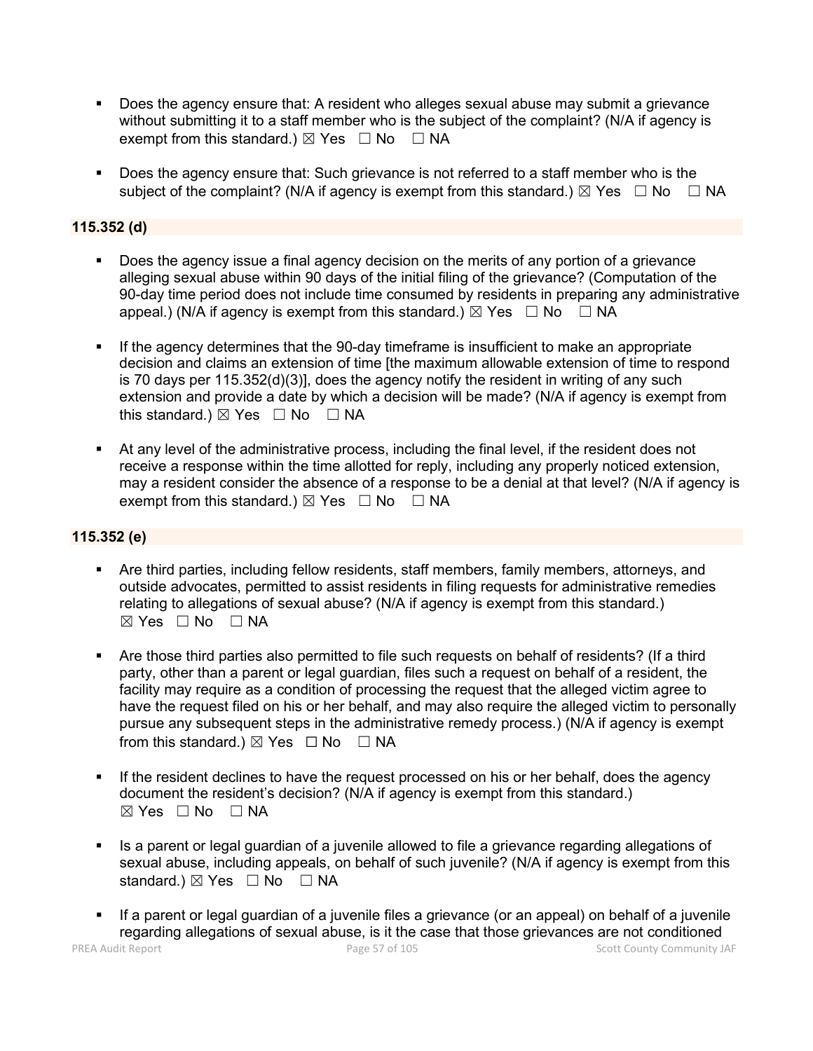- Does the agency ensure that: A resident who alleges sexual abuse may submit a grievance without submitting it to a staff member who is the subject of the complaint? (N/A if agency is exempt from this standard.) ☒ Yes ☐ No ☐ NA

- Does the agency ensure that: Such grievance is not referred to a staff member who is the subject of the complaint? (N/A if agency is exempt from this standard.) ☒ Yes ☐ No ☐ NA

**115.352 (d)**

- Does the agency issue a final agency decision on the merits of any portion of a grievance alleging sexual abuse within 90 days of the initial filing of the grievance? (Computation of the 90-day time period does not include time consumed by residents in preparing any administrative appeal.) (N/A if agency is exempt from this standard.) ☒ Yes ☐ No ☐ NA

- If the agency determines that the 90-day timeframe is insufficient to make an appropriate decision and claims an extension of time [the maximum allowable extension of time to respond is 70 days per 115.352(d)(3)], does the agency notify the resident in writing of any such extension and provide a date by which a decision will be made? (N/A if agency is exempt from this standard.) ☒ Yes ☐ No ☐ NA

- At any level of the administrative process, including the final level, if the resident does not receive a response within the time allotted for reply, including any properly noticed extension, may a resident consider the absence of a response to be a denial at that level? (N/A if agency is exempt from this standard.) ☒ Yes ☐ No ☐ NA

**115.352 (e)**

- Are third parties, including fellow residents, staff members, family members, attorneys, and outside advocates, permitted to assist residents in filing requests for administrative remedies relating to allegations of sexual abuse? (N/A if agency is exempt from this standard.) ☒ Yes ☐ No ☐ NA

- Are those third parties also permitted to file such requests on behalf of residents? (If a third party, other than a parent or legal guardian, files such a request on behalf of a resident, the facility may require as a condition of processing the request that the alleged victim agree to have the request filed on his or her behalf, and may also require the alleged victim to personally pursue any subsequent steps in the administrative remedy process.) (N/A if agency is exempt from this standard.) ☒ Yes ☐ No ☐ NA

- If the resident declines to have the request processed on his or her behalf, does the agency document the resident's decision? (N/A if agency is exempt from this standard.) ☒ Yes ☐ No ☐ NA

- Is a parent or legal guardian of a juvenile allowed to file a grievance regarding allegations of sexual abuse, including appeals, on behalf of such juvenile? (N/A if agency is exempt from this standard.) ☒ Yes ☐ No ☐ NA

- If a parent or legal guardian of a juvenile files a grievance (or an appeal) on behalf of a juvenile regarding allegations of sexual abuse, is it the case that those grievances are not conditioned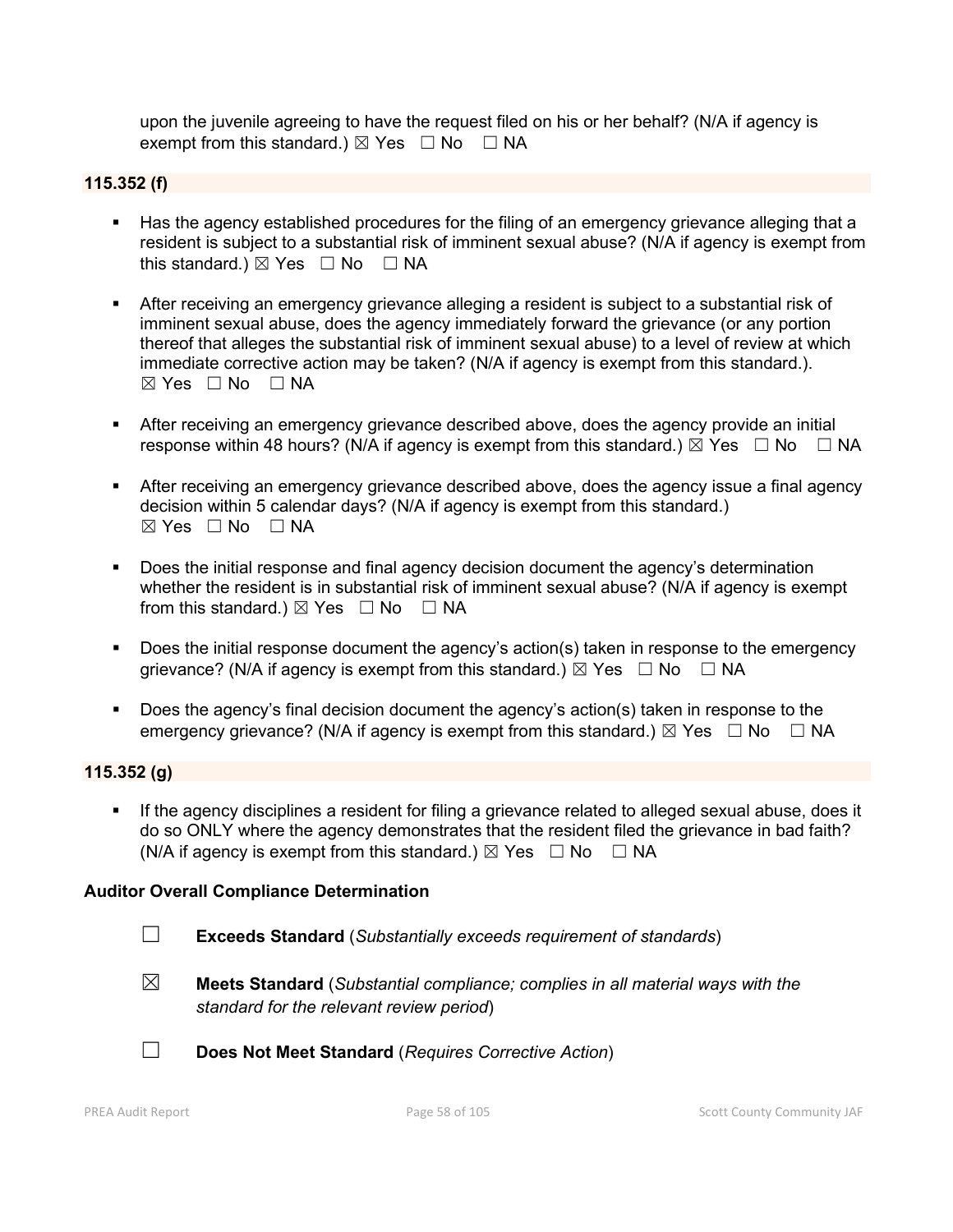upon the juvenile agreeing to have the request filed on his or her behalf? (N/A if agency is exempt from this standard.) ☒ Yes ☐ No ☐ NA

**115.352 (f)**

- Has the agency established procedures for the filing of an emergency grievance alleging that a resident is subject to a substantial risk of imminent sexual abuse? (N/A if agency is exempt from this standard.) ☒ Yes ☐ No ☐ NA

- After receiving an emergency grievance alleging a resident is subject to a substantial risk of imminent sexual abuse, does the agency immediately forward the grievance (or any portion thereof that alleges the substantial risk of imminent sexual abuse) to a level of review at which immediate corrective action may be taken? (N/A if agency is exempt from this standard.). ☒ Yes ☐ No ☐ NA

- After receiving an emergency grievance described above, does the agency provide an initial response within 48 hours? (N/A if agency is exempt from this standard.) ☒ Yes ☐ No ☐ NA

- After receiving an emergency grievance described above, does the agency issue a final agency decision within 5 calendar days? (N/A if agency is exempt from this standard.) ☒ Yes ☐ No ☐ NA

- Does the initial response and final agency decision document the agency's determination whether the resident is in substantial risk of imminent sexual abuse? (N/A if agency is exempt from this standard.) ☒ Yes ☐ No ☐ NA

- Does the initial response document the agency's action(s) taken in response to the emergency grievance? (N/A if agency is exempt from this standard.) ☒ Yes ☐ No ☐ NA

- Does the agency's final decision document the agency's action(s) taken in response to the emergency grievance? (N/A if agency is exempt from this standard.) ☒ Yes ☐ No ☐ NA

**115.352 (g)**

- If the agency disciplines a resident for filing a grievance related to alleged sexual abuse, does it do so ONLY where the agency demonstrates that the resident filed the grievance in bad faith? (N/A if agency is exempt from this standard.) ☒ Yes ☐ No ☐ NA

**Auditor Overall Compliance Determination**

☐ **Exceeds Standard** (*Substantially exceeds requirement of standards*)

☒ **Meets Standard** (*Substantial compliance; complies in all material ways with the standard for the relevant review period*)

☐ **Does Not Meet Standard** (*Requires Corrective Action*)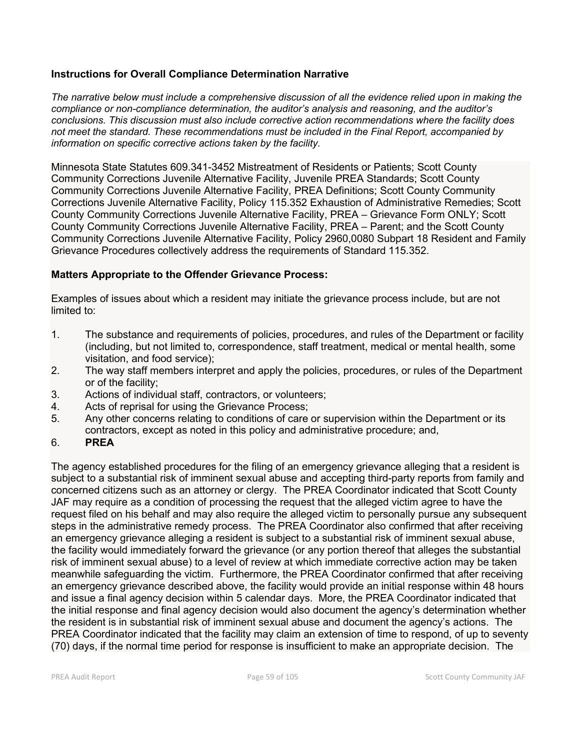### Instructions for Overall Compliance Determination Narrative

*The narrative below must include a comprehensive discussion of all the evidence relied upon in making the compliance or non-compliance determination, the auditor's analysis and reasoning, and the auditor's conclusions. This discussion must also include corrective action recommendations where the facility does not meet the standard. These recommendations must be included in the Final Report, accompanied by information on specific corrective actions taken by the facility.*

Minnesota State Statutes 609.341-3452 Mistreatment of Residents or Patients; Scott County Community Corrections Juvenile Alternative Facility, Juvenile PREA Standards; Scott County Community Corrections Juvenile Alternative Facility, PREA Definitions; Scott County Community Corrections Juvenile Alternative Facility, Policy 115.352 Exhaustion of Administrative Remedies; Scott County Community Corrections Juvenile Alternative Facility, PREA – Grievance Form ONLY; Scott County Community Corrections Juvenile Alternative Facility, PREA – Parent; and the Scott County Community Corrections Juvenile Alternative Facility, Policy 2960,0080 Subpart 18 Resident and Family Grievance Procedures collectively address the requirements of Standard 115.352.

**Matters Appropriate to the Offender Grievance Process:**

Examples of issues about which a resident may initiate the grievance process include, but are not limited to:

1. The substance and requirements of policies, procedures, and rules of the Department or facility (including, but not limited to, correspondence, staff treatment, medical or mental health, some visitation, and food service);
2. The way staff members interpret and apply the policies, procedures, or rules of the Department or of the facility;
3. Actions of individual staff, contractors, or volunteers;
4. Acts of reprisal for using the Grievance Process;
5. Any other concerns relating to conditions of care or supervision within the Department or its contractors, except as noted in this policy and administrative procedure; and,
6. **PREA**

The agency established procedures for the filing of an emergency grievance alleging that a resident is subject to a substantial risk of imminent sexual abuse and accepting third-party reports from family and concerned citizens such as an attorney or clergy. The PREA Coordinator indicated that Scott County JAF may require as a condition of processing the request that the alleged victim agree to have the request filed on his behalf and may also require the alleged victim to personally pursue any subsequent steps in the administrative remedy process. The PREA Coordinator also confirmed that after receiving an emergency grievance alleging a resident is subject to a substantial risk of imminent sexual abuse, the facility would immediately forward the grievance (or any portion thereof that alleges the substantial risk of imminent sexual abuse) to a level of review at which immediate corrective action may be taken meanwhile safeguarding the victim. Furthermore, the PREA Coordinator confirmed that after receiving an emergency grievance described above, the facility would provide an initial response within 48 hours and issue a final agency decision within 5 calendar days. More, the PREA Coordinator indicated that the initial response and final agency decision would also document the agency's determination whether the resident is in substantial risk of imminent sexual abuse and document the agency's actions. The PREA Coordinator indicated that the facility may claim an extension of time to respond, of up to seventy (70) days, if the normal time period for response is insufficient to make an appropriate decision. The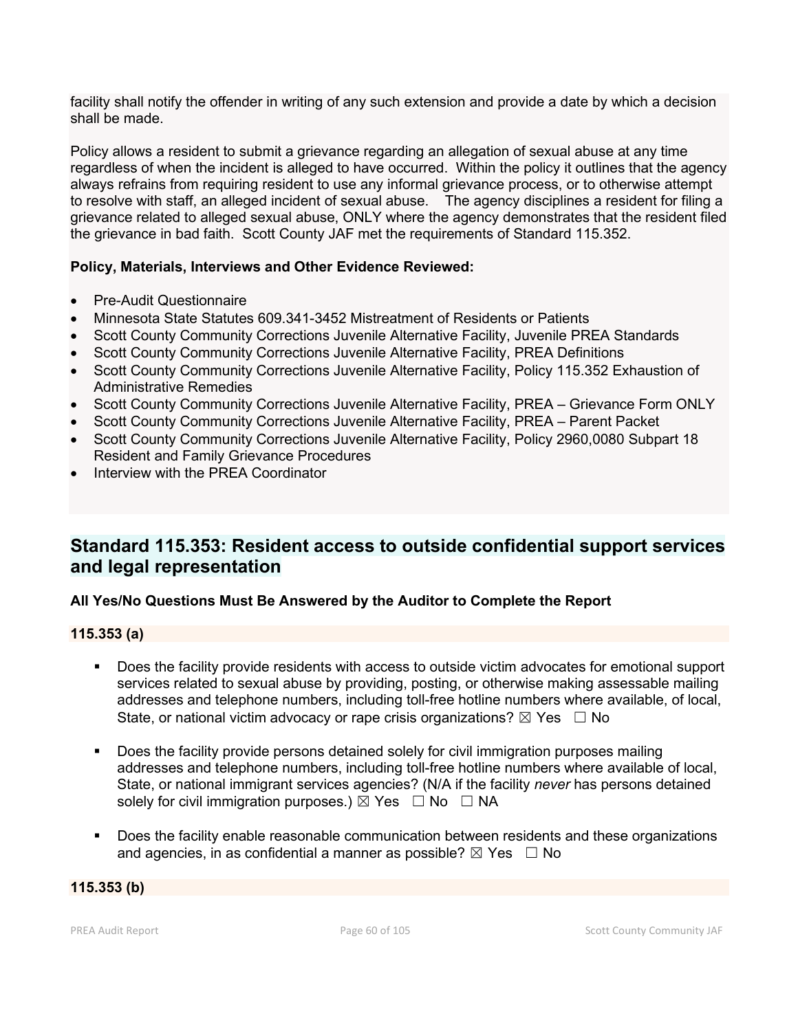facility shall notify the offender in writing of any such extension and provide a date by which a decision shall be made.

Policy allows a resident to submit a grievance regarding an allegation of sexual abuse at any time regardless of when the incident is alleged to have occurred. Within the policy it outlines that the agency always refrains from requiring resident to use any informal grievance process, or to otherwise attempt to resolve with staff, an alleged incident of sexual abuse. The agency disciplines a resident for filing a grievance related to alleged sexual abuse, ONLY where the agency demonstrates that the resident filed the grievance in bad faith. Scott County JAF met the requirements of Standard 115.352.

**Policy, Materials, Interviews and Other Evidence Reviewed:**

- Pre-Audit Questionnaire
- Minnesota State Statutes 609.341-3452 Mistreatment of Residents or Patients
- Scott County Community Corrections Juvenile Alternative Facility, Juvenile PREA Standards
- Scott County Community Corrections Juvenile Alternative Facility, PREA Definitions
- Scott County Community Corrections Juvenile Alternative Facility, Policy 115.352 Exhaustion of Administrative Remedies
- Scott County Community Corrections Juvenile Alternative Facility, PREA – Grievance Form ONLY
- Scott County Community Corrections Juvenile Alternative Facility, PREA – Parent Packet
- Scott County Community Corrections Juvenile Alternative Facility, Policy 2960,0080 Subpart 18 Resident and Family Grievance Procedures
- Interview with the PREA Coordinator

## Standard 115.353: Resident access to outside confidential support services and legal representation

**All Yes/No Questions Must Be Answered by the Auditor to Complete the Report**

**115.353 (a)**

- Does the facility provide residents with access to outside victim advocates for emotional support services related to sexual abuse by providing, posting, or otherwise making assessable mailing addresses and telephone numbers, including toll-free hotline numbers where available, of local, State, or national victim advocacy or rape crisis organizations? ☒ Yes ☐ No
- Does the facility provide persons detained solely for civil immigration purposes mailing addresses and telephone numbers, including toll-free hotline numbers where available of local, State, or national immigrant services agencies? (N/A if the facility *never* has persons detained solely for civil immigration purposes.) ☒ Yes ☐ No ☐ NA
- Does the facility enable reasonable communication between residents and these organizations and agencies, in as confidential a manner as possible? ☒ Yes ☐ No

**115.353 (b)**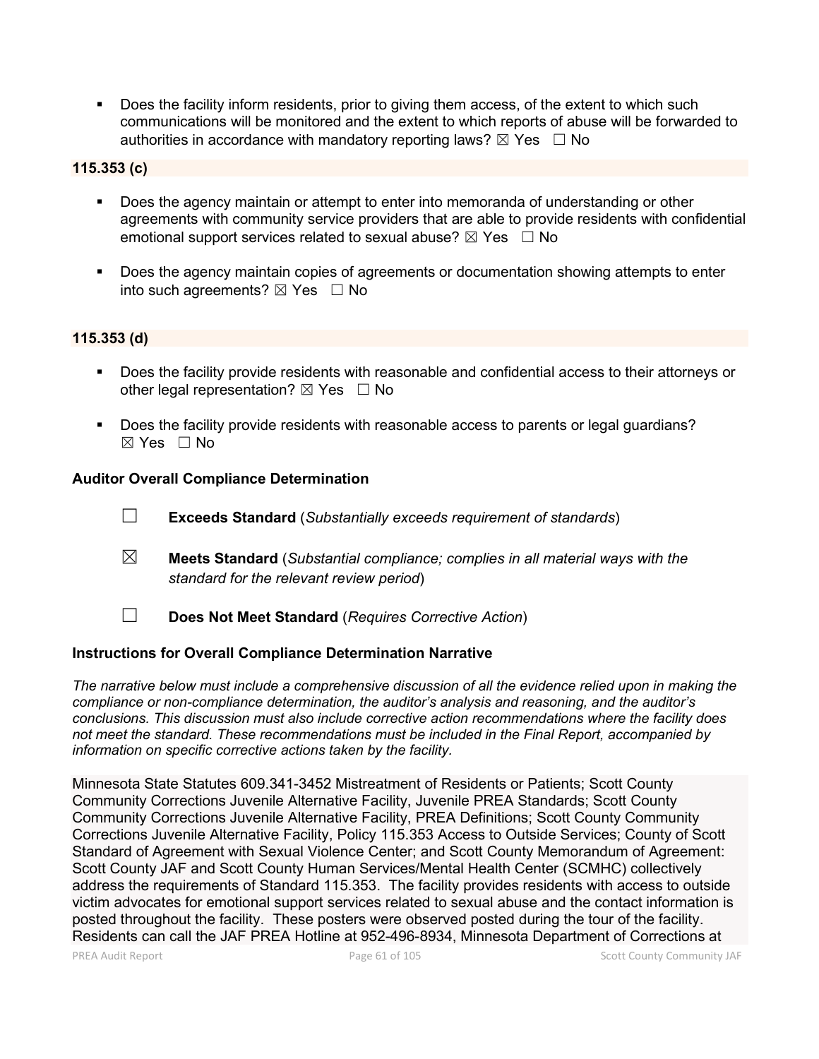- Does the facility inform residents, prior to giving them access, of the extent to which such communications will be monitored and the extent to which reports of abuse will be forwarded to authorities in accordance with mandatory reporting laws? ☒ Yes ☐ No

**115.353 (c)**

- Does the agency maintain or attempt to enter into memoranda of understanding or other agreements with community service providers that are able to provide residents with confidential emotional support services related to sexual abuse? ☒ Yes ☐ No

- Does the agency maintain copies of agreements or documentation showing attempts to enter into such agreements? ☒ Yes ☐ No

**115.353 (d)**

- Does the facility provide residents with reasonable and confidential access to their attorneys or other legal representation? ☒ Yes ☐ No

- Does the facility provide residents with reasonable access to parents or legal guardians? ☒ Yes ☐ No

**Auditor Overall Compliance Determination**

☐ **Exceeds Standard** (*Substantially exceeds requirement of standards*)

☒ **Meets Standard** (*Substantial compliance; complies in all material ways with the standard for the relevant review period*)

☐ **Does Not Meet Standard** (*Requires Corrective Action*)

**Instructions for Overall Compliance Determination Narrative**

*The narrative below must include a comprehensive discussion of all the evidence relied upon in making the compliance or non-compliance determination, the auditor's analysis and reasoning, and the auditor's conclusions. This discussion must also include corrective action recommendations where the facility does not meet the standard. These recommendations must be included in the Final Report, accompanied by information on specific corrective actions taken by the facility.*

Minnesota State Statutes 609.341-3452 Mistreatment of Residents or Patients; Scott County Community Corrections Juvenile Alternative Facility, Juvenile PREA Standards; Scott County Community Corrections Juvenile Alternative Facility, PREA Definitions; Scott County Community Corrections Juvenile Alternative Facility, Policy 115.353 Access to Outside Services; County of Scott Standard of Agreement with Sexual Violence Center; and Scott County Memorandum of Agreement: Scott County JAF and Scott County Human Services/Mental Health Center (SCMHC) collectively address the requirements of Standard 115.353. The facility provides residents with access to outside victim advocates for emotional support services related to sexual abuse and the contact information is posted throughout the facility. These posters were observed posted during the tour of the facility. Residents can call the JAF PREA Hotline at 952-496-8934, Minnesota Department of Corrections at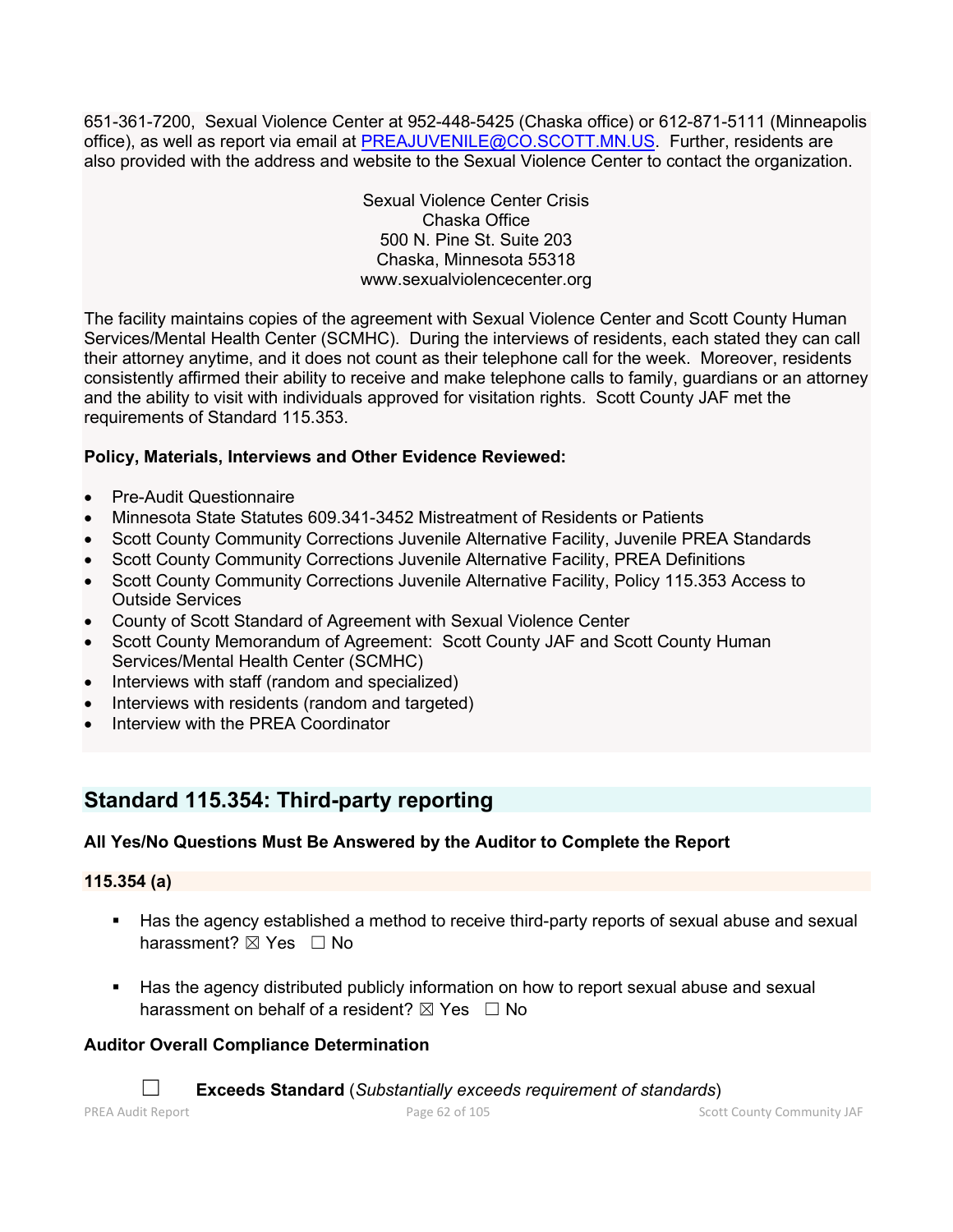651-361-7200, Sexual Violence Center at 952-448-5425 (Chaska office) or 612-871-5111 (Minneapolis office), as well as report via email at PREAJUVENILE@CO.SCOTT.MN.US. Further, residents are also provided with the address and website to the Sexual Violence Center to contact the organization.

Sexual Violence Center Crisis
Chaska Office
500 N. Pine St. Suite 203
Chaska, Minnesota 55318
www.sexualviolencecenter.org

The facility maintains copies of the agreement with Sexual Violence Center and Scott County Human Services/Mental Health Center (SCMHC). During the interviews of residents, each stated they can call their attorney anytime, and it does not count as their telephone call for the week. Moreover, residents consistently affirmed their ability to receive and make telephone calls to family, guardians or an attorney and the ability to visit with individuals approved for visitation rights. Scott County JAF met the requirements of Standard 115.353.

**Policy, Materials, Interviews and Other Evidence Reviewed:**

- Pre-Audit Questionnaire
- Minnesota State Statutes 609.341-3452 Mistreatment of Residents or Patients
- Scott County Community Corrections Juvenile Alternative Facility, Juvenile PREA Standards
- Scott County Community Corrections Juvenile Alternative Facility, PREA Definitions
- Scott County Community Corrections Juvenile Alternative Facility, Policy 115.353 Access to Outside Services
- County of Scott Standard of Agreement with Sexual Violence Center
- Scott County Memorandum of Agreement: Scott County JAF and Scott County Human Services/Mental Health Center (SCMHC)
- Interviews with staff (random and specialized)
- Interviews with residents (random and targeted)
- Interview with the PREA Coordinator

## Standard 115.354: Third-party reporting

**All Yes/No Questions Must Be Answered by the Auditor to Complete the Report**

**115.354 (a)**

- Has the agency established a method to receive third-party reports of sexual abuse and sexual harassment? ☒ Yes ☐ No
- Has the agency distributed publicly information on how to report sexual abuse and sexual harassment on behalf of a resident? ☒ Yes ☐ No

**Auditor Overall Compliance Determination**

☐ **Exceeds Standard** (*Substantially exceeds requirement of standards*)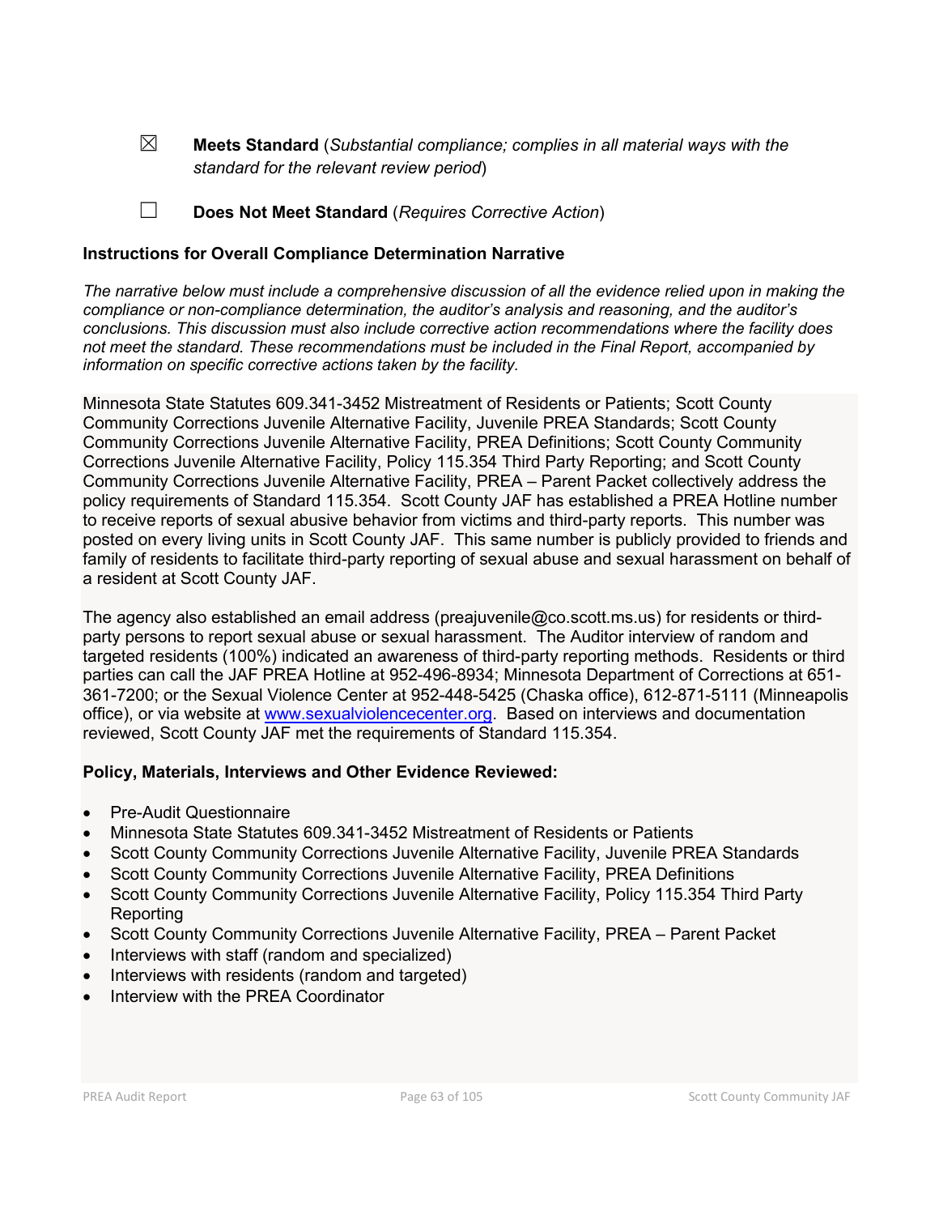☒ **Meets Standard** (*Substantial compliance; complies in all material ways with the standard for the relevant review period*)

☐ **Does Not Meet Standard** (*Requires Corrective Action*)

**Instructions for Overall Compliance Determination Narrative**

*The narrative below must include a comprehensive discussion of all the evidence relied upon in making the compliance or non-compliance determination, the auditor's analysis and reasoning, and the auditor's conclusions. This discussion must also include corrective action recommendations where the facility does not meet the standard. These recommendations must be included in the Final Report, accompanied by information on specific corrective actions taken by the facility.*

Minnesota State Statutes 609.341-3452 Mistreatment of Residents or Patients; Scott County Community Corrections Juvenile Alternative Facility, Juvenile PREA Standards; Scott County Community Corrections Juvenile Alternative Facility, PREA Definitions; Scott County Community Corrections Juvenile Alternative Facility, Policy 115.354 Third Party Reporting; and Scott County Community Corrections Juvenile Alternative Facility, PREA – Parent Packet collectively address the policy requirements of Standard 115.354. Scott County JAF has established a PREA Hotline number to receive reports of sexual abusive behavior from victims and third-party reports. This number was posted on every living units in Scott County JAF. This same number is publicly provided to friends and family of residents to facilitate third-party reporting of sexual abuse and sexual harassment on behalf of a resident at Scott County JAF.

The agency also established an email address (preajuvenile@co.scott.ms.us) for residents or third-party persons to report sexual abuse or sexual harassment. The Auditor interview of random and targeted residents (100%) indicated an awareness of third-party reporting methods. Residents or third parties can call the JAF PREA Hotline at 952-496-8934; Minnesota Department of Corrections at 651-361-7200; or the Sexual Violence Center at 952-448-5425 (Chaska office), 612-871-5111 (Minneapolis office), or via website at [www.sexualviolencecenter.org](www.sexualviolencecenter.org). Based on interviews and documentation reviewed, Scott County JAF met the requirements of Standard 115.354.

**Policy, Materials, Interviews and Other Evidence Reviewed:**

- Pre-Audit Questionnaire
- Minnesota State Statutes 609.341-3452 Mistreatment of Residents or Patients
- Scott County Community Corrections Juvenile Alternative Facility, Juvenile PREA Standards
- Scott County Community Corrections Juvenile Alternative Facility, PREA Definitions
- Scott County Community Corrections Juvenile Alternative Facility, Policy 115.354 Third Party Reporting
- Scott County Community Corrections Juvenile Alternative Facility, PREA – Parent Packet
- Interviews with staff (random and specialized)
- Interviews with residents (random and targeted)
- Interview with the PREA Coordinator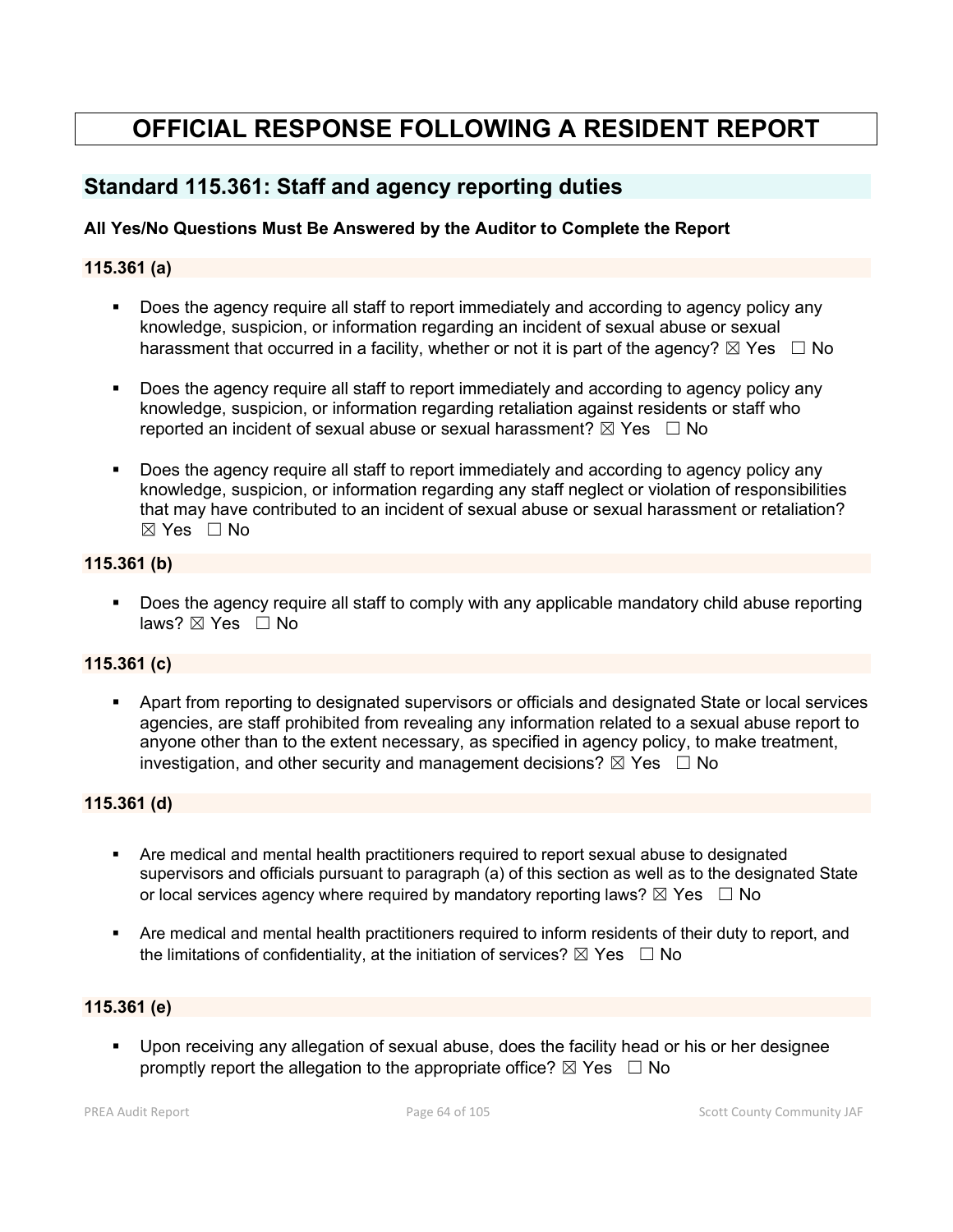# OFFICIAL RESPONSE FOLLOWING A RESIDENT REPORT

## Standard 115.361: Staff and agency reporting duties

**All Yes/No Questions Must Be Answered by the Auditor to Complete the Report**

### 115.361 (a)

- Does the agency require all staff to report immediately and according to agency policy any knowledge, suspicion, or information regarding an incident of sexual abuse or sexual harassment that occurred in a facility, whether or not it is part of the agency? ☒ Yes ☐ No
- Does the agency require all staff to report immediately and according to agency policy any knowledge, suspicion, or information regarding retaliation against residents or staff who reported an incident of sexual abuse or sexual harassment? ☒ Yes ☐ No
- Does the agency require all staff to report immediately and according to agency policy any knowledge, suspicion, or information regarding any staff neglect or violation of responsibilities that may have contributed to an incident of sexual abuse or sexual harassment or retaliation? ☒ Yes ☐ No

### 115.361 (b)

- Does the agency require all staff to comply with any applicable mandatory child abuse reporting laws? ☒ Yes ☐ No

### 115.361 (c)

- Apart from reporting to designated supervisors or officials and designated State or local services agencies, are staff prohibited from revealing any information related to a sexual abuse report to anyone other than to the extent necessary, as specified in agency policy, to make treatment, investigation, and other security and management decisions? ☒ Yes ☐ No

### 115.361 (d)

- Are medical and mental health practitioners required to report sexual abuse to designated supervisors and officials pursuant to paragraph (a) of this section as well as to the designated State or local services agency where required by mandatory reporting laws? ☒ Yes ☐ No
- Are medical and mental health practitioners required to inform residents of their duty to report, and the limitations of confidentiality, at the initiation of services? ☒ Yes ☐ No

### 115.361 (e)

- Upon receiving any allegation of sexual abuse, does the facility head or his or her designee promptly report the allegation to the appropriate office? ☒ Yes ☐ No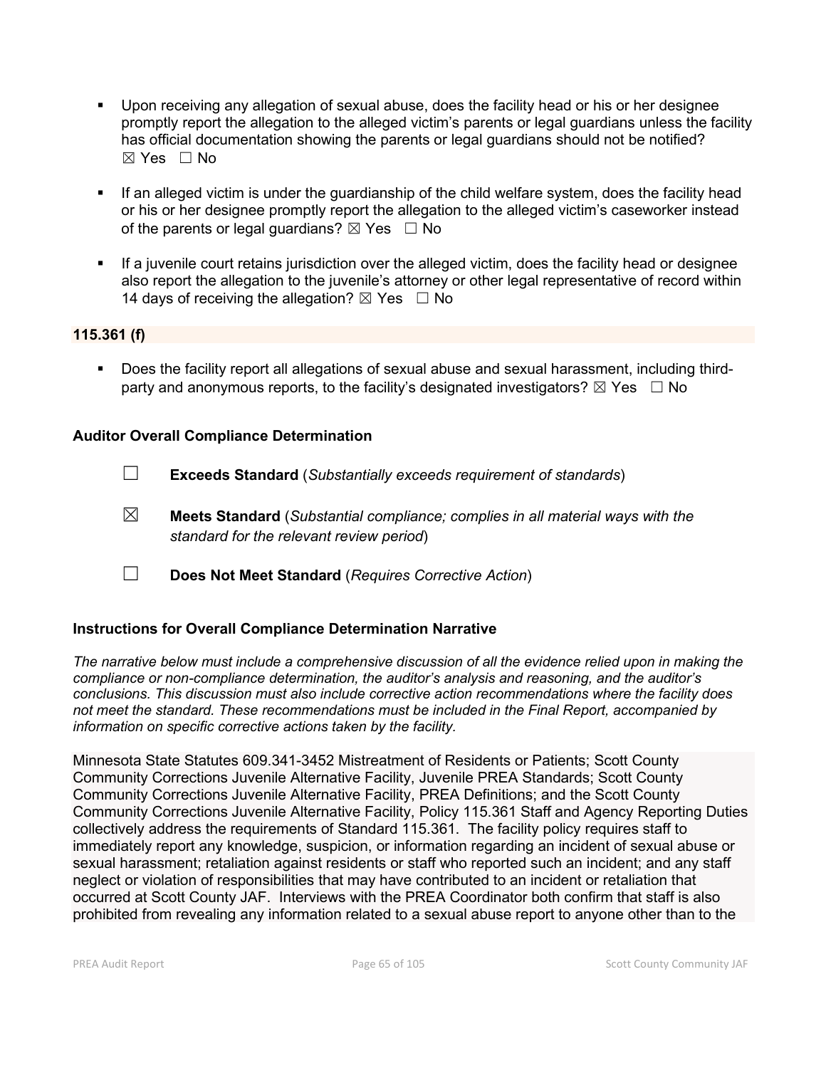- Upon receiving any allegation of sexual abuse, does the facility head or his or her designee promptly report the allegation to the alleged victim's parents or legal guardians unless the facility has official documentation showing the parents or legal guardians should not be notified? ☒ Yes ☐ No

- If an alleged victim is under the guardianship of the child welfare system, does the facility head or his or her designee promptly report the allegation to the alleged victim's caseworker instead of the parents or legal guardians? ☒ Yes ☐ No

- If a juvenile court retains jurisdiction over the alleged victim, does the facility head or designee also report the allegation to the juvenile's attorney or other legal representative of record within 14 days of receiving the allegation? ☒ Yes ☐ No

**115.361 (f)**

- Does the facility report all allegations of sexual abuse and sexual harassment, including third-party and anonymous reports, to the facility's designated investigators? ☒ Yes ☐ No

**Auditor Overall Compliance Determination**

☐ **Exceeds Standard** (*Substantially exceeds requirement of standards*)

☒ **Meets Standard** (*Substantial compliance; complies in all material ways with the standard for the relevant review period*)

☐ **Does Not Meet Standard** (*Requires Corrective Action*)

**Instructions for Overall Compliance Determination Narrative**

*The narrative below must include a comprehensive discussion of all the evidence relied upon in making the compliance or non-compliance determination, the auditor's analysis and reasoning, and the auditor's conclusions. This discussion must also include corrective action recommendations where the facility does not meet the standard. These recommendations must be included in the Final Report, accompanied by information on specific corrective actions taken by the facility.*

Minnesota State Statutes 609.341-3452 Mistreatment of Residents or Patients; Scott County Community Corrections Juvenile Alternative Facility, Juvenile PREA Standards; Scott County Community Corrections Juvenile Alternative Facility, PREA Definitions; and the Scott County Community Corrections Juvenile Alternative Facility, Policy 115.361 Staff and Agency Reporting Duties collectively address the requirements of Standard 115.361. The facility policy requires staff to immediately report any knowledge, suspicion, or information regarding an incident of sexual abuse or sexual harassment; retaliation against residents or staff who reported such an incident; and any staff neglect or violation of responsibilities that may have contributed to an incident or retaliation that occurred at Scott County JAF. Interviews with the PREA Coordinator both confirm that staff is also prohibited from revealing any information related to a sexual abuse report to anyone other than to the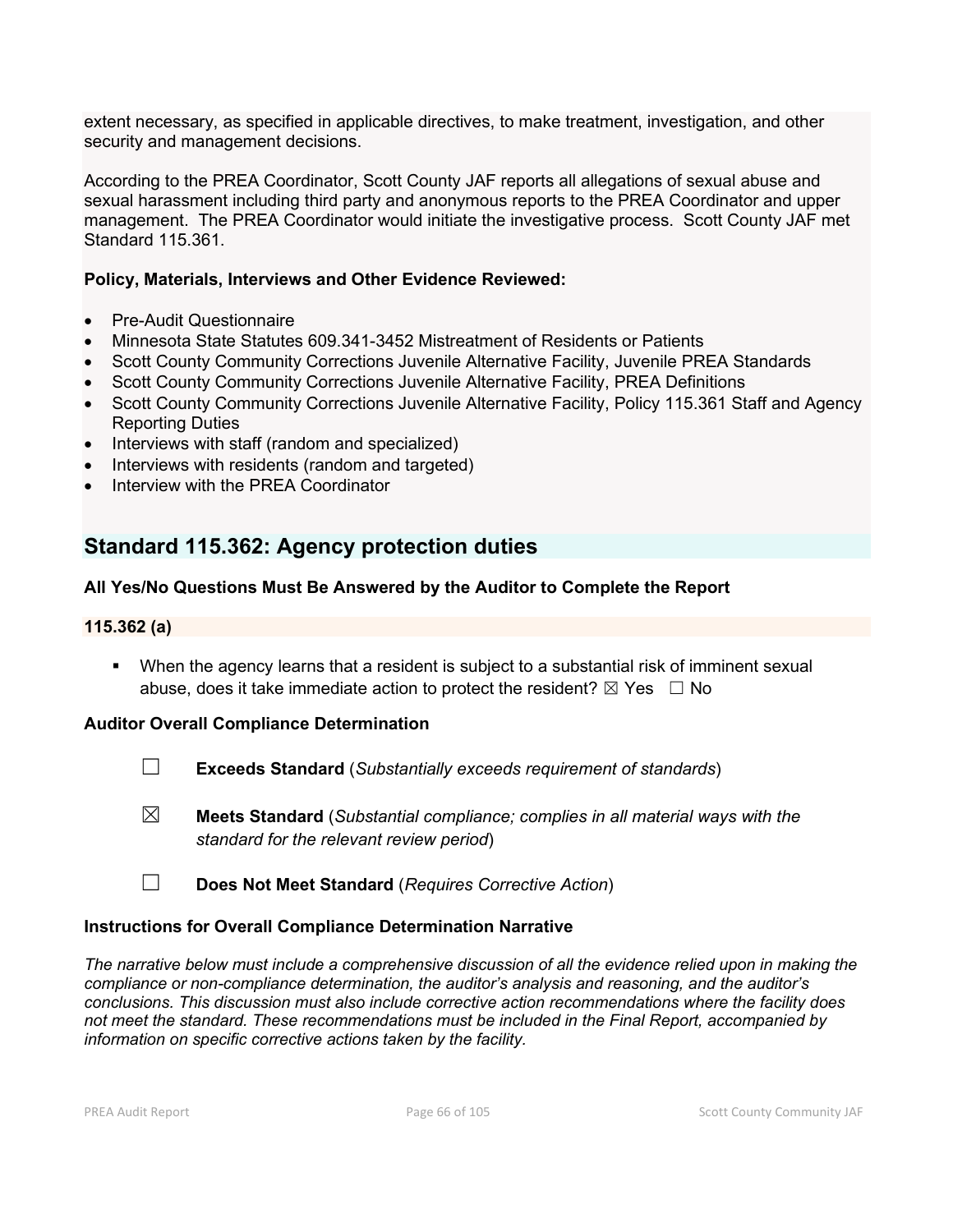extent necessary, as specified in applicable directives, to make treatment, investigation, and other security and management decisions.

According to the PREA Coordinator, Scott County JAF reports all allegations of sexual abuse and sexual harassment including third party and anonymous reports to the PREA Coordinator and upper management. The PREA Coordinator would initiate the investigative process. Scott County JAF met Standard 115.361.

**Policy, Materials, Interviews and Other Evidence Reviewed:**

- Pre-Audit Questionnaire
- Minnesota State Statutes 609.341-3452 Mistreatment of Residents or Patients
- Scott County Community Corrections Juvenile Alternative Facility, Juvenile PREA Standards
- Scott County Community Corrections Juvenile Alternative Facility, PREA Definitions
- Scott County Community Corrections Juvenile Alternative Facility, Policy 115.361 Staff and Agency Reporting Duties
- Interviews with staff (random and specialized)
- Interviews with residents (random and targeted)
- Interview with the PREA Coordinator

## Standard 115.362: Agency protection duties

**All Yes/No Questions Must Be Answered by the Auditor to Complete the Report**

**115.362 (a)**

- When the agency learns that a resident is subject to a substantial risk of imminent sexual abuse, does it take immediate action to protect the resident? ☒ Yes ☐ No

**Auditor Overall Compliance Determination**

☐ **Exceeds Standard** (*Substantially exceeds requirement of standards*)

☒ **Meets Standard** (*Substantial compliance; complies in all material ways with the standard for the relevant review period*)

☐ **Does Not Meet Standard** (*Requires Corrective Action*)

**Instructions for Overall Compliance Determination Narrative**

*The narrative below must include a comprehensive discussion of all the evidence relied upon in making the compliance or non-compliance determination, the auditor's analysis and reasoning, and the auditor's conclusions. This discussion must also include corrective action recommendations where the facility does not meet the standard. These recommendations must be included in the Final Report, accompanied by information on specific corrective actions taken by the facility.*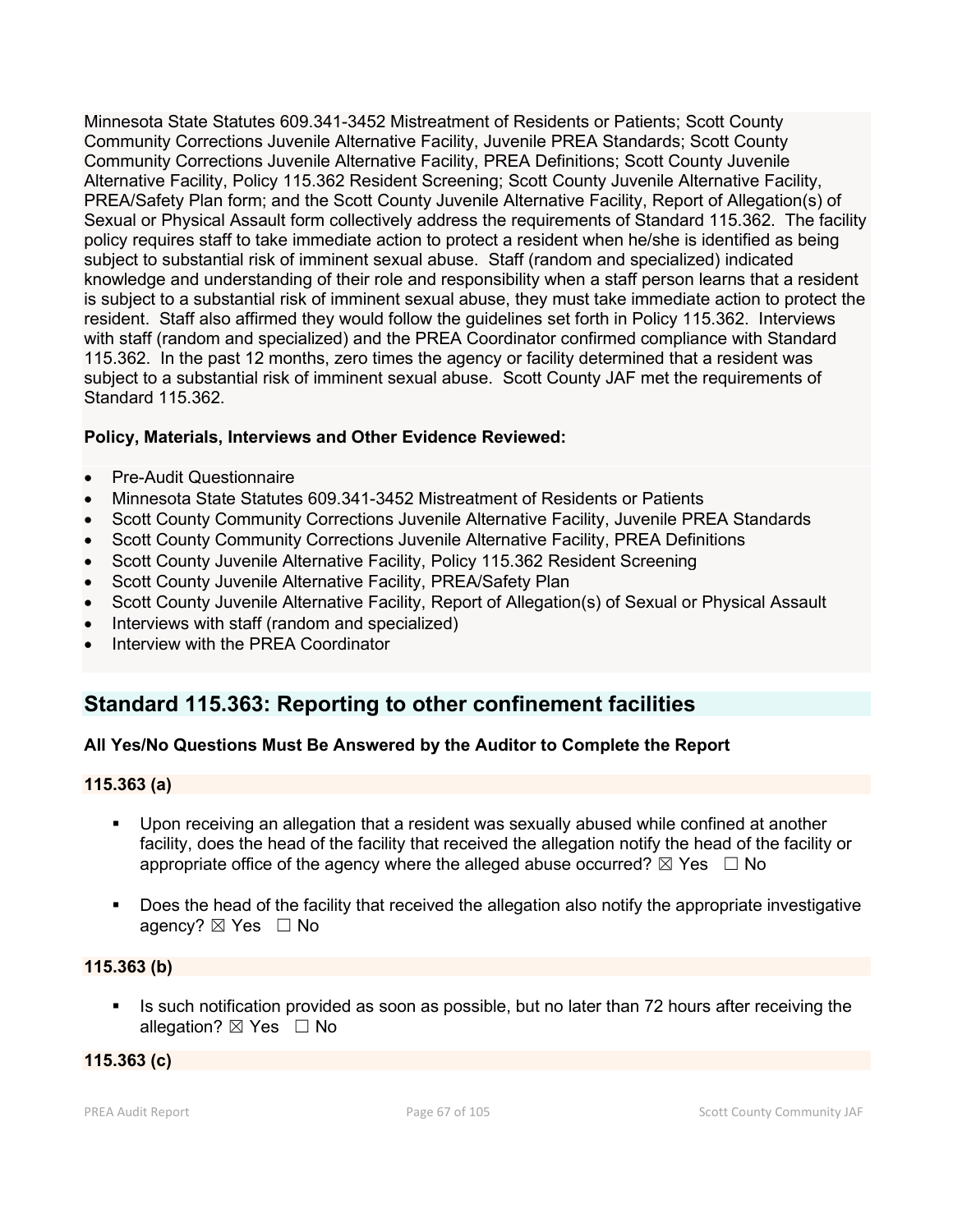Minnesota State Statutes 609.341-3452 Mistreatment of Residents or Patients; Scott County Community Corrections Juvenile Alternative Facility, Juvenile PREA Standards; Scott County Community Corrections Juvenile Alternative Facility, PREA Definitions; Scott County Juvenile Alternative Facility, Policy 115.362 Resident Screening; Scott County Juvenile Alternative Facility, PREA/Safety Plan form; and the Scott County Juvenile Alternative Facility, Report of Allegation(s) of Sexual or Physical Assault form collectively address the requirements of Standard 115.362. The facility policy requires staff to take immediate action to protect a resident when he/she is identified as being subject to substantial risk of imminent sexual abuse. Staff (random and specialized) indicated knowledge and understanding of their role and responsibility when a staff person learns that a resident is subject to a substantial risk of imminent sexual abuse, they must take immediate action to protect the resident. Staff also affirmed they would follow the guidelines set forth in Policy 115.362. Interviews with staff (random and specialized) and the PREA Coordinator confirmed compliance with Standard 115.362. In the past 12 months, zero times the agency or facility determined that a resident was subject to a substantial risk of imminent sexual abuse. Scott County JAF met the requirements of Standard 115.362.

**Policy, Materials, Interviews and Other Evidence Reviewed:**

- Pre-Audit Questionnaire
- Minnesota State Statutes 609.341-3452 Mistreatment of Residents or Patients
- Scott County Community Corrections Juvenile Alternative Facility, Juvenile PREA Standards
- Scott County Community Corrections Juvenile Alternative Facility, PREA Definitions
- Scott County Juvenile Alternative Facility, Policy 115.362 Resident Screening
- Scott County Juvenile Alternative Facility, PREA/Safety Plan
- Scott County Juvenile Alternative Facility, Report of Allegation(s) of Sexual or Physical Assault
- Interviews with staff (random and specialized)
- Interview with the PREA Coordinator

## Standard 115.363: Reporting to other confinement facilities

**All Yes/No Questions Must Be Answered by the Auditor to Complete the Report**

**115.363 (a)**

- Upon receiving an allegation that a resident was sexually abused while confined at another facility, does the head of the facility that received the allegation notify the head of the facility or appropriate office of the agency where the alleged abuse occurred? ☒ Yes ☐ No

- Does the head of the facility that received the allegation also notify the appropriate investigative agency? ☒ Yes ☐ No

**115.363 (b)**

- Is such notification provided as soon as possible, but no later than 72 hours after receiving the allegation? ☒ Yes ☐ No

**115.363 (c)**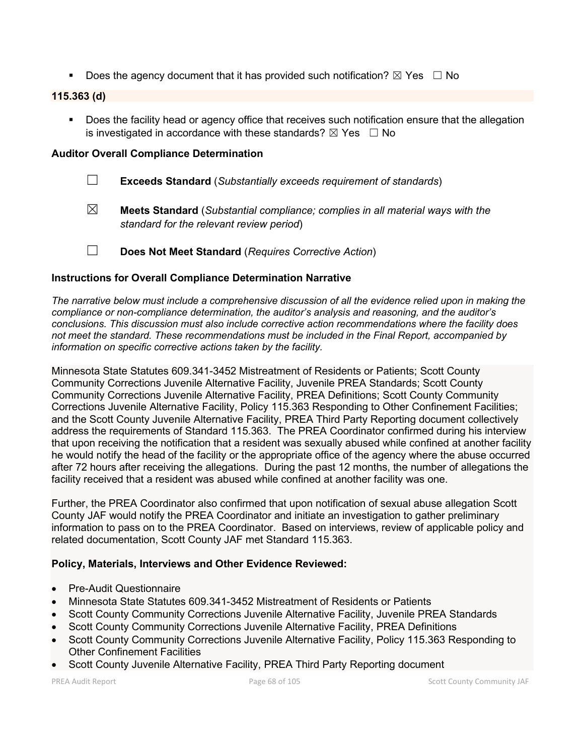- Does the agency document that it has provided such notification? ☒ Yes ☐ No

**115.363 (d)**

- Does the facility head or agency office that receives such notification ensure that the allegation is investigated in accordance with these standards? ☒ Yes ☐ No

**Auditor Overall Compliance Determination**

☐ **Exceeds Standard** (*Substantially exceeds requirement of standards*)

☒ **Meets Standard** (*Substantial compliance; complies in all material ways with the standard for the relevant review period*)

☐ **Does Not Meet Standard** (*Requires Corrective Action*)

**Instructions for Overall Compliance Determination Narrative**

*The narrative below must include a comprehensive discussion of all the evidence relied upon in making the compliance or non-compliance determination, the auditor's analysis and reasoning, and the auditor's conclusions. This discussion must also include corrective action recommendations where the facility does not meet the standard. These recommendations must be included in the Final Report, accompanied by information on specific corrective actions taken by the facility.*

Minnesota State Statutes 609.341-3452 Mistreatment of Residents or Patients; Scott County Community Corrections Juvenile Alternative Facility, Juvenile PREA Standards; Scott County Community Corrections Juvenile Alternative Facility, PREA Definitions; Scott County Community Corrections Juvenile Alternative Facility, Policy 115.363 Responding to Other Confinement Facilities; and the Scott County Juvenile Alternative Facility, PREA Third Party Reporting document collectively address the requirements of Standard 115.363. The PREA Coordinator confirmed during his interview that upon receiving the notification that a resident was sexually abused while confined at another facility he would notify the head of the facility or the appropriate office of the agency where the abuse occurred after 72 hours after receiving the allegations. During the past 12 months, the number of allegations the facility received that a resident was abused while confined at another facility was one.

Further, the PREA Coordinator also confirmed that upon notification of sexual abuse allegation Scott County JAF would notify the PREA Coordinator and initiate an investigation to gather preliminary information to pass on to the PREA Coordinator. Based on interviews, review of applicable policy and related documentation, Scott County JAF met Standard 115.363.

**Policy, Materials, Interviews and Other Evidence Reviewed:**

- Pre-Audit Questionnaire
- Minnesota State Statutes 609.341-3452 Mistreatment of Residents or Patients
- Scott County Community Corrections Juvenile Alternative Facility, Juvenile PREA Standards
- Scott County Community Corrections Juvenile Alternative Facility, PREA Definitions
- Scott County Community Corrections Juvenile Alternative Facility, Policy 115.363 Responding to Other Confinement Facilities
- Scott County Juvenile Alternative Facility, PREA Third Party Reporting document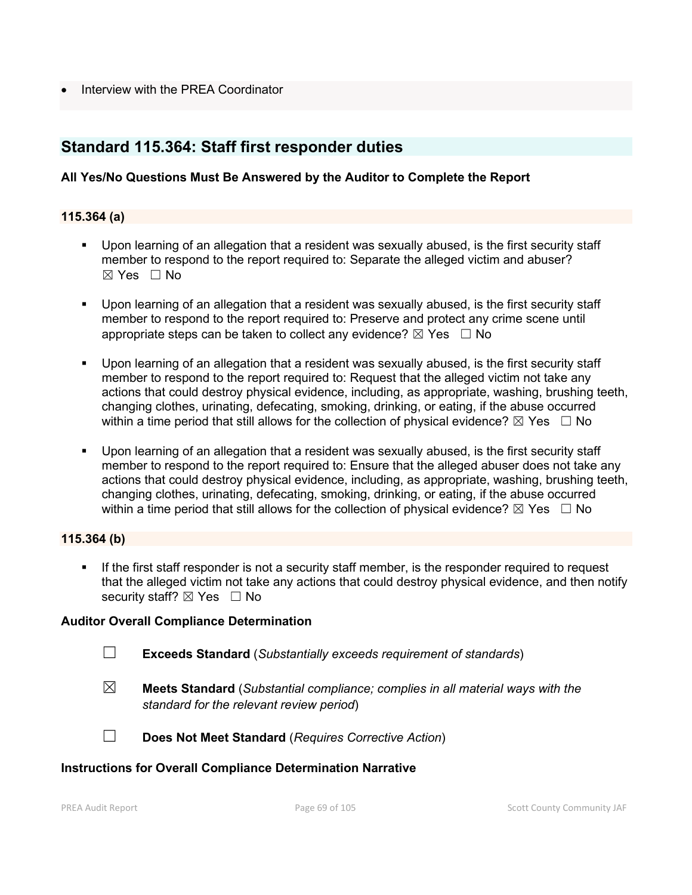- Interview with the PREA Coordinator

## Standard 115.364: Staff first responder duties

**All Yes/No Questions Must Be Answered by the Auditor to Complete the Report**

### 115.364 (a)

- Upon learning of an allegation that a resident was sexually abused, is the first security staff member to respond to the report required to: Separate the alleged victim and abuser? ☒ Yes ☐ No
- Upon learning of an allegation that a resident was sexually abused, is the first security staff member to respond to the report required to: Preserve and protect any crime scene until appropriate steps can be taken to collect any evidence? ☒ Yes ☐ No
- Upon learning of an allegation that a resident was sexually abused, is the first security staff member to respond to the report required to: Request that the alleged victim not take any actions that could destroy physical evidence, including, as appropriate, washing, brushing teeth, changing clothes, urinating, defecating, smoking, drinking, or eating, if the abuse occurred within a time period that still allows for the collection of physical evidence? ☒ Yes ☐ No
- Upon learning of an allegation that a resident was sexually abused, is the first security staff member to respond to the report required to: Ensure that the alleged abuser does not take any actions that could destroy physical evidence, including, as appropriate, washing, brushing teeth, changing clothes, urinating, defecating, smoking, drinking, or eating, if the abuse occurred within a time period that still allows for the collection of physical evidence? ☒ Yes ☐ No

### 115.364 (b)

- If the first staff responder is not a security staff member, is the responder required to request that the alleged victim not take any actions that could destroy physical evidence, and then notify security staff? ☒ Yes ☐ No

**Auditor Overall Compliance Determination**

☐ **Exceeds Standard** (*Substantially exceeds requirement of standards*)

☒ **Meets Standard** (*Substantial compliance; complies in all material ways with the standard for the relevant review period*)

☐ **Does Not Meet Standard** (*Requires Corrective Action*)

**Instructions for Overall Compliance Determination Narrative**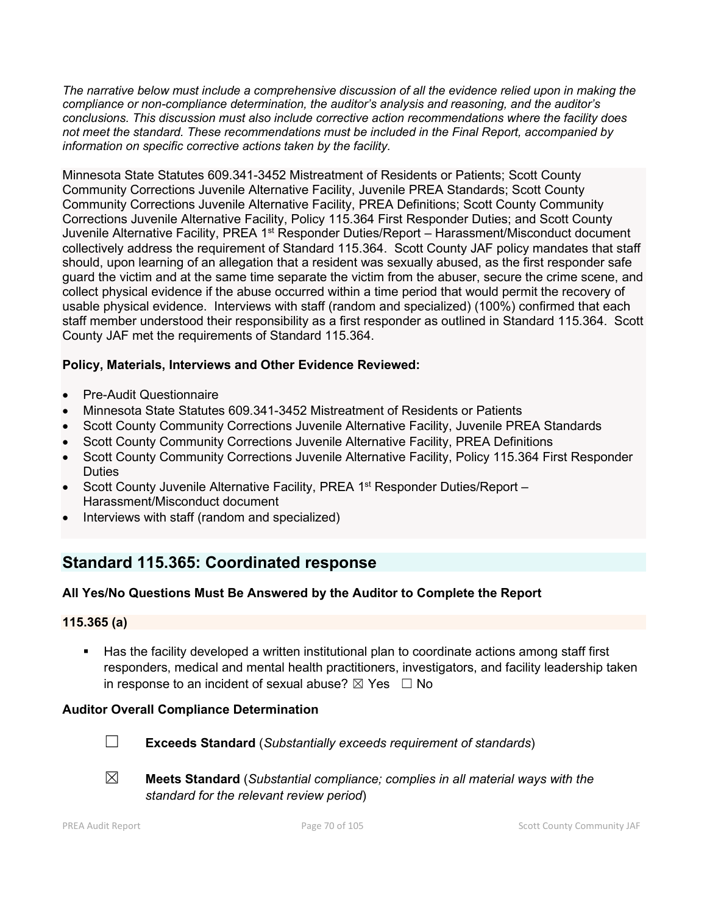*The narrative below must include a comprehensive discussion of all the evidence relied upon in making the compliance or non-compliance determination, the auditor's analysis and reasoning, and the auditor's conclusions. This discussion must also include corrective action recommendations where the facility does not meet the standard. These recommendations must be included in the Final Report, accompanied by information on specific corrective actions taken by the facility.*

Minnesota State Statutes 609.341-3452 Mistreatment of Residents or Patients; Scott County Community Corrections Juvenile Alternative Facility, Juvenile PREA Standards; Scott County Community Corrections Juvenile Alternative Facility, PREA Definitions; Scott County Community Corrections Juvenile Alternative Facility, Policy 115.364 First Responder Duties; and Scott County Juvenile Alternative Facility, PREA 1st Responder Duties/Report – Harassment/Misconduct document collectively address the requirement of Standard 115.364. Scott County JAF policy mandates that staff should, upon learning of an allegation that a resident was sexually abused, as the first responder safe guard the victim and at the same time separate the victim from the abuser, secure the crime scene, and collect physical evidence if the abuse occurred within a time period that would permit the recovery of usable physical evidence. Interviews with staff (random and specialized) (100%) confirmed that each staff member understood their responsibility as a first responder as outlined in Standard 115.364. Scott County JAF met the requirements of Standard 115.364.

**Policy, Materials, Interviews and Other Evidence Reviewed:**

- Pre-Audit Questionnaire
- Minnesota State Statutes 609.341-3452 Mistreatment of Residents or Patients
- Scott County Community Corrections Juvenile Alternative Facility, Juvenile PREA Standards
- Scott County Community Corrections Juvenile Alternative Facility, PREA Definitions
- Scott County Community Corrections Juvenile Alternative Facility, Policy 115.364 First Responder Duties
- Scott County Juvenile Alternative Facility, PREA 1st Responder Duties/Report – Harassment/Misconduct document
- Interviews with staff (random and specialized)

## Standard 115.365: Coordinated response

**All Yes/No Questions Must Be Answered by the Auditor to Complete the Report**

**115.365 (a)**

- Has the facility developed a written institutional plan to coordinate actions among staff first responders, medical and mental health practitioners, investigators, and facility leadership taken in response to an incident of sexual abuse? ☒ Yes ☐ No

**Auditor Overall Compliance Determination**

☐ **Exceeds Standard** (*Substantially exceeds requirement of standards*)

☒ **Meets Standard** (*Substantial compliance; complies in all material ways with the standard for the relevant review period*)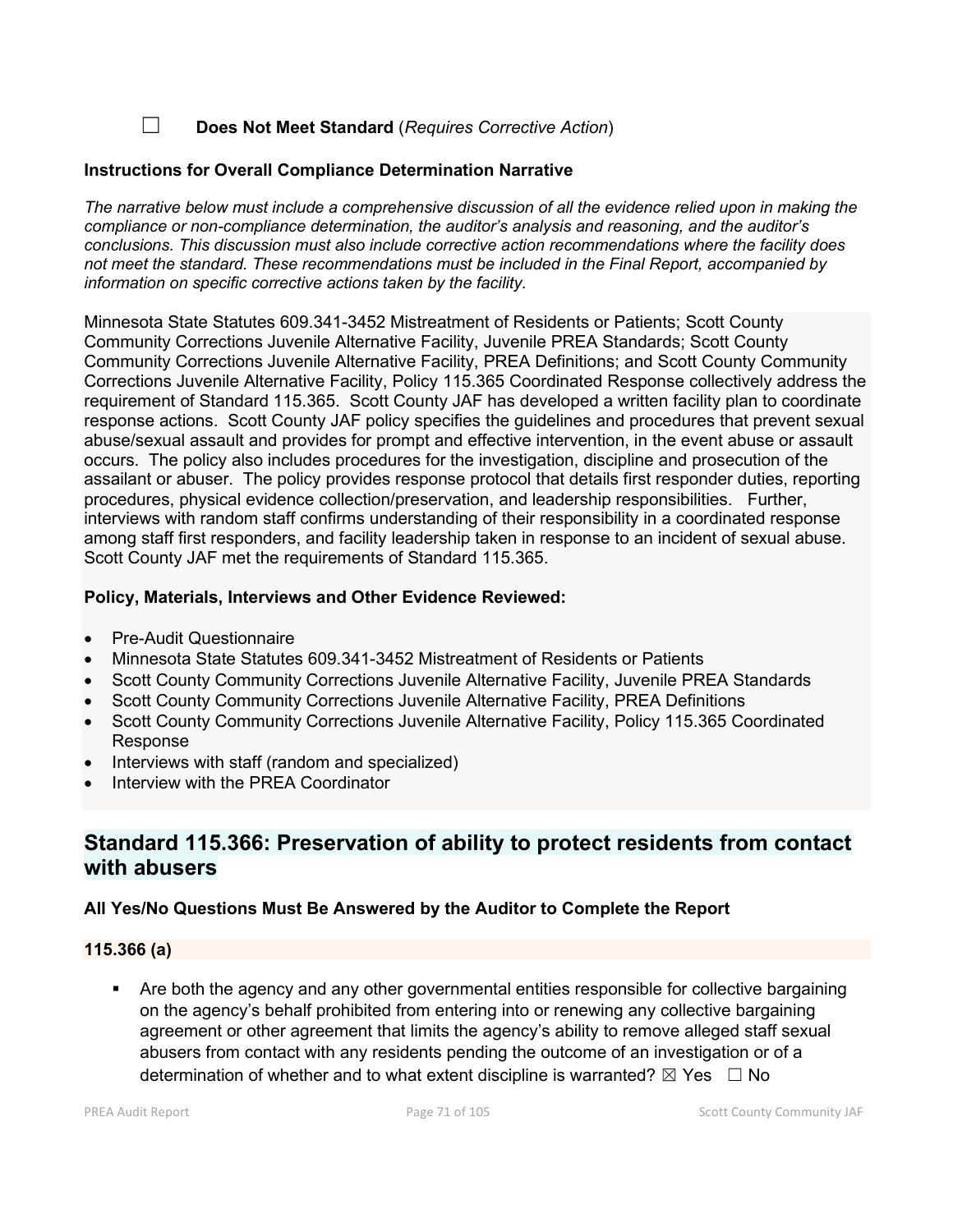☐ **Does Not Meet Standard** (*Requires Corrective Action*)

**Instructions for Overall Compliance Determination Narrative**

*The narrative below must include a comprehensive discussion of all the evidence relied upon in making the compliance or non-compliance determination, the auditor's analysis and reasoning, and the auditor's conclusions. This discussion must also include corrective action recommendations where the facility does not meet the standard. These recommendations must be included in the Final Report, accompanied by information on specific corrective actions taken by the facility.*

Minnesota State Statutes 609.341-3452 Mistreatment of Residents or Patients; Scott County Community Corrections Juvenile Alternative Facility, Juvenile PREA Standards; Scott County Community Corrections Juvenile Alternative Facility, PREA Definitions; and Scott County Community Corrections Juvenile Alternative Facility, Policy 115.365 Coordinated Response collectively address the requirement of Standard 115.365. Scott County JAF has developed a written facility plan to coordinate response actions. Scott County JAF policy specifies the guidelines and procedures that prevent sexual abuse/sexual assault and provides for prompt and effective intervention, in the event abuse or assault occurs. The policy also includes procedures for the investigation, discipline and prosecution of the assailant or abuser. The policy provides response protocol that details first responder duties, reporting procedures, physical evidence collection/preservation, and leadership responsibilities. Further, interviews with random staff confirms understanding of their responsibility in a coordinated response among staff first responders, and facility leadership taken in response to an incident of sexual abuse. Scott County JAF met the requirements of Standard 115.365.

**Policy, Materials, Interviews and Other Evidence Reviewed:**

- Pre-Audit Questionnaire
- Minnesota State Statutes 609.341-3452 Mistreatment of Residents or Patients
- Scott County Community Corrections Juvenile Alternative Facility, Juvenile PREA Standards
- Scott County Community Corrections Juvenile Alternative Facility, PREA Definitions
- Scott County Community Corrections Juvenile Alternative Facility, Policy 115.365 Coordinated Response
- Interviews with staff (random and specialized)
- Interview with the PREA Coordinator

## Standard 115.366: Preservation of ability to protect residents from contact with abusers

**All Yes/No Questions Must Be Answered by the Auditor to Complete the Report**

**115.366 (a)**

- Are both the agency and any other governmental entities responsible for collective bargaining on the agency's behalf prohibited from entering into or renewing any collective bargaining agreement or other agreement that limits the agency's ability to remove alleged staff sexual abusers from contact with any residents pending the outcome of an investigation or of a determination of whether and to what extent discipline is warranted? ☒ Yes ☐ No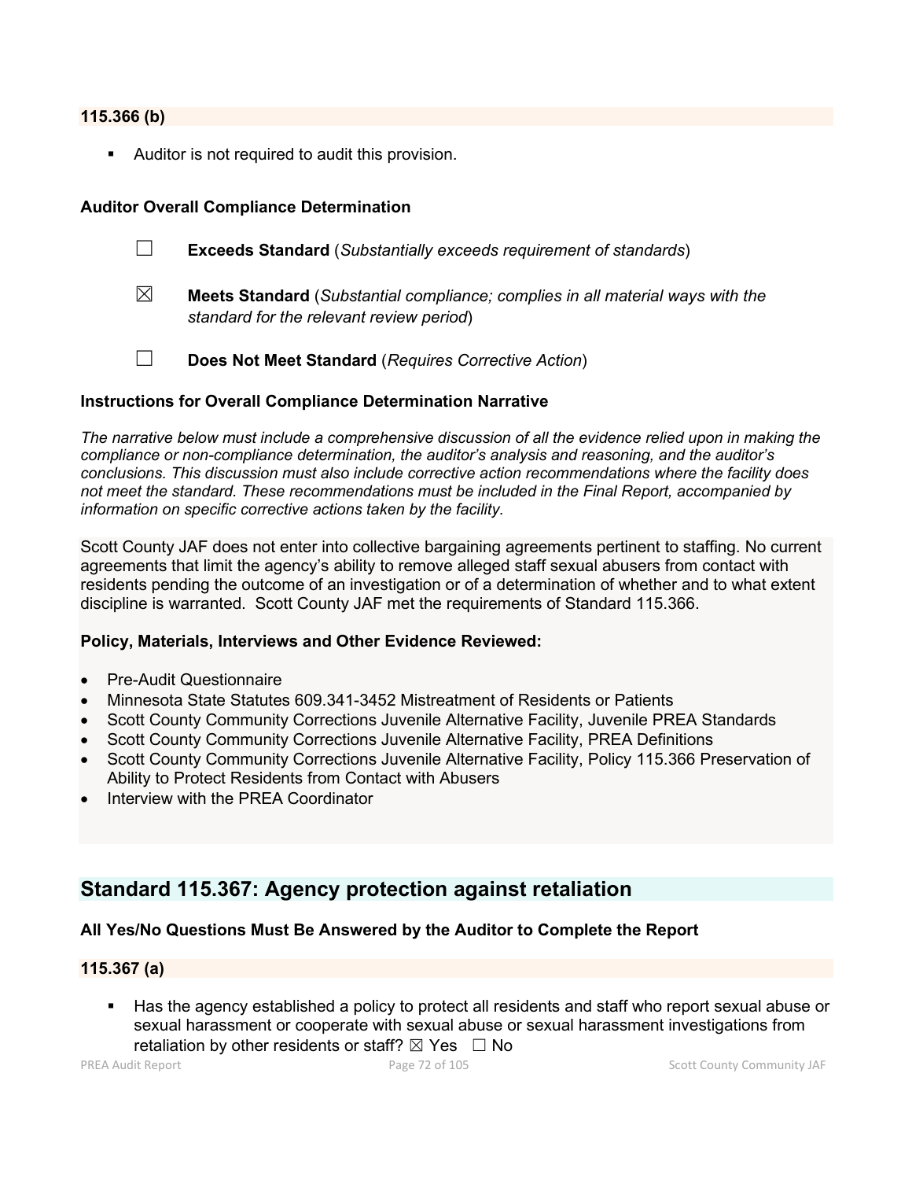### 115.366 (b)

- Auditor is not required to audit this provision.

### Auditor Overall Compliance Determination

☐ **Exceeds Standard** (*Substantially exceeds requirement of standards*)

☒ **Meets Standard** (*Substantial compliance; complies in all material ways with the standard for the relevant review period*)

☐ **Does Not Meet Standard** (*Requires Corrective Action*)

### Instructions for Overall Compliance Determination Narrative

*The narrative below must include a comprehensive discussion of all the evidence relied upon in making the compliance or non-compliance determination, the auditor's analysis and reasoning, and the auditor's conclusions. This discussion must also include corrective action recommendations where the facility does not meet the standard. These recommendations must be included in the Final Report, accompanied by information on specific corrective actions taken by the facility.*

Scott County JAF does not enter into collective bargaining agreements pertinent to staffing. No current agreements that limit the agency's ability to remove alleged staff sexual abusers from contact with residents pending the outcome of an investigation or of a determination of whether and to what extent discipline is warranted. Scott County JAF met the requirements of Standard 115.366.

**Policy, Materials, Interviews and Other Evidence Reviewed:**

- Pre-Audit Questionnaire
- Minnesota State Statutes 609.341-3452 Mistreatment of Residents or Patients
- Scott County Community Corrections Juvenile Alternative Facility, Juvenile PREA Standards
- Scott County Community Corrections Juvenile Alternative Facility, PREA Definitions
- Scott County Community Corrections Juvenile Alternative Facility, Policy 115.366 Preservation of Ability to Protect Residents from Contact with Abusers
- Interview with the PREA Coordinator

## Standard 115.367: Agency protection against retaliation

### All Yes/No Questions Must Be Answered by the Auditor to Complete the Report

### 115.367 (a)

- Has the agency established a policy to protect all residents and staff who report sexual abuse or sexual harassment or cooperate with sexual abuse or sexual harassment investigations from retaliation by other residents or staff? ☒ Yes ☐ No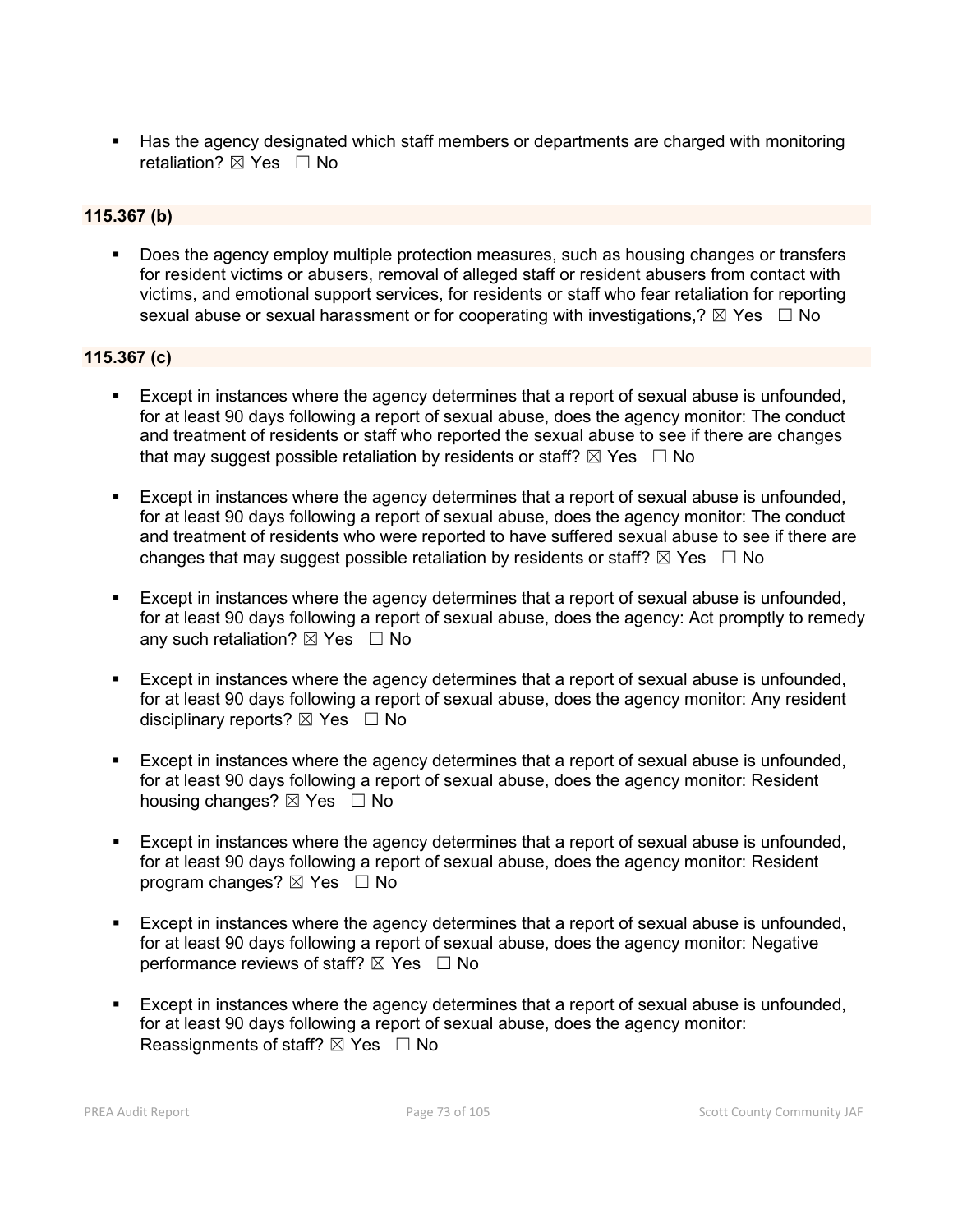- Has the agency designated which staff members or departments are charged with monitoring retaliation? ☒ Yes ☐ No

**115.367 (b)**

- Does the agency employ multiple protection measures, such as housing changes or transfers for resident victims or abusers, removal of alleged staff or resident abusers from contact with victims, and emotional support services, for residents or staff who fear retaliation for reporting sexual abuse or sexual harassment or for cooperating with investigations,? ☒ Yes ☐ No

**115.367 (c)**

- Except in instances where the agency determines that a report of sexual abuse is unfounded, for at least 90 days following a report of sexual abuse, does the agency monitor: The conduct and treatment of residents or staff who reported the sexual abuse to see if there are changes that may suggest possible retaliation by residents or staff? ☒ Yes ☐ No
- Except in instances where the agency determines that a report of sexual abuse is unfounded, for at least 90 days following a report of sexual abuse, does the agency monitor: The conduct and treatment of residents who were reported to have suffered sexual abuse to see if there are changes that may suggest possible retaliation by residents or staff? ☒ Yes ☐ No
- Except in instances where the agency determines that a report of sexual abuse is unfounded, for at least 90 days following a report of sexual abuse, does the agency: Act promptly to remedy any such retaliation? ☒ Yes ☐ No
- Except in instances where the agency determines that a report of sexual abuse is unfounded, for at least 90 days following a report of sexual abuse, does the agency monitor: Any resident disciplinary reports? ☒ Yes ☐ No
- Except in instances where the agency determines that a report of sexual abuse is unfounded, for at least 90 days following a report of sexual abuse, does the agency monitor: Resident housing changes? ☒ Yes ☐ No
- Except in instances where the agency determines that a report of sexual abuse is unfounded, for at least 90 days following a report of sexual abuse, does the agency monitor: Resident program changes? ☒ Yes ☐ No
- Except in instances where the agency determines that a report of sexual abuse is unfounded, for at least 90 days following a report of sexual abuse, does the agency monitor: Negative performance reviews of staff? ☒ Yes ☐ No
- Except in instances where the agency determines that a report of sexual abuse is unfounded, for at least 90 days following a report of sexual abuse, does the agency monitor: Reassignments of staff? ☒ Yes ☐ No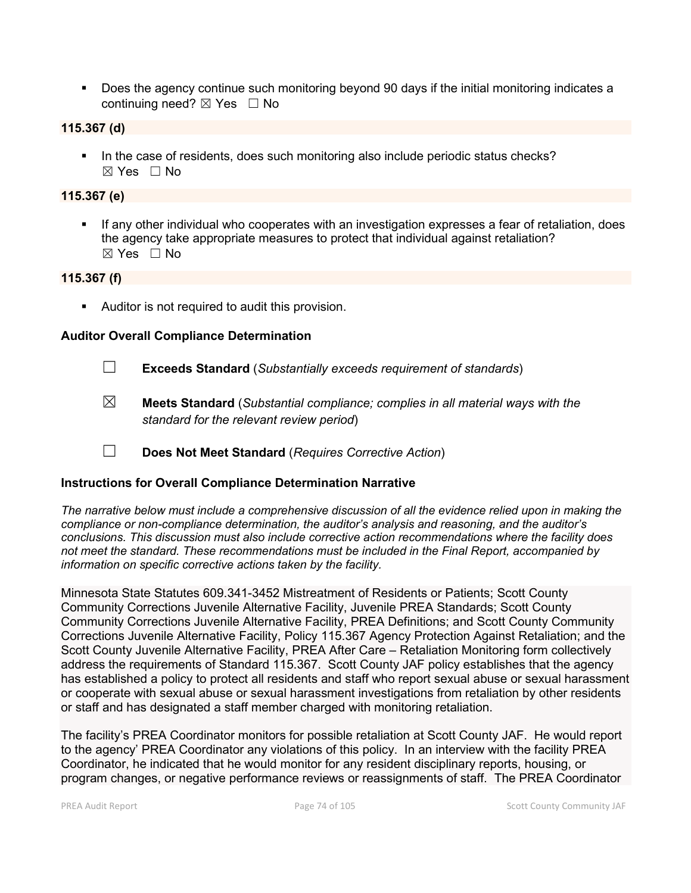- Does the agency continue such monitoring beyond 90 days if the initial monitoring indicates a continuing need? ☒ Yes ☐ No

**115.367 (d)**

- In the case of residents, does such monitoring also include periodic status checks? ☒ Yes ☐ No

**115.367 (e)**

- If any other individual who cooperates with an investigation expresses a fear of retaliation, does the agency take appropriate measures to protect that individual against retaliation? ☒ Yes ☐ No

**115.367 (f)**

- Auditor is not required to audit this provision.

**Auditor Overall Compliance Determination**

☐ **Exceeds Standard** (*Substantially exceeds requirement of standards*)

☒ **Meets Standard** (*Substantial compliance; complies in all material ways with the standard for the relevant review period*)

☐ **Does Not Meet Standard** (*Requires Corrective Action*)

**Instructions for Overall Compliance Determination Narrative**

*The narrative below must include a comprehensive discussion of all the evidence relied upon in making the compliance or non-compliance determination, the auditor's analysis and reasoning, and the auditor's conclusions. This discussion must also include corrective action recommendations where the facility does not meet the standard. These recommendations must be included in the Final Report, accompanied by information on specific corrective actions taken by the facility.*

Minnesota State Statutes 609.341-3452 Mistreatment of Residents or Patients; Scott County Community Corrections Juvenile Alternative Facility, Juvenile PREA Standards; Scott County Community Corrections Juvenile Alternative Facility, PREA Definitions; and Scott County Community Corrections Juvenile Alternative Facility, Policy 115.367 Agency Protection Against Retaliation; and the Scott County Juvenile Alternative Facility, PREA After Care – Retaliation Monitoring form collectively address the requirements of Standard 115.367. Scott County JAF policy establishes that the agency has established a policy to protect all residents and staff who report sexual abuse or sexual harassment or cooperate with sexual abuse or sexual harassment investigations from retaliation by other residents or staff and has designated a staff member charged with monitoring retaliation.

The facility's PREA Coordinator monitors for possible retaliation at Scott County JAF. He would report to the agency' PREA Coordinator any violations of this policy. In an interview with the facility PREA Coordinator, he indicated that he would monitor for any resident disciplinary reports, housing, or program changes, or negative performance reviews or reassignments of staff. The PREA Coordinator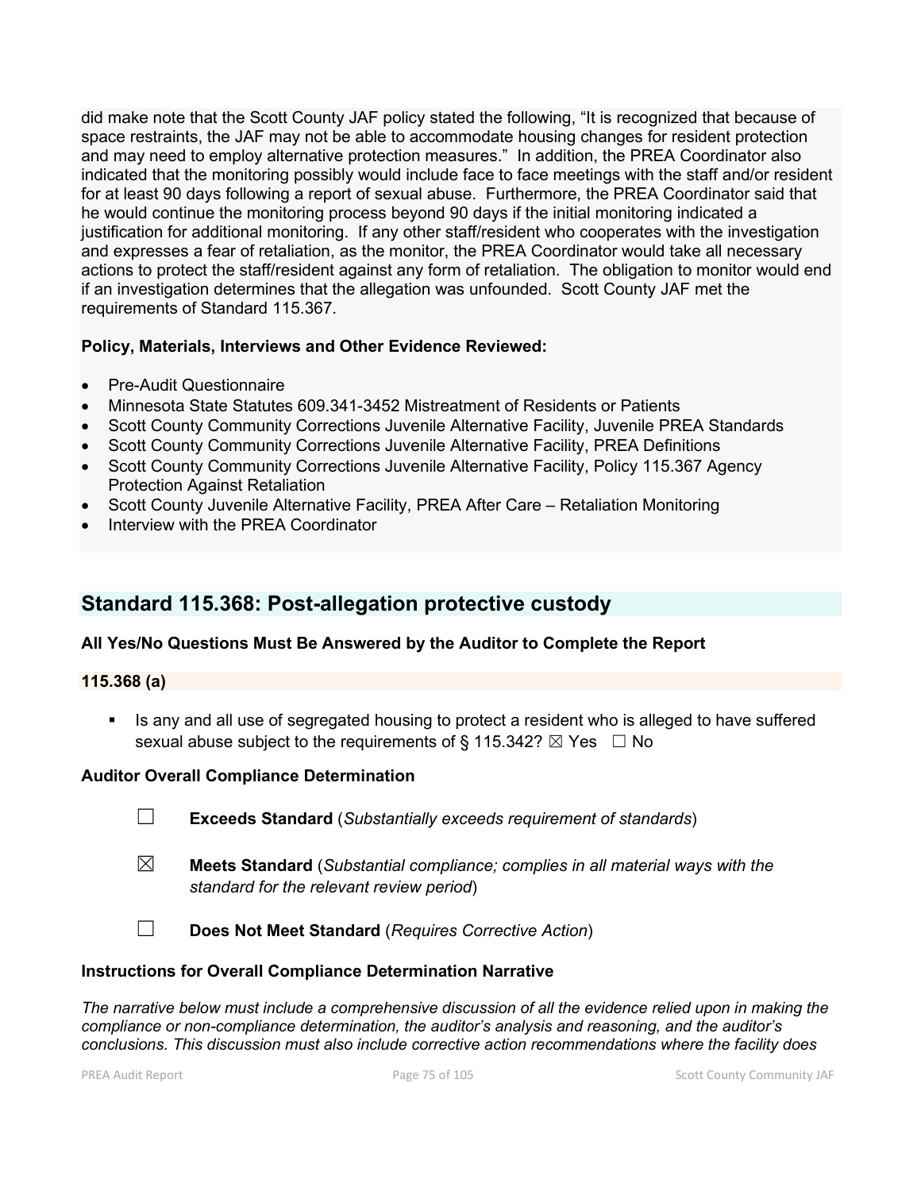did make note that the Scott County JAF policy stated the following, "It is recognized that because of space restraints, the JAF may not be able to accommodate housing changes for resident protection and may need to employ alternative protection measures." In addition, the PREA Coordinator also indicated that the monitoring possibly would include face to face meetings with the staff and/or resident for at least 90 days following a report of sexual abuse. Furthermore, the PREA Coordinator said that he would continue the monitoring process beyond 90 days if the initial monitoring indicated a justification for additional monitoring. If any other staff/resident who cooperates with the investigation and expresses a fear of retaliation, as the monitor, the PREA Coordinator would take all necessary actions to protect the staff/resident against any form of retaliation. The obligation to monitor would end if an investigation determines that the allegation was unfounded. Scott County JAF met the requirements of Standard 115.367.

**Policy, Materials, Interviews and Other Evidence Reviewed:**

- Pre-Audit Questionnaire
- Minnesota State Statutes 609.341-3452 Mistreatment of Residents or Patients
- Scott County Community Corrections Juvenile Alternative Facility, Juvenile PREA Standards
- Scott County Community Corrections Juvenile Alternative Facility, PREA Definitions
- Scott County Community Corrections Juvenile Alternative Facility, Policy 115.367 Agency Protection Against Retaliation
- Scott County Juvenile Alternative Facility, PREA After Care – Retaliation Monitoring
- Interview with the PREA Coordinator

## Standard 115.368: Post-allegation protective custody

**All Yes/No Questions Must Be Answered by the Auditor to Complete the Report**

### 115.368 (a)

- Is any and all use of segregated housing to protect a resident who is alleged to have suffered sexual abuse subject to the requirements of § 115.342? ☒ Yes ☐ No

**Auditor Overall Compliance Determination**

☐ **Exceeds Standard** (*Substantially exceeds requirement of standards*)

☒ **Meets Standard** (*Substantial compliance; complies in all material ways with the standard for the relevant review period*)

☐ **Does Not Meet Standard** (*Requires Corrective Action*)

**Instructions for Overall Compliance Determination Narrative**

*The narrative below must include a comprehensive discussion of all the evidence relied upon in making the compliance or non-compliance determination, the auditor's analysis and reasoning, and the auditor's conclusions. This discussion must also include corrective action recommendations where the facility does*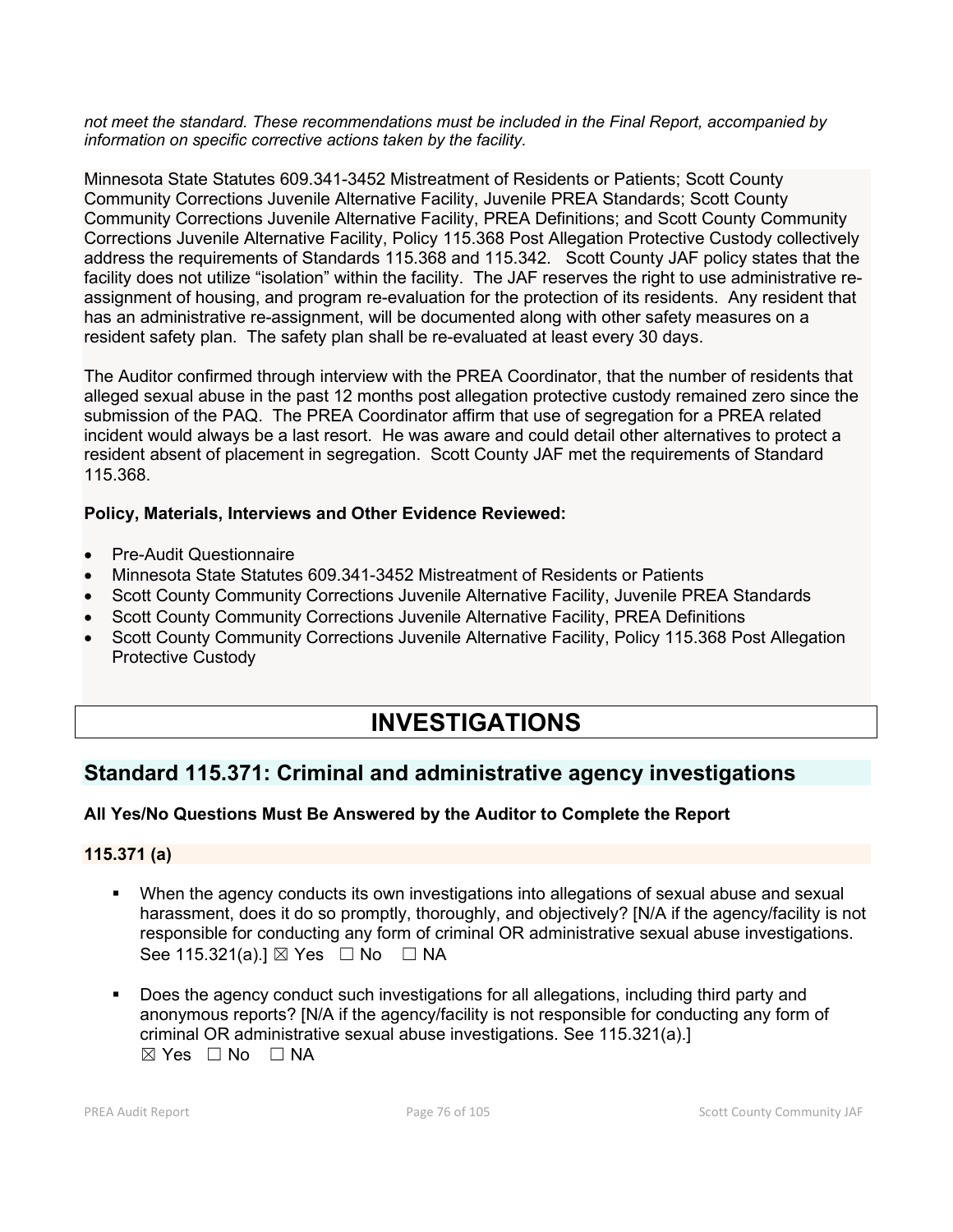*not meet the standard. These recommendations must be included in the Final Report, accompanied by information on specific corrective actions taken by the facility.*

Minnesota State Statutes 609.341-3452 Mistreatment of Residents or Patients; Scott County Community Corrections Juvenile Alternative Facility, Juvenile PREA Standards; Scott County Community Corrections Juvenile Alternative Facility, PREA Definitions; and Scott County Community Corrections Juvenile Alternative Facility, Policy 115.368 Post Allegation Protective Custody collectively address the requirements of Standards 115.368 and 115.342. Scott County JAF policy states that the facility does not utilize "isolation" within the facility. The JAF reserves the right to use administrative re-assignment of housing, and program re-evaluation for the protection of its residents. Any resident that has an administrative re-assignment, will be documented along with other safety measures on a resident safety plan. The safety plan shall be re-evaluated at least every 30 days.

The Auditor confirmed through interview with the PREA Coordinator, that the number of residents that alleged sexual abuse in the past 12 months post allegation protective custody remained zero since the submission of the PAQ. The PREA Coordinator affirm that use of segregation for a PREA related incident would always be a last resort. He was aware and could detail other alternatives to protect a resident absent of placement in segregation. Scott County JAF met the requirements of Standard 115.368.

**Policy, Materials, Interviews and Other Evidence Reviewed:**

- Pre-Audit Questionnaire
- Minnesota State Statutes 609.341-3452 Mistreatment of Residents or Patients
- Scott County Community Corrections Juvenile Alternative Facility, Juvenile PREA Standards
- Scott County Community Corrections Juvenile Alternative Facility, PREA Definitions
- Scott County Community Corrections Juvenile Alternative Facility, Policy 115.368 Post Allegation Protective Custody

# INVESTIGATIONS

## Standard 115.371: Criminal and administrative agency investigations

**All Yes/No Questions Must Be Answered by the Auditor to Complete the Report**

**115.371 (a)**

- When the agency conducts its own investigations into allegations of sexual abuse and sexual harassment, does it do so promptly, thoroughly, and objectively? [N/A if the agency/facility is not responsible for conducting any form of criminal OR administrative sexual abuse investigations. See 115.321(a).] ☒ Yes ☐ No ☐ NA

- Does the agency conduct such investigations for all allegations, including third party and anonymous reports? [N/A if the agency/facility is not responsible for conducting any form of criminal OR administrative sexual abuse investigations. See 115.321(a).] ☒ Yes ☐ No ☐ NA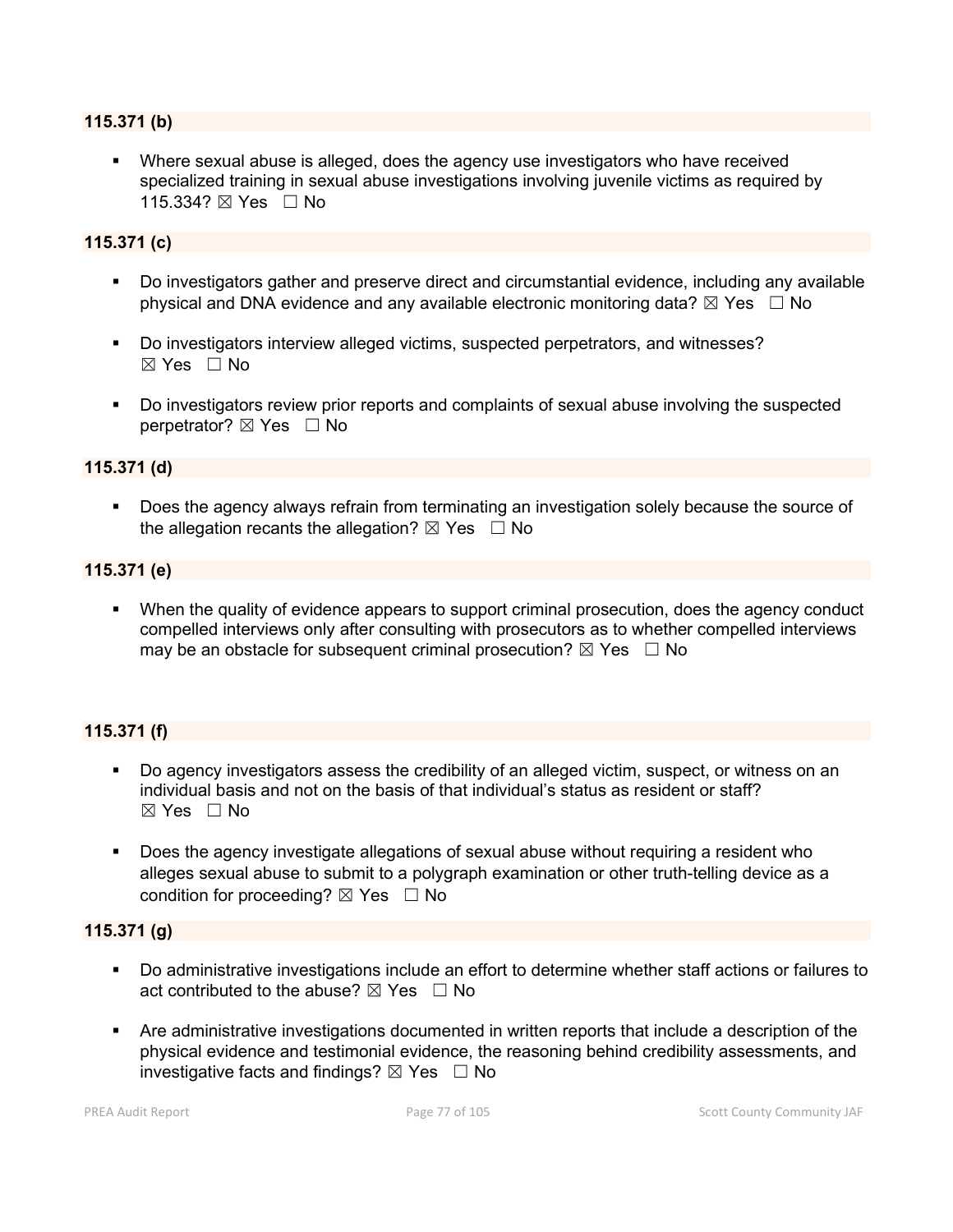### 115.371 (b)

- Where sexual abuse is alleged, does the agency use investigators who have received specialized training in sexual abuse investigations involving juvenile victims as required by 115.334? ☒ Yes ☐ No

### 115.371 (c)

- Do investigators gather and preserve direct and circumstantial evidence, including any available physical and DNA evidence and any available electronic monitoring data? ☒ Yes ☐ No

- Do investigators interview alleged victims, suspected perpetrators, and witnesses? ☒ Yes ☐ No

- Do investigators review prior reports and complaints of sexual abuse involving the suspected perpetrator? ☒ Yes ☐ No

### 115.371 (d)

- Does the agency always refrain from terminating an investigation solely because the source of the allegation recants the allegation? ☒ Yes ☐ No

### 115.371 (e)

- When the quality of evidence appears to support criminal prosecution, does the agency conduct compelled interviews only after consulting with prosecutors as to whether compelled interviews may be an obstacle for subsequent criminal prosecution? ☒ Yes ☐ No

### 115.371 (f)

- Do agency investigators assess the credibility of an alleged victim, suspect, or witness on an individual basis and not on the basis of that individual's status as resident or staff? ☒ Yes ☐ No

- Does the agency investigate allegations of sexual abuse without requiring a resident who alleges sexual abuse to submit to a polygraph examination or other truth-telling device as a condition for proceeding? ☒ Yes ☐ No

### 115.371 (g)

- Do administrative investigations include an effort to determine whether staff actions or failures to act contributed to the abuse? ☒ Yes ☐ No

- Are administrative investigations documented in written reports that include a description of the physical evidence and testimonial evidence, the reasoning behind credibility assessments, and investigative facts and findings? ☒ Yes ☐ No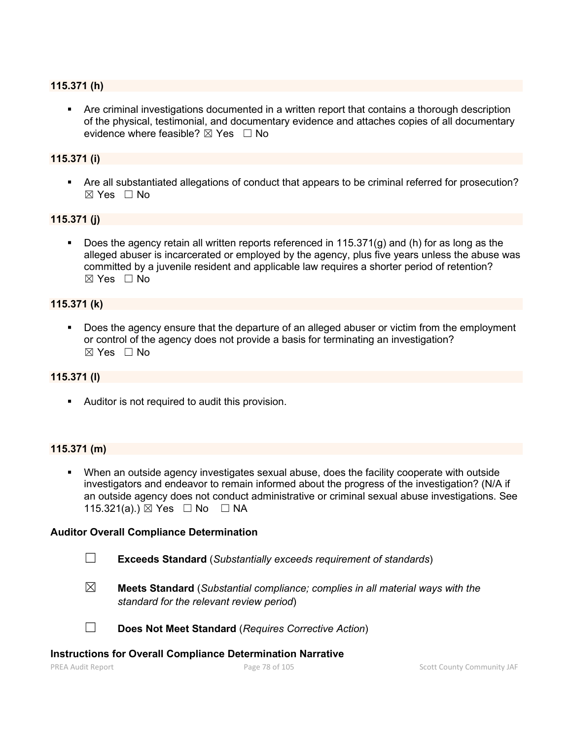### 115.371 (h)

- Are criminal investigations documented in a written report that contains a thorough description of the physical, testimonial, and documentary evidence and attaches copies of all documentary evidence where feasible? ☒ Yes ☐ No

### 115.371 (i)

- Are all substantiated allegations of conduct that appears to be criminal referred for prosecution? ☒ Yes ☐ No

### 115.371 (j)

- Does the agency retain all written reports referenced in 115.371(g) and (h) for as long as the alleged abuser is incarcerated or employed by the agency, plus five years unless the abuse was committed by a juvenile resident and applicable law requires a shorter period of retention? ☒ Yes ☐ No

### 115.371 (k)

- Does the agency ensure that the departure of an alleged abuser or victim from the employment or control of the agency does not provide a basis for terminating an investigation? ☒ Yes ☐ No

### 115.371 (l)

- Auditor is not required to audit this provision.

### 115.371 (m)

- When an outside agency investigates sexual abuse, does the facility cooperate with outside investigators and endeavor to remain informed about the progress of the investigation? (N/A if an outside agency does not conduct administrative or criminal sexual abuse investigations. See 115.321(a).) ☒ Yes ☐ No ☐ NA

**Auditor Overall Compliance Determination**

☐ **Exceeds Standard** (*Substantially exceeds requirement of standards*)

☒ **Meets Standard** (*Substantial compliance; complies in all material ways with the standard for the relevant review period*)

☐ **Does Not Meet Standard** (*Requires Corrective Action*)

**Instructions for Overall Compliance Determination Narrative**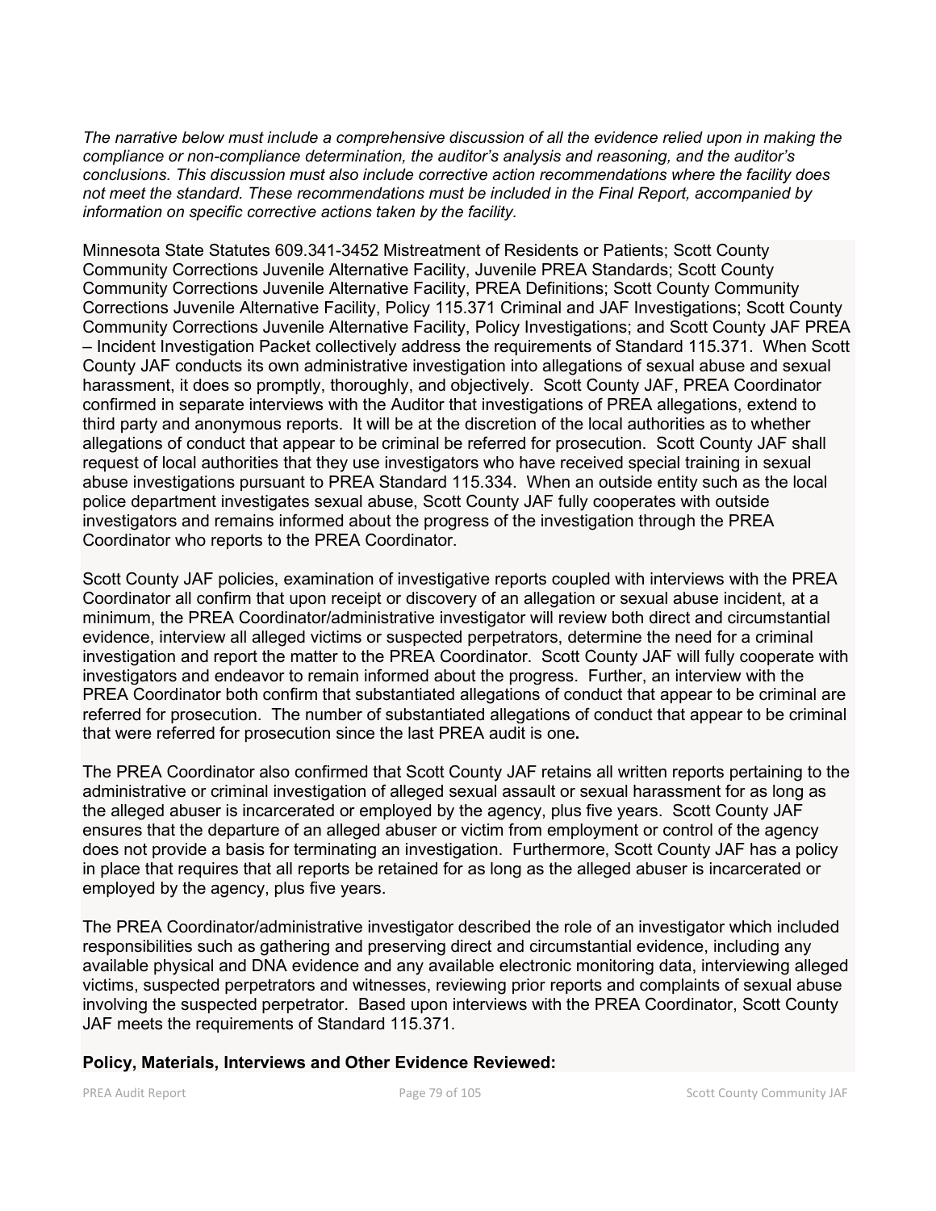*The narrative below must include a comprehensive discussion of all the evidence relied upon in making the compliance or non-compliance determination, the auditor's analysis and reasoning, and the auditor's conclusions. This discussion must also include corrective action recommendations where the facility does not meet the standard. These recommendations must be included in the Final Report, accompanied by information on specific corrective actions taken by the facility.*

Minnesota State Statutes 609.341-3452 Mistreatment of Residents or Patients; Scott County Community Corrections Juvenile Alternative Facility, Juvenile PREA Standards; Scott County Community Corrections Juvenile Alternative Facility, PREA Definitions; Scott County Community Corrections Juvenile Alternative Facility, Policy 115.371 Criminal and JAF Investigations; Scott County Community Corrections Juvenile Alternative Facility, Policy Investigations; and Scott County JAF PREA – Incident Investigation Packet collectively address the requirements of Standard 115.371. When Scott County JAF conducts its own administrative investigation into allegations of sexual abuse and sexual harassment, it does so promptly, thoroughly, and objectively. Scott County JAF, PREA Coordinator confirmed in separate interviews with the Auditor that investigations of PREA allegations, extend to third party and anonymous reports. It will be at the discretion of the local authorities as to whether allegations of conduct that appear to be criminal be referred for prosecution. Scott County JAF shall request of local authorities that they use investigators who have received special training in sexual abuse investigations pursuant to PREA Standard 115.334. When an outside entity such as the local police department investigates sexual abuse, Scott County JAF fully cooperates with outside investigators and remains informed about the progress of the investigation through the PREA Coordinator who reports to the PREA Coordinator.

Scott County JAF policies, examination of investigative reports coupled with interviews with the PREA Coordinator all confirm that upon receipt or discovery of an allegation or sexual abuse incident, at a minimum, the PREA Coordinator/administrative investigator will review both direct and circumstantial evidence, interview all alleged victims or suspected perpetrators, determine the need for a criminal investigation and report the matter to the PREA Coordinator. Scott County JAF will fully cooperate with investigators and endeavor to remain informed about the progress. Further, an interview with the PREA Coordinator both confirm that substantiated allegations of conduct that appear to be criminal are referred for prosecution. The number of substantiated allegations of conduct that appear to be criminal that were referred for prosecution since the last PREA audit is one**.**

The PREA Coordinator also confirmed that Scott County JAF retains all written reports pertaining to the administrative or criminal investigation of alleged sexual assault or sexual harassment for as long as the alleged abuser is incarcerated or employed by the agency, plus five years. Scott County JAF ensures that the departure of an alleged abuser or victim from employment or control of the agency does not provide a basis for terminating an investigation. Furthermore, Scott County JAF has a policy in place that requires that all reports be retained for as long as the alleged abuser is incarcerated or employed by the agency, plus five years.

The PREA Coordinator/administrative investigator described the role of an investigator which included responsibilities such as gathering and preserving direct and circumstantial evidence, including any available physical and DNA evidence and any available electronic monitoring data, interviewing alleged victims, suspected perpetrators and witnesses, reviewing prior reports and complaints of sexual abuse involving the suspected perpetrator. Based upon interviews with the PREA Coordinator, Scott County JAF meets the requirements of Standard 115.371.

**Policy, Materials, Interviews and Other Evidence Reviewed:**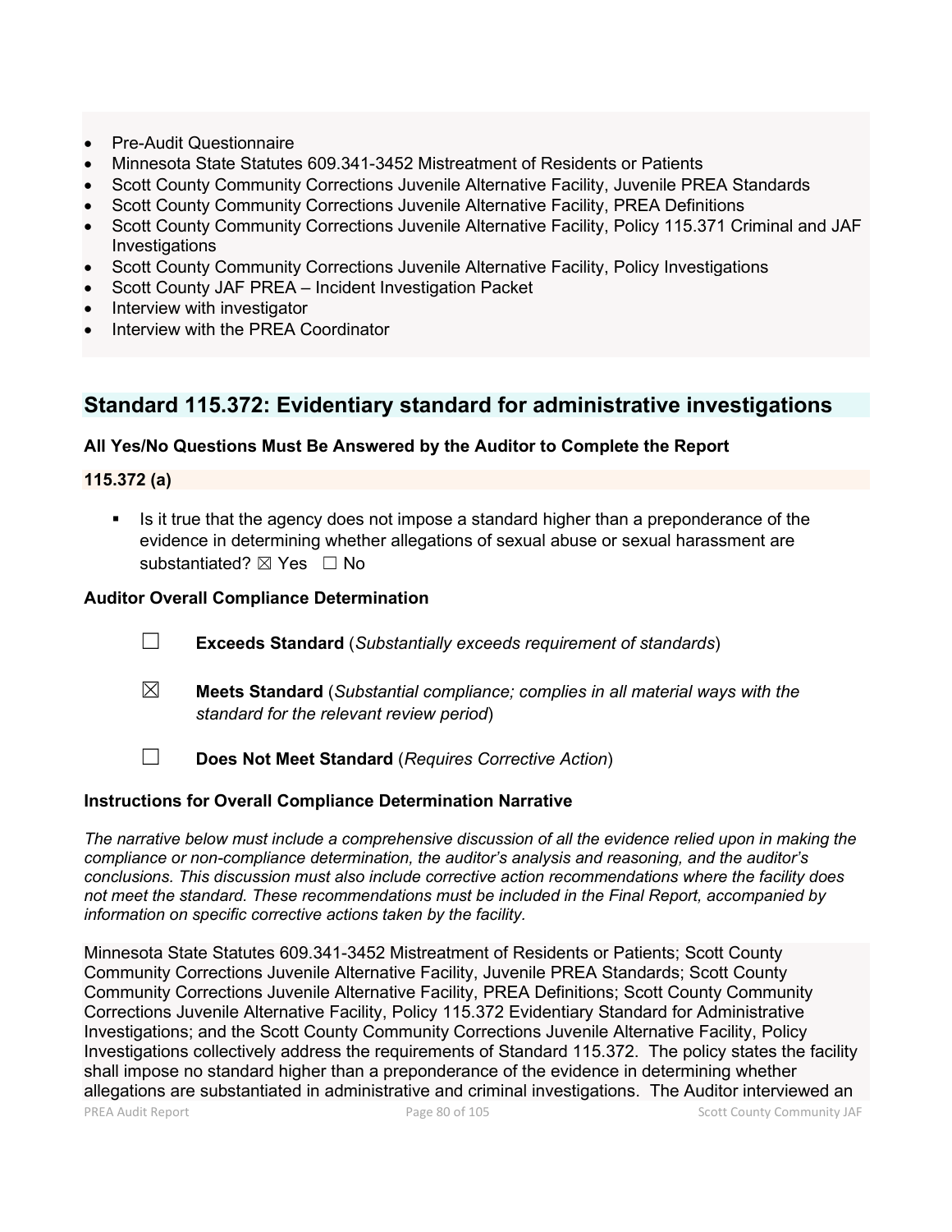- Pre-Audit Questionnaire
- Minnesota State Statutes 609.341-3452 Mistreatment of Residents or Patients
- Scott County Community Corrections Juvenile Alternative Facility, Juvenile PREA Standards
- Scott County Community Corrections Juvenile Alternative Facility, PREA Definitions
- Scott County Community Corrections Juvenile Alternative Facility, Policy 115.371 Criminal and JAF Investigations
- Scott County Community Corrections Juvenile Alternative Facility, Policy Investigations
- Scott County JAF PREA – Incident Investigation Packet
- Interview with investigator
- Interview with the PREA Coordinator

## Standard 115.372: Evidentiary standard for administrative investigations

**All Yes/No Questions Must Be Answered by the Auditor to Complete the Report**

**115.372 (a)**

- Is it true that the agency does not impose a standard higher than a preponderance of the evidence in determining whether allegations of sexual abuse or sexual harassment are substantiated? ☒ Yes ☐ No

**Auditor Overall Compliance Determination**

☐ **Exceeds Standard** (*Substantially exceeds requirement of standards*)

☒ **Meets Standard** (*Substantial compliance; complies in all material ways with the standard for the relevant review period*)

☐ **Does Not Meet Standard** (*Requires Corrective Action*)

**Instructions for Overall Compliance Determination Narrative**

*The narrative below must include a comprehensive discussion of all the evidence relied upon in making the compliance or non-compliance determination, the auditor's analysis and reasoning, and the auditor's conclusions. This discussion must also include corrective action recommendations where the facility does not meet the standard. These recommendations must be included in the Final Report, accompanied by information on specific corrective actions taken by the facility.*

Minnesota State Statutes 609.341-3452 Mistreatment of Residents or Patients; Scott County Community Corrections Juvenile Alternative Facility, Juvenile PREA Standards; Scott County Community Corrections Juvenile Alternative Facility, PREA Definitions; Scott County Community Corrections Juvenile Alternative Facility, Policy 115.372 Evidentiary Standard for Administrative Investigations; and the Scott County Community Corrections Juvenile Alternative Facility, Policy Investigations collectively address the requirements of Standard 115.372. The policy states the facility shall impose no standard higher than a preponderance of the evidence in determining whether allegations are substantiated in administrative and criminal investigations. The Auditor interviewed an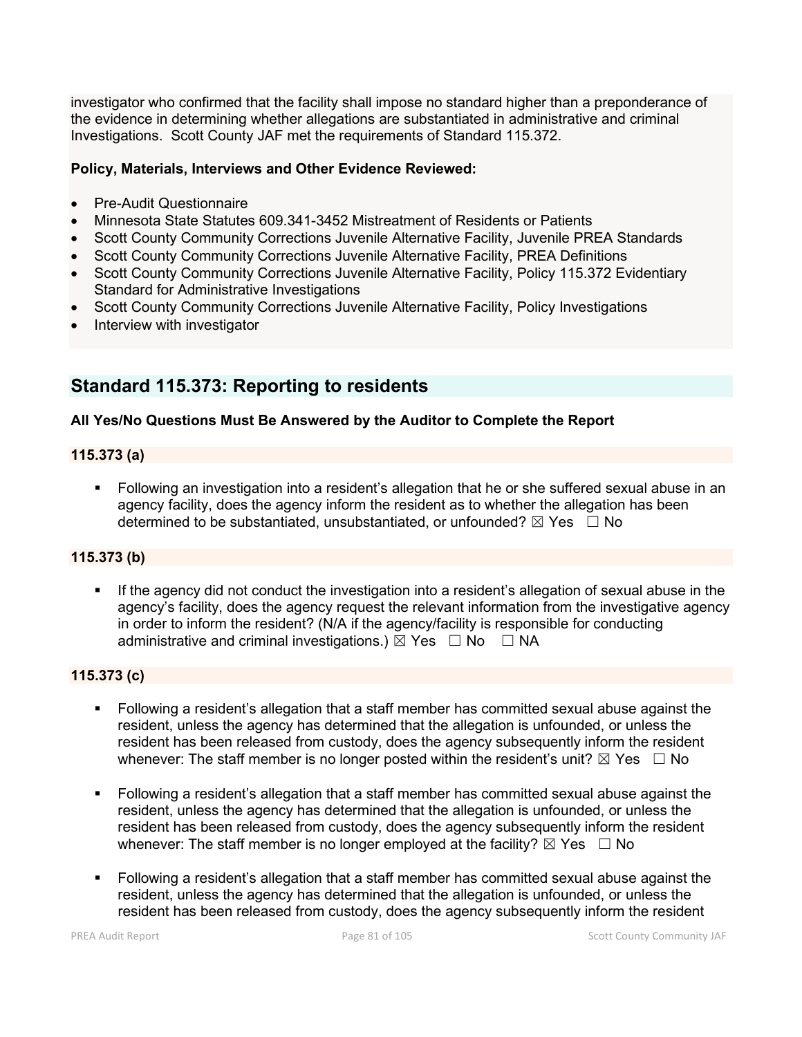investigator who confirmed that the facility shall impose no standard higher than a preponderance of the evidence in determining whether allegations are substantiated in administrative and criminal Investigations. Scott County JAF met the requirements of Standard 115.372.

**Policy, Materials, Interviews and Other Evidence Reviewed:**

- Pre-Audit Questionnaire
- Minnesota State Statutes 609.341-3452 Mistreatment of Residents or Patients
- Scott County Community Corrections Juvenile Alternative Facility, Juvenile PREA Standards
- Scott County Community Corrections Juvenile Alternative Facility, PREA Definitions
- Scott County Community Corrections Juvenile Alternative Facility, Policy 115.372 Evidentiary Standard for Administrative Investigations
- Scott County Community Corrections Juvenile Alternative Facility, Policy Investigations
- Interview with investigator

## Standard 115.373: Reporting to residents

**All Yes/No Questions Must Be Answered by the Auditor to Complete the Report**

### 115.373 (a)

- Following an investigation into a resident's allegation that he or she suffered sexual abuse in an agency facility, does the agency inform the resident as to whether the allegation has been determined to be substantiated, unsubstantiated, or unfounded? ☒ Yes ☐ No

### 115.373 (b)

- If the agency did not conduct the investigation into a resident's allegation of sexual abuse in the agency's facility, does the agency request the relevant information from the investigative agency in order to inform the resident? (N/A if the agency/facility is responsible for conducting administrative and criminal investigations.) ☒ Yes ☐ No ☐ NA

### 115.373 (c)

- Following a resident's allegation that a staff member has committed sexual abuse against the resident, unless the agency has determined that the allegation is unfounded, or unless the resident has been released from custody, does the agency subsequently inform the resident whenever: The staff member is no longer posted within the resident's unit? ☒ Yes ☐ No

- Following a resident's allegation that a staff member has committed sexual abuse against the resident, unless the agency has determined that the allegation is unfounded, or unless the resident has been released from custody, does the agency subsequently inform the resident whenever: The staff member is no longer employed at the facility? ☒ Yes ☐ No

- Following a resident's allegation that a staff member has committed sexual abuse against the resident, unless the agency has determined that the allegation is unfounded, or unless the resident has been released from custody, does the agency subsequently inform the resident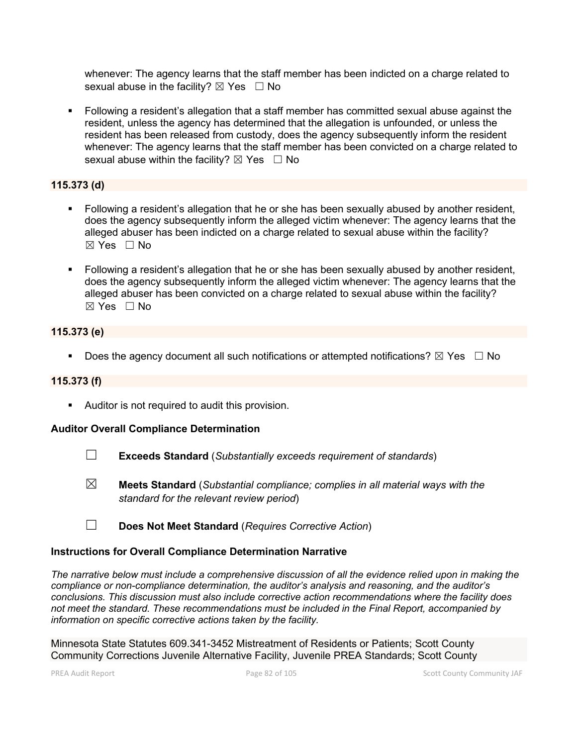whenever: The agency learns that the staff member has been indicted on a charge related to sexual abuse in the facility? ☒ Yes ☐ No

- Following a resident's allegation that a staff member has committed sexual abuse against the resident, unless the agency has determined that the allegation is unfounded, or unless the resident has been released from custody, does the agency subsequently inform the resident whenever: The agency learns that the staff member has been convicted on a charge related to sexual abuse within the facility? ☒ Yes ☐ No

### 115.373 (d)

- Following a resident's allegation that he or she has been sexually abused by another resident, does the agency subsequently inform the alleged victim whenever: The agency learns that the alleged abuser has been indicted on a charge related to sexual abuse within the facility? ☒ Yes ☐ No

- Following a resident's allegation that he or she has been sexually abused by another resident, does the agency subsequently inform the alleged victim whenever: The agency learns that the alleged abuser has been convicted on a charge related to sexual abuse within the facility? ☒ Yes ☐ No

### 115.373 (e)

- Does the agency document all such notifications or attempted notifications? ☒ Yes ☐ No

### 115.373 (f)

- Auditor is not required to audit this provision.

### Auditor Overall Compliance Determination

☐ **Exceeds Standard** (*Substantially exceeds requirement of standards*)

☒ **Meets Standard** (*Substantial compliance; complies in all material ways with the standard for the relevant review period*)

☐ **Does Not Meet Standard** (*Requires Corrective Action*)

### Instructions for Overall Compliance Determination Narrative

*The narrative below must include a comprehensive discussion of all the evidence relied upon in making the compliance or non-compliance determination, the auditor's analysis and reasoning, and the auditor's conclusions. This discussion must also include corrective action recommendations where the facility does not meet the standard. These recommendations must be included in the Final Report, accompanied by information on specific corrective actions taken by the facility.*

Minnesota State Statutes 609.341-3452 Mistreatment of Residents or Patients; Scott County Community Corrections Juvenile Alternative Facility, Juvenile PREA Standards; Scott County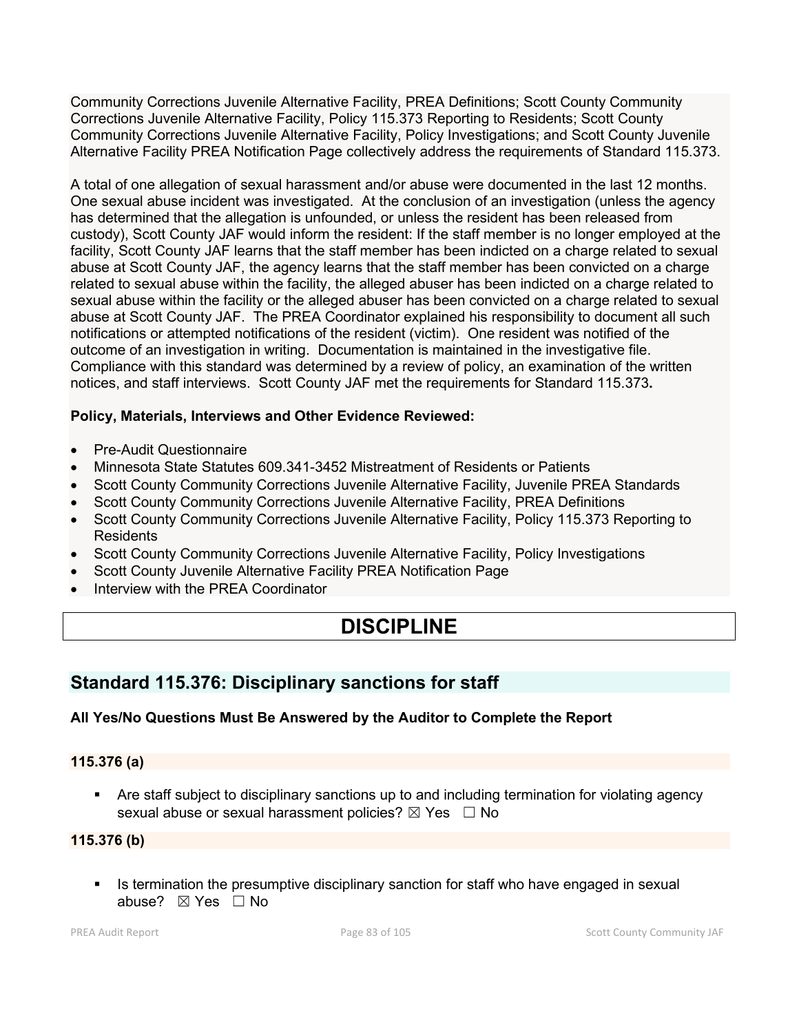Community Corrections Juvenile Alternative Facility, PREA Definitions; Scott County Community Corrections Juvenile Alternative Facility, Policy 115.373 Reporting to Residents; Scott County Community Corrections Juvenile Alternative Facility, Policy Investigations; and Scott County Juvenile Alternative Facility PREA Notification Page collectively address the requirements of Standard 115.373.

A total of one allegation of sexual harassment and/or abuse were documented in the last 12 months. One sexual abuse incident was investigated. At the conclusion of an investigation (unless the agency has determined that the allegation is unfounded, or unless the resident has been released from custody), Scott County JAF would inform the resident: If the staff member is no longer employed at the facility, Scott County JAF learns that the staff member has been indicted on a charge related to sexual abuse at Scott County JAF, the agency learns that the staff member has been convicted on a charge related to sexual abuse within the facility, the alleged abuser has been indicted on a charge related to sexual abuse within the facility or the alleged abuser has been convicted on a charge related to sexual abuse at Scott County JAF. The PREA Coordinator explained his responsibility to document all such notifications or attempted notifications of the resident (victim). One resident was notified of the outcome of an investigation in writing. Documentation is maintained in the investigative file. Compliance with this standard was determined by a review of policy, an examination of the written notices, and staff interviews. Scott County JAF met the requirements for Standard 115.373**.**

**Policy, Materials, Interviews and Other Evidence Reviewed:**

- Pre-Audit Questionnaire
- Minnesota State Statutes 609.341-3452 Mistreatment of Residents or Patients
- Scott County Community Corrections Juvenile Alternative Facility, Juvenile PREA Standards
- Scott County Community Corrections Juvenile Alternative Facility, PREA Definitions
- Scott County Community Corrections Juvenile Alternative Facility, Policy 115.373 Reporting to Residents
- Scott County Community Corrections Juvenile Alternative Facility, Policy Investigations
- Scott County Juvenile Alternative Facility PREA Notification Page
- Interview with the PREA Coordinator

# DISCIPLINE

## Standard 115.376: Disciplinary sanctions for staff

**All Yes/No Questions Must Be Answered by the Auditor to Complete the Report**

### 115.376 (a)

- Are staff subject to disciplinary sanctions up to and including termination for violating agency sexual abuse or sexual harassment policies? ☒ Yes ☐ No

### 115.376 (b)

- Is termination the presumptive disciplinary sanction for staff who have engaged in sexual abuse? ☒ Yes ☐ No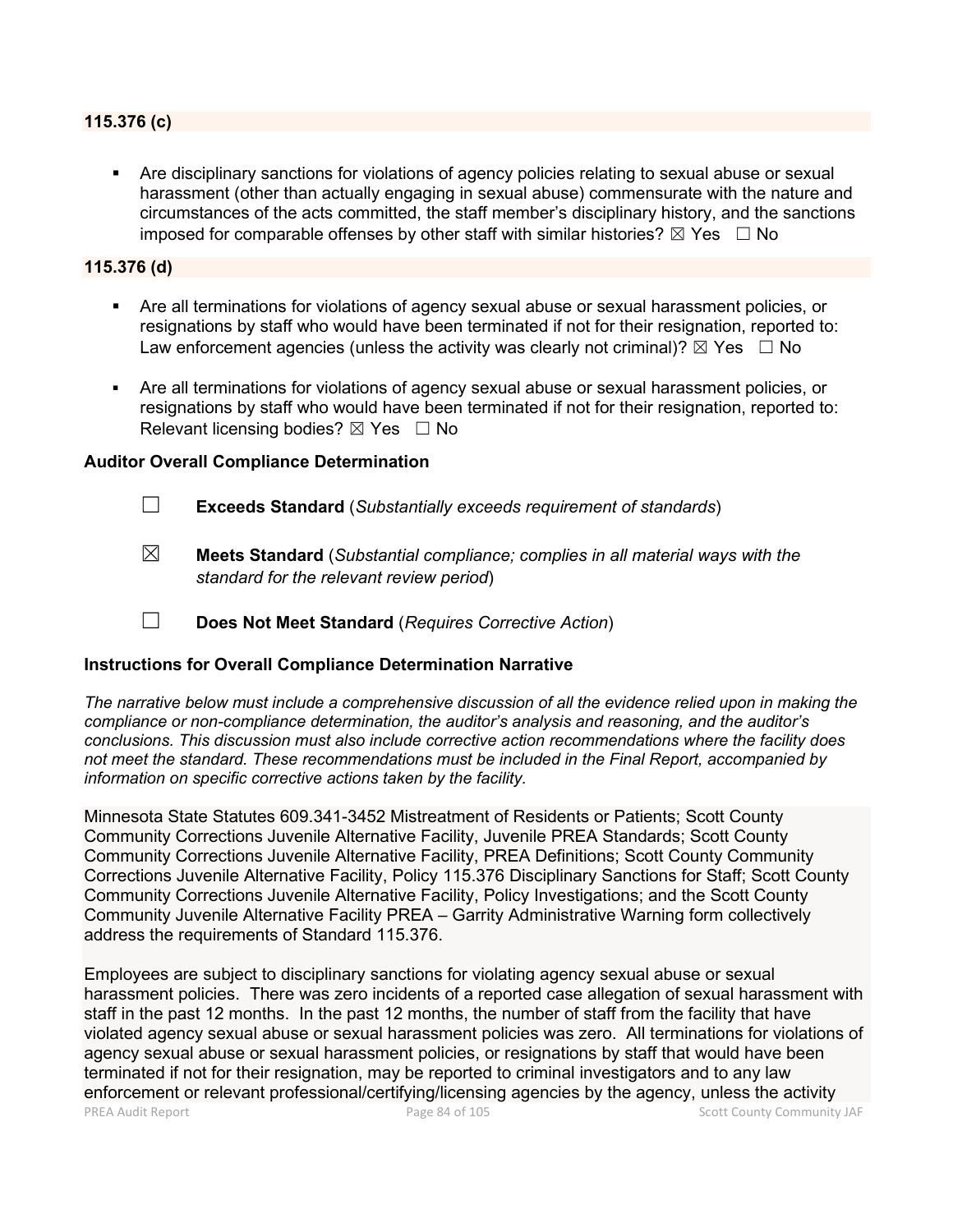### 115.376 (c)

- Are disciplinary sanctions for violations of agency policies relating to sexual abuse or sexual harassment (other than actually engaging in sexual abuse) commensurate with the nature and circumstances of the acts committed, the staff member's disciplinary history, and the sanctions imposed for comparable offenses by other staff with similar histories? ☒ Yes ☐ No

### 115.376 (d)

- Are all terminations for violations of agency sexual abuse or sexual harassment policies, or resignations by staff who would have been terminated if not for their resignation, reported to: Law enforcement agencies (unless the activity was clearly not criminal)? ☒ Yes ☐ No
- Are all terminations for violations of agency sexual abuse or sexual harassment policies, or resignations by staff who would have been terminated if not for their resignation, reported to: Relevant licensing bodies? ☒ Yes ☐ No

### Auditor Overall Compliance Determination

☐ **Exceeds Standard** (*Substantially exceeds requirement of standards*)

☒ **Meets Standard** (*Substantial compliance; complies in all material ways with the standard for the relevant review period*)

☐ **Does Not Meet Standard** (*Requires Corrective Action*)

### Instructions for Overall Compliance Determination Narrative

*The narrative below must include a comprehensive discussion of all the evidence relied upon in making the compliance or non-compliance determination, the auditor's analysis and reasoning, and the auditor's conclusions. This discussion must also include corrective action recommendations where the facility does not meet the standard. These recommendations must be included in the Final Report, accompanied by information on specific corrective actions taken by the facility.*

Minnesota State Statutes 609.341-3452 Mistreatment of Residents or Patients; Scott County Community Corrections Juvenile Alternative Facility, Juvenile PREA Standards; Scott County Community Corrections Juvenile Alternative Facility, PREA Definitions; Scott County Community Corrections Juvenile Alternative Facility, Policy 115.376 Disciplinary Sanctions for Staff; Scott County Community Corrections Juvenile Alternative Facility, Policy Investigations; and the Scott County Community Juvenile Alternative Facility PREA – Garrity Administrative Warning form collectively address the requirements of Standard 115.376.

Employees are subject to disciplinary sanctions for violating agency sexual abuse or sexual harassment policies. There was zero incidents of a reported case allegation of sexual harassment with staff in the past 12 months. In the past 12 months, the number of staff from the facility that have violated agency sexual abuse or sexual harassment policies was zero. All terminations for violations of agency sexual abuse or sexual harassment policies, or resignations by staff that would have been terminated if not for their resignation, may be reported to criminal investigators and to any law enforcement or relevant professional/certifying/licensing agencies by the agency, unless the activity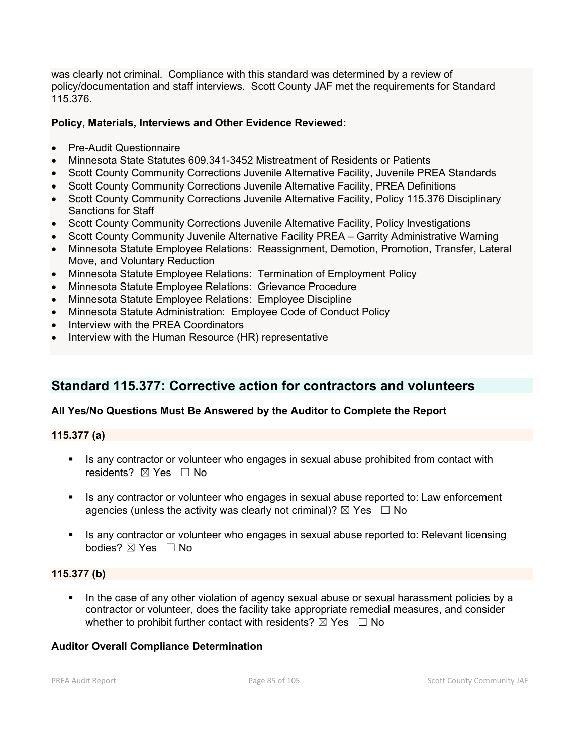was clearly not criminal. Compliance with this standard was determined by a review of policy/documentation and staff interviews. Scott County JAF met the requirements for Standard 115.376.

**Policy, Materials, Interviews and Other Evidence Reviewed:**

- Pre-Audit Questionnaire
- Minnesota State Statutes 609.341-3452 Mistreatment of Residents or Patients
- Scott County Community Corrections Juvenile Alternative Facility, Juvenile PREA Standards
- Scott County Community Corrections Juvenile Alternative Facility, PREA Definitions
- Scott County Community Corrections Juvenile Alternative Facility, Policy 115.376 Disciplinary Sanctions for Staff
- Scott County Community Corrections Juvenile Alternative Facility, Policy Investigations
- Scott County Community Juvenile Alternative Facility PREA – Garrity Administrative Warning
- Minnesota Statute Employee Relations: Reassignment, Demotion, Promotion, Transfer, Lateral Move, and Voluntary Reduction
- Minnesota Statute Employee Relations: Termination of Employment Policy
- Minnesota Statute Employee Relations: Grievance Procedure
- Minnesota Statute Employee Relations: Employee Discipline
- Minnesota Statute Administration: Employee Code of Conduct Policy
- Interview with the PREA Coordinators
- Interview with the Human Resource (HR) representative

## Standard 115.377: Corrective action for contractors and volunteers

**All Yes/No Questions Must Be Answered by the Auditor to Complete the Report**

**115.377 (a)**

- Is any contractor or volunteer who engages in sexual abuse prohibited from contact with residents? ☒ Yes ☐ No
- Is any contractor or volunteer who engages in sexual abuse reported to: Law enforcement agencies (unless the activity was clearly not criminal)? ☒ Yes ☐ No
- Is any contractor or volunteer who engages in sexual abuse reported to: Relevant licensing bodies? ☒ Yes ☐ No

**115.377 (b)**

- In the case of any other violation of agency sexual abuse or sexual harassment policies by a contractor or volunteer, does the facility take appropriate remedial measures, and consider whether to prohibit further contact with residents? ☒ Yes ☐ No

**Auditor Overall Compliance Determination**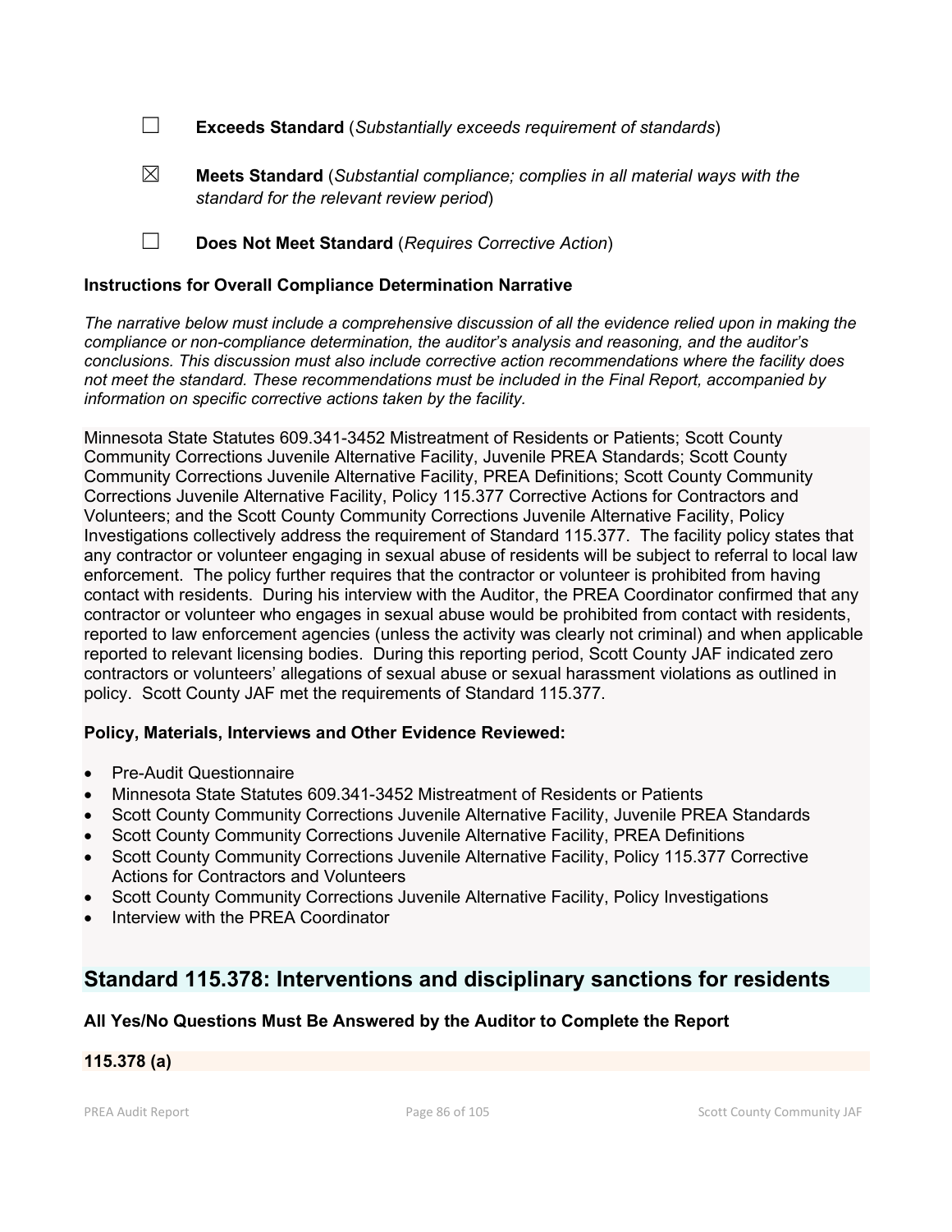☐ **Exceeds Standard** (*Substantially exceeds requirement of standards*)

☒ **Meets Standard** (*Substantial compliance; complies in all material ways with the standard for the relevant review period*)

☐ **Does Not Meet Standard** (*Requires Corrective Action*)

**Instructions for Overall Compliance Determination Narrative**

*The narrative below must include a comprehensive discussion of all the evidence relied upon in making the compliance or non-compliance determination, the auditor's analysis and reasoning, and the auditor's conclusions. This discussion must also include corrective action recommendations where the facility does not meet the standard. These recommendations must be included in the Final Report, accompanied by information on specific corrective actions taken by the facility.*

Minnesota State Statutes 609.341-3452 Mistreatment of Residents or Patients; Scott County Community Corrections Juvenile Alternative Facility, Juvenile PREA Standards; Scott County Community Corrections Juvenile Alternative Facility, PREA Definitions; Scott County Community Corrections Juvenile Alternative Facility, Policy 115.377 Corrective Actions for Contractors and Volunteers; and the Scott County Community Corrections Juvenile Alternative Facility, Policy Investigations collectively address the requirement of Standard 115.377. The facility policy states that any contractor or volunteer engaging in sexual abuse of residents will be subject to referral to local law enforcement. The policy further requires that the contractor or volunteer is prohibited from having contact with residents. During his interview with the Auditor, the PREA Coordinator confirmed that any contractor or volunteer who engages in sexual abuse would be prohibited from contact with residents, reported to law enforcement agencies (unless the activity was clearly not criminal) and when applicable reported to relevant licensing bodies. During this reporting period, Scott County JAF indicated zero contractors or volunteers' allegations of sexual abuse or sexual harassment violations as outlined in policy. Scott County JAF met the requirements of Standard 115.377.

**Policy, Materials, Interviews and Other Evidence Reviewed:**

- Pre-Audit Questionnaire
- Minnesota State Statutes 609.341-3452 Mistreatment of Residents or Patients
- Scott County Community Corrections Juvenile Alternative Facility, Juvenile PREA Standards
- Scott County Community Corrections Juvenile Alternative Facility, PREA Definitions
- Scott County Community Corrections Juvenile Alternative Facility, Policy 115.377 Corrective Actions for Contractors and Volunteers
- Scott County Community Corrections Juvenile Alternative Facility, Policy Investigations
- Interview with the PREA Coordinator

## Standard 115.378: Interventions and disciplinary sanctions for residents

**All Yes/No Questions Must Be Answered by the Auditor to Complete the Report**

**115.378 (a)**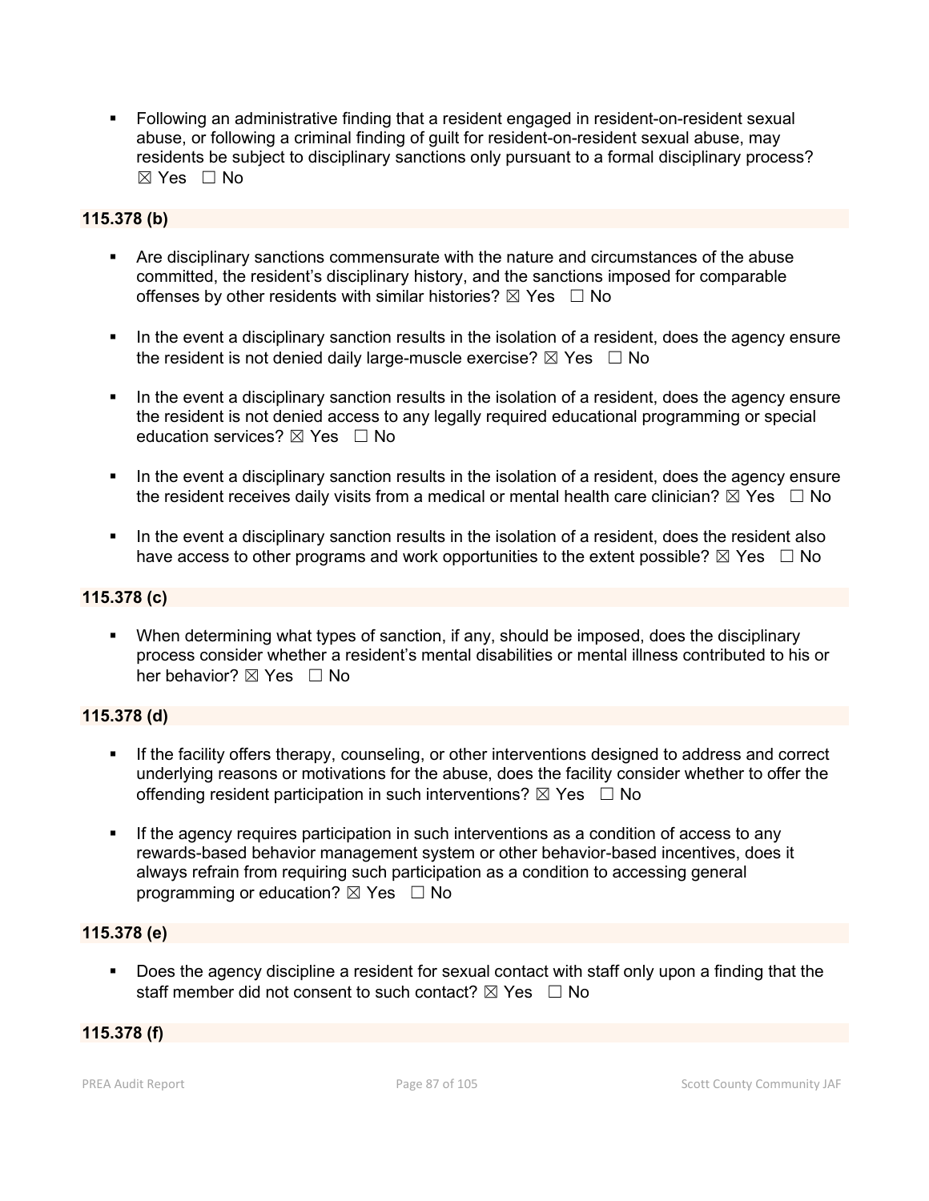- Following an administrative finding that a resident engaged in resident-on-resident sexual abuse, or following a criminal finding of guilt for resident-on-resident sexual abuse, may residents be subject to disciplinary sanctions only pursuant to a formal disciplinary process? ☒ Yes ☐ No

### 115.378 (b)

- Are disciplinary sanctions commensurate with the nature and circumstances of the abuse committed, the resident's disciplinary history, and the sanctions imposed for comparable offenses by other residents with similar histories? ☒ Yes ☐ No

- In the event a disciplinary sanction results in the isolation of a resident, does the agency ensure the resident is not denied daily large-muscle exercise? ☒ Yes ☐ No

- In the event a disciplinary sanction results in the isolation of a resident, does the agency ensure the resident is not denied access to any legally required educational programming or special education services? ☒ Yes ☐ No

- In the event a disciplinary sanction results in the isolation of a resident, does the agency ensure the resident receives daily visits from a medical or mental health care clinician? ☒ Yes ☐ No

- In the event a disciplinary sanction results in the isolation of a resident, does the resident also have access to other programs and work opportunities to the extent possible? ☒ Yes ☐ No

### 115.378 (c)

- When determining what types of sanction, if any, should be imposed, does the disciplinary process consider whether a resident's mental disabilities or mental illness contributed to his or her behavior? ☒ Yes ☐ No

### 115.378 (d)

- If the facility offers therapy, counseling, or other interventions designed to address and correct underlying reasons or motivations for the abuse, does the facility consider whether to offer the offending resident participation in such interventions? ☒ Yes ☐ No

- If the agency requires participation in such interventions as a condition of access to any rewards-based behavior management system or other behavior-based incentives, does it always refrain from requiring such participation as a condition to accessing general programming or education? ☒ Yes ☐ No

### 115.378 (e)

- Does the agency discipline a resident for sexual contact with staff only upon a finding that the staff member did not consent to such contact? ☒ Yes ☐ No

### 115.378 (f)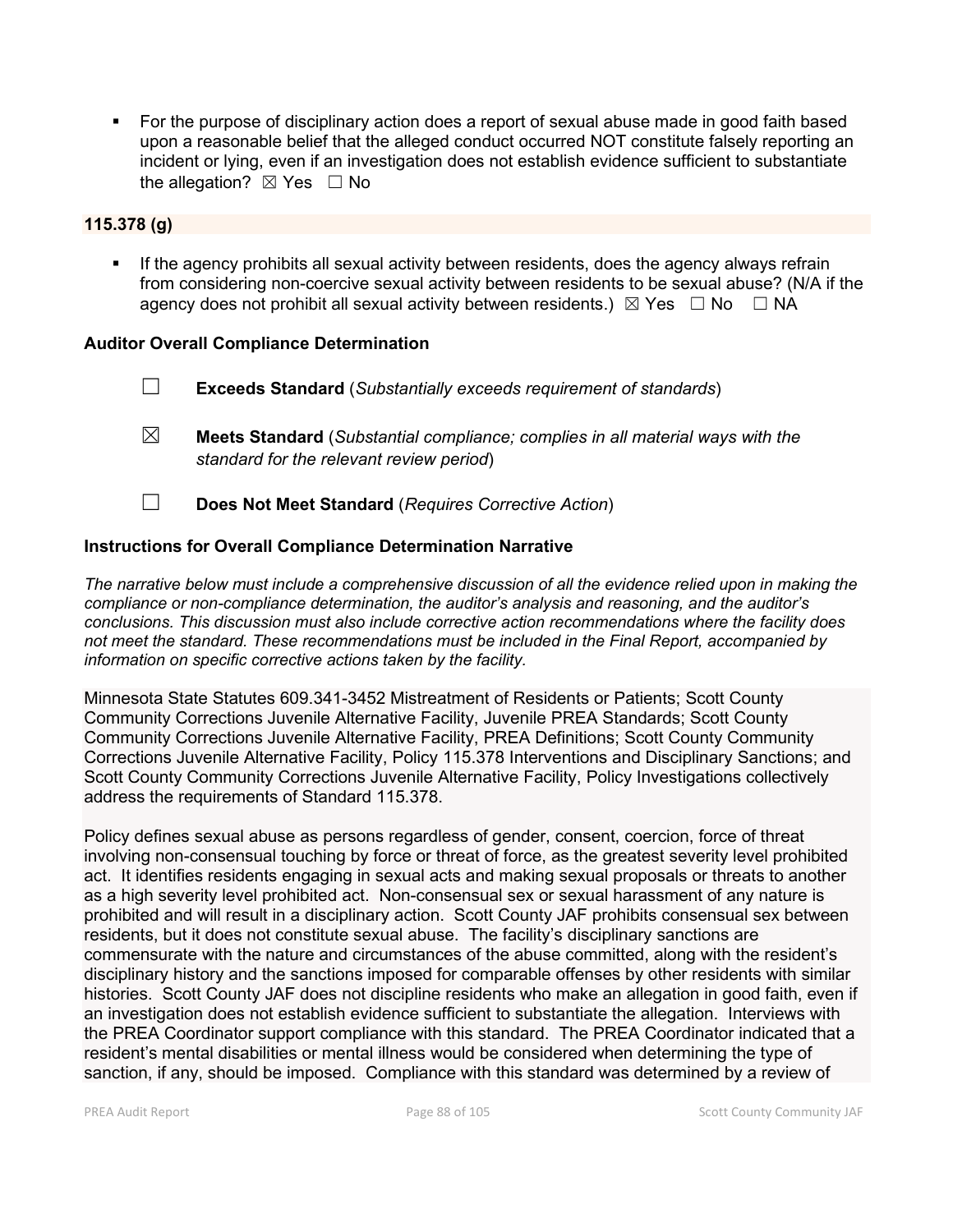- For the purpose of disciplinary action does a report of sexual abuse made in good faith based upon a reasonable belief that the alleged conduct occurred NOT constitute falsely reporting an incident or lying, even if an investigation does not establish evidence sufficient to substantiate the allegation? ☒ Yes ☐ No

**115.378 (g)**

- If the agency prohibits all sexual activity between residents, does the agency always refrain from considering non-coercive sexual activity between residents to be sexual abuse? (N/A if the agency does not prohibit all sexual activity between residents.) ☒ Yes ☐ No ☐ NA

**Auditor Overall Compliance Determination**

☐ **Exceeds Standard** (*Substantially exceeds requirement of standards*)

☒ **Meets Standard** (*Substantial compliance; complies in all material ways with the standard for the relevant review period*)

☐ **Does Not Meet Standard** (*Requires Corrective Action*)

**Instructions for Overall Compliance Determination Narrative**

*The narrative below must include a comprehensive discussion of all the evidence relied upon in making the compliance or non-compliance determination, the auditor's analysis and reasoning, and the auditor's conclusions. This discussion must also include corrective action recommendations where the facility does not meet the standard. These recommendations must be included in the Final Report, accompanied by information on specific corrective actions taken by the facility.*

Minnesota State Statutes 609.341-3452 Mistreatment of Residents or Patients; Scott County Community Corrections Juvenile Alternative Facility, Juvenile PREA Standards; Scott County Community Corrections Juvenile Alternative Facility, PREA Definitions; Scott County Community Corrections Juvenile Alternative Facility, Policy 115.378 Interventions and Disciplinary Sanctions; and Scott County Community Corrections Juvenile Alternative Facility, Policy Investigations collectively address the requirements of Standard 115.378.

Policy defines sexual abuse as persons regardless of gender, consent, coercion, force of threat involving non-consensual touching by force or threat of force, as the greatest severity level prohibited act. It identifies residents engaging in sexual acts and making sexual proposals or threats to another as a high severity level prohibited act. Non-consensual sex or sexual harassment of any nature is prohibited and will result in a disciplinary action. Scott County JAF prohibits consensual sex between residents, but it does not constitute sexual abuse. The facility's disciplinary sanctions are commensurate with the nature and circumstances of the abuse committed, along with the resident's disciplinary history and the sanctions imposed for comparable offenses by other residents with similar histories. Scott County JAF does not discipline residents who make an allegation in good faith, even if an investigation does not establish evidence sufficient to substantiate the allegation. Interviews with the PREA Coordinator support compliance with this standard. The PREA Coordinator indicated that a resident's mental disabilities or mental illness would be considered when determining the type of sanction, if any, should be imposed. Compliance with this standard was determined by a review of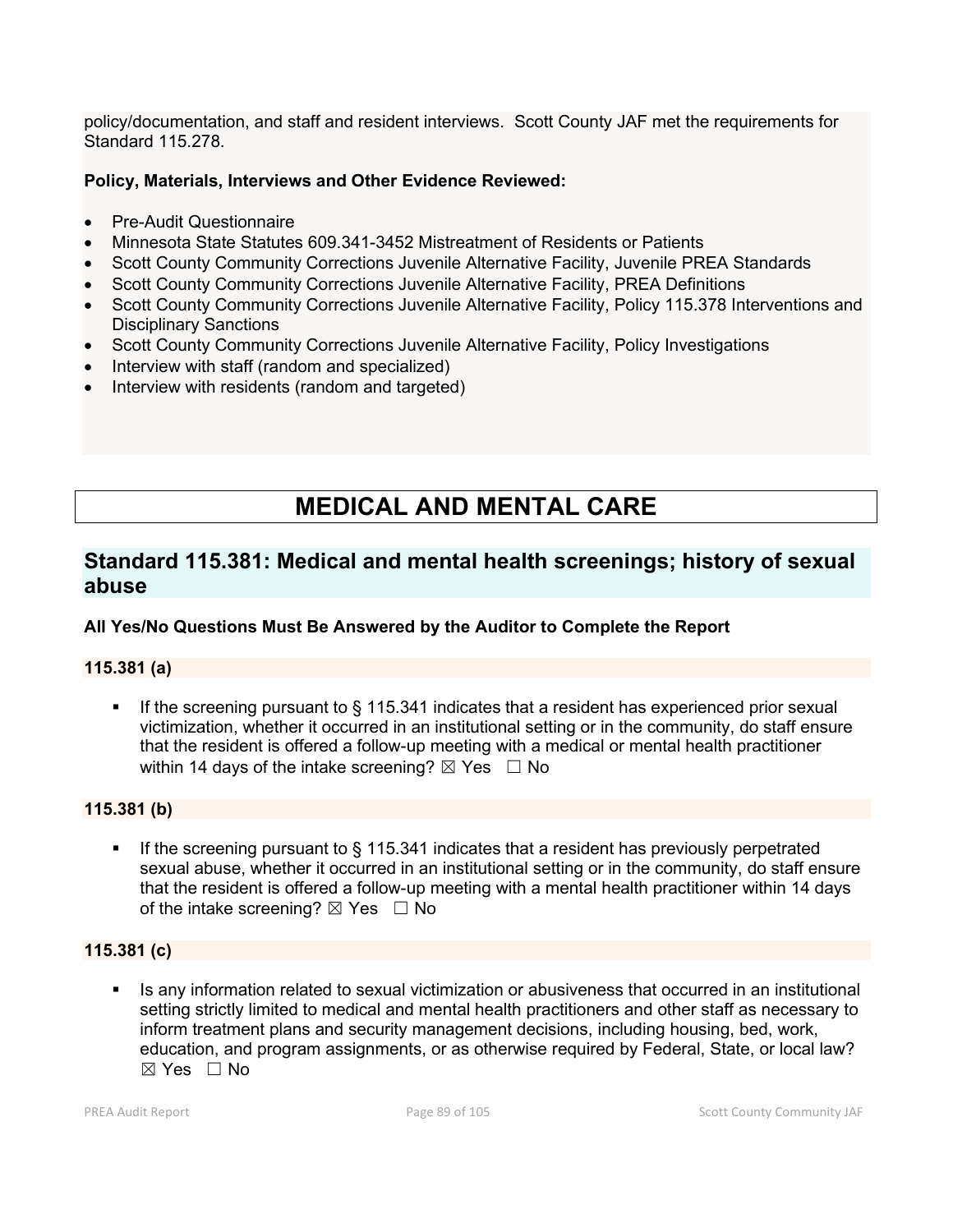policy/documentation, and staff and resident interviews. Scott County JAF met the requirements for Standard 115.278.

**Policy, Materials, Interviews and Other Evidence Reviewed:**

- Pre-Audit Questionnaire
- Minnesota State Statutes 609.341-3452 Mistreatment of Residents or Patients
- Scott County Community Corrections Juvenile Alternative Facility, Juvenile PREA Standards
- Scott County Community Corrections Juvenile Alternative Facility, PREA Definitions
- Scott County Community Corrections Juvenile Alternative Facility, Policy 115.378 Interventions and Disciplinary Sanctions
- Scott County Community Corrections Juvenile Alternative Facility, Policy Investigations
- Interview with staff (random and specialized)
- Interview with residents (random and targeted)

# MEDICAL AND MENTAL CARE

## Standard 115.381: Medical and mental health screenings; history of sexual abuse

**All Yes/No Questions Must Be Answered by the Auditor to Complete the Report**

**115.381 (a)**

- If the screening pursuant to § 115.341 indicates that a resident has experienced prior sexual victimization, whether it occurred in an institutional setting or in the community, do staff ensure that the resident is offered a follow-up meeting with a medical or mental health practitioner within 14 days of the intake screening? ☒ Yes ☐ No

**115.381 (b)**

- If the screening pursuant to § 115.341 indicates that a resident has previously perpetrated sexual abuse, whether it occurred in an institutional setting or in the community, do staff ensure that the resident is offered a follow-up meeting with a mental health practitioner within 14 days of the intake screening? ☒ Yes ☐ No

**115.381 (c)**

- Is any information related to sexual victimization or abusiveness that occurred in an institutional setting strictly limited to medical and mental health practitioners and other staff as necessary to inform treatment plans and security management decisions, including housing, bed, work, education, and program assignments, or as otherwise required by Federal, State, or local law? ☒ Yes ☐ No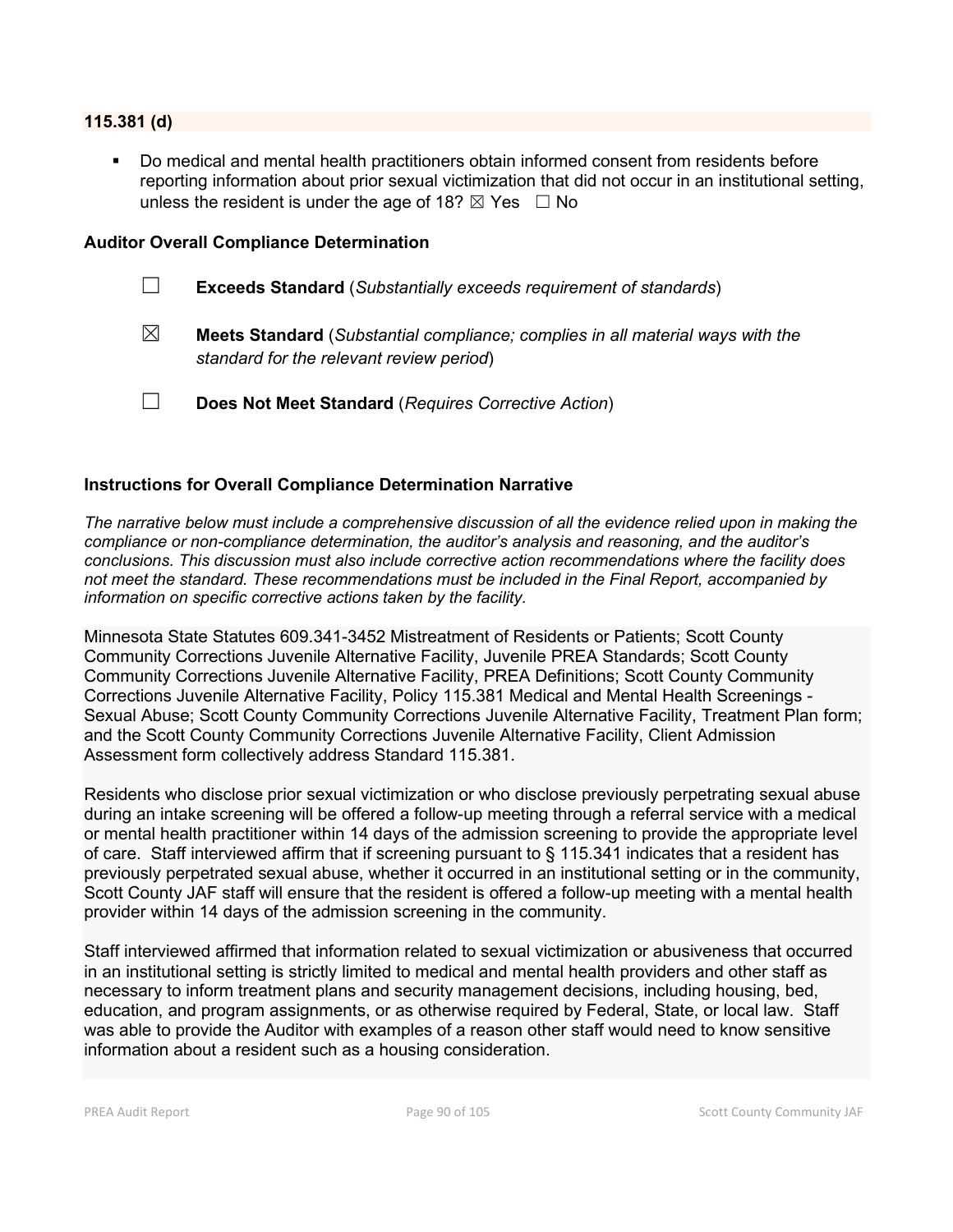**115.381 (d)**

- Do medical and mental health practitioners obtain informed consent from residents before reporting information about prior sexual victimization that did not occur in an institutional setting, unless the resident is under the age of 18? ☒ Yes ☐ No

**Auditor Overall Compliance Determination**

☐ **Exceeds Standard** (*Substantially exceeds requirement of standards*)

☒ **Meets Standard** (*Substantial compliance; complies in all material ways with the standard for the relevant review period*)

☐ **Does Not Meet Standard** (*Requires Corrective Action*)

**Instructions for Overall Compliance Determination Narrative**

*The narrative below must include a comprehensive discussion of all the evidence relied upon in making the compliance or non-compliance determination, the auditor's analysis and reasoning, and the auditor's conclusions. This discussion must also include corrective action recommendations where the facility does not meet the standard. These recommendations must be included in the Final Report, accompanied by information on specific corrective actions taken by the facility.*

Minnesota State Statutes 609.341-3452 Mistreatment of Residents or Patients; Scott County Community Corrections Juvenile Alternative Facility, Juvenile PREA Standards; Scott County Community Corrections Juvenile Alternative Facility, PREA Definitions; Scott County Community Corrections Juvenile Alternative Facility, Policy 115.381 Medical and Mental Health Screenings - Sexual Abuse; Scott County Community Corrections Juvenile Alternative Facility, Treatment Plan form; and the Scott County Community Corrections Juvenile Alternative Facility, Client Admission Assessment form collectively address Standard 115.381.

Residents who disclose prior sexual victimization or who disclose previously perpetrating sexual abuse during an intake screening will be offered a follow-up meeting through a referral service with a medical or mental health practitioner within 14 days of the admission screening to provide the appropriate level of care. Staff interviewed affirm that if screening pursuant to § 115.341 indicates that a resident has previously perpetrated sexual abuse, whether it occurred in an institutional setting or in the community, Scott County JAF staff will ensure that the resident is offered a follow-up meeting with a mental health provider within 14 days of the admission screening in the community.

Staff interviewed affirmed that information related to sexual victimization or abusiveness that occurred in an institutional setting is strictly limited to medical and mental health providers and other staff as necessary to inform treatment plans and security management decisions, including housing, bed, education, and program assignments, or as otherwise required by Federal, State, or local law. Staff was able to provide the Auditor with examples of a reason other staff would need to know sensitive information about a resident such as a housing consideration.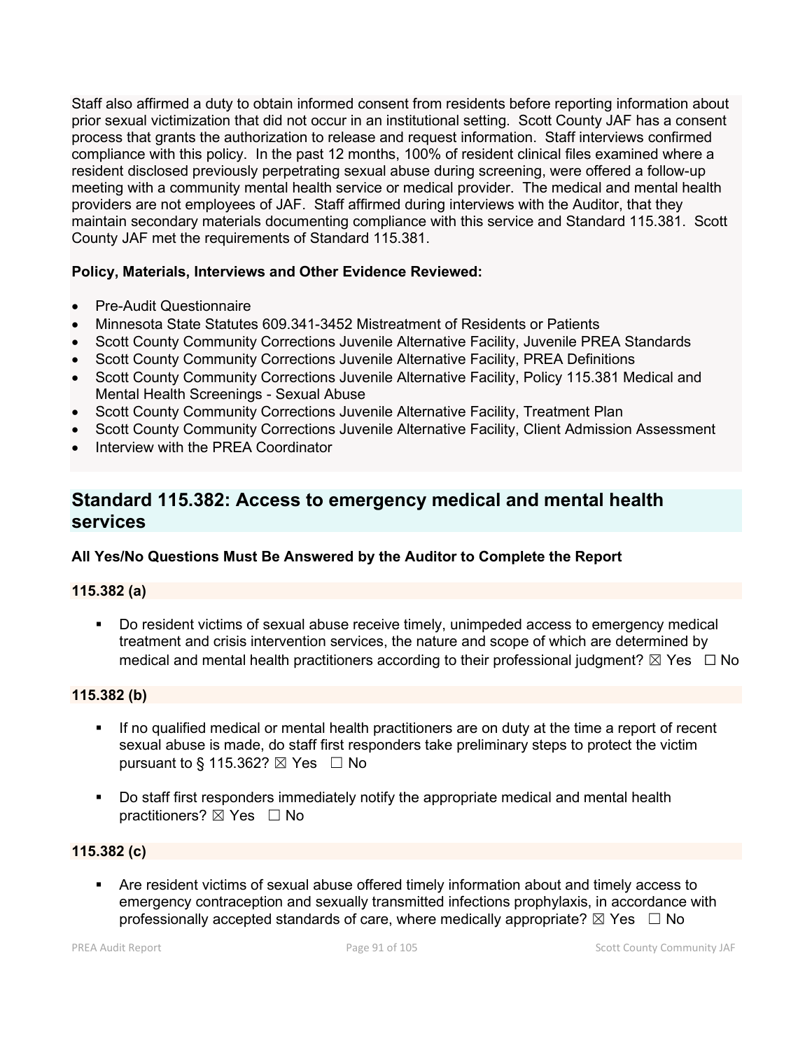Staff also affirmed a duty to obtain informed consent from residents before reporting information about prior sexual victimization that did not occur in an institutional setting. Scott County JAF has a consent process that grants the authorization to release and request information. Staff interviews confirmed compliance with this policy. In the past 12 months, 100% of resident clinical files examined where a resident disclosed previously perpetrating sexual abuse during screening, were offered a follow-up meeting with a community mental health service or medical provider. The medical and mental health providers are not employees of JAF. Staff affirmed during interviews with the Auditor, that they maintain secondary materials documenting compliance with this service and Standard 115.381. Scott County JAF met the requirements of Standard 115.381.

**Policy, Materials, Interviews and Other Evidence Reviewed:**

- Pre-Audit Questionnaire
- Minnesota State Statutes 609.341-3452 Mistreatment of Residents or Patients
- Scott County Community Corrections Juvenile Alternative Facility, Juvenile PREA Standards
- Scott County Community Corrections Juvenile Alternative Facility, PREA Definitions
- Scott County Community Corrections Juvenile Alternative Facility, Policy 115.381 Medical and Mental Health Screenings - Sexual Abuse
- Scott County Community Corrections Juvenile Alternative Facility, Treatment Plan
- Scott County Community Corrections Juvenile Alternative Facility, Client Admission Assessment
- Interview with the PREA Coordinator

## Standard 115.382: Access to emergency medical and mental health services

**All Yes/No Questions Must Be Answered by the Auditor to Complete the Report**

**115.382 (a)**

- Do resident victims of sexual abuse receive timely, unimpeded access to emergency medical treatment and crisis intervention services, the nature and scope of which are determined by medical and mental health practitioners according to their professional judgment? ☒ Yes ☐ No

**115.382 (b)**

- If no qualified medical or mental health practitioners are on duty at the time a report of recent sexual abuse is made, do staff first responders take preliminary steps to protect the victim pursuant to § 115.362? ☒ Yes ☐ No
- Do staff first responders immediately notify the appropriate medical and mental health practitioners? ☒ Yes ☐ No

**115.382 (c)**

- Are resident victims of sexual abuse offered timely information about and timely access to emergency contraception and sexually transmitted infections prophylaxis, in accordance with professionally accepted standards of care, where medically appropriate? ☒ Yes ☐ No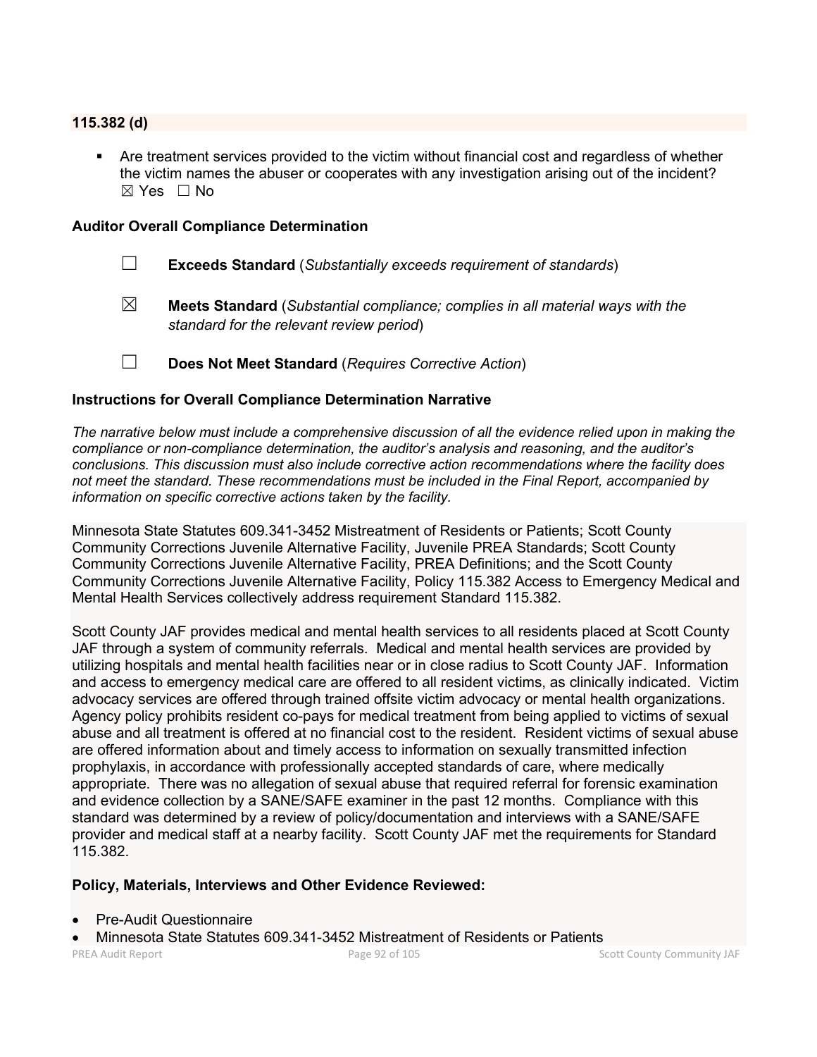**115.382 (d)**

- Are treatment services provided to the victim without financial cost and regardless of whether the victim names the abuser or cooperates with any investigation arising out of the incident?
☒ Yes ☐ No

**Auditor Overall Compliance Determination**

☐ **Exceeds Standard** (*Substantially exceeds requirement of standards*)

☒ **Meets Standard** (*Substantial compliance; complies in all material ways with the standard for the relevant review period*)

☐ **Does Not Meet Standard** (*Requires Corrective Action*)

**Instructions for Overall Compliance Determination Narrative**

*The narrative below must include a comprehensive discussion of all the evidence relied upon in making the compliance or non-compliance determination, the auditor's analysis and reasoning, and the auditor's conclusions. This discussion must also include corrective action recommendations where the facility does not meet the standard. These recommendations must be included in the Final Report, accompanied by information on specific corrective actions taken by the facility.*

Minnesota State Statutes 609.341-3452 Mistreatment of Residents or Patients; Scott County Community Corrections Juvenile Alternative Facility, Juvenile PREA Standards; Scott County Community Corrections Juvenile Alternative Facility, PREA Definitions; and the Scott County Community Corrections Juvenile Alternative Facility, Policy 115.382 Access to Emergency Medical and Mental Health Services collectively address requirement Standard 115.382.

Scott County JAF provides medical and mental health services to all residents placed at Scott County JAF through a system of community referrals. Medical and mental health services are provided by utilizing hospitals and mental health facilities near or in close radius to Scott County JAF. Information and access to emergency medical care are offered to all resident victims, as clinically indicated. Victim advocacy services are offered through trained offsite victim advocacy or mental health organizations. Agency policy prohibits resident co-pays for medical treatment from being applied to victims of sexual abuse and all treatment is offered at no financial cost to the resident. Resident victims of sexual abuse are offered information about and timely access to information on sexually transmitted infection prophylaxis, in accordance with professionally accepted standards of care, where medically appropriate. There was no allegation of sexual abuse that required referral for forensic examination and evidence collection by a SANE/SAFE examiner in the past 12 months. Compliance with this standard was determined by a review of policy/documentation and interviews with a SANE/SAFE provider and medical staff at a nearby facility. Scott County JAF met the requirements for Standard 115.382.

**Policy, Materials, Interviews and Other Evidence Reviewed:**

- Pre-Audit Questionnaire
- Minnesota State Statutes 609.341-3452 Mistreatment of Residents or Patients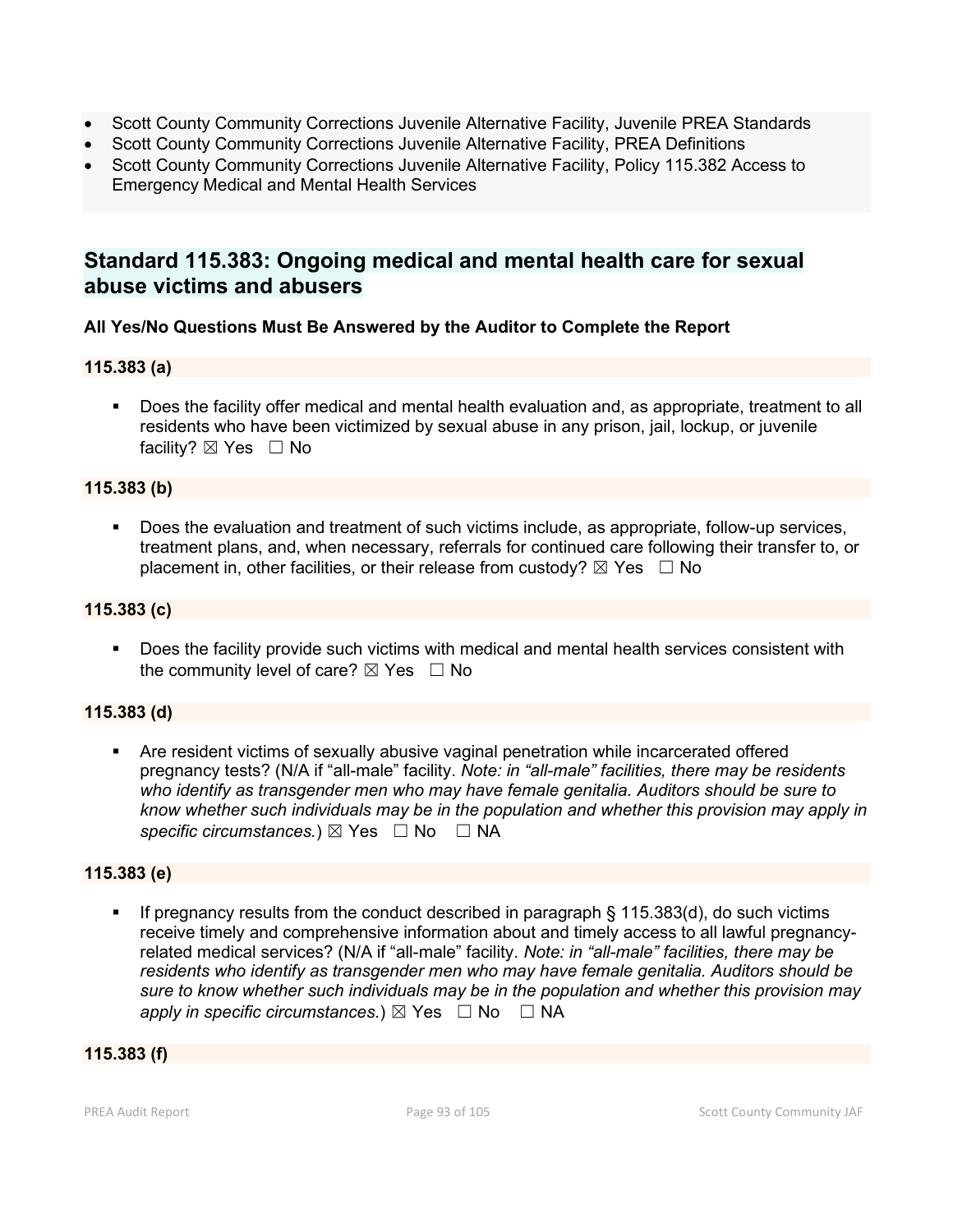- Scott County Community Corrections Juvenile Alternative Facility, Juvenile PREA Standards
- Scott County Community Corrections Juvenile Alternative Facility, PREA Definitions
- Scott County Community Corrections Juvenile Alternative Facility, Policy 115.382 Access to Emergency Medical and Mental Health Services

## Standard 115.383: Ongoing medical and mental health care for sexual abuse victims and abusers

**All Yes/No Questions Must Be Answered by the Auditor to Complete the Report**

**115.383 (a)**

- Does the facility offer medical and mental health evaluation and, as appropriate, treatment to all residents who have been victimized by sexual abuse in any prison, jail, lockup, or juvenile facility? ☒ Yes ☐ No

**115.383 (b)**

- Does the evaluation and treatment of such victims include, as appropriate, follow-up services, treatment plans, and, when necessary, referrals for continued care following their transfer to, or placement in, other facilities, or their release from custody? ☒ Yes ☐ No

**115.383 (c)**

- Does the facility provide such victims with medical and mental health services consistent with the community level of care? ☒ Yes ☐ No

**115.383 (d)**

- Are resident victims of sexually abusive vaginal penetration while incarcerated offered pregnancy tests? (N/A if "all-male" facility. *Note: in "all-male" facilities, there may be residents who identify as transgender men who may have female genitalia. Auditors should be sure to know whether such individuals may be in the population and whether this provision may apply in specific circumstances.*) ☒ Yes ☐ No ☐ NA

**115.383 (e)**

- If pregnancy results from the conduct described in paragraph § 115.383(d), do such victims receive timely and comprehensive information about and timely access to all lawful pregnancy-related medical services? (N/A if "all-male" facility. *Note: in "all-male" facilities, there may be residents who identify as transgender men who may have female genitalia. Auditors should be sure to know whether such individuals may be in the population and whether this provision may apply in specific circumstances.*) ☒ Yes ☐ No ☐ NA

**115.383 (f)**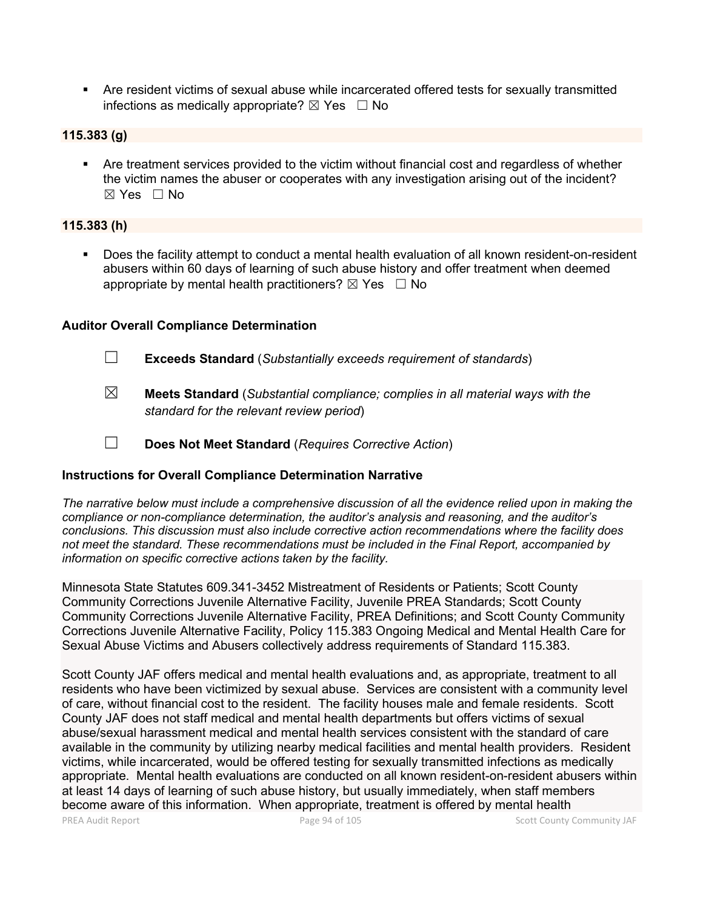- Are resident victims of sexual abuse while incarcerated offered tests for sexually transmitted infections as medically appropriate? ☒ Yes ☐ No

**115.383 (g)**

- Are treatment services provided to the victim without financial cost and regardless of whether the victim names the abuser or cooperates with any investigation arising out of the incident? ☒ Yes ☐ No

**115.383 (h)**

- Does the facility attempt to conduct a mental health evaluation of all known resident-on-resident abusers within 60 days of learning of such abuse history and offer treatment when deemed appropriate by mental health practitioners? ☒ Yes ☐ No

**Auditor Overall Compliance Determination**

☐ **Exceeds Standard** (*Substantially exceeds requirement of standards*)

☒ **Meets Standard** (*Substantial compliance; complies in all material ways with the standard for the relevant review period*)

☐ **Does Not Meet Standard** (*Requires Corrective Action*)

**Instructions for Overall Compliance Determination Narrative**

*The narrative below must include a comprehensive discussion of all the evidence relied upon in making the compliance or non-compliance determination, the auditor's analysis and reasoning, and the auditor's conclusions. This discussion must also include corrective action recommendations where the facility does not meet the standard. These recommendations must be included in the Final Report, accompanied by information on specific corrective actions taken by the facility.*

Minnesota State Statutes 609.341-3452 Mistreatment of Residents or Patients; Scott County Community Corrections Juvenile Alternative Facility, Juvenile PREA Standards; Scott County Community Corrections Juvenile Alternative Facility, PREA Definitions; and Scott County Community Corrections Juvenile Alternative Facility, Policy 115.383 Ongoing Medical and Mental Health Care for Sexual Abuse Victims and Abusers collectively address requirements of Standard 115.383.

Scott County JAF offers medical and mental health evaluations and, as appropriate, treatment to all residents who have been victimized by sexual abuse. Services are consistent with a community level of care, without financial cost to the resident. The facility houses male and female residents. Scott County JAF does not staff medical and mental health departments but offers victims of sexual abuse/sexual harassment medical and mental health services consistent with the standard of care available in the community by utilizing nearby medical facilities and mental health providers. Resident victims, while incarcerated, would be offered testing for sexually transmitted infections as medically appropriate. Mental health evaluations are conducted on all known resident-on-resident abusers within at least 14 days of learning of such abuse history, but usually immediately, when staff members become aware of this information. When appropriate, treatment is offered by mental health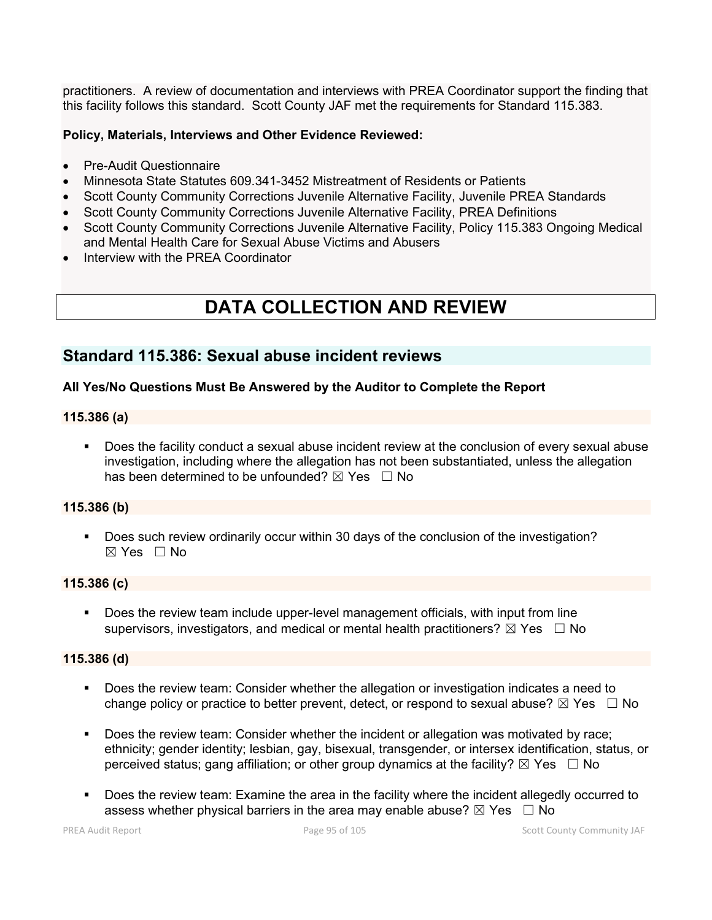practitioners. A review of documentation and interviews with PREA Coordinator support the finding that this facility follows this standard. Scott County JAF met the requirements for Standard 115.383.

**Policy, Materials, Interviews and Other Evidence Reviewed:**

- Pre-Audit Questionnaire
- Minnesota State Statutes 609.341-3452 Mistreatment of Residents or Patients
- Scott County Community Corrections Juvenile Alternative Facility, Juvenile PREA Standards
- Scott County Community Corrections Juvenile Alternative Facility, PREA Definitions
- Scott County Community Corrections Juvenile Alternative Facility, Policy 115.383 Ongoing Medical and Mental Health Care for Sexual Abuse Victims and Abusers
- Interview with the PREA Coordinator

# DATA COLLECTION AND REVIEW

## Standard 115.386: Sexual abuse incident reviews

**All Yes/No Questions Must Be Answered by the Auditor to Complete the Report**

**115.386 (a)**

- Does the facility conduct a sexual abuse incident review at the conclusion of every sexual abuse investigation, including where the allegation has not been substantiated, unless the allegation has been determined to be unfounded? ☒ Yes ☐ No

**115.386 (b)**

- Does such review ordinarily occur within 30 days of the conclusion of the investigation? ☒ Yes ☐ No

**115.386 (c)**

- Does the review team include upper-level management officials, with input from line supervisors, investigators, and medical or mental health practitioners? ☒ Yes ☐ No

**115.386 (d)**

- Does the review team: Consider whether the allegation or investigation indicates a need to change policy or practice to better prevent, detect, or respond to sexual abuse? ☒ Yes ☐ No
- Does the review team: Consider whether the incident or allegation was motivated by race; ethnicity; gender identity; lesbian, gay, bisexual, transgender, or intersex identification, status, or perceived status; gang affiliation; or other group dynamics at the facility? ☒ Yes ☐ No
- Does the review team: Examine the area in the facility where the incident allegedly occurred to assess whether physical barriers in the area may enable abuse? ☒ Yes ☐ No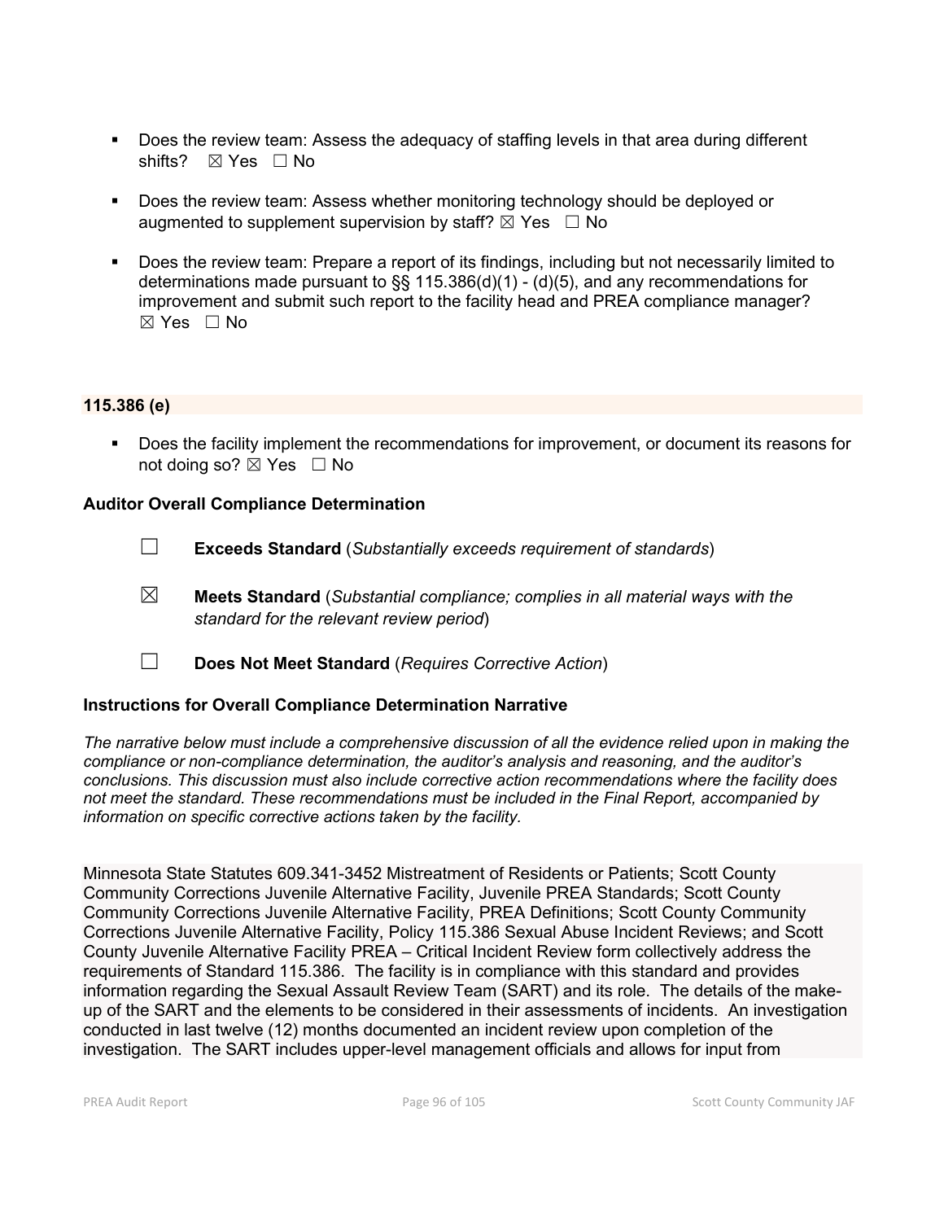- Does the review team: Assess the adequacy of staffing levels in that area during different shifts? ☒ Yes ☐ No

- Does the review team: Assess whether monitoring technology should be deployed or augmented to supplement supervision by staff? ☒ Yes ☐ No

- Does the review team: Prepare a report of its findings, including but not necessarily limited to determinations made pursuant to §§ 115.386(d)(1) - (d)(5), and any recommendations for improvement and submit such report to the facility head and PREA compliance manager? ☒ Yes ☐ No

**115.386 (e)**

- Does the facility implement the recommendations for improvement, or document its reasons for not doing so? ☒ Yes ☐ No

**Auditor Overall Compliance Determination**

☐ **Exceeds Standard** (*Substantially exceeds requirement of standards*)

☒ **Meets Standard** (*Substantial compliance; complies in all material ways with the standard for the relevant review period*)

☐ **Does Not Meet Standard** (*Requires Corrective Action*)

**Instructions for Overall Compliance Determination Narrative**

*The narrative below must include a comprehensive discussion of all the evidence relied upon in making the compliance or non-compliance determination, the auditor's analysis and reasoning, and the auditor's conclusions. This discussion must also include corrective action recommendations where the facility does not meet the standard. These recommendations must be included in the Final Report, accompanied by information on specific corrective actions taken by the facility.*

Minnesota State Statutes 609.341-3452 Mistreatment of Residents or Patients; Scott County Community Corrections Juvenile Alternative Facility, Juvenile PREA Standards; Scott County Community Corrections Juvenile Alternative Facility, PREA Definitions; Scott County Community Corrections Juvenile Alternative Facility, Policy 115.386 Sexual Abuse Incident Reviews; and Scott County Juvenile Alternative Facility PREA – Critical Incident Review form collectively address the requirements of Standard 115.386. The facility is in compliance with this standard and provides information regarding the Sexual Assault Review Team (SART) and its role. The details of the make-up of the SART and the elements to be considered in their assessments of incidents. An investigation conducted in last twelve (12) months documented an incident review upon completion of the investigation. The SART includes upper-level management officials and allows for input from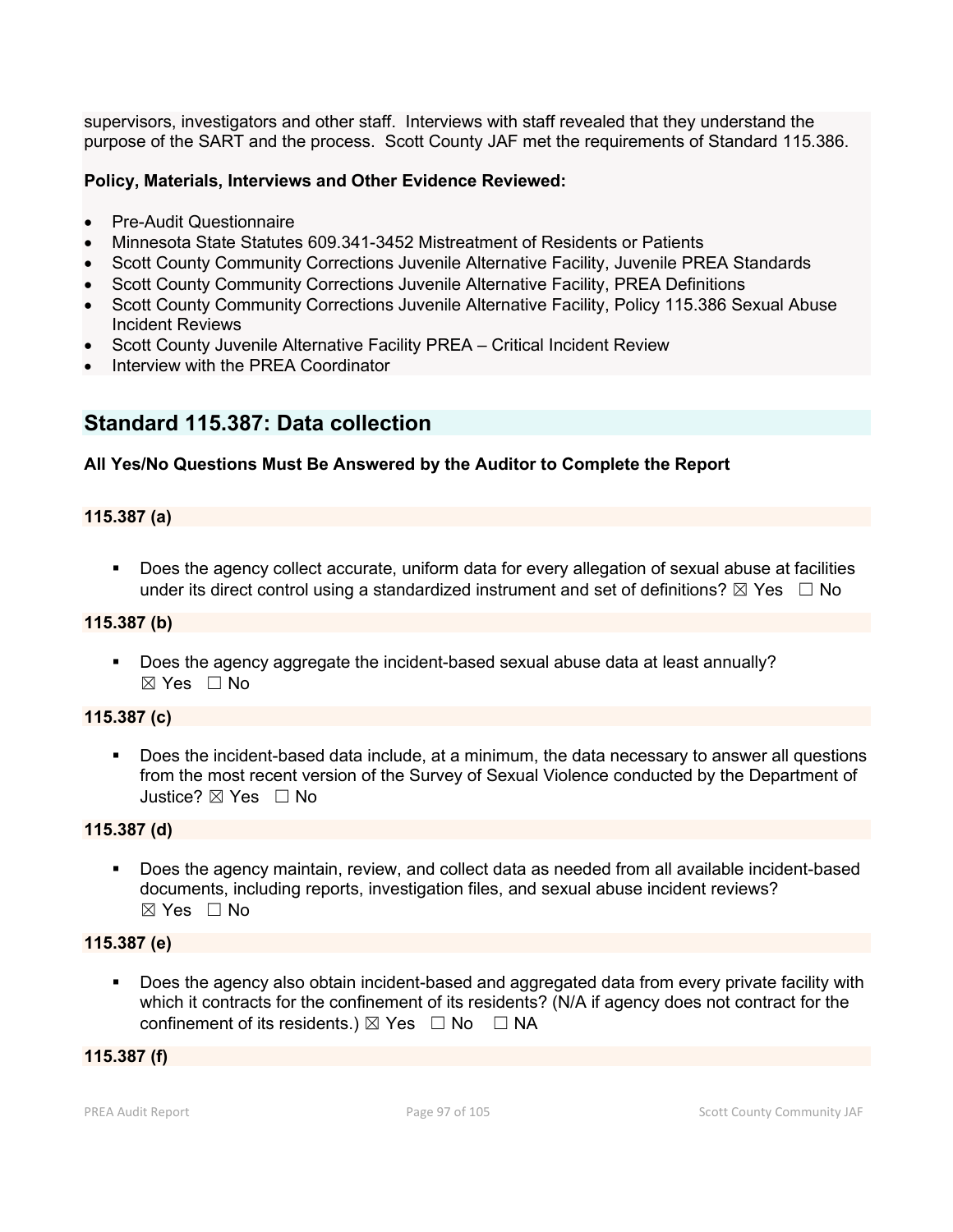supervisors, investigators and other staff. Interviews with staff revealed that they understand the purpose of the SART and the process. Scott County JAF met the requirements of Standard 115.386.

**Policy, Materials, Interviews and Other Evidence Reviewed:**

- Pre-Audit Questionnaire
- Minnesota State Statutes 609.341-3452 Mistreatment of Residents or Patients
- Scott County Community Corrections Juvenile Alternative Facility, Juvenile PREA Standards
- Scott County Community Corrections Juvenile Alternative Facility, PREA Definitions
- Scott County Community Corrections Juvenile Alternative Facility, Policy 115.386 Sexual Abuse Incident Reviews
- Scott County Juvenile Alternative Facility PREA – Critical Incident Review
- Interview with the PREA Coordinator

## Standard 115.387: Data collection

**All Yes/No Questions Must Be Answered by the Auditor to Complete the Report**

**115.387 (a)**

- Does the agency collect accurate, uniform data for every allegation of sexual abuse at facilities under its direct control using a standardized instrument and set of definitions? ☒ Yes ☐ No

**115.387 (b)**

- Does the agency aggregate the incident-based sexual abuse data at least annually? ☒ Yes ☐ No

**115.387 (c)**

- Does the incident-based data include, at a minimum, the data necessary to answer all questions from the most recent version of the Survey of Sexual Violence conducted by the Department of Justice? ☒ Yes ☐ No

**115.387 (d)**

- Does the agency maintain, review, and collect data as needed from all available incident-based documents, including reports, investigation files, and sexual abuse incident reviews? ☒ Yes ☐ No

**115.387 (e)**

- Does the agency also obtain incident-based and aggregated data from every private facility with which it contracts for the confinement of its residents? (N/A if agency does not contract for the confinement of its residents.) ☒ Yes ☐ No ☐ NA

**115.387 (f)**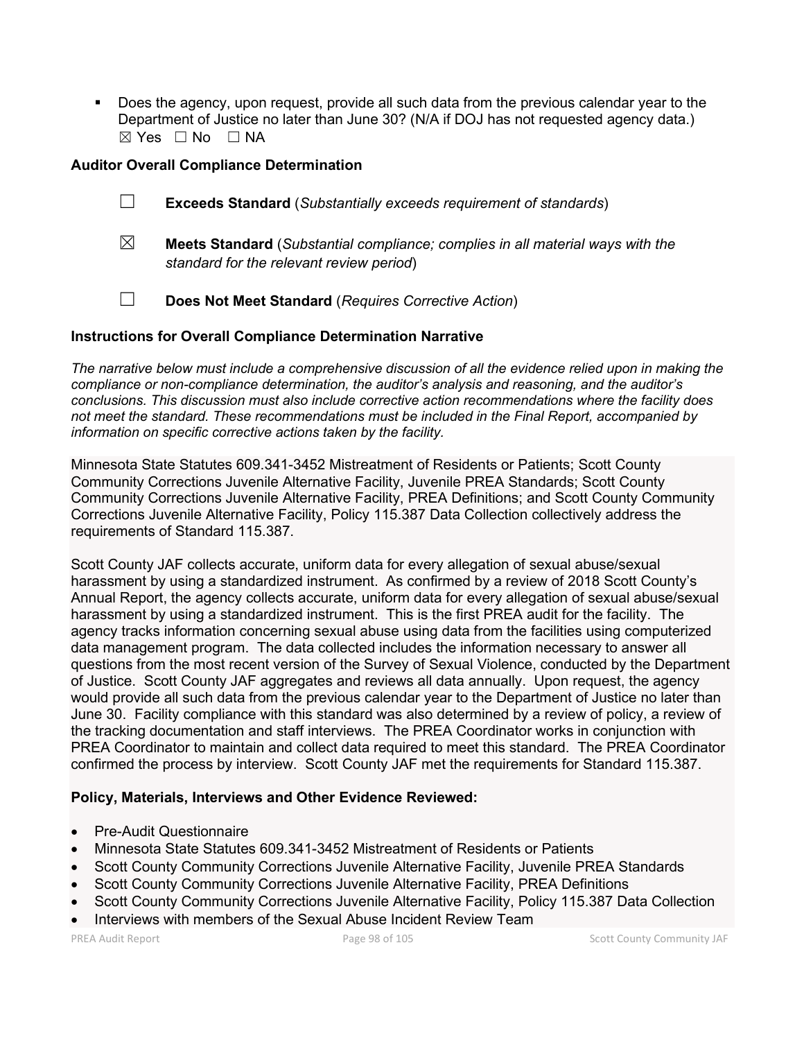- Does the agency, upon request, provide all such data from the previous calendar year to the Department of Justice no later than June 30? (N/A if DOJ has not requested agency data.)
  ☒ Yes ☐ No ☐ NA

### Auditor Overall Compliance Determination

☐ **Exceeds Standard** (*Substantially exceeds requirement of standards*)

☒ **Meets Standard** (*Substantial compliance; complies in all material ways with the standard for the relevant review period*)

☐ **Does Not Meet Standard** (*Requires Corrective Action*)

### Instructions for Overall Compliance Determination Narrative

*The narrative below must include a comprehensive discussion of all the evidence relied upon in making the compliance or non-compliance determination, the auditor's analysis and reasoning, and the auditor's conclusions. This discussion must also include corrective action recommendations where the facility does not meet the standard. These recommendations must be included in the Final Report, accompanied by information on specific corrective actions taken by the facility.*

Minnesota State Statutes 609.341-3452 Mistreatment of Residents or Patients; Scott County Community Corrections Juvenile Alternative Facility, Juvenile PREA Standards; Scott County Community Corrections Juvenile Alternative Facility, PREA Definitions; and Scott County Community Corrections Juvenile Alternative Facility, Policy 115.387 Data Collection collectively address the requirements of Standard 115.387.

Scott County JAF collects accurate, uniform data for every allegation of sexual abuse/sexual harassment by using a standardized instrument. As confirmed by a review of 2018 Scott County's Annual Report, the agency collects accurate, uniform data for every allegation of sexual abuse/sexual harassment by using a standardized instrument. This is the first PREA audit for the facility. The agency tracks information concerning sexual abuse using data from the facilities using computerized data management program. The data collected includes the information necessary to answer all questions from the most recent version of the Survey of Sexual Violence, conducted by the Department of Justice. Scott County JAF aggregates and reviews all data annually. Upon request, the agency would provide all such data from the previous calendar year to the Department of Justice no later than June 30. Facility compliance with this standard was also determined by a review of policy, a review of the tracking documentation and staff interviews. The PREA Coordinator works in conjunction with PREA Coordinator to maintain and collect data required to meet this standard. The PREA Coordinator confirmed the process by interview. Scott County JAF met the requirements for Standard 115.387.

### Policy, Materials, Interviews and Other Evidence Reviewed:

- Pre-Audit Questionnaire
- Minnesota State Statutes 609.341-3452 Mistreatment of Residents or Patients
- Scott County Community Corrections Juvenile Alternative Facility, Juvenile PREA Standards
- Scott County Community Corrections Juvenile Alternative Facility, PREA Definitions
- Scott County Community Corrections Juvenile Alternative Facility, Policy 115.387 Data Collection
- Interviews with members of the Sexual Abuse Incident Review Team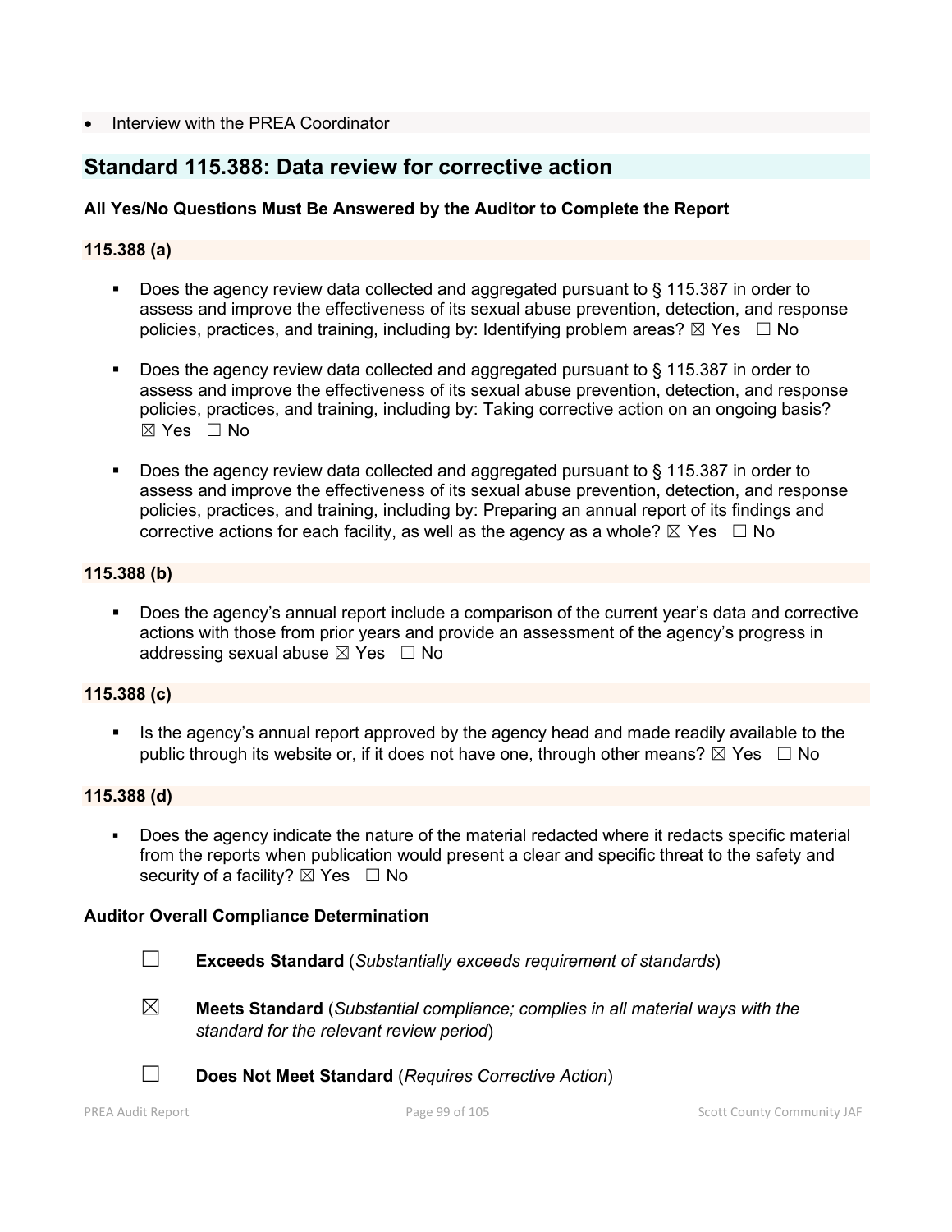- Interview with the PREA Coordinator

## Standard 115.388: Data review for corrective action

**All Yes/No Questions Must Be Answered by the Auditor to Complete the Report**

**115.388 (a)**

- Does the agency review data collected and aggregated pursuant to § 115.387 in order to assess and improve the effectiveness of its sexual abuse prevention, detection, and response policies, practices, and training, including by: Identifying problem areas? ☒ Yes ☐ No
- Does the agency review data collected and aggregated pursuant to § 115.387 in order to assess and improve the effectiveness of its sexual abuse prevention, detection, and response policies, practices, and training, including by: Taking corrective action on an ongoing basis? ☒ Yes ☐ No
- Does the agency review data collected and aggregated pursuant to § 115.387 in order to assess and improve the effectiveness of its sexual abuse prevention, detection, and response policies, practices, and training, including by: Preparing an annual report of its findings and corrective actions for each facility, as well as the agency as a whole? ☒ Yes ☐ No

**115.388 (b)**

- Does the agency's annual report include a comparison of the current year's data and corrective actions with those from prior years and provide an assessment of the agency's progress in addressing sexual abuse ☒ Yes ☐ No

**115.388 (c)**

- Is the agency's annual report approved by the agency head and made readily available to the public through its website or, if it does not have one, through other means? ☒ Yes ☐ No

**115.388 (d)**

- Does the agency indicate the nature of the material redacted where it redacts specific material from the reports when publication would present a clear and specific threat to the safety and security of a facility? ☒ Yes ☐ No

**Auditor Overall Compliance Determination**

☐ **Exceeds Standard** (*Substantially exceeds requirement of standards*)

☒ **Meets Standard** (*Substantial compliance; complies in all material ways with the standard for the relevant review period*)

☐ **Does Not Meet Standard** (*Requires Corrective Action*)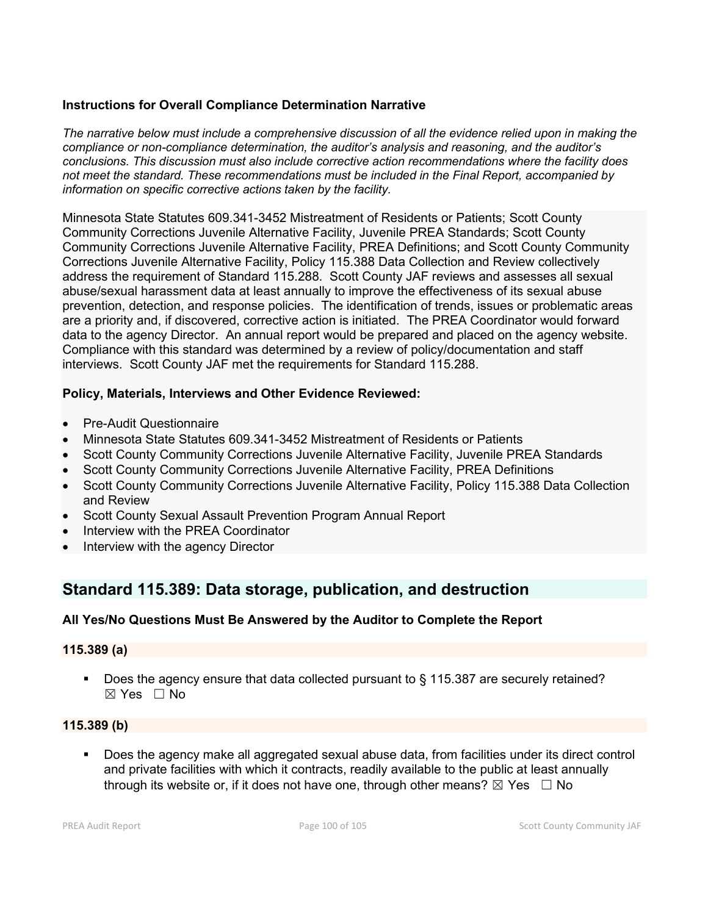**Instructions for Overall Compliance Determination Narrative**

*The narrative below must include a comprehensive discussion of all the evidence relied upon in making the compliance or non-compliance determination, the auditor's analysis and reasoning, and the auditor's conclusions. This discussion must also include corrective action recommendations where the facility does not meet the standard. These recommendations must be included in the Final Report, accompanied by information on specific corrective actions taken by the facility.*

Minnesota State Statutes 609.341-3452 Mistreatment of Residents or Patients; Scott County Community Corrections Juvenile Alternative Facility, Juvenile PREA Standards; Scott County Community Corrections Juvenile Alternative Facility, PREA Definitions; and Scott County Community Corrections Juvenile Alternative Facility, Policy 115.388 Data Collection and Review collectively address the requirement of Standard 115.288. Scott County JAF reviews and assesses all sexual abuse/sexual harassment data at least annually to improve the effectiveness of its sexual abuse prevention, detection, and response policies. The identification of trends, issues or problematic areas are a priority and, if discovered, corrective action is initiated. The PREA Coordinator would forward data to the agency Director. An annual report would be prepared and placed on the agency website. Compliance with this standard was determined by a review of policy/documentation and staff interviews. Scott County JAF met the requirements for Standard 115.288.

**Policy, Materials, Interviews and Other Evidence Reviewed:**

- Pre-Audit Questionnaire
- Minnesota State Statutes 609.341-3452 Mistreatment of Residents or Patients
- Scott County Community Corrections Juvenile Alternative Facility, Juvenile PREA Standards
- Scott County Community Corrections Juvenile Alternative Facility, PREA Definitions
- Scott County Community Corrections Juvenile Alternative Facility, Policy 115.388 Data Collection and Review
- Scott County Sexual Assault Prevention Program Annual Report
- Interview with the PREA Coordinator
- Interview with the agency Director

## Standard 115.389: Data storage, publication, and destruction

**All Yes/No Questions Must Be Answered by the Auditor to Complete the Report**

**115.389 (a)**

- Does the agency ensure that data collected pursuant to § 115.387 are securely retained? ☒ Yes ☐ No

**115.389 (b)**

- Does the agency make all aggregated sexual abuse data, from facilities under its direct control and private facilities with which it contracts, readily available to the public at least annually through its website or, if it does not have one, through other means? ☒ Yes ☐ No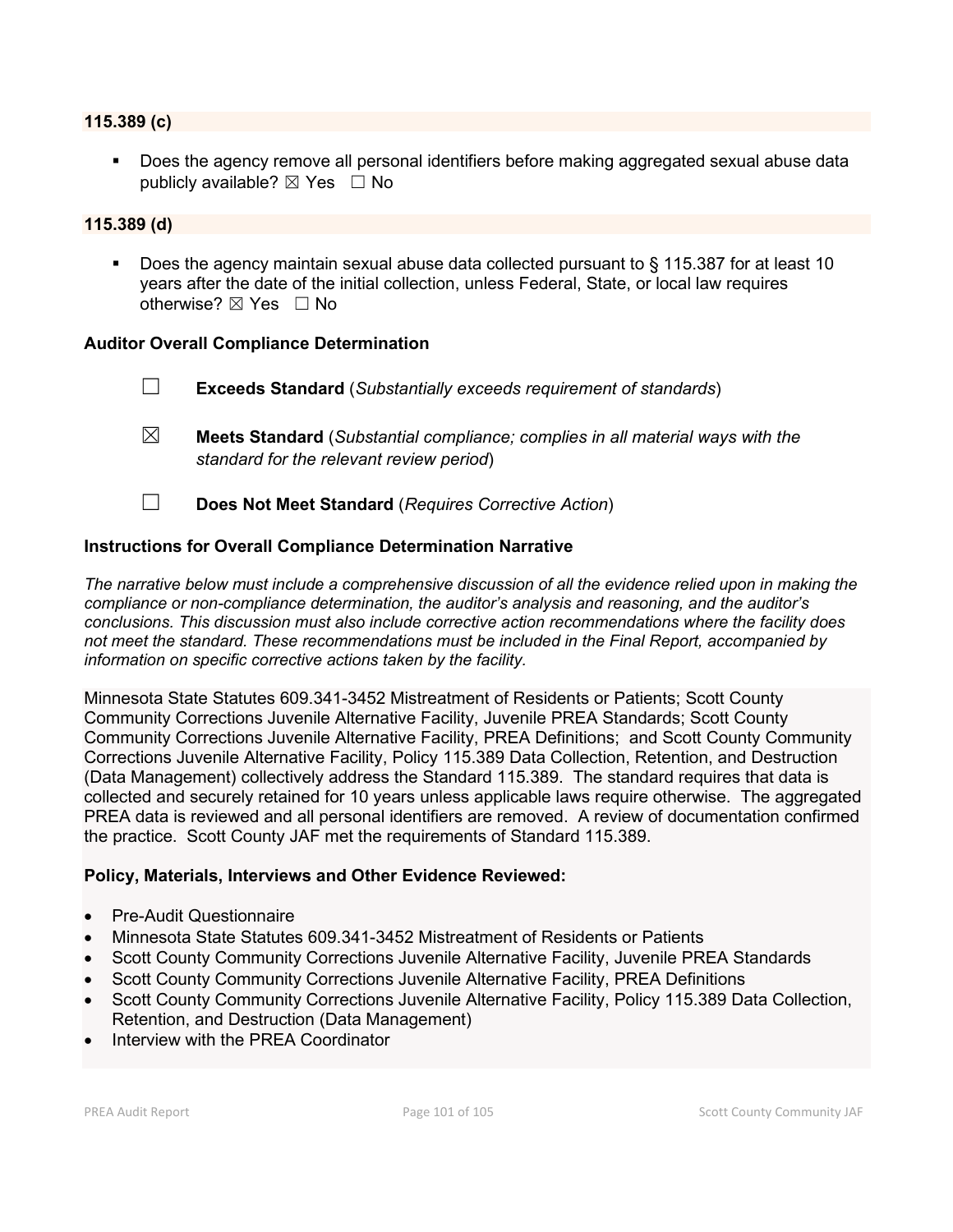**115.389 (c)**

- Does the agency remove all personal identifiers before making aggregated sexual abuse data publicly available? ☒ Yes ☐ No

**115.389 (d)**

- Does the agency maintain sexual abuse data collected pursuant to § 115.387 for at least 10 years after the date of the initial collection, unless Federal, State, or local law requires otherwise? ☒ Yes ☐ No

**Auditor Overall Compliance Determination**

☐ **Exceeds Standard** (*Substantially exceeds requirement of standards*)

☒ **Meets Standard** (*Substantial compliance; complies in all material ways with the standard for the relevant review period*)

☐ **Does Not Meet Standard** (*Requires Corrective Action*)

**Instructions for Overall Compliance Determination Narrative**

*The narrative below must include a comprehensive discussion of all the evidence relied upon in making the compliance or non-compliance determination, the auditor's analysis and reasoning, and the auditor's conclusions. This discussion must also include corrective action recommendations where the facility does not meet the standard. These recommendations must be included in the Final Report, accompanied by information on specific corrective actions taken by the facility.*

Minnesota State Statutes 609.341-3452 Mistreatment of Residents or Patients; Scott County Community Corrections Juvenile Alternative Facility, Juvenile PREA Standards; Scott County Community Corrections Juvenile Alternative Facility, PREA Definitions; and Scott County Community Corrections Juvenile Alternative Facility, Policy 115.389 Data Collection, Retention, and Destruction (Data Management) collectively address the Standard 115.389. The standard requires that data is collected and securely retained for 10 years unless applicable laws require otherwise. The aggregated PREA data is reviewed and all personal identifiers are removed. A review of documentation confirmed the practice. Scott County JAF met the requirements of Standard 115.389.

**Policy, Materials, Interviews and Other Evidence Reviewed:**

- Pre-Audit Questionnaire
- Minnesota State Statutes 609.341-3452 Mistreatment of Residents or Patients
- Scott County Community Corrections Juvenile Alternative Facility, Juvenile PREA Standards
- Scott County Community Corrections Juvenile Alternative Facility, PREA Definitions
- Scott County Community Corrections Juvenile Alternative Facility, Policy 115.389 Data Collection, Retention, and Destruction (Data Management)
- Interview with the PREA Coordinator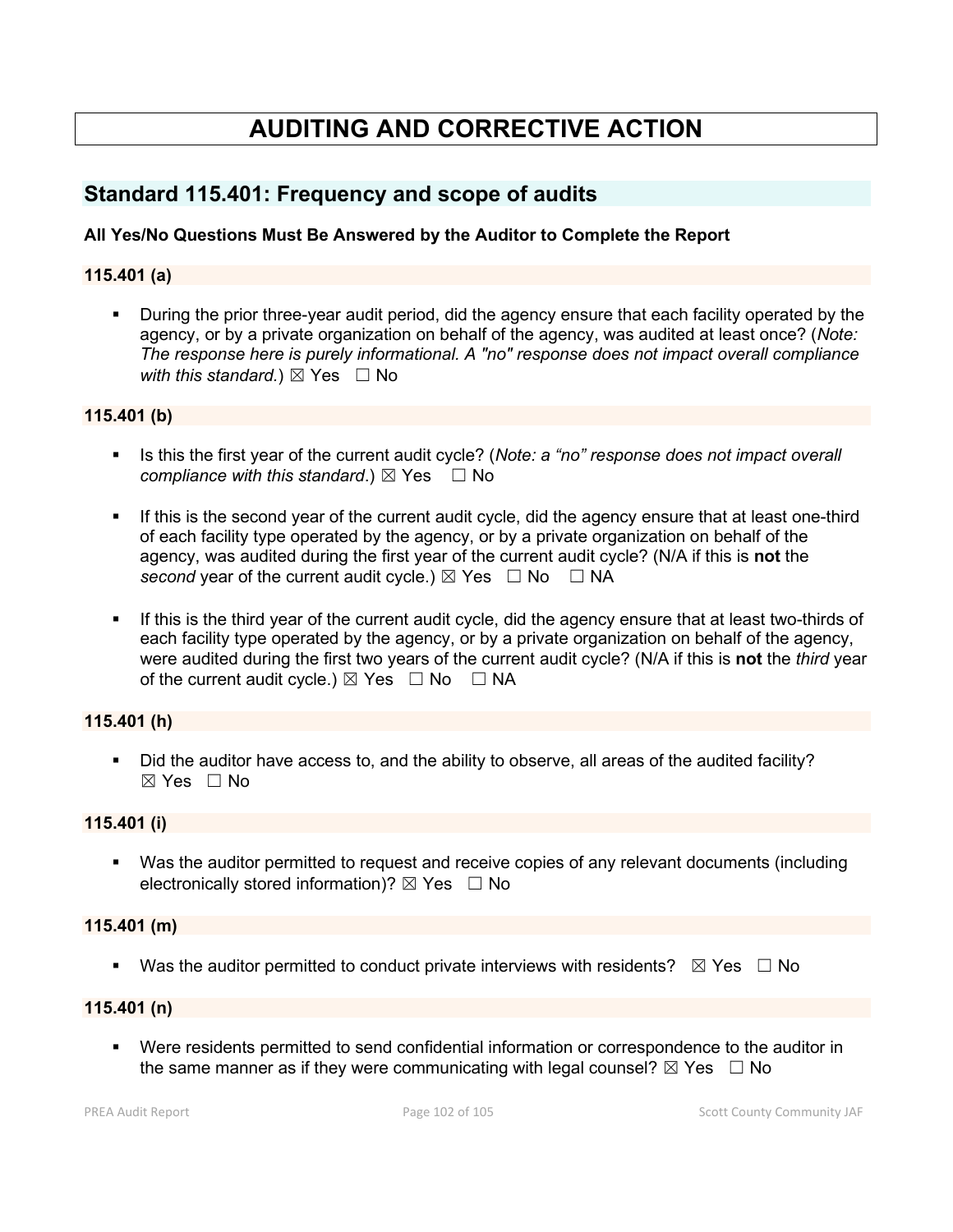# AUDITING AND CORRECTIVE ACTION

## Standard 115.401: Frequency and scope of audits

**All Yes/No Questions Must Be Answered by the Auditor to Complete the Report**

### 115.401 (a)

- During the prior three-year audit period, did the agency ensure that each facility operated by the agency, or by a private organization on behalf of the agency, was audited at least once? (*Note: The response here is purely informational. A "no" response does not impact overall compliance with this standard.*) ☒ Yes ☐ No

### 115.401 (b)

- Is this the first year of the current audit cycle? (*Note: a "no" response does not impact overall compliance with this standard*.) ☒ Yes ☐ No

- If this is the second year of the current audit cycle, did the agency ensure that at least one-third of each facility type operated by the agency, or by a private organization on behalf of the agency, was audited during the first year of the current audit cycle? (N/A if this is **not** the *second* year of the current audit cycle.) ☒ Yes ☐ No ☐ NA

- If this is the third year of the current audit cycle, did the agency ensure that at least two-thirds of each facility type operated by the agency, or by a private organization on behalf of the agency, were audited during the first two years of the current audit cycle? (N/A if this is **not** the *third* year of the current audit cycle.) ☒ Yes ☐ No ☐ NA

### 115.401 (h)

- Did the auditor have access to, and the ability to observe, all areas of the audited facility? ☒ Yes ☐ No

### 115.401 (i)

- Was the auditor permitted to request and receive copies of any relevant documents (including electronically stored information)? ☒ Yes ☐ No

### 115.401 (m)

- Was the auditor permitted to conduct private interviews with residents? ☒ Yes ☐ No

### 115.401 (n)

- Were residents permitted to send confidential information or correspondence to the auditor in the same manner as if they were communicating with legal counsel? ☒ Yes ☐ No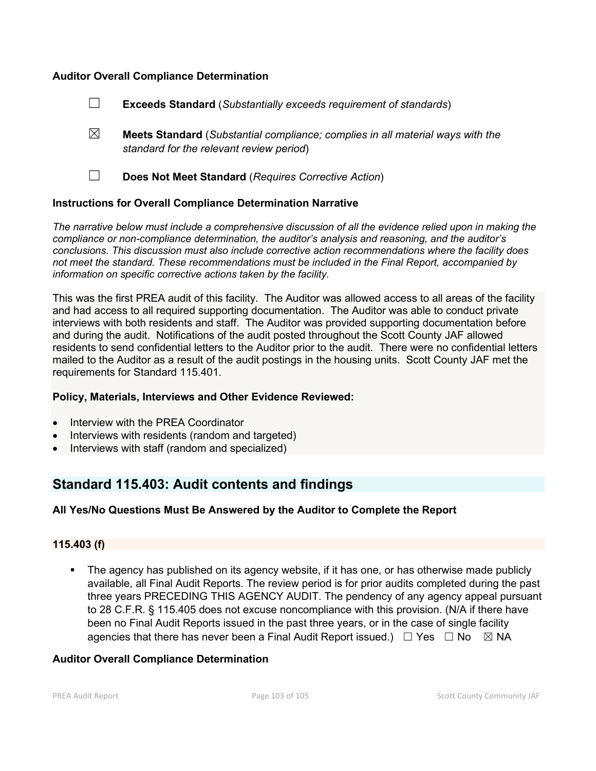**Auditor Overall Compliance Determination**

☐ **Exceeds Standard** (*Substantially exceeds requirement of standards*)

☒ **Meets Standard** (*Substantial compliance; complies in all material ways with the standard for the relevant review period*)

☐ **Does Not Meet Standard** (*Requires Corrective Action*)

**Instructions for Overall Compliance Determination Narrative**

*The narrative below must include a comprehensive discussion of all the evidence relied upon in making the compliance or non-compliance determination, the auditor's analysis and reasoning, and the auditor's conclusions. This discussion must also include corrective action recommendations where the facility does not meet the standard. These recommendations must be included in the Final Report, accompanied by information on specific corrective actions taken by the facility.*

This was the first PREA audit of this facility. The Auditor was allowed access to all areas of the facility and had access to all required supporting documentation. The Auditor was able to conduct private interviews with both residents and staff. The Auditor was provided supporting documentation before and during the audit. Notifications of the audit posted throughout the Scott County JAF allowed residents to send confidential letters to the Auditor prior to the audit. There were no confidential letters mailed to the Auditor as a result of the audit postings in the housing units. Scott County JAF met the requirements for Standard 115.401.

**Policy, Materials, Interviews and Other Evidence Reviewed:**

- Interview with the PREA Coordinator
- Interviews with residents (random and targeted)
- Interviews with staff (random and specialized)

## Standard 115.403: Audit contents and findings

**All Yes/No Questions Must Be Answered by the Auditor to Complete the Report**

**115.403 (f)**

- The agency has published on its agency website, if it has one, or has otherwise made publicly available, all Final Audit Reports. The review period is for prior audits completed during the past three years PRECEDING THIS AGENCY AUDIT. The pendency of any agency appeal pursuant to 28 C.F.R. § 115.405 does not excuse noncompliance with this provision. (N/A if there have been no Final Audit Reports issued in the past three years, or in the case of single facility agencies that there has never been a Final Audit Report issued.) ☐ Yes ☐ No ☒ NA

**Auditor Overall Compliance Determination**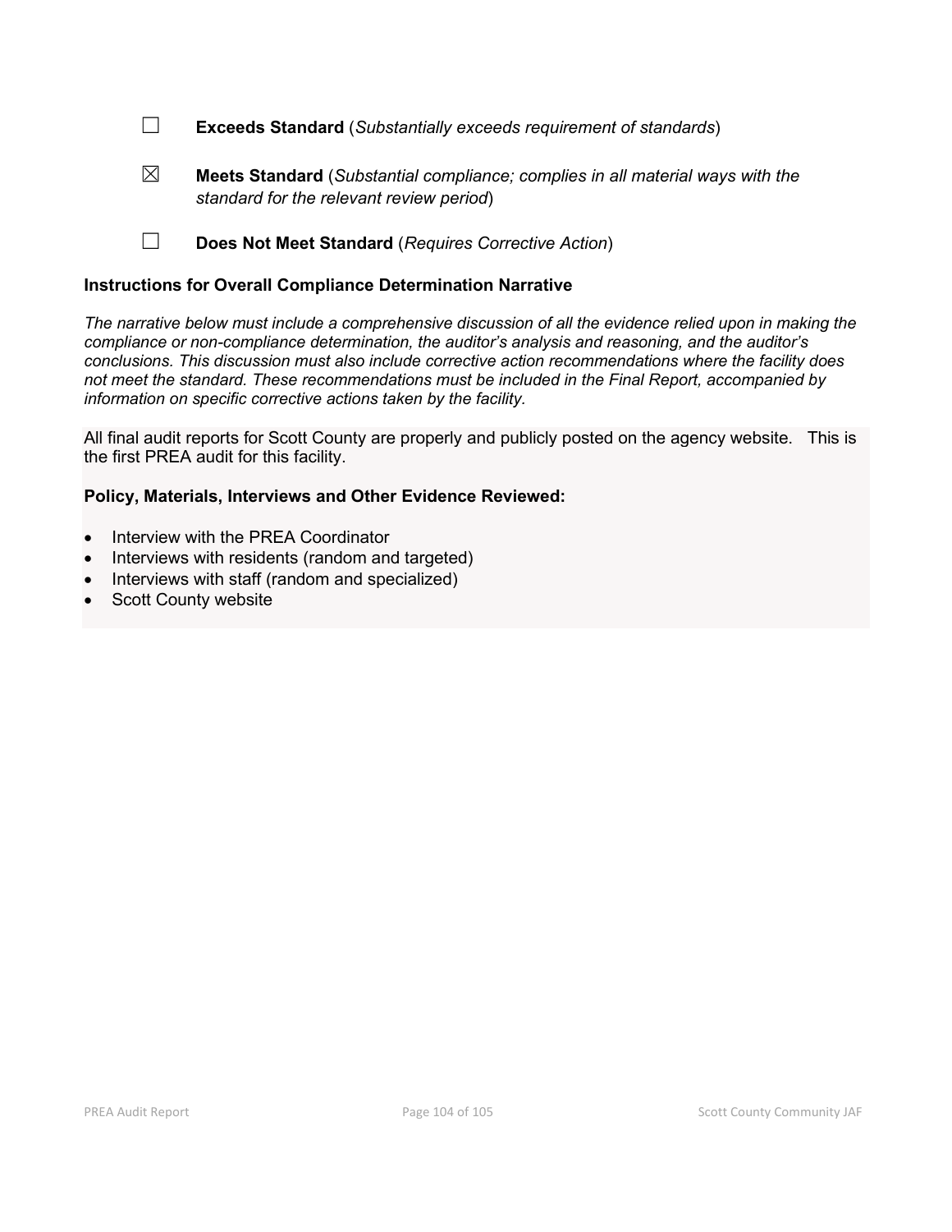☐ **Exceeds Standard** (*Substantially exceeds requirement of standards*)

☒ **Meets Standard** (*Substantial compliance; complies in all material ways with the standard for the relevant review period*)

☐ **Does Not Meet Standard** (*Requires Corrective Action*)

**Instructions for Overall Compliance Determination Narrative**

*The narrative below must include a comprehensive discussion of all the evidence relied upon in making the compliance or non-compliance determination, the auditor's analysis and reasoning, and the auditor's conclusions. This discussion must also include corrective action recommendations where the facility does not meet the standard. These recommendations must be included in the Final Report, accompanied by information on specific corrective actions taken by the facility.*

All final audit reports for Scott County are properly and publicly posted on the agency website. This is the first PREA audit for this facility.

**Policy, Materials, Interviews and Other Evidence Reviewed:**

- Interview with the PREA Coordinator
- Interviews with residents (random and targeted)
- Interviews with staff (random and specialized)
- Scott County website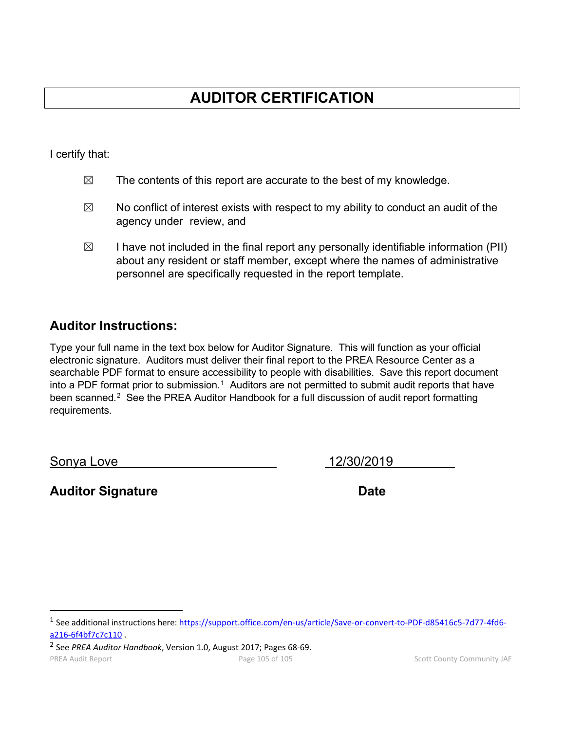# AUDITOR CERTIFICATION

I certify that:

- ☒ The contents of this report are accurate to the best of my knowledge.
- ☒ No conflict of interest exists with respect to my ability to conduct an audit of the agency under review, and
- ☒ I have not included in the final report any personally identifiable information (PII) about any resident or staff member, except where the names of administrative personnel are specifically requested in the report template.

## Auditor Instructions:

Type your full name in the text box below for Auditor Signature. This will function as your official electronic signature. Auditors must deliver their final report to the PREA Resource Center as a searchable PDF format to ensure accessibility to people with disabilities. Save this report document into a PDF format prior to submission.[1] Auditors are not permitted to submit audit reports that have been scanned.[2] See the PREA Auditor Handbook for a full discussion of audit report formatting requirements.

Sonya Love ________________________ 12/30/2019 ____________

**Auditor Signature** **Date**

---

[1] See additional instructions here: https://support.office.com/en-us/article/Save-or-convert-to-PDF-d85416c5-7d77-4fd6-a216-6f4bf7c7c110 .

[2] See *PREA Auditor Handbook*, Version 1.0, August 2017; Pages 68-69.